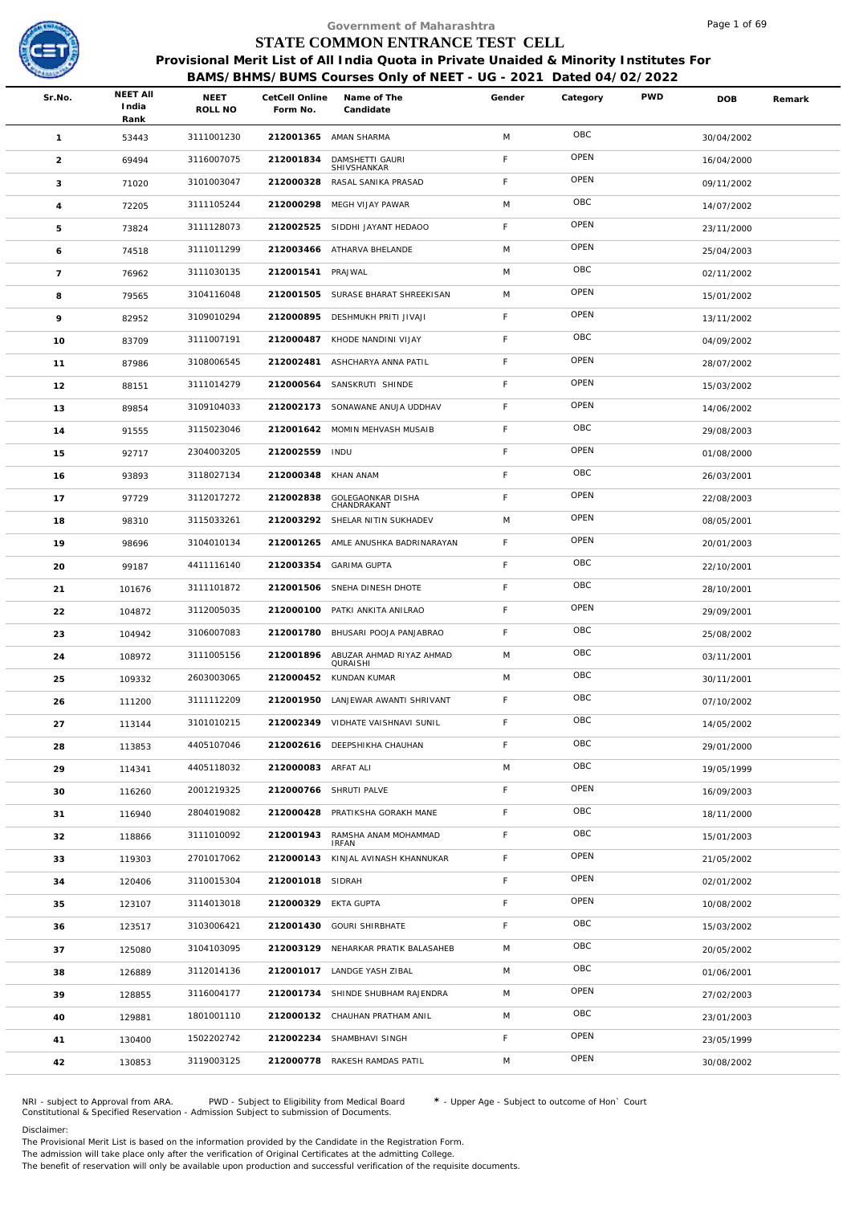# Government of Maharashtra

## STATE COMMON ENTRANCE TEST CELL

### Provisional Merit List of All India Quota in Private Unaided & Minority Institutes For BAMS/BHMS/BUMS Courses Only of NEET - UG - 2021 Dated 04/02/2022

| Sr.No. | NEET All India Rank | NEET ROLL NO | CetCell Online Form No. | Name of The Candidate | Gender | Category | PWD | DOB | Remark |
|---|---|---|---|---|---|---|---|---|---|
| 1 | 53443 | 3111001230 | 212001365 | AMAN SHARMA | M | OBC | | 30/04/2002 | |
| 2 | 69494 | 3116007075 | 212001834 | DAMSHETTI GAURI SHIVSHANKAR | F | OPEN | | 16/04/2000 | |
| 3 | 71020 | 3101003047 | 212000328 | RASAL SANIKA PRASAD | F | OPEN | | 09/11/2002 | |
| 4 | 72205 | 3111105244 | 212000298 | MEGH VIJAY PAWAR | M | OBC | | 14/07/2002 | |
| 5 | 73824 | 3111128073 | 212002525 | SIDDHI JAYANT HEDAOO | F | OPEN | | 23/11/2000 | |
| 6 | 74518 | 3111011299 | 212003466 | ATHARVA BHELANDE | M | OPEN | | 25/04/2003 | |
| 7 | 76962 | 3111030135 | 212001541 | PRAJWAL | M | OBC | | 02/11/2002 | |
| 8 | 79565 | 3104116048 | 212001505 | SURASE BHARAT SHREEKISAN | M | OPEN | | 15/01/2002 | |
| 9 | 82952 | 3109010294 | 212000895 | DESHMUKH PRITI JIVAJI | F | OPEN | | 13/11/2002 | |
| 10 | 83709 | 3111007191 | 212000487 | KHODE NANDINI VIJAY | F | OBC | | 04/09/2002 | |
| 11 | 87986 | 3108006545 | 212002481 | ASHCHARYA ANNA PATIL | F | OPEN | | 28/07/2002 | |
| 12 | 88151 | 3111014279 | 212000564 | SANSKRUTI SHINDE | F | OPEN | | 15/03/2002 | |
| 13 | 89854 | 3109104033 | 212002173 | SONAWANE ANUJA UDDHAV | F | OPEN | | 14/06/2002 | |
| 14 | 91555 | 3115023046 | 212001642 | MOMIN MEHVASH MUSAIB | F | OBC | | 29/08/2003 | |
| 15 | 92717 | 2304003205 | 212002559 | INDU | F | OPEN | | 01/08/2000 | |
| 16 | 93893 | 3118027134 | 212000348 | KHAN ANAM | F | OBC | | 26/03/2001 | |
| 17 | 97729 | 3112017272 | 212002838 | GOLEGAONKAR DISHA CHANDRAKANT | F | OPEN | | 22/08/2003 | |
| 18 | 98310 | 3115033261 | 212003292 | SHELAR NITIN SUKHADEV | M | OPEN | | 08/05/2001 | |
| 19 | 98696 | 3104010134 | 212001265 | AMLE ANUSHKA BADRINARAYAN | F | OPEN | | 20/01/2003 | |
| 20 | 99187 | 4411116140 | 212003354 | GARIMA GUPTA | F | OBC | | 22/10/2001 | |
| 21 | 101676 | 3111101872 | 212001506 | SNEHA DINESH DHOTE | F | OBC | | 28/10/2001 | |
| 22 | 104872 | 3112005035 | 212000100 | PATKI ANKITA ANILRAO | F | OPEN | | 29/09/2001 | |
| 23 | 104942 | 3106007083 | 212001780 | BHUSARI POOJA PANJABRAO | F | OBC | | 25/08/2002 | |
| 24 | 108972 | 3111005156 | 212001896 | ABUZAR AHMAD RIYAZ AHMAD QURAISHI | M | OBC | | 03/11/2001 | |
| 25 | 109332 | 2603003065 | 212000452 | KUNDAN KUMAR | M | OBC | | 30/11/2001 | |
| 26 | 111200 | 3111112209 | 212001950 | LANJEWAR AWANTI SHRIVANT | F | OBC | | 07/10/2002 | |
| 27 | 113144 | 3101010215 | 212002349 | VIDHATE VAISHNAVI SUNIL | F | OBC | | 14/05/2002 | |
| 28 | 113853 | 4405107046 | 212002616 | DEEPSHIKHA CHAUHAN | F | OBC | | 29/01/2000 | |
| 29 | 114341 | 4405118032 | 212000083 | ARFAT ALI | M | OBC | | 19/05/1999 | |
| 30 | 116260 | 2001219325 | 212000766 | SHRUTI PALVE | F | OPEN | | 16/09/2003 | |
| 31 | 116940 | 2804019082 | 212000428 | PRATIKSHA GORAKH MANE | F | OBC | | 18/11/2000 | |
| 32 | 118866 | 3111010092 | 212001943 | RAMSHA ANAM MOHAMMAD IRFAN | F | OBC | | 15/01/2003 | |
| 33 | 119303 | 2701017062 | 212000143 | KINJAL AVINASH KHANNUKAR | F | OPEN | | 21/05/2002 | |
| 34 | 120406 | 3110015304 | 212001018 | SIDRAH | F | OPEN | | 02/01/2002 | |
| 35 | 123107 | 3114013018 | 212000329 | EKTA GUPTA | F | OPEN | | 10/08/2002 | |
| 36 | 123517 | 3103006421 | 212001430 | GOURI SHIRBHATE | F | OBC | | 15/03/2002 | |
| 37 | 125080 | 3104103095 | 212003129 | NEHARKAR PRATIK BALASAHEB | M | OBC | | 20/05/2002 | |
| 38 | 126889 | 3112014136 | 212001017 | LANDGE YASH ZIBAL | M | OBC | | 01/06/2001 | |
| 39 | 128855 | 3116004177 | 212001734 | SHINDE SHUBHAM RAJENDRA | M | OPEN | | 27/02/2003 | |
| 40 | 129881 | 1801001110 | 212000132 | CHAUHAN PRATHAM ANIL | M | OBC | | 23/01/2003 | |
| 41 | 130400 | 1502202742 | 212002234 | SHAMBHAVI SINGH | F | OPEN | | 23/05/1999 | |
| 42 | 130853 | 3119003125 | 212000778 | RAKESH RAMDAS PATIL | M | OPEN | | 30/08/2002 | |

NRI - subject to Approval from ARA. PWD - Subject to Eligibility from Medical Board * - Upper Age - Subject to outcome of Hon` Court
Constitutional & Specified Reservation - Admission Subject to submission of Documents.

Disclaimer:
The Provisional Merit List is based on the information provided by the Candidate in the Registration Form.
The admission will take place only after the verification of Original Certificates at the admitting College.
The benefit of reservation will only be available upon production and successful verification of the requisite documents.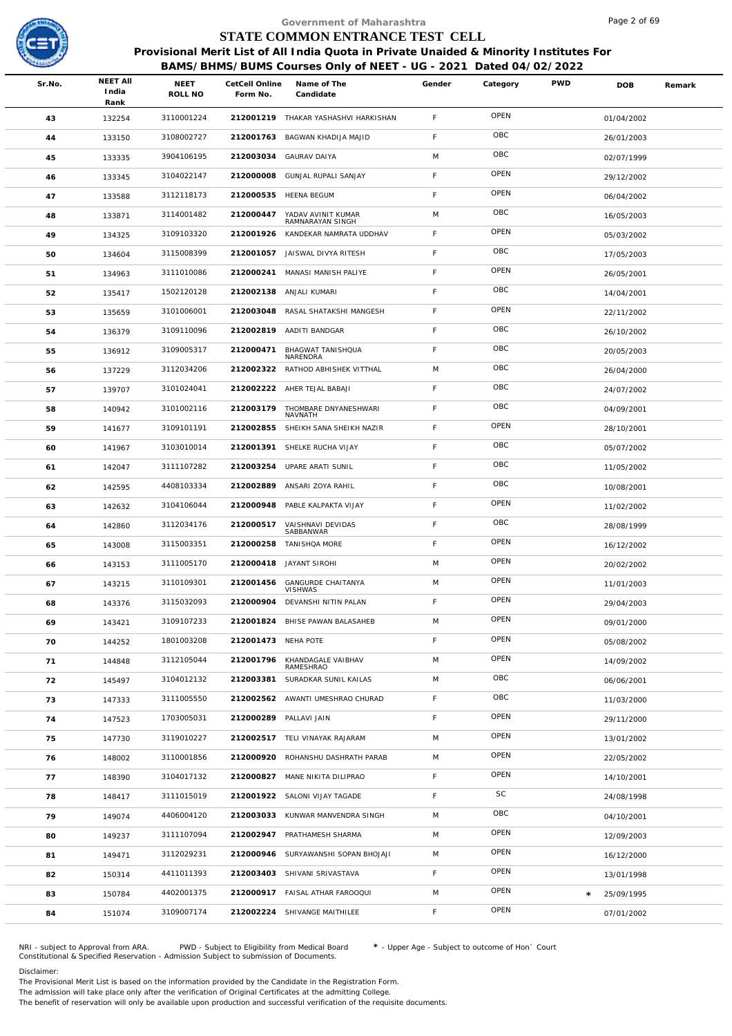Government of Maharashtra

# STATE COMMON ENTRANCE TEST CELL

## Provisional Merit List of All India Quota in Private Unaided & Minority Institutes For BAMS/BHMS/BUMS Courses Only of NEET - UG - 2021 Dated 04/02/2022

| Sr.No. | NEET All India Rank | NEET ROLL NO | CetCell Online Form No. | Name of The Candidate | Gender | Category | PWD | DOB | Remark |
|---|---|---|---|---|---|---|---|---|---|
| 43 | 132254 | 3110001224 | 212001219 | THAKAR YASHASHVI HARKISHAN | F | OPEN | | 01/04/2002 | |
| 44 | 133150 | 3108002727 | 212001763 | BAGWAN KHADIJA MAJID | F | OBC | | 26/01/2003 | |
| 45 | 133335 | 3904106195 | 212003034 | GAURAV DAIYA | M | OBC | | 02/07/1999 | |
| 46 | 133345 | 3104022147 | 212000008 | GUNJAL RUPALI SANJAY | F | OPEN | | 29/12/2002 | |
| 47 | 133588 | 3112118173 | 212000535 | HEENA BEGUM | F | OPEN | | 06/04/2002 | |
| 48 | 133871 | 3114001482 | 212000447 | YADAV AVINIT KUMAR RAMNARAYAN SINGH | M | OBC | | 16/05/2003 | |
| 49 | 134325 | 3109103320 | 212001926 | KANDEKAR NAMRATA UDDHAV | F | OPEN | | 05/03/2002 | |
| 50 | 134604 | 3115008399 | 212001057 | JAISWAL DIVYA RITESH | F | OBC | | 17/05/2003 | |
| 51 | 134963 | 3111010086 | 212000241 | MANASI MANISH PALIYE | F | OPEN | | 26/05/2001 | |
| 52 | 135417 | 1502120128 | 212002138 | ANJALI KUMARI | F | OBC | | 14/04/2001 | |
| 53 | 135659 | 3101006001 | 212003048 | RASAL SHATAKSHI MANGESH | F | OPEN | | 22/11/2002 | |
| 54 | 136379 | 3109110096 | 212002819 | AADITI BANDGAR | F | OBC | | 26/10/2002 | |
| 55 | 136912 | 3109005317 | 212000471 | BHAGWAT TANISHQUA NARENDRA | F | OBC | | 20/05/2003 | |
| 56 | 137229 | 3112034206 | 212002322 | RATHOD ABHISHEK VITTHAL | M | OBC | | 26/04/2000 | |
| 57 | 139707 | 3101024041 | 212002222 | AHER TEJAL BABAJI | F | OBC | | 24/07/2002 | |
| 58 | 140942 | 3101002116 | 212003179 | THOMBARE DNYANESHWARI NAVNATH | F | OBC | | 04/09/2001 | |
| 59 | 141677 | 3109101191 | 212002855 | SHEIKH SANA SHEIKH NAZIR | F | OPEN | | 28/10/2001 | |
| 60 | 141967 | 3103010014 | 212001391 | SHELKE RUCHA VIJAY | F | OBC | | 05/07/2002 | |
| 61 | 142047 | 3111107282 | 212003254 | UPARE ARATI SUNIL | F | OBC | | 11/05/2002 | |
| 62 | 142595 | 4408103334 | 212002889 | ANSARI ZOYA RAHIL | F | OBC | | 10/08/2001 | |
| 63 | 142632 | 3104106044 | 212000948 | PABLE KALPAKTA VIJAY | F | OPEN | | 11/02/2002 | |
| 64 | 142860 | 3112034176 | 212000517 | VAISHNAVI DEVIDAS SABBANWAR | F | OBC | | 28/08/1999 | |
| 65 | 143008 | 3115003351 | 212000258 | TANISHQA MORE | F | OPEN | | 16/12/2002 | |
| 66 | 143153 | 3111005170 | 212000418 | JAYANT SIROHI | M | OPEN | | 20/02/2002 | |
| 67 | 143215 | 3110109301 | 212001456 | GANGURDE CHAITANYA VISHWAS | M | OPEN | | 11/01/2003 | |
| 68 | 143376 | 3115032093 | 212000904 | DEVANSHI NITIN PALAN | F | OPEN | | 29/04/2003 | |
| 69 | 143421 | 3109107233 | 212001824 | BHISE PAWAN BALASAHEB | M | OPEN | | 09/01/2000 | |
| 70 | 144252 | 1801003208 | 212001473 | NEHA POTE | F | OPEN | | 05/08/2002 | |
| 71 | 144848 | 3112105044 | 212001796 | KHANDAGALE VAIBHAV RAMESHRAO | M | OPEN | | 14/09/2002 | |
| 72 | 145497 | 3104012132 | 212003381 | SURADKAR SUNIL KAILAS | M | OBC | | 06/06/2001 | |
| 73 | 147333 | 3111005550 | 212002562 | AWANTI UMESHRAO CHURAD | F | OBC | | 11/03/2000 | |
| 74 | 147523 | 1703005031 | 212000289 | PALLAVI JAIN | F | OPEN | | 29/11/2000 | |
| 75 | 147730 | 3119010227 | 212002517 | TELI VINAYAK RAJARAM | M | OPEN | | 13/01/2002 | |
| 76 | 148002 | 3110001856 | 212000920 | ROHANSHU DASHRATH PARAB | M | OPEN | | 22/05/2002 | |
| 77 | 148390 | 3104017132 | 212000827 | MANE NIKITA DILIPRAO | F | OPEN | | 14/10/2001 | |
| 78 | 148417 | 3111015019 | 212001922 | SALONI VIJAY TAGADE | F | SC | | 24/08/1998 | |
| 79 | 149074 | 4406004120 | 212003033 | KUNWAR MANVENDRA SINGH | M | OBC | | 04/10/2001 | |
| 80 | 149237 | 3111107094 | 212002947 | PRATHAMESH SHARMA | M | OPEN | | 12/09/2003 | |
| 81 | 149471 | 3112029231 | 212000946 | SURYAWANSHI SOPAN BHOJAJI | M | OPEN | | 16/12/2000 | |
| 82 | 150314 | 4411011393 | 212003403 | SHIVANI SRIVASTAVA | F | OPEN | | 13/01/1998 | |
| 83 | 150784 | 4402001375 | 212000917 | FAISAL ATHAR FAROOQUI | M | OPEN | | * 25/09/1995 | |
| 84 | 151074 | 3109007174 | 212002224 | SHIVANGE MAITHILEE | F | OPEN | | 07/01/2002 | |

NRI - subject to Approval from ARA. PWD - Subject to Eligibility from Medical Board * - Upper Age - Subject to outcome of Hon` Court
Constitutional & Specified Reservation - Admission Subject to submission of Documents.

Disclaimer:
The Provisional Merit List is based on the information provided by the Candidate in the Registration Form.
The admission will take place only after the verification of Original Certificates at the admitting College.
The benefit of reservation will only be available upon production and successful verification of the requisite documents.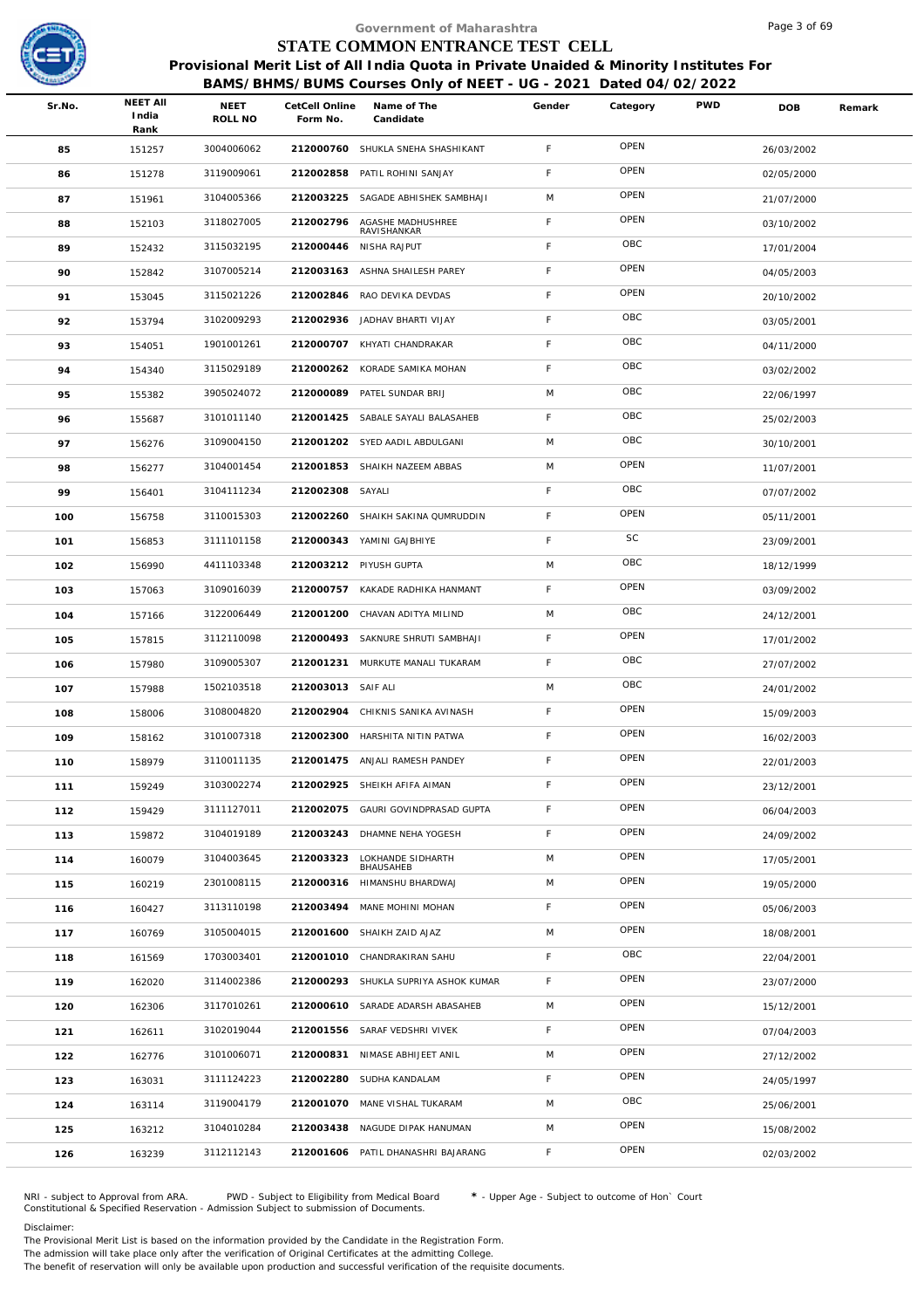Government of Maharashtra

# STATE COMMON ENTRANCE TEST CELL

## Provisional Merit List of All India Quota in Private Unaided & Minority Institutes For BAMS/BHMS/BUMS Courses Only of NEET - UG - 2021 Dated 04/02/2022

| Sr.No. | NEET All India Rank | NEET ROLL NO | CetCell Online Form No. | Name of The Candidate | Gender | Category | PWD | DOB | Remark |
|---|---|---|---|---|---|---|---|---|---|
| 85 | 151257 | 3004006062 | 212000760 | SHUKLA SNEHA SHASHIKANT | F | OPEN | | 26/03/2002 | |
| 86 | 151278 | 3119009061 | 212002858 | PATIL ROHINI SANJAY | F | OPEN | | 02/05/2000 | |
| 87 | 151961 | 3104005366 | 212003225 | SAGADE ABHISHEK SAMBHAJI | M | OPEN | | 21/07/2000 | |
| 88 | 152103 | 3118027005 | 212002796 | AGASHE MADHUSHREE RAVISHANKAR | F | OPEN | | 03/10/2002 | |
| 89 | 152432 | 3115032195 | 212000446 | NISHA RAJPUT | F | OBC | | 17/01/2004 | |
| 90 | 152842 | 3107005214 | 212003163 | ASHNA SHAILESH PAREY | F | OPEN | | 04/05/2003 | |
| 91 | 153045 | 3115021226 | 212002846 | RAO DEVIKA DEVDAS | F | OPEN | | 20/10/2002 | |
| 92 | 153794 | 3102009293 | 212002936 | JADHAV BHARTI VIJAY | F | OBC | | 03/05/2001 | |
| 93 | 154051 | 1901001261 | 212000707 | KHYATI CHANDRAKAR | F | OBC | | 04/11/2000 | |
| 94 | 154340 | 3115029189 | 212000262 | KORADE SAMIKA MOHAN | F | OBC | | 03/02/2002 | |
| 95 | 155382 | 3905024072 | 212000089 | PATEL SUNDAR BRIJ | M | OBC | | 22/06/1997 | |
| 96 | 155687 | 3101011140 | 212001425 | SABALE SAYALI BALASAHEB | F | OBC | | 25/02/2003 | |
| 97 | 156276 | 3109004150 | 212001202 | SYED AADIL ABDULGANI | M | OBC | | 30/10/2001 | |
| 98 | 156277 | 3104001454 | 212001853 | SHAIKH NAZEEM ABBAS | M | OPEN | | 11/07/2001 | |
| 99 | 156401 | 3104111234 | 212002308 | SAYALI | F | OBC | | 07/07/2002 | |
| 100 | 156758 | 3110015303 | 212002260 | SHAIKH SAKINA QUMRUDDIN | F | OPEN | | 05/11/2001 | |
| 101 | 156853 | 3111101158 | 212000343 | YAMINI GAJBHIYE | F | SC | | 23/09/2001 | |
| 102 | 156990 | 4411103348 | 212003212 | PIYUSH GUPTA | M | OBC | | 18/12/1999 | |
| 103 | 157063 | 3109016039 | 212000757 | KAKADE RADHIKA HANMANT | F | OPEN | | 03/09/2002 | |
| 104 | 157166 | 3122006449 | 212001200 | CHAVAN ADITYA MILIND | M | OBC | | 24/12/2001 | |
| 105 | 157815 | 3112110098 | 212000493 | SAKNURE SHRUTI SAMBHAJI | F | OPEN | | 17/01/2002 | |
| 106 | 157980 | 3109005307 | 212001231 | MURKUTE MANALI TUKARAM | F | OBC | | 27/07/2002 | |
| 107 | 157988 | 1502103518 | 212003013 | SAIF ALI | M | OBC | | 24/01/2002 | |
| 108 | 158006 | 3108004820 | 212002904 | CHIKNIS SANIKA AVINASH | F | OPEN | | 15/09/2003 | |
| 109 | 158162 | 3101007318 | 212002300 | HARSHITA NITIN PATWA | F | OPEN | | 16/02/2003 | |
| 110 | 158979 | 3110011135 | 212001475 | ANJALI RAMESH PANDEY | F | OPEN | | 22/01/2003 | |
| 111 | 159249 | 3103002274 | 212002925 | SHEIKH AFIFA AIMAN | F | OPEN | | 23/12/2001 | |
| 112 | 159429 | 3111127011 | 212002075 | GAURI GOVINDPRASAD GUPTA | F | OPEN | | 06/04/2003 | |
| 113 | 159872 | 3104019189 | 212003243 | DHAMNE NEHA YOGESH | F | OPEN | | 24/09/2002 | |
| 114 | 160079 | 3104003645 | 212003323 | LOKHANDE SIDHARTH BHAUSAHEB | M | OPEN | | 17/05/2001 | |
| 115 | 160219 | 2301008115 | 212000316 | HIMANSHU BHARDWAJ | M | OPEN | | 19/05/2000 | |
| 116 | 160427 | 3113110198 | 212003494 | MANE MOHINI MOHAN | F | OPEN | | 05/06/2003 | |
| 117 | 160769 | 3105004015 | 212001600 | SHAIKH ZAID AJAZ | M | OPEN | | 18/08/2001 | |
| 118 | 161569 | 1703003401 | 212001010 | CHANDRAKIRAN SAHU | F | OBC | | 22/04/2001 | |
| 119 | 162020 | 3114002386 | 212000293 | SHUKLA SUPRIYA ASHOK KUMAR | F | OPEN | | 23/07/2000 | |
| 120 | 162306 | 3117010261 | 212000610 | SARADE ADARSH ABASAHEB | M | OPEN | | 15/12/2001 | |
| 121 | 162611 | 3102019044 | 212001556 | SARAF VEDSHRI VIVEK | F | OPEN | | 07/04/2003 | |
| 122 | 162776 | 3101006071 | 212000831 | NIMASE ABHIJEET ANIL | M | OPEN | | 27/12/2002 | |
| 123 | 163031 | 3111124223 | 212002280 | SUDHA KANDALAM | F | OPEN | | 24/05/1997 | |
| 124 | 163114 | 3119004179 | 212001070 | MANE VISHAL TUKARAM | M | OBC | | 25/06/2001 | |
| 125 | 163212 | 3104010284 | 212003438 | NAGUDE DIPAK HANUMAN | M | OPEN | | 15/08/2002 | |
| 126 | 163239 | 3112112143 | 212001606 | PATIL DHANASHRI BAJARANG | F | OPEN | | 02/03/2002 | |

NRI - subject to Approval from ARA. PWD - Subject to Eligibility from Medical Board * - Upper Age - Subject to outcome of Hon` Court
Constitutional & Specified Reservation - Admission Subject to submission of Documents.

Disclaimer:
The Provisional Merit List is based on the information provided by the Candidate in the Registration Form.
The admission will take place only after the verification of Original Certificates at the admitting College.
The benefit of reservation will only be available upon production and successful verification of the requisite documents.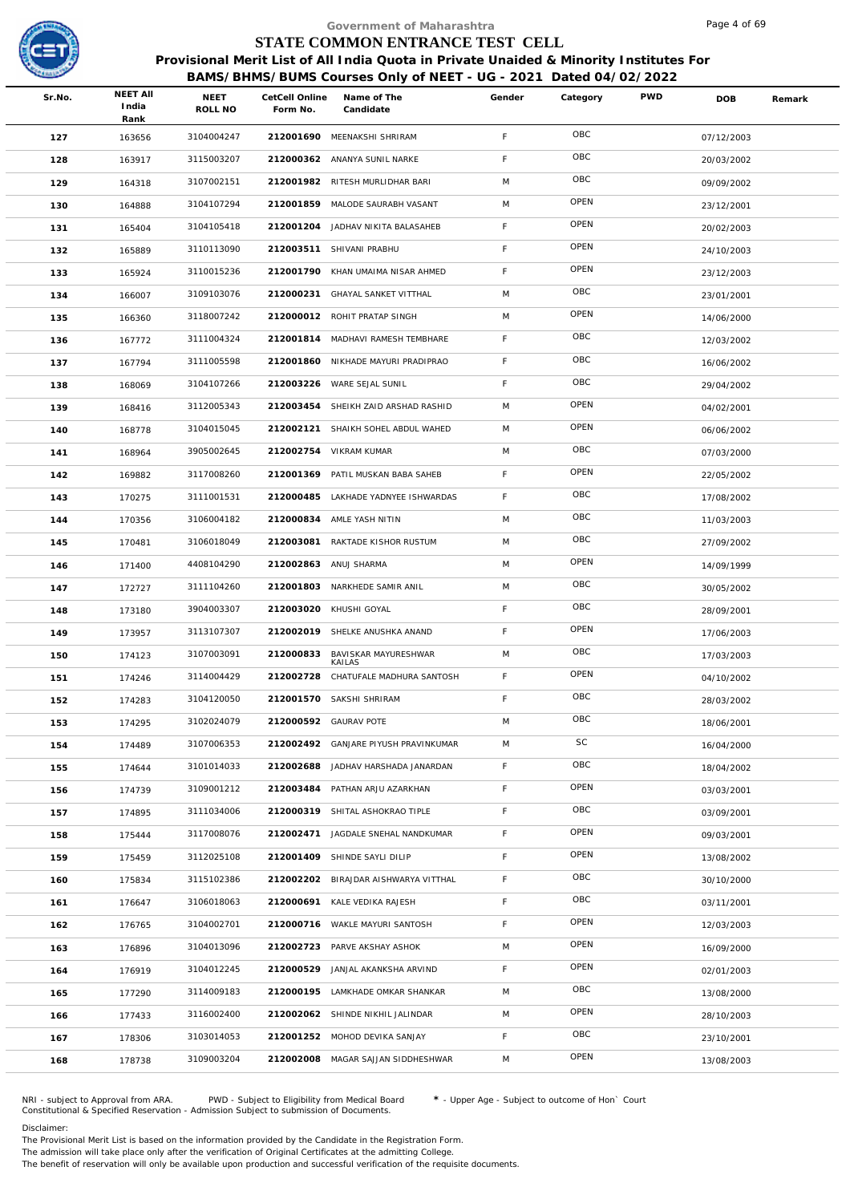Government of Maharashtra

# STATE COMMON ENTRANCE TEST CELL

## Provisional Merit List of All India Quota in Private Unaided & Minority Institutes For BAMS/BHMS/BUMS Courses Only of NEET - UG - 2021 Dated 04/02/2022

| Sr.No. | NEET All India Rank | NEET ROLL NO | CetCell Online Form No. | Name of The Candidate | Gender | Category | PWD | DOB | Remark |
|---|---|---|---|---|---|---|---|---|---|
| 127 | 163656 | 3104004247 | 212001690 | MEENAKSHI SHRIRAM | F | OBC | | 07/12/2003 | |
| 128 | 163917 | 3115003207 | 212000362 | ANANYA SUNIL NARKE | F | OBC | | 20/03/2002 | |
| 129 | 164318 | 3107002151 | 212001982 | RITESH MURLIDHAR BARI | M | OBC | | 09/09/2002 | |
| 130 | 164888 | 3104107294 | 212001859 | MALODE SAURABH VASANT | M | OPEN | | 23/12/2001 | |
| 131 | 165404 | 3104105418 | 212001204 | JADHAV NIKITA BALASAHEB | F | OPEN | | 20/02/2003 | |
| 132 | 165889 | 3110113090 | 212003511 | SHIVANI PRABHU | F | OPEN | | 24/10/2003 | |
| 133 | 165924 | 3110015236 | 212001790 | KHAN UMAIMA NISAR AHMED | F | OPEN | | 23/12/2003 | |
| 134 | 166007 | 3109103076 | 212000231 | GHAYAL SANKET VITTHAL | M | OBC | | 23/01/2001 | |
| 135 | 166360 | 3118007242 | 212000012 | ROHIT PRATAP SINGH | M | OPEN | | 14/06/2000 | |
| 136 | 167772 | 3111004324 | 212001814 | MADHAVI RAMESH TEMBHARE | F | OBC | | 12/03/2002 | |
| 137 | 167794 | 3111005598 | 212001860 | NIKHADE MAYURI PRADIPRAO | F | OBC | | 16/06/2002 | |
| 138 | 168069 | 3104107266 | 212003226 | WARE SEJAL SUNIL | F | OBC | | 29/04/2002 | |
| 139 | 168416 | 3112005343 | 212003454 | SHEIKH ZAID ARSHAD RASHID | M | OPEN | | 04/02/2001 | |
| 140 | 168778 | 3104015045 | 212002121 | SHAIKH SOHEL ABDUL WAHED | M | OPEN | | 06/06/2002 | |
| 141 | 168964 | 3905002645 | 212002754 | VIKRAM KUMAR | M | OBC | | 07/03/2000 | |
| 142 | 169882 | 3117008260 | 212001369 | PATIL MUSKAN BABA SAHEB | F | OPEN | | 22/05/2002 | |
| 143 | 170275 | 3111001531 | 212000485 | LAKHADE YADNYEE ISHWARDAS | F | OBC | | 17/08/2002 | |
| 144 | 170356 | 3106004182 | 212000834 | AMLE YASH NITIN | M | OBC | | 11/03/2003 | |
| 145 | 170481 | 3106018049 | 212003081 | RAKTADE KISHOR RUSTUM | M | OBC | | 27/09/2002 | |
| 146 | 171400 | 4408104290 | 212002863 | ANUJ SHARMA | M | OPEN | | 14/09/1999 | |
| 147 | 172727 | 3111104260 | 212001803 | NARKHEDE SAMIR ANIL | M | OBC | | 30/05/2002 | |
| 148 | 173180 | 3904003307 | 212003020 | KHUSHI GOYAL | F | OBC | | 28/09/2001 | |
| 149 | 173957 | 3113107307 | 212002019 | SHELKE ANUSHKA ANAND | F | OPEN | | 17/06/2003 | |
| 150 | 174123 | 3107003091 | 212000833 | BAVISKAR MAYURESHWAR KAILAS | M | OBC | | 17/03/2003 | |
| 151 | 174246 | 3114004429 | 212002728 | CHATUFALE MADHURA SANTOSH | F | OPEN | | 04/10/2002 | |
| 152 | 174283 | 3104120050 | 212001570 | SAKSHI SHRIRAM | F | OBC | | 28/03/2002 | |
| 153 | 174295 | 3102024079 | 212000592 | GAURAV POTE | M | OBC | | 18/06/2001 | |
| 154 | 174489 | 3107006353 | 212002492 | GANJARE PIYUSH PRAVINKUMAR | M | SC | | 16/04/2000 | |
| 155 | 174644 | 3101014033 | 212002688 | JADHAV HARSHADA JANARDAN | F | OBC | | 18/04/2002 | |
| 156 | 174739 | 3109001212 | 212003484 | PATHAN ARJU AZARKHAN | F | OPEN | | 03/03/2001 | |
| 157 | 174895 | 3111034006 | 212000319 | SHITAL ASHOKRAO TIPLE | F | OBC | | 03/09/2001 | |
| 158 | 175444 | 3117008076 | 212002471 | JAGDALE SNEHAL NANDKUMAR | F | OPEN | | 09/03/2001 | |
| 159 | 175459 | 3112025108 | 212001409 | SHINDE SAYLI DILIP | F | OPEN | | 13/08/2002 | |
| 160 | 175834 | 3115102386 | 212002202 | BIRAJDAR AISHWARYA VITTHAL | F | OBC | | 30/10/2000 | |
| 161 | 176647 | 3106018063 | 212000691 | KALE VEDIKA RAJESH | F | OBC | | 03/11/2001 | |
| 162 | 176765 | 3104002701 | 212000716 | WAKLE MAYURI SANTOSH | F | OPEN | | 12/03/2003 | |
| 163 | 176896 | 3104013096 | 212002723 | PARVE AKSHAY ASHOK | M | OPEN | | 16/09/2000 | |
| 164 | 176919 | 3104012245 | 212000529 | JANJAL AKANKSHA ARVIND | F | OPEN | | 02/01/2003 | |
| 165 | 177290 | 3114009183 | 212000195 | LAMKHADE OMKAR SHANKAR | M | OBC | | 13/08/2000 | |
| 166 | 177433 | 3116002400 | 212002062 | SHINDE NIKHIL JALINDAR | M | OPEN | | 28/10/2003 | |
| 167 | 178306 | 3103014053 | 212001252 | MOHOD DEVIKA SANJAY | F | OBC | | 23/10/2001 | |
| 168 | 178738 | 3109003204 | 212002008 | MAGAR SAJJAN SIDDHESHWAR | M | OPEN | | 13/08/2003 | |

NRI - subject to Approval from ARA. PWD - Subject to Eligibility from Medical Board * - Upper Age - Subject to outcome of Hon` Court
Constitutional & Specified Reservation - Admission Subject to submission of Documents.

Disclaimer:
The Provisional Merit List is based on the information provided by the Candidate in the Registration Form.
The admission will take place only after the verification of Original Certificates at the admitting College.
The benefit of reservation will only be available upon production and successful verification of the requisite documents.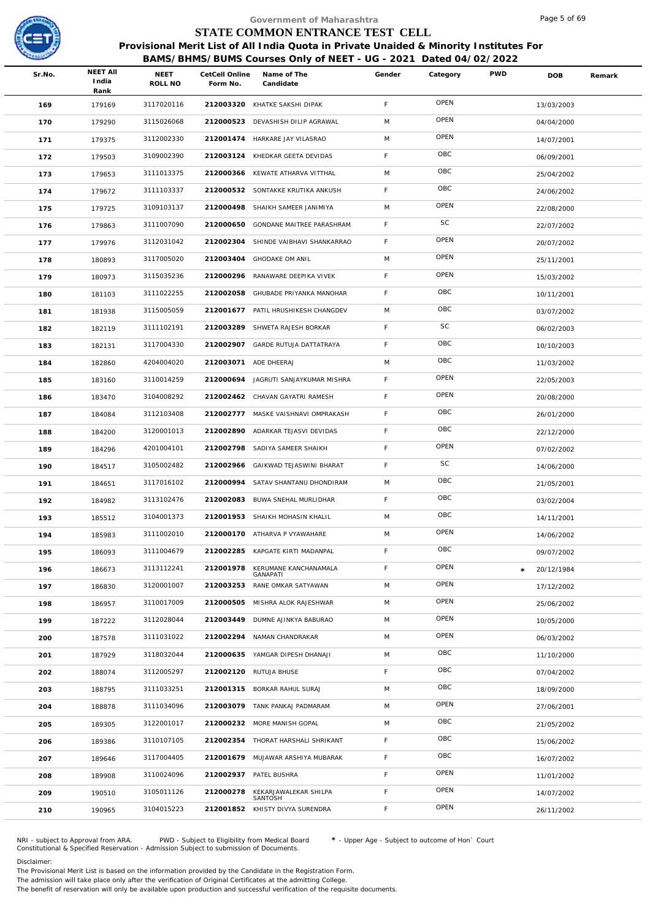Government of Maharashtra

# STATE COMMON ENTRANCE TEST CELL

## Provisional Merit List of All India Quota in Private Unaided & Minority Institutes For BAMS/BHMS/BUMS Courses Only of NEET - UG - 2021 Dated 04/02/2022

| Sr.No. | NEET All India Rank | NEET ROLL NO | CetCell Online Form No. | Name of The Candidate | Gender | Category | PWD | DOB | Remark |
|---|---|---|---|---|---|---|---|---|---|
| 169 | 179169 | 3117020116 | 212003320 | KHATKE SAKSHI DIPAK | F | OPEN | | 13/03/2003 | |
| 170 | 179290 | 3115026068 | 212000523 | DEVASHISH DILIP AGRAWAL | M | OPEN | | 04/04/2000 | |
| 171 | 179375 | 3112002330 | 212001474 | HARKARE JAY VILASRAO | M | OPEN | | 14/07/2001 | |
| 172 | 179503 | 3109002390 | 212003124 | KHEDKAR GEETA DEVIDAS | F | OBC | | 06/09/2001 | |
| 173 | 179653 | 3111013375 | 212000366 | KEWATE ATHARVA VITTHAL | M | OBC | | 25/04/2002 | |
| 174 | 179672 | 3111103337 | 212000532 | SONTAKKE KRUTIKA ANKUSH | F | OBC | | 24/06/2002 | |
| 175 | 179725 | 3109103137 | 212000498 | SHAIKH SAMEER JANIMIYA | M | OPEN | | 22/08/2000 | |
| 176 | 179863 | 3111007090 | 212000650 | GONDANE MAITREE PARASHRAM | F | SC | | 22/07/2002 | |
| 177 | 179976 | 3112031042 | 212002304 | SHINDE VAIBHAVI SHANKARRAO | F | OPEN | | 20/07/2002 | |
| 178 | 180893 | 3117005020 | 212003404 | GHODAKE OM ANIL | M | OPEN | | 25/11/2001 | |
| 179 | 180973 | 3115035236 | 212000296 | RANAWARE DEEPIKA VIVEK | F | OPEN | | 15/03/2002 | |
| 180 | 181103 | 3111022255 | 212002058 | GHUBADE PRIYANKA MANOHAR | F | OBC | | 10/11/2001 | |
| 181 | 181938 | 3115005059 | 212001677 | PATIL HRUSHIKESH CHANGDEV | M | OBC | | 03/07/2002 | |
| 182 | 182119 | 3111102191 | 212003289 | SHWETA RAJESH BORKAR | F | SC | | 06/02/2003 | |
| 183 | 182131 | 3117004330 | 212002907 | GARDE RUTUJA DATTATRAYA | F | OBC | | 10/10/2003 | |
| 184 | 182860 | 4204004020 | 212003071 | ADE DHEERAJ | M | OBC | | 11/03/2002 | |
| 185 | 183160 | 3110014259 | 212000694 | JAGRUTI SANJAYKUMAR MISHRA | F | OPEN | | 22/05/2003 | |
| 186 | 183470 | 3104008292 | 212002462 | CHAVAN GAYATRI RAMESH | F | OPEN | | 20/08/2000 | |
| 187 | 184084 | 3112103408 | 212002777 | MASKE VAISHNAVI OMPRAKASH | F | OBC | | 26/01/2000 | |
| 188 | 184200 | 3120001013 | 212002890 | ADARKAR TEJASVI DEVIDAS | F | OBC | | 22/12/2000 | |
| 189 | 184296 | 4201004101 | 212002798 | SADIYA SAMEER SHAIKH | F | OPEN | | 07/02/2002 | |
| 190 | 184517 | 3105002482 | 212002966 | GAIKWAD TEJASWINI BHARAT | F | SC | | 14/06/2000 | |
| 191 | 184651 | 3117016102 | 212000994 | SATAV SHANTANU DHONDIRAM | M | OBC | | 21/05/2001 | |
| 192 | 184982 | 3113102476 | 212002083 | BUWA SNEHAL MURLIDHAR | F | OBC | | 03/02/2004 | |
| 193 | 185512 | 3104001373 | 212001953 | SHAIKH MOHASIN KHALIL | M | OBC | | 14/11/2001 | |
| 194 | 185983 | 3111002010 | 212000170 | ATHARVA P VYAWAHARE | M | OPEN | | 14/06/2002 | |
| 195 | 186093 | 3111004679 | 212002285 | KAPGATE KIRTI MADANPAL | F | OBC | | 09/07/2002 | |
| 196 | 186673 | 3113112241 | 212001978 | KERUMANE KANCHANAMALA GANAPATI | F | OPEN | * | 20/12/1984 | |
| 197 | 186830 | 3120001007 | 212003253 | RANE OMKAR SATYAWAN | M | OPEN | | 17/12/2002 | |
| 198 | 186957 | 3110017009 | 212000505 | MISHRA ALOK RAJESHWAR | M | OPEN | | 25/06/2002 | |
| 199 | 187222 | 3112028044 | 212003449 | DUMNE AJINKYA BABURAO | M | OPEN | | 10/05/2000 | |
| 200 | 187578 | 3111031022 | 212002294 | NAMAN CHANDRAKAR | M | OPEN | | 06/03/2002 | |
| 201 | 187929 | 3118032044 | 212000635 | YAMGAR DIPESH DHANAJI | M | OBC | | 11/10/2000 | |
| 202 | 188074 | 3112005297 | 212002120 | RUTUJA BHUSE | F | OBC | | 07/04/2002 | |
| 203 | 188795 | 3111033251 | 212001315 | BORKAR RAHUL SURAJ | M | OBC | | 18/09/2000 | |
| 204 | 188878 | 3111034096 | 212003079 | TANK PANKAJ PADMARAM | M | OPEN | | 27/06/2001 | |
| 205 | 189305 | 3122001017 | 212000232 | MORE MANISH GOPAL | M | OBC | | 21/05/2002 | |
| 206 | 189386 | 3110107105 | 212002354 | THORAT HARSHALI SHRIKANT | F | OBC | | 15/06/2002 | |
| 207 | 189646 | 3117004405 | 212001679 | MUJAWAR ARSHIYA MUBARAK | F | OBC | | 16/07/2002 | |
| 208 | 189908 | 3110024096 | 212002937 | PATEL BUSHRA | F | OPEN | | 11/01/2002 | |
| 209 | 190510 | 3105011126 | 212000278 | KEKARJAWALEKAR SHILPA SANTOSH | F | OPEN | | 14/07/2002 | |
| 210 | 190965 | 3104015223 | 212001852 | KHISTY DIVYA SURENDRA | F | OPEN | | 26/11/2002 | |

NRI - subject to Approval from ARA. PWD - Subject to Eligibility from Medical Board * - Upper Age - Subject to outcome of Hon` Court
Constitutional & Specified Reservation - Admission Subject to submission of Documents.

Disclaimer:
The Provisional Merit List is based on the information provided by the Candidate in the Registration Form.
The admission will take place only after the verification of Original Certificates at the admitting College.
The benefit of reservation will only be available upon production and successful verification of the requisite documents.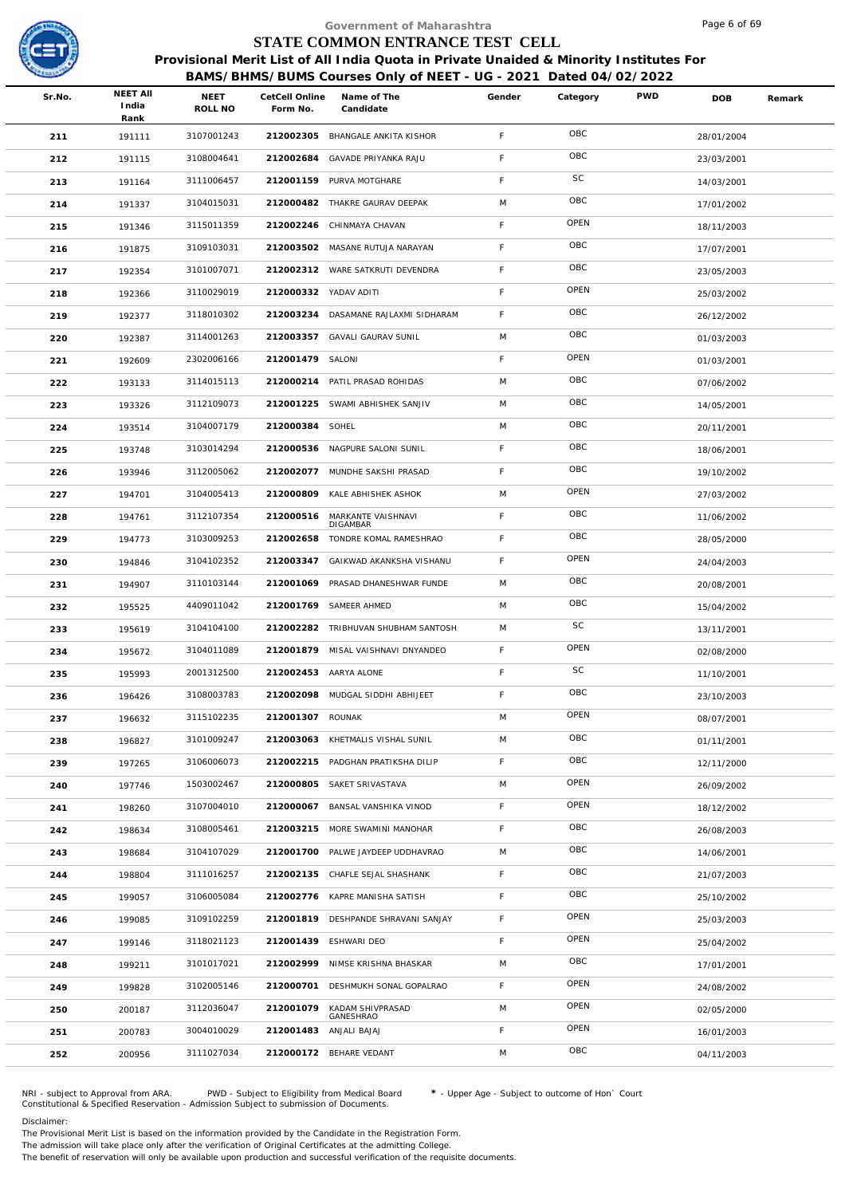# Government of Maharashtra

## STATE COMMON ENTRANCE TEST CELL

### Provisional Merit List of All India Quota in Private Unaided & Minority Institutes For BAMS/BHMS/BUMS Courses Only of NEET - UG - 2021 Dated 04/02/2022

| Sr.No. | NEET All India Rank | NEET ROLL NO | CetCell Online Form No. | Name of The Candidate | Gender | Category | PWD | DOB | Remark |
|---|---|---|---|---|---|---|---|---|---|
| 211 | 191111 | 3107001243 | 212002305 | BHANGALE ANKITA KISHOR | F | OBC | | 28/01/2004 | |
| 212 | 191115 | 3108004641 | 212002684 | GAVADE PRIYANKA RAJU | F | OBC | | 23/03/2001 | |
| 213 | 191164 | 3111006457 | 212001159 | PURVA MOTGHARE | F | SC | | 14/03/2001 | |
| 214 | 191337 | 3104015031 | 212000482 | THAKRE GAURAV DEEPAK | M | OBC | | 17/01/2002 | |
| 215 | 191346 | 3115011359 | 212002246 | CHINMAYA CHAVAN | F | OPEN | | 18/11/2003 | |
| 216 | 191875 | 3109103031 | 212003502 | MASANE RUTUJA NARAYAN | F | OBC | | 17/07/2001 | |
| 217 | 192354 | 3101007071 | 212002312 | WARE SATKRUTI DEVENDRA | F | OBC | | 23/05/2003 | |
| 218 | 192366 | 3110029019 | 212000332 | YADAV ADITI | F | OPEN | | 25/03/2002 | |
| 219 | 192377 | 3118010302 | 212003234 | DASAMANE RAJLAXMI SIDHARAM | F | OBC | | 26/12/2002 | |
| 220 | 192387 | 3114001263 | 212003357 | GAVALI GAURAV SUNIL | M | OBC | | 01/03/2003 | |
| 221 | 192609 | 2302006166 | 212001479 | SALONI | F | OPEN | | 01/03/2001 | |
| 222 | 193133 | 3114015113 | 212000214 | PATIL PRASAD ROHIDAS | M | OBC | | 07/06/2002 | |
| 223 | 193326 | 3112109073 | 212001225 | SWAMI ABHISHEK SANJIV | M | OBC | | 14/05/2001 | |
| 224 | 193514 | 3104007179 | 212000384 | SOHEL | M | OBC | | 20/11/2001 | |
| 225 | 193748 | 3103014294 | 212000536 | NAGPURE SALONI SUNIL | F | OBC | | 18/06/2001 | |
| 226 | 193946 | 3112005062 | 212002077 | MUNDHE SAKSHI PRASAD | F | OBC | | 19/10/2002 | |
| 227 | 194701 | 3104005413 | 212000809 | KALE ABHISHEK ASHOK | M | OPEN | | 27/03/2002 | |
| 228 | 194761 | 3112107354 | 212000516 | MARKANTE VAISHNAVI DIGAMBAR | F | OBC | | 11/06/2002 | |
| 229 | 194773 | 3103009253 | 212002658 | TONDRE KOMAL RAMESHRAO | F | OBC | | 28/05/2000 | |
| 230 | 194846 | 3104102352 | 212003347 | GAIKWAD AKANKSHA VISHANU | F | OPEN | | 24/04/2003 | |
| 231 | 194907 | 3110103144 | 212001069 | PRASAD DHANESHWAR FUNDE | M | OBC | | 20/08/2001 | |
| 232 | 195525 | 4409011042 | 212001769 | SAMEER AHMED | M | OBC | | 15/04/2002 | |
| 233 | 195619 | 3104104100 | 212002282 | TRIBHUVAN SHUBHAM SANTOSH | M | SC | | 13/11/2001 | |
| 234 | 195672 | 3104011089 | 212001879 | MISAL VAISHNAVI DNYANDEO | F | OPEN | | 02/08/2000 | |
| 235 | 195993 | 2001312500 | 212002453 | AARYA ALONE | F | SC | | 11/10/2001 | |
| 236 | 196426 | 3108003783 | 212002098 | MUDGAL SIDDHI ABHIJEET | F | OBC | | 23/10/2003 | |
| 237 | 196632 | 3115102235 | 212001307 | ROUNAK | M | OPEN | | 08/07/2001 | |
| 238 | 196827 | 3101009247 | 212003063 | KHETMALIS VISHAL SUNIL | M | OBC | | 01/11/2001 | |
| 239 | 197265 | 3106006073 | 212002215 | PADGHAN PRATIKSHA DILIP | F | OBC | | 12/11/2000 | |
| 240 | 197746 | 1503002467 | 212000805 | SAKET SRIVASTAVA | M | OPEN | | 26/09/2002 | |
| 241 | 198260 | 3107004010 | 212000067 | BANSAL VANSHIKA VINOD | F | OPEN | | 18/12/2002 | |
| 242 | 198634 | 3108005461 | 212003215 | MORE SWAMINI MANOHAR | F | OBC | | 26/08/2003 | |
| 243 | 198684 | 3104107029 | 212001700 | PALWE JAYDEEP UDDHAVRAO | M | OBC | | 14/06/2001 | |
| 244 | 198804 | 3111016257 | 212002135 | CHAFLE SEJAL SHASHANK | F | OBC | | 21/07/2003 | |
| 245 | 199057 | 3106005084 | 212002776 | KAPRE MANISHA SATISH | F | OBC | | 25/10/2002 | |
| 246 | 199085 | 3109102259 | 212001819 | DESHPANDE SHRAVANI SANJAY | F | OPEN | | 25/03/2003 | |
| 247 | 199146 | 3118021123 | 212001439 | ESHWARI DEO | F | OPEN | | 25/04/2002 | |
| 248 | 199211 | 3101017021 | 212002999 | NIMSE KRISHNA BHASKAR | M | OBC | | 17/01/2001 | |
| 249 | 199828 | 3102005146 | 212000701 | DESHMUKH SONAL GOPALRAO | F | OPEN | | 24/08/2002 | |
| 250 | 200187 | 3112036047 | 212001079 | KADAM SHIVPRASAD GANESHRAO | M | OPEN | | 02/05/2000 | |
| 251 | 200783 | 3004010029 | 212001483 | ANJALI BAJAJ | F | OPEN | | 16/01/2003 | |
| 252 | 200956 | 3111027034 | 212000172 | BEHARE VEDANT | M | OBC | | 04/11/2003 | |

NRI - subject to Approval from ARA. PWD - Subject to Eligibility from Medical Board * - Upper Age - Subject to outcome of Hon` Court
Constitutional & Specified Reservation - Admission Subject to submission of Documents.

Disclaimer:
The Provisional Merit List is based on the information provided by the Candidate in the Registration Form.
The admission will take place only after the verification of Original Certificates at the admitting College.
The benefit of reservation will only be available upon production and successful verification of the requisite documents.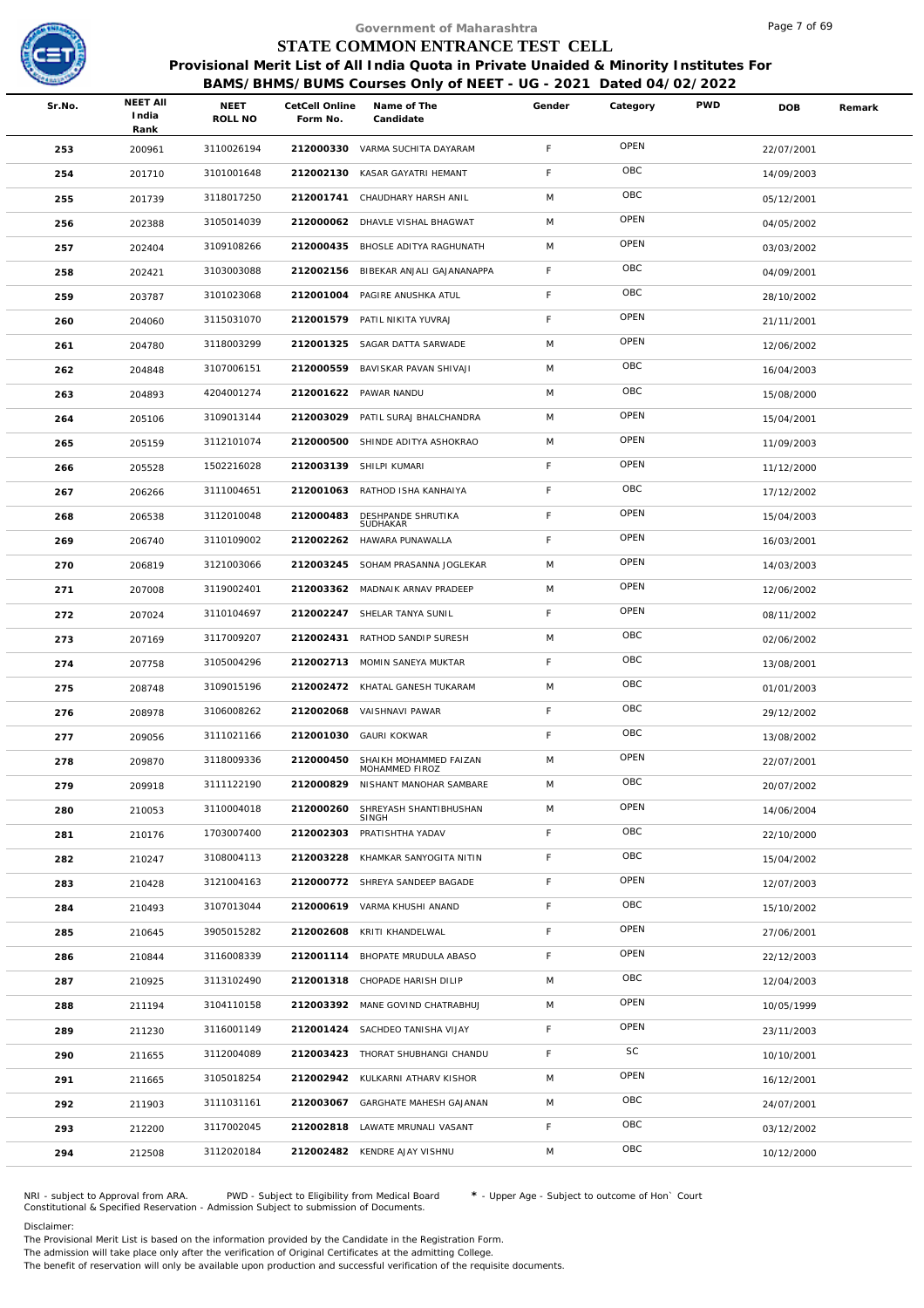# Government of Maharashtra

## STATE COMMON ENTRANCE TEST CELL

### Provisional Merit List of All India Quota in Private Unaided & Minority Institutes For BAMS/BHMS/BUMS Courses Only of NEET - UG - 2021 Dated 04/02/2022

| Sr.No. | NEET All India Rank | NEET ROLL NO | CetCell Online Form No. | Name of The Candidate | Gender | Category | PWD | DOB | Remark |
|---|---|---|---|---|---|---|---|---|---|
| 253 | 200961 | 3110026194 | 212000330 | VARMA SUCHITA DAYARAM | F | OPEN | | 22/07/2001 | |
| 254 | 201710 | 3101001648 | 212002130 | KASAR GAYATRI HEMANT | F | OBC | | 14/09/2003 | |
| 255 | 201739 | 3118017250 | 212001741 | CHAUDHARY HARSH ANIL | M | OBC | | 05/12/2001 | |
| 256 | 202388 | 3105014039 | 212000062 | DHAVLE VISHAL BHAGWAT | M | OPEN | | 04/05/2002 | |
| 257 | 202404 | 3109108266 | 212000435 | BHOSLE ADITYA RAGHUNATH | M | OPEN | | 03/03/2002 | |
| 258 | 202421 | 3103003088 | 212002156 | BIBEKAR ANJALI GAJANANAPPA | F | OBC | | 04/09/2001 | |
| 259 | 203787 | 3101023068 | 212001004 | PAGIRE ANUSHKA ATUL | F | OBC | | 28/10/2002 | |
| 260 | 204060 | 3115031070 | 212001579 | PATIL NIKITA YUVRAJ | F | OPEN | | 21/11/2001 | |
| 261 | 204780 | 3118003299 | 212001325 | SAGAR DATTA SARWADE | M | OPEN | | 12/06/2002 | |
| 262 | 204848 | 3107006151 | 212000559 | BAVISKAR PAVAN SHIVAJI | M | OBC | | 16/04/2003 | |
| 263 | 204893 | 4204001274 | 212001622 | PAWAR NANDU | M | OBC | | 15/08/2000 | |
| 264 | 205106 | 3109013144 | 212003029 | PATIL SURAJ BHALCHANDRA | M | OPEN | | 15/04/2001 | |
| 265 | 205159 | 3112101074 | 212000500 | SHINDE ADITYA ASHOKRAO | M | OPEN | | 11/09/2003 | |
| 266 | 205528 | 1502216028 | 212003139 | SHILPI KUMARI | F | OPEN | | 11/12/2000 | |
| 267 | 206266 | 3111004651 | 212001063 | RATHOD ISHA KANHAIYA | F | OBC | | 17/12/2002 | |
| 268 | 206538 | 3112010048 | 212000483 | DESHPANDE SHRUTIKA SUDHAKAR | F | OPEN | | 15/04/2003 | |
| 269 | 206740 | 3110109002 | 212002262 | HAWARA PUNAWALLA | F | OPEN | | 16/03/2001 | |
| 270 | 206819 | 3121003066 | 212003245 | SOHAM PRASANNA JOGLEKAR | M | OPEN | | 14/03/2003 | |
| 271 | 207008 | 3119002401 | 212003362 | MADNAIK ARNAV PRADEEP | M | OPEN | | 12/06/2002 | |
| 272 | 207024 | 3110104697 | 212002247 | SHELAR TANYA SUNIL | F | OPEN | | 08/11/2002 | |
| 273 | 207169 | 3117009207 | 212002431 | RATHOD SANDIP SURESH | M | OBC | | 02/06/2002 | |
| 274 | 207758 | 3105004296 | 212002713 | MOMIN SANEYA MUKTAR | F | OBC | | 13/08/2001 | |
| 275 | 208748 | 3109015196 | 212002472 | KHATAL GANESH TUKARAM | M | OBC | | 01/01/2003 | |
| 276 | 208978 | 3106008262 | 212002068 | VAISHNAVI PAWAR | F | OBC | | 29/12/2002 | |
| 277 | 209056 | 3111021166 | 212001030 | GAURI KOKWAR | F | OBC | | 13/08/2002 | |
| 278 | 209870 | 3118009336 | 212000450 | SHAIKH MOHAMMED FAIZAN MOHAMMED FIROZ | M | OPEN | | 22/07/2001 | |
| 279 | 209918 | 3111122190 | 212000829 | NISHANT MANOHAR SAMBARE | M | OBC | | 20/07/2002 | |
| 280 | 210053 | 3110004018 | 212000260 | SHREYASH SHANTIBHUSHAN SINGH | M | OPEN | | 14/06/2004 | |
| 281 | 210176 | 1703007400 | 212002303 | PRATISHTHA YADAV | F | OBC | | 22/10/2000 | |
| 282 | 210247 | 3108004113 | 212003228 | KHAMKAR SANYOGITA NITIN | F | OBC | | 15/04/2002 | |
| 283 | 210428 | 3121004163 | 212000772 | SHREYA SANDEEP BAGADE | F | OPEN | | 12/07/2003 | |
| 284 | 210493 | 3107013044 | 212000619 | VARMA KHUSHI ANAND | F | OBC | | 15/10/2002 | |
| 285 | 210645 | 3905015282 | 212002608 | KRITI KHANDELWAL | F | OPEN | | 27/06/2001 | |
| 286 | 210844 | 3116008339 | 212001114 | BHOPATE MRUDULA ABASO | F | OPEN | | 22/12/2003 | |
| 287 | 210925 | 3113102490 | 212001318 | CHOPADE HARISH DILIP | M | OBC | | 12/04/2003 | |
| 288 | 211194 | 3104110158 | 212003392 | MANE GOVIND CHATRABHUJ | M | OPEN | | 10/05/1999 | |
| 289 | 211230 | 3116001149 | 212001424 | SACHDEO TANISHA VIJAY | F | OPEN | | 23/11/2003 | |
| 290 | 211655 | 3112004089 | 212003423 | THORAT SHUBHANGI CHANDU | F | SC | | 10/10/2001 | |
| 291 | 211665 | 3105018254 | 212002942 | KULKARNI ATHARV KISHOR | M | OPEN | | 16/12/2001 | |
| 292 | 211903 | 3111031161 | 212003067 | GARGHATE MAHESH GAJANAN | M | OBC | | 24/07/2001 | |
| 293 | 212200 | 3117002045 | 212002818 | LAWATE MRUNALI VASANT | F | OBC | | 03/12/2002 | |
| 294 | 212508 | 3112020184 | 212002482 | KENDRE AJAY VISHNU | M | OBC | | 10/12/2000 | |

NRI - subject to Approval from ARA. PWD - Subject to Eligibility from Medical Board * - Upper Age - Subject to outcome of Hon` Court
Constitutional & Specified Reservation - Admission Subject to submission of Documents.

Disclaimer:
The Provisional Merit List is based on the information provided by the Candidate in the Registration Form.
The admission will take place only after the verification of Original Certificates at the admitting College.
The benefit of reservation will only be available upon production and successful verification of the requisite documents.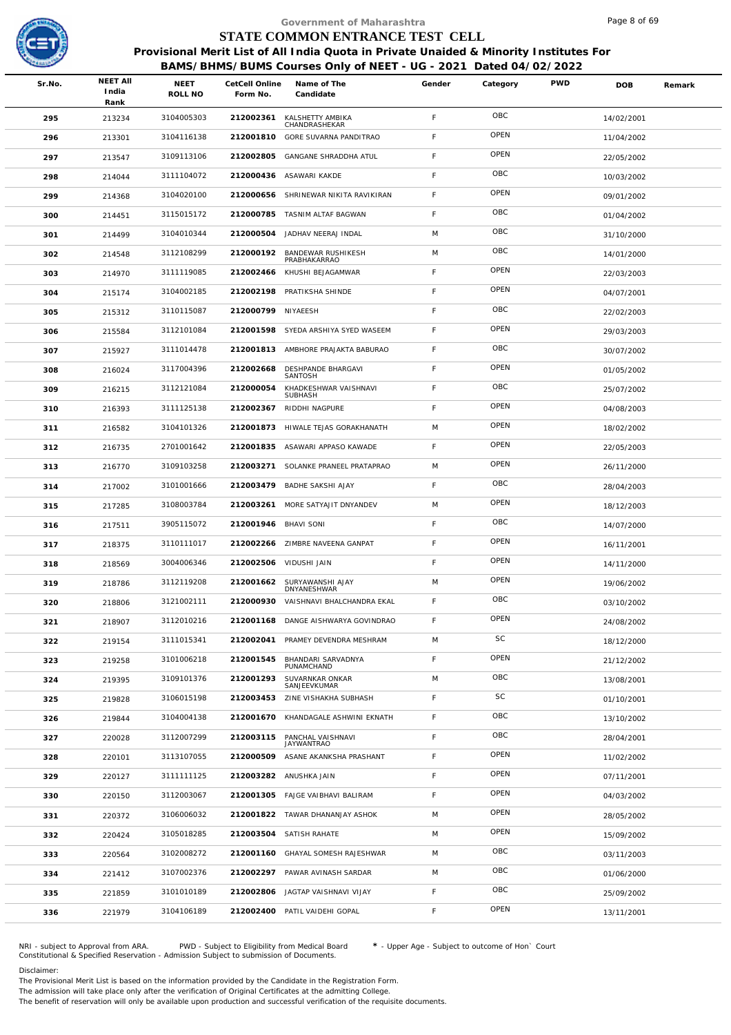Government of Maharashtra

# STATE COMMON ENTRANCE TEST CELL

**Provisional Merit List of All India Quota in Private Unaided & Minority Institutes For BAMS/BHMS/BUMS Courses Only of NEET - UG - 2021 Dated 04/02/2022**

| Sr.No. | NEET All India Rank | NEET ROLL NO | CetCell Online Form No. | Name of The Candidate | Gender | Category | PWD | DOB | Remark |
|---|---|---|---|---|---|---|---|---|---|
| 295 | 213234 | 3104005303 | 212002361 | KALSHETTY AMBIKA CHANDRASHEKAR | F | OBC | | 14/02/2001 | |
| 296 | 213301 | 3104116138 | 212001810 | GORE SUVARNA PANDITRAO | F | OPEN | | 11/04/2002 | |
| 297 | 213547 | 3109113106 | 212002805 | GANGANE SHRADDHA ATUL | F | OPEN | | 22/05/2002 | |
| 298 | 214044 | 3111104072 | 212000436 | ASAWARI KAKDE | F | OBC | | 10/03/2002 | |
| 299 | 214368 | 3104020100 | 212000656 | SHRINEWAR NIKITA RAVIKIRAN | F | OPEN | | 09/01/2002 | |
| 300 | 214451 | 3115015172 | 212000785 | TASNIM ALTAF BAGWAN | F | OBC | | 01/04/2002 | |
| 301 | 214499 | 3104010344 | 212000504 | JADHAV NEERAJ INDAL | M | OBC | | 31/10/2000 | |
| 302 | 214548 | 3112108299 | 212000192 | BANDEWAR RUSHIKESH PRABHAKARRAO | M | OBC | | 14/01/2000 | |
| 303 | 214970 | 3111119085 | 212002466 | KHUSHI BEJAGAMWAR | F | OPEN | | 22/03/2003 | |
| 304 | 215174 | 3104002185 | 212002198 | PRATIKSHA SHINDE | F | OPEN | | 04/07/2001 | |
| 305 | 215312 | 3110115087 | 212000799 | NIYAEESH | F | OBC | | 22/02/2003 | |
| 306 | 215584 | 3112101084 | 212001598 | SYEDA ARSHIYA SYED WASEEM | F | OPEN | | 29/03/2003 | |
| 307 | 215927 | 3111014478 | 212001813 | AMBHORE PRAJAKTA BABURAO | F | OBC | | 30/07/2002 | |
| 308 | 216024 | 3117004396 | 212002668 | DESHPANDE BHARGAVI SANTOSH | F | OPEN | | 01/05/2002 | |
| 309 | 216215 | 3112121084 | 212000054 | KHADKESHWAR VAISHNAVI SUBHASH | F | OBC | | 25/07/2002 | |
| 310 | 216393 | 3111125138 | 212002367 | RIDDHI NAGPURE | F | OPEN | | 04/08/2003 | |
| 311 | 216582 | 3104101326 | 212001873 | HIWALE TEJAS GORAKHANATH | M | OPEN | | 18/02/2002 | |
| 312 | 216735 | 2701001642 | 212001835 | ASAWARI APPASO KAWADE | F | OPEN | | 22/05/2003 | |
| 313 | 216770 | 3109103258 | 212003271 | SOLANKE PRANEEL PRATAPRAO | M | OPEN | | 26/11/2000 | |
| 314 | 217002 | 3101001666 | 212003479 | BADHE SAKSHI AJAY | F | OBC | | 28/04/2003 | |
| 315 | 217285 | 3108003784 | 212003261 | MORE SATYAJIT DNYANDEV | M | OPEN | | 18/12/2003 | |
| 316 | 217511 | 3905115072 | 212001946 | BHAVI SONI | F | OBC | | 14/07/2000 | |
| 317 | 218375 | 3110111017 | 212002266 | ZIMBRE NAVEENA GANPAT | F | OPEN | | 16/11/2001 | |
| 318 | 218569 | 3004006346 | 212002506 | VIDUSHI JAIN | F | OPEN | | 14/11/2000 | |
| 319 | 218786 | 3112119208 | 212001662 | SURYAWANSHI AJAY DNYANESHWAR | M | OPEN | | 19/06/2002 | |
| 320 | 218806 | 3121002111 | 212000930 | VAISHNAVI BHALCHANDRA EKAL | F | OBC | | 03/10/2002 | |
| 321 | 218907 | 3112010216 | 212001168 | DANGE AISHWARYA GOVINDRAO | F | OPEN | | 24/08/2002 | |
| 322 | 219154 | 3111015341 | 212002041 | PRAMEY DEVENDRA MESHRAM | M | SC | | 18/12/2000 | |
| 323 | 219258 | 3101006218 | 212001545 | BHANDARI SARVADNYA PUNAMCHAND | F | OPEN | | 21/12/2002 | |
| 324 | 219395 | 3109101376 | 212001293 | SUVARNKAR ONKAR SANJEEVKUMAR | M | OBC | | 13/08/2001 | |
| 325 | 219828 | 3106015198 | 212003453 | ZINE VISHAKHA SUBHASH | F | SC | | 01/10/2001 | |
| 326 | 219844 | 3104004138 | 212001670 | KHANDAGALE ASHWINI EKNATH | F | OBC | | 13/10/2002 | |
| 327 | 220028 | 3112007299 | 212003115 | PANCHAL VAISHNAVI JAYWANTRAO | F | OBC | | 28/04/2001 | |
| 328 | 220101 | 3113107055 | 212000509 | ASANE AKANKSHA PRASHANT | F | OPEN | | 11/02/2002 | |
| 329 | 220127 | 3111111125 | 212003282 | ANUSHKA JAIN | F | OPEN | | 07/11/2001 | |
| 330 | 220150 | 3112003067 | 212001305 | FAJGE VAIBHAVI BALIRAM | F | OPEN | | 04/03/2002 | |
| 331 | 220372 | 3106006032 | 212001822 | TAWAR DHANANJAY ASHOK | M | OPEN | | 28/05/2002 | |
| 332 | 220424 | 3105018285 | 212003504 | SATISH RAHATE | M | OPEN | | 15/09/2002 | |
| 333 | 220564 | 3102008272 | 212001160 | GHAYAL SOMESH RAJESHWAR | M | OBC | | 03/11/2003 | |
| 334 | 221412 | 3107002376 | 212002297 | PAWAR AVINASH SARDAR | M | OBC | | 01/06/2000 | |
| 335 | 221859 | 3101010189 | 212002806 | JAGTAP VAISHNAVI VIJAY | F | OBC | | 25/09/2002 | |
| 336 | 221979 | 3104106189 | 212002400 | PATIL VAIDEHI GOPAL | F | OPEN | | 13/11/2001 | |

NRI - subject to Approval from ARA. PWD - Subject to Eligibility from Medical Board * - Upper Age - Subject to outcome of Hon` Court
Constitutional & Specified Reservation - Admission Subject to submission of Documents.

Disclaimer:
The Provisional Merit List is based on the information provided by the Candidate in the Registration Form.
The admission will take place only after the verification of Original Certificates at the admitting College.
The benefit of reservation will only be available upon production and successful verification of the requisite documents.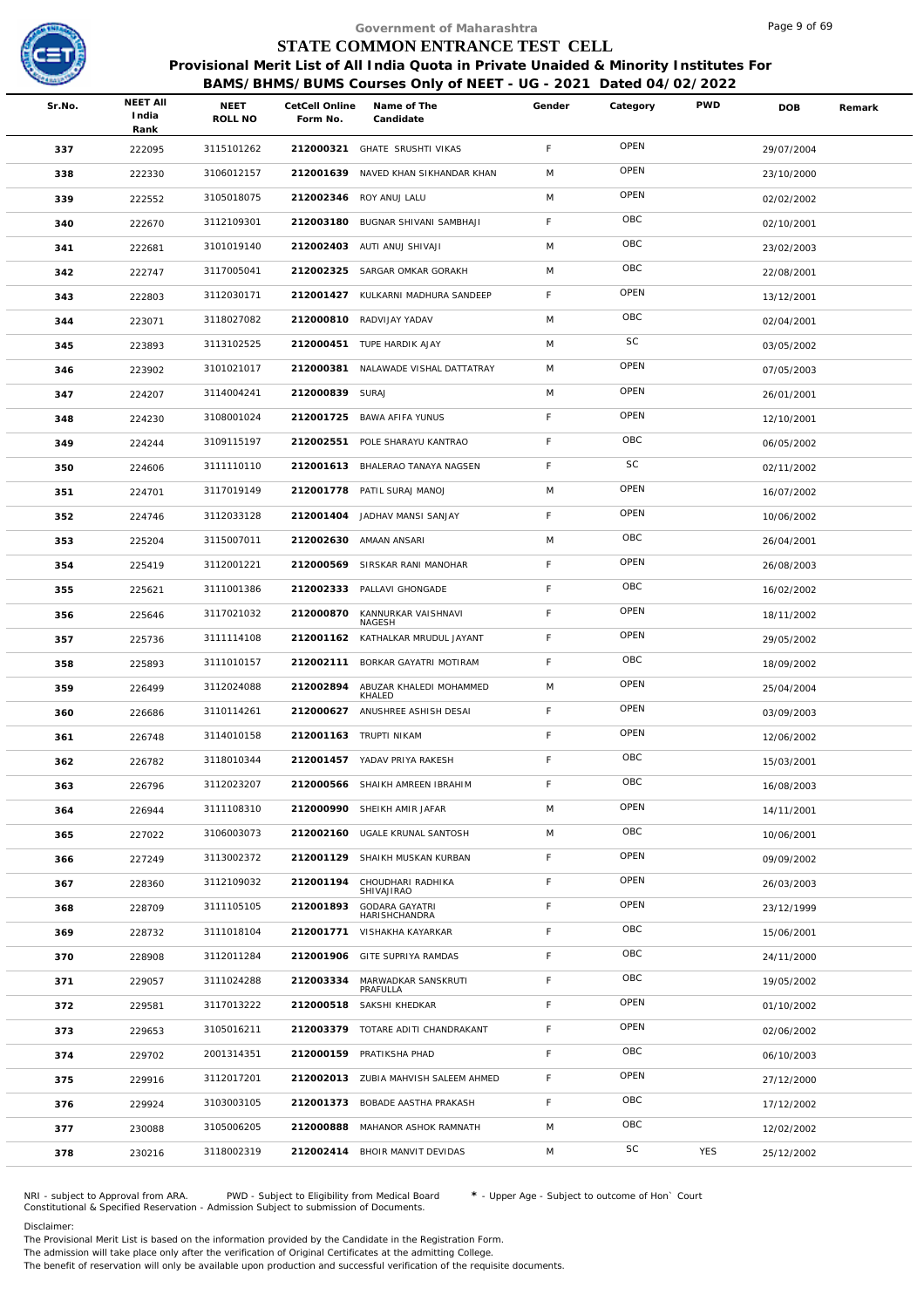# Government of Maharashtra
## STATE COMMON ENTRANCE TEST CELL
### Provisional Merit List of All India Quota in Private Unaided & Minority Institutes For BAMS/BHMS/BUMS Courses Only of NEET - UG - 2021 Dated 04/02/2022

| Sr.No. | NEET All India Rank | NEET ROLL NO | CetCell Online Form No. | Name of The Candidate | Gender | Category | PWD | DOB | Remark |
|---|---|---|---|---|---|---|---|---|---|
| 337 | 222095 | 3115101262 | 212000321 | GHATE SRUSHTI VIKAS | F | OPEN | | 29/07/2004 | |
| 338 | 222330 | 3106012157 | 212001639 | NAVED KHAN SIKHANDAR KHAN | M | OPEN | | 23/10/2000 | |
| 339 | 222552 | 3105018075 | 212002346 | ROY ANUJ LALU | M | OPEN | | 02/02/2002 | |
| 340 | 222670 | 3112109301 | 212003180 | BUGNAR SHIVANI SAMBHAJI | F | OBC | | 02/10/2001 | |
| 341 | 222681 | 3101019140 | 212002403 | AUTI ANUJ SHIVAJI | M | OBC | | 23/02/2003 | |
| 342 | 222747 | 3117005041 | 212002325 | SARGAR OMKAR GORAKH | M | OBC | | 22/08/2001 | |
| 343 | 222803 | 3112030171 | 212001427 | KULKARNI MADHURA SANDEEP | F | OPEN | | 13/12/2001 | |
| 344 | 223071 | 3118027082 | 212000810 | RADVIJAY YADAV | M | OBC | | 02/04/2001 | |
| 345 | 223893 | 3113102525 | 212000451 | TUPE HARDIK AJAY | M | SC | | 03/05/2002 | |
| 346 | 223902 | 3101021017 | 212000381 | NALAWADE VISHAL DATTATRAY | M | OPEN | | 07/05/2003 | |
| 347 | 224207 | 3114004241 | 212000839 | SURAJ | M | OPEN | | 26/01/2001 | |
| 348 | 224230 | 3108001024 | 212001725 | BAWA AFIFA YUNUS | F | OPEN | | 12/10/2001 | |
| 349 | 224244 | 3109115197 | 212002551 | POLE SHARAYU KANTRAO | F | OBC | | 06/05/2002 | |
| 350 | 224606 | 3111110110 | 212001613 | BHALERAO TANAYA NAGSEN | F | SC | | 02/11/2002 | |
| 351 | 224701 | 3117019149 | 212001778 | PATIL SURAJ MANOJ | M | OPEN | | 16/07/2002 | |
| 352 | 224746 | 3112033128 | 212001404 | JADHAV MANSI SANJAY | F | OPEN | | 10/06/2002 | |
| 353 | 225204 | 3115007011 | 212002630 | AMAAN ANSARI | M | OBC | | 26/04/2001 | |
| 354 | 225419 | 3112001221 | 212000569 | SIRSKAR RANI MANOHAR | F | OPEN | | 26/08/2003 | |
| 355 | 225621 | 3111001386 | 212002333 | PALLAVI GHONGADE | F | OBC | | 16/02/2002 | |
| 356 | 225646 | 3117021032 | 212000870 | KANNURKAR VAISHNAVI NAGESH | F | OPEN | | 18/11/2002 | |
| 357 | 225736 | 3111114108 | 212001162 | KATHALKAR MRUDUL JAYANT | F | OPEN | | 29/05/2002 | |
| 358 | 225893 | 3111010157 | 212002111 | BORKAR GAYATRI MOTIRAM | F | OBC | | 18/09/2002 | |
| 359 | 226499 | 3112024088 | 212002894 | ABUZAR KHALEDI MOHAMMED KHALED | M | OPEN | | 25/04/2004 | |
| 360 | 226686 | 3110114261 | 212000627 | ANUSHREE ASHISH DESAI | F | OPEN | | 03/09/2003 | |
| 361 | 226748 | 3114010158 | 212001163 | TRUPTI NIKAM | F | OPEN | | 12/06/2002 | |
| 362 | 226782 | 3118010344 | 212001457 | YADAV PRIYA RAKESH | F | OBC | | 15/03/2001 | |
| 363 | 226796 | 3112023207 | 212000566 | SHAIKH AMREEN IBRAHIM | F | OBC | | 16/08/2003 | |
| 364 | 226944 | 3111108310 | 212000990 | SHEIKH AMIR JAFAR | M | OPEN | | 14/11/2001 | |
| 365 | 227022 | 3106003073 | 212002160 | UGALE KRUNAL SANTOSH | M | OBC | | 10/06/2001 | |
| 366 | 227249 | 3113002372 | 212001129 | SHAIKH MUSKAN KURBAN | F | OPEN | | 09/09/2002 | |
| 367 | 228360 | 3112109032 | 212001194 | CHOUDHARI RADHIKA SHIVAJIRAO | F | OPEN | | 26/03/2003 | |
| 368 | 228709 | 3111105105 | 212001893 | GODARA GAYATRI HARISHCHANDRA | F | OPEN | | 23/12/1999 | |
| 369 | 228732 | 3111018104 | 212001771 | VISHAKHA KAYARKAR | F | OBC | | 15/06/2001 | |
| 370 | 228908 | 3112011284 | 212001906 | GITE SUPRIYA RAMDAS | F | OBC | | 24/11/2000 | |
| 371 | 229057 | 3111024288 | 212003334 | MARWADKAR SANSKRUTI PRAFULLA | F | OBC | | 19/05/2002 | |
| 372 | 229581 | 3117013222 | 212000518 | SAKSHI KHEDKAR | F | OPEN | | 01/10/2002 | |
| 373 | 229653 | 3105016211 | 212003379 | TOTARE ADITI CHANDRAKANT | F | OPEN | | 02/06/2002 | |
| 374 | 229702 | 2001314351 | 212000159 | PRATIKSHA PHAD | F | OBC | | 06/10/2003 | |
| 375 | 229916 | 3112017201 | 212002013 | ZUBIA MAHVISH SALEEM AHMED | F | OPEN | | 27/12/2000 | |
| 376 | 229924 | 3103003105 | 212001373 | BOBADE AASTHA PRAKASH | F | OBC | | 17/12/2002 | |
| 377 | 230088 | 3105006205 | 212000888 | MAHANOR ASHOK RAMNATH | M | OBC | | 12/02/2002 | |
| 378 | 230216 | 3118002319 | 212002414 | BHOIR MANVIT DEVIDAS | M | SC | YES | 25/12/2002 | |

NRI - subject to Approval from ARA. PWD - Subject to Eligibility from Medical Board * - Upper Age - Subject to outcome of Hon` Court
Constitutional & Specified Reservation - Admission Subject to submission of Documents.

Disclaimer:
The Provisional Merit List is based on the information provided by the Candidate in the Registration Form.
The admission will take place only after the verification of Original Certificates at the admitting College.
The benefit of reservation will only be available upon production and successful verification of the requisite documents.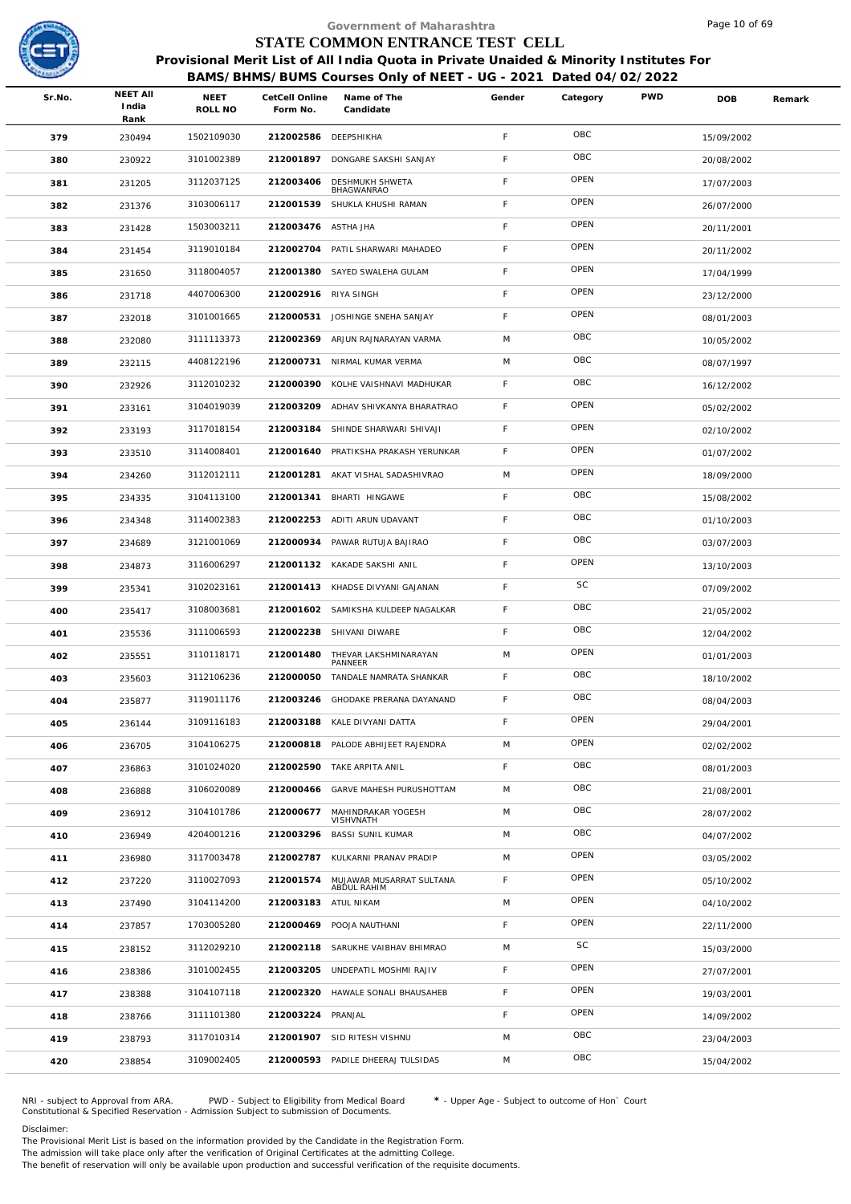Government of Maharashtra

# STATE COMMON ENTRANCE TEST CELL

**Provisional Merit List of All India Quota in Private Unaided & Minority Institutes For BAMS/BHMS/BUMS Courses Only of NEET - UG - 2021 Dated 04/02/2022**

| Sr.No. | NEET All India Rank | NEET ROLL NO | CetCell Online Form No. | Name of The Candidate | Gender | Category | PWD | DOB | Remark |
|---|---|---|---|---|---|---|---|---|---|
| 379 | 230494 | 1502109030 | 212002586 | DEEPSHIKHA | F | OBC | | 15/09/2002 | |
| 380 | 230922 | 3101002389 | 212001897 | DONGARE SAKSHI SANJAY | F | OBC | | 20/08/2002 | |
| 381 | 231205 | 3112037125 | 212003406 | DESHMUKH SHWETA BHAGWANRAO | F | OPEN | | 17/07/2003 | |
| 382 | 231376 | 3103006117 | 212001539 | SHUKLA KHUSHI RAMAN | F | OPEN | | 26/07/2000 | |
| 383 | 231428 | 1503003211 | 212003476 | ASTHA JHA | F | OPEN | | 20/11/2001 | |
| 384 | 231454 | 3119010184 | 212002704 | PATIL SHARWARI MAHADEO | F | OPEN | | 20/11/2002 | |
| 385 | 231650 | 3118004057 | 212001380 | SAYED SWALEHA GULAM | F | OPEN | | 17/04/1999 | |
| 386 | 231718 | 4407006300 | 212002916 | RIYA SINGH | F | OPEN | | 23/12/2000 | |
| 387 | 232018 | 3101001665 | 212000531 | JOSHINGE SNEHA SANJAY | F | OPEN | | 08/01/2003 | |
| 388 | 232080 | 3111113373 | 212002369 | ARJUN RAJNARAYAN VARMA | M | OBC | | 10/05/2002 | |
| 389 | 232115 | 4408122196 | 212000731 | NIRMAL KUMAR VERMA | M | OBC | | 08/07/1997 | |
| 390 | 232926 | 3112010232 | 212000390 | KOLHE VAISHNAVI MADHUKAR | F | OBC | | 16/12/2002 | |
| 391 | 233161 | 3104019039 | 212003209 | ADHAV SHIVKANYA BHARATRAO | F | OPEN | | 05/02/2002 | |
| 392 | 233193 | 3117018154 | 212003184 | SHINDE SHARWARI SHIVAJI | F | OPEN | | 02/10/2002 | |
| 393 | 233510 | 3114008401 | 212001640 | PRATIKSHA PRAKASH YERUNKAR | F | OPEN | | 01/07/2002 | |
| 394 | 234260 | 3112012111 | 212001281 | AKAT VISHAL SADASHIVRAO | M | OPEN | | 18/09/2000 | |
| 395 | 234335 | 3104113100 | 212001341 | BHARTI HINGAWE | F | OBC | | 15/08/2002 | |
| 396 | 234348 | 3114002383 | 212002253 | ADITI ARUN UDAVANT | F | OBC | | 01/10/2003 | |
| 397 | 234689 | 3121001069 | 212000934 | PAWAR RUTUJA BAJIRAO | F | OBC | | 03/07/2003 | |
| 398 | 234873 | 3116006297 | 212001132 | KAKADE SAKSHI ANIL | F | OPEN | | 13/10/2003 | |
| 399 | 235341 | 3102023161 | 212001413 | KHADSE DIVYANI GAJANAN | F | SC | | 07/09/2002 | |
| 400 | 235417 | 3108003681 | 212001602 | SAMIKSHA KULDEEP NAGALKAR | F | OBC | | 21/05/2002 | |
| 401 | 235536 | 3111006593 | 212002238 | SHIVANI DIWARE | F | OBC | | 12/04/2002 | |
| 402 | 235551 | 3110118171 | 212001480 | THEVAR LAKSHMINARAYAN PANNEER | M | OPEN | | 01/01/2003 | |
| 403 | 235603 | 3112106236 | 212000050 | TANDALE NAMRATA SHANKAR | F | OBC | | 18/10/2002 | |
| 404 | 235877 | 3119011176 | 212003246 | GHODAKE PRERANA DAYANAND | F | OBC | | 08/04/2003 | |
| 405 | 236144 | 3109116183 | 212003188 | KALE DIVYANI DATTA | F | OPEN | | 29/04/2001 | |
| 406 | 236705 | 3104106275 | 212000818 | PALODE ABHIJEET RAJENDRA | M | OPEN | | 02/02/2002 | |
| 407 | 236863 | 3101024020 | 212002590 | TAKE ARPITA ANIL | F | OBC | | 08/01/2003 | |
| 408 | 236888 | 3106020089 | 212000466 | GARVE MAHESH PURUSHOTTAM | M | OBC | | 21/08/2001 | |
| 409 | 236912 | 3104101786 | 212000677 | MAHINDRAKAR YOGESH VISHVNATH | M | OBC | | 28/07/2002 | |
| 410 | 236949 | 4204001216 | 212003296 | BASSI SUNIL KUMAR | M | OBC | | 04/07/2002 | |
| 411 | 236980 | 3117003478 | 212002787 | KULKARNI PRANAV PRADIP | M | OPEN | | 03/05/2002 | |
| 412 | 237220 | 3110027093 | 212001574 | MUJAWAR MUSARRAT SULTANA ABDUL RAHIM | F | OPEN | | 05/10/2002 | |
| 413 | 237490 | 3104114200 | 212003183 | ATUL NIKAM | M | OPEN | | 04/10/2002 | |
| 414 | 237857 | 1703005280 | 212000469 | POOJA NAUTHANI | F | OPEN | | 22/11/2000 | |
| 415 | 238152 | 3112029210 | 212002118 | SARUKHE VAIBHAV BHIMRAO | M | SC | | 15/03/2000 | |
| 416 | 238386 | 3101002455 | 212003205 | UNDEPATIL MOSHMI RAJIV | F | OPEN | | 27/07/2001 | |
| 417 | 238388 | 3104107118 | 212002320 | HAWALE SONALI BHAUSAHEB | F | OPEN | | 19/03/2001 | |
| 418 | 238766 | 3111101380 | 212003224 | PRANJAL | F | OPEN | | 14/09/2002 | |
| 419 | 238793 | 3117010314 | 212001907 | SID RITESH VISHNU | M | OBC | | 23/04/2003 | |
| 420 | 238854 | 3109002405 | 212000593 | PADILE DHEERAJ TULSIDAS | M | OBC | | 15/04/2002 | |

NRI - subject to Approval from ARA. PWD - Subject to Eligibility from Medical Board * - Upper Age - Subject to outcome of Hon` Court
Constitutional & Specified Reservation - Admission Subject to submission of Documents.

Disclaimer:
The Provisional Merit List is based on the information provided by the Candidate in the Registration Form.
The admission will take place only after the verification of Original Certificates at the admitting College.
The benefit of reservation will only be available upon production and successful verification of the requisite documents.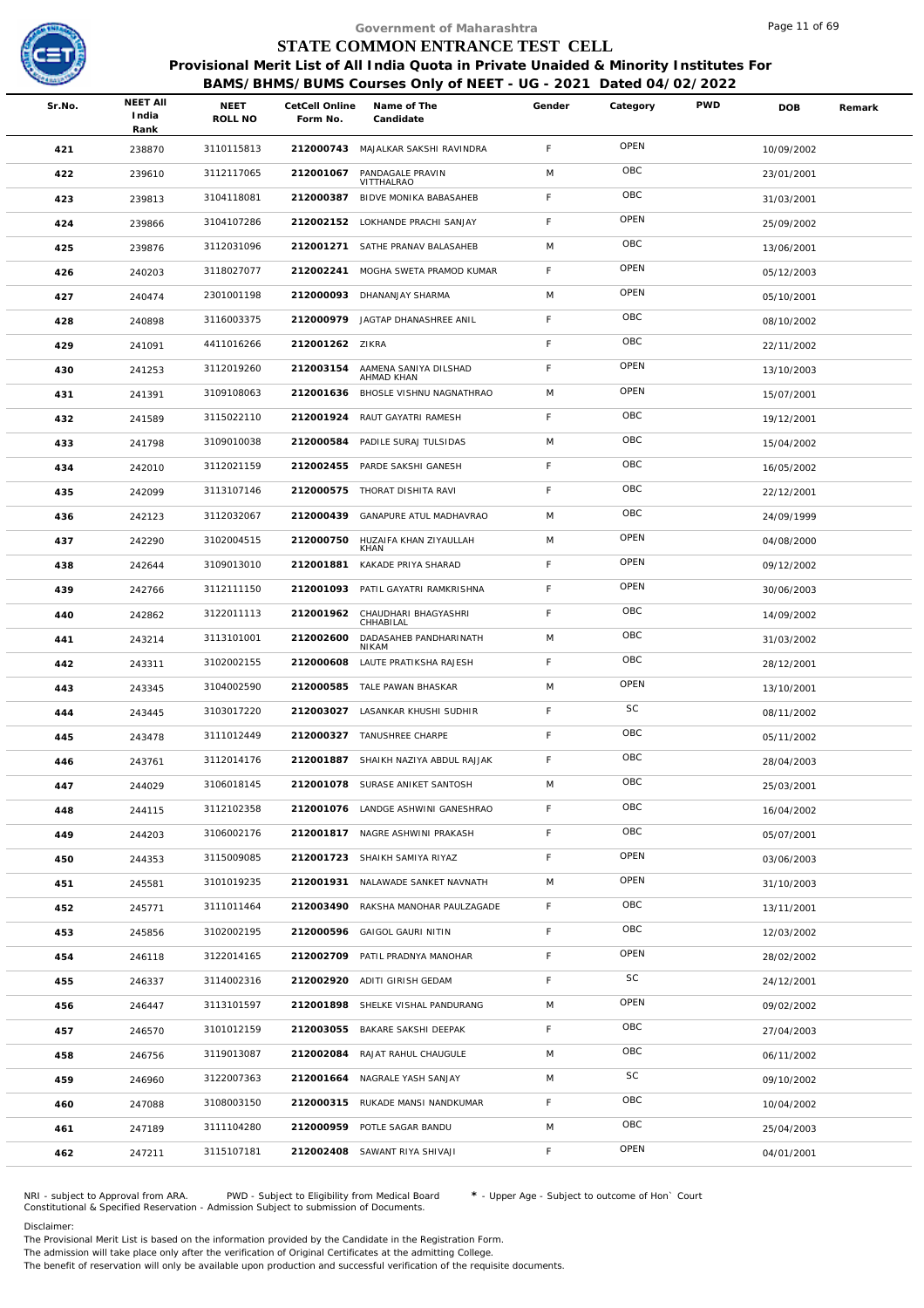Government of Maharashtra

# STATE COMMON ENTRANCE TEST CELL

## Provisional Merit List of All India Quota in Private Unaided & Minority Institutes For BAMS/BHMS/BUMS Courses Only of NEET - UG - 2021 Dated 04/02/2022

| Sr.No. | NEET All India Rank | NEET ROLL NO | CetCell Online Form No. | Name of The Candidate | Gender | Category | PWD | DOB | Remark |
|---|---|---|---|---|---|---|---|---|---|
| 421 | 238870 | 3110115813 | 212000743 | MAJALKAR SAKSHI RAVINDRA | F | OPEN | | 10/09/2002 | |
| 422 | 239610 | 3112117065 | 212001067 | PANDAGALE PRAVIN VITTHALRAO | M | OBC | | 23/01/2001 | |
| 423 | 239813 | 3104118081 | 212000387 | BIDVE MONIKA BABASAHEB | F | OBC | | 31/03/2001 | |
| 424 | 239866 | 3104107286 | 212002152 | LOKHANDE PRACHI SANJAY | F | OPEN | | 25/09/2002 | |
| 425 | 239876 | 3112031096 | 212001271 | SATHE PRANAV BALASAHEB | M | OBC | | 13/06/2001 | |
| 426 | 240203 | 3118027077 | 212002241 | MOGHA SWETA PRAMOD KUMAR | F | OPEN | | 05/12/2003 | |
| 427 | 240474 | 2301001198 | 212000093 | DHANANJAY SHARMA | M | OPEN | | 05/10/2001 | |
| 428 | 240898 | 3116003375 | 212000979 | JAGTAP DHANASHREE ANIL | F | OBC | | 08/10/2002 | |
| 429 | 241091 | 4411016266 | 212001262 | ZIKRA | F | OBC | | 22/11/2002 | |
| 430 | 241253 | 3112019260 | 212003154 | AAMENA SANIYA DILSHAD AHMAD KHAN | F | OPEN | | 13/10/2003 | |
| 431 | 241391 | 3109108063 | 212001636 | BHOSLE VISHNU NAGNATHRAO | M | OPEN | | 15/07/2001 | |
| 432 | 241589 | 3115022110 | 212001924 | RAUT GAYATRI RAMESH | F | OBC | | 19/12/2001 | |
| 433 | 241798 | 3109010038 | 212000584 | PADILE SURAJ TULSIDAS | M | OBC | | 15/04/2002 | |
| 434 | 242010 | 3112021159 | 212002455 | PARDE SAKSHI GANESH | F | OBC | | 16/05/2002 | |
| 435 | 242099 | 3113107146 | 212000575 | THORAT DISHITA RAVI | F | OBC | | 22/12/2001 | |
| 436 | 242123 | 3112032067 | 212000439 | GANAPURE ATUL MADHAVRAO | M | OBC | | 24/09/1999 | |
| 437 | 242290 | 3102004515 | 212000750 | HUZAIFA KHAN ZIYAULLAH KHAN | M | OPEN | | 04/08/2000 | |
| 438 | 242644 | 3109013010 | 212001881 | KAKADE PRIYA SHARAD | F | OPEN | | 09/12/2002 | |
| 439 | 242766 | 3112111150 | 212001093 | PATIL GAYATRI RAMKRISHNA | F | OPEN | | 30/06/2003 | |
| 440 | 242862 | 3122011113 | 212001962 | CHAUDHARI BHAGYASHRI CHHABILAL | F | OBC | | 14/09/2002 | |
| 441 | 243214 | 3113101001 | 212002600 | DADASAHEB PANDHARINATH NIKAM | M | OBC | | 31/03/2002 | |
| 442 | 243311 | 3102002155 | 212000608 | LAUTE PRATIKSHA RAJESH | F | OBC | | 28/12/2001 | |
| 443 | 243345 | 3104002590 | 212000585 | TALE PAWAN BHASKAR | M | OPEN | | 13/10/2001 | |
| 444 | 243445 | 3103017220 | 212003027 | LASANKAR KHUSHI SUDHIR | F | SC | | 08/11/2002 | |
| 445 | 243478 | 3111012449 | 212000327 | TANUSHREE CHARPE | F | OBC | | 05/11/2002 | |
| 446 | 243761 | 3112014176 | 212001887 | SHAIKH NAZIYA ABDUL RAJJAK | F | OBC | | 28/04/2003 | |
| 447 | 244029 | 3106018145 | 212001078 | SURASE ANIKET SANTOSH | M | OBC | | 25/03/2001 | |
| 448 | 244115 | 3112102358 | 212001076 | LANDGE ASHWINI GANESHRAO | F | OBC | | 16/04/2002 | |
| 449 | 244203 | 3106002176 | 212001817 | NAGRE ASHWINI PRAKASH | F | OBC | | 05/07/2001 | |
| 450 | 244353 | 3115009085 | 212001723 | SHAIKH SAMIYA RIYAZ | F | OPEN | | 03/06/2003 | |
| 451 | 245581 | 3101019235 | 212001931 | NALAWADE SANKET NAVNATH | M | OPEN | | 31/10/2003 | |
| 452 | 245771 | 3111011464 | 212003490 | RAKSHA MANOHAR PAULZAGADE | F | OBC | | 13/11/2001 | |
| 453 | 245856 | 3102002195 | 212000596 | GAIGOL GAURI NITIN | F | OBC | | 12/03/2002 | |
| 454 | 246118 | 3122014165 | 212002709 | PATIL PRADNYA MANOHAR | F | OPEN | | 28/02/2002 | |
| 455 | 246337 | 3114002316 | 212002920 | ADITI GIRISH GEDAM | F | SC | | 24/12/2001 | |
| 456 | 246447 | 3113101597 | 212001898 | SHELKE VISHAL PANDURANG | M | OPEN | | 09/02/2002 | |
| 457 | 246570 | 3101012159 | 212003055 | BAKARE SAKSHI DEEPAK | F | OBC | | 27/04/2003 | |
| 458 | 246756 | 3119013087 | 212002084 | RAJAT RAHUL CHAUGULE | M | OBC | | 06/11/2002 | |
| 459 | 246960 | 3122007363 | 212001664 | NAGRALE YASH SANJAY | M | SC | | 09/10/2002 | |
| 460 | 247088 | 3108003150 | 212000315 | RUKADE MANSI NANDKUMAR | F | OBC | | 10/04/2002 | |
| 461 | 247189 | 3111104280 | 212000959 | POTLE SAGAR BANDU | M | OBC | | 25/04/2003 | |
| 462 | 247211 | 3115107181 | 212002408 | SAWANT RIYA SHIVAJI | F | OPEN | | 04/01/2001 | |

NRI - subject to Approval from ARA. PWD - Subject to Eligibility from Medical Board * - Upper Age - Subject to outcome of Hon` Court
Constitutional & Specified Reservation - Admission Subject to submission of Documents.

Disclaimer:
The Provisional Merit List is based on the information provided by the Candidate in the Registration Form.
The admission will take place only after the verification of Original Certificates at the admitting College.
The benefit of reservation will only be available upon production and successful verification of the requisite documents.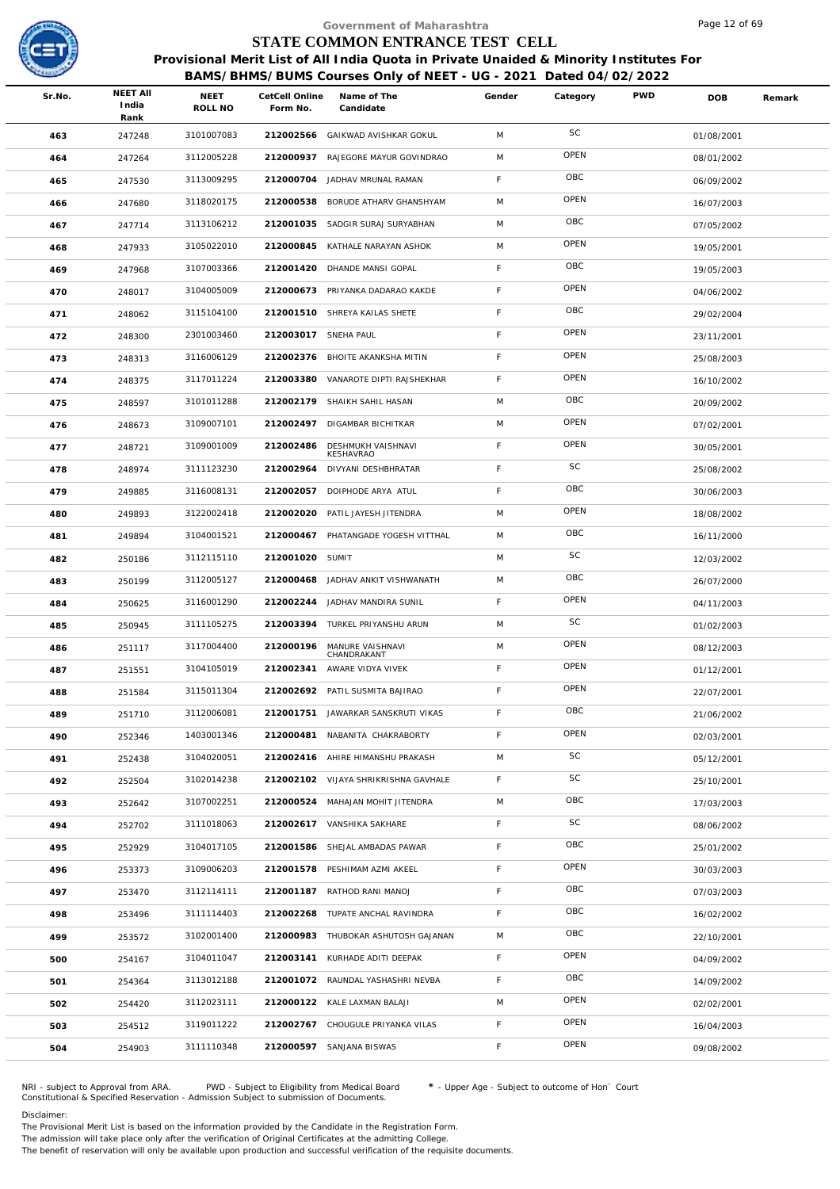Government of Maharashtra

# STATE COMMON ENTRANCE TEST CELL

## Provisional Merit List of All India Quota in Private Unaided & Minority Institutes For BAMS/BHMS/BUMS Courses Only of NEET - UG - 2021 Dated 04/02/2022

| Sr.No. | NEET All India Rank | NEET ROLL NO | CetCell Online Form No. | Name of The Candidate | Gender | Category | PWD | DOB | Remark |
|---|---|---|---|---|---|---|---|---|---|
| 463 | 247248 | 3101007083 | 212002566 | GAIKWAD AVISHKAR GOKUL | M | SC | | 01/08/2001 | |
| 464 | 247264 | 3112005228 | 212000937 | RAJEGORE MAYUR GOVINDRAO | M | OPEN | | 08/01/2002 | |
| 465 | 247530 | 3113009295 | 212000704 | JADHAV MRUNAL RAMAN | F | OBC | | 06/09/2002 | |
| 466 | 247680 | 3118020175 | 212000538 | BORUDE ATHARV GHANSHYAM | M | OPEN | | 16/07/2003 | |
| 467 | 247714 | 3113106212 | 212001035 | SADGIR SURAJ SURYABHAN | M | OBC | | 07/05/2002 | |
| 468 | 247933 | 3105022010 | 212000845 | KATHALE NARAYAN ASHOK | M | OPEN | | 19/05/2001 | |
| 469 | 247968 | 3107003366 | 212001420 | DHANDE MANSI GOPAL | F | OBC | | 19/05/2003 | |
| 470 | 248017 | 3104005009 | 212000673 | PRIYANKA DADARAO KAKDE | F | OPEN | | 04/06/2002 | |
| 471 | 248062 | 3115104100 | 212001510 | SHREYA KAILAS SHETE | F | OBC | | 29/02/2004 | |
| 472 | 248300 | 2301003460 | 212003017 | SNEHA PAUL | F | OPEN | | 23/11/2001 | |
| 473 | 248313 | 3116006129 | 212002376 | BHOITE AKANKSHA MITIN | F | OPEN | | 25/08/2003 | |
| 474 | 248375 | 3117011224 | 212003380 | VANAROTE DIPTI RAJSHEKHAR | F | OPEN | | 16/10/2002 | |
| 475 | 248597 | 3101011288 | 212002179 | SHAIKH SAHIL HASAN | M | OBC | | 20/09/2002 | |
| 476 | 248673 | 3109007101 | 212002497 | DIGAMBAR BICHITKAR | M | OPEN | | 07/02/2001 | |
| 477 | 248721 | 3109001009 | 212002486 | DESHMUKH VAISHNAVI KESHAVRAO | F | OPEN | | 30/05/2001 | |
| 478 | 248974 | 3111123230 | 212002964 | DIVYANI DESHBHRATAR | F | SC | | 25/08/2002 | |
| 479 | 249885 | 3116008131 | 212002057 | DOIPHODE ARYA ATUL | F | OBC | | 30/06/2003 | |
| 480 | 249893 | 3122002418 | 212002020 | PATIL JAYESH JITENDRA | M | OPEN | | 18/08/2002 | |
| 481 | 249894 | 3104001521 | 212000467 | PHATANGADE YOGESH VITTHAL | M | OBC | | 16/11/2000 | |
| 482 | 250186 | 3112115110 | 212001020 | SUMIT | M | SC | | 12/03/2002 | |
| 483 | 250199 | 3112005127 | 212000468 | JADHAV ANKIT VISHWANATH | M | OBC | | 26/07/2000 | |
| 484 | 250625 | 3116001290 | 212002244 | JADHAV MANDIRA SUNIL | F | OPEN | | 04/11/2003 | |
| 485 | 250945 | 3111105275 | 212003394 | TURKEL PRIYANSHU ARUN | M | SC | | 01/02/2003 | |
| 486 | 251117 | 3117004400 | 212000196 | MANURE VAISHNAVI CHANDRAKANT | M | OPEN | | 08/12/2003 | |
| 487 | 251551 | 3104105019 | 212002341 | AWARE VIDYA VIVEK | F | OPEN | | 01/12/2001 | |
| 488 | 251584 | 3115011304 | 212002692 | PATIL SUSMITA BAJIRAO | F | OPEN | | 22/07/2001 | |
| 489 | 251710 | 3112006081 | 212001751 | JAWARKAR SANSKRUTI VIKAS | F | OBC | | 21/06/2002 | |
| 490 | 252346 | 1403001346 | 212000481 | NABANITA CHAKRABORTY | F | OPEN | | 02/03/2001 | |
| 491 | 252438 | 3104020051 | 212002416 | AHIRE HIMANSHU PRAKASH | M | SC | | 05/12/2001 | |
| 492 | 252504 | 3102014238 | 212002102 | VIJAYA SHRIKRISHNA GAVHALE | F | SC | | 25/10/2001 | |
| 493 | 252642 | 3107002251 | 212000524 | MAHAJAN MOHIT JITENDRA | M | OBC | | 17/03/2003 | |
| 494 | 252702 | 3111018063 | 212002617 | VANSHIKA SAKHARE | F | SC | | 08/06/2002 | |
| 495 | 252929 | 3104017105 | 212001586 | SHEJAL AMBADAS PAWAR | F | OBC | | 25/01/2002 | |
| 496 | 253373 | 3109006203 | 212001578 | PESHIMAM AZMI AKEEL | F | OPEN | | 30/03/2003 | |
| 497 | 253470 | 3112114111 | 212001187 | RATHOD RANI MANOJ | F | OBC | | 07/03/2003 | |
| 498 | 253496 | 3111114403 | 212002268 | TUPATE ANCHAL RAVINDRA | F | OBC | | 16/02/2002 | |
| 499 | 253572 | 3102001400 | 212000983 | THUBOKAR ASHUTOSH GAJANAN | M | OBC | | 22/10/2001 | |
| 500 | 254167 | 3104011047 | 212003141 | KURHADE ADITI DEEPAK | F | OPEN | | 04/09/2002 | |
| 501 | 254364 | 3113012188 | 212001072 | RAUNDAL YASHASHRI NEVBA | F | OBC | | 14/09/2002 | |
| 502 | 254420 | 3112023111 | 212000122 | KALE LAXMAN BALAJI | M | OPEN | | 02/02/2001 | |
| 503 | 254512 | 3119011222 | 212002767 | CHOUGULE PRIYANKA VILAS | F | OPEN | | 16/04/2003 | |
| 504 | 254903 | 3111110348 | 212000597 | SANJANA BISWAS | F | OPEN | | 09/08/2002 | |

NRI - subject to Approval from ARA. PWD - Subject to Eligibility from Medical Board * - Upper Age - Subject to outcome of Hon` Court
Constitutional & Specified Reservation - Admission Subject to submission of Documents.

Disclaimer:
The Provisional Merit List is based on the information provided by the Candidate in the Registration Form.
The admission will take place only after the verification of Original Certificates at the admitting College.
The benefit of reservation will only be available upon production and successful verification of the requisite documents.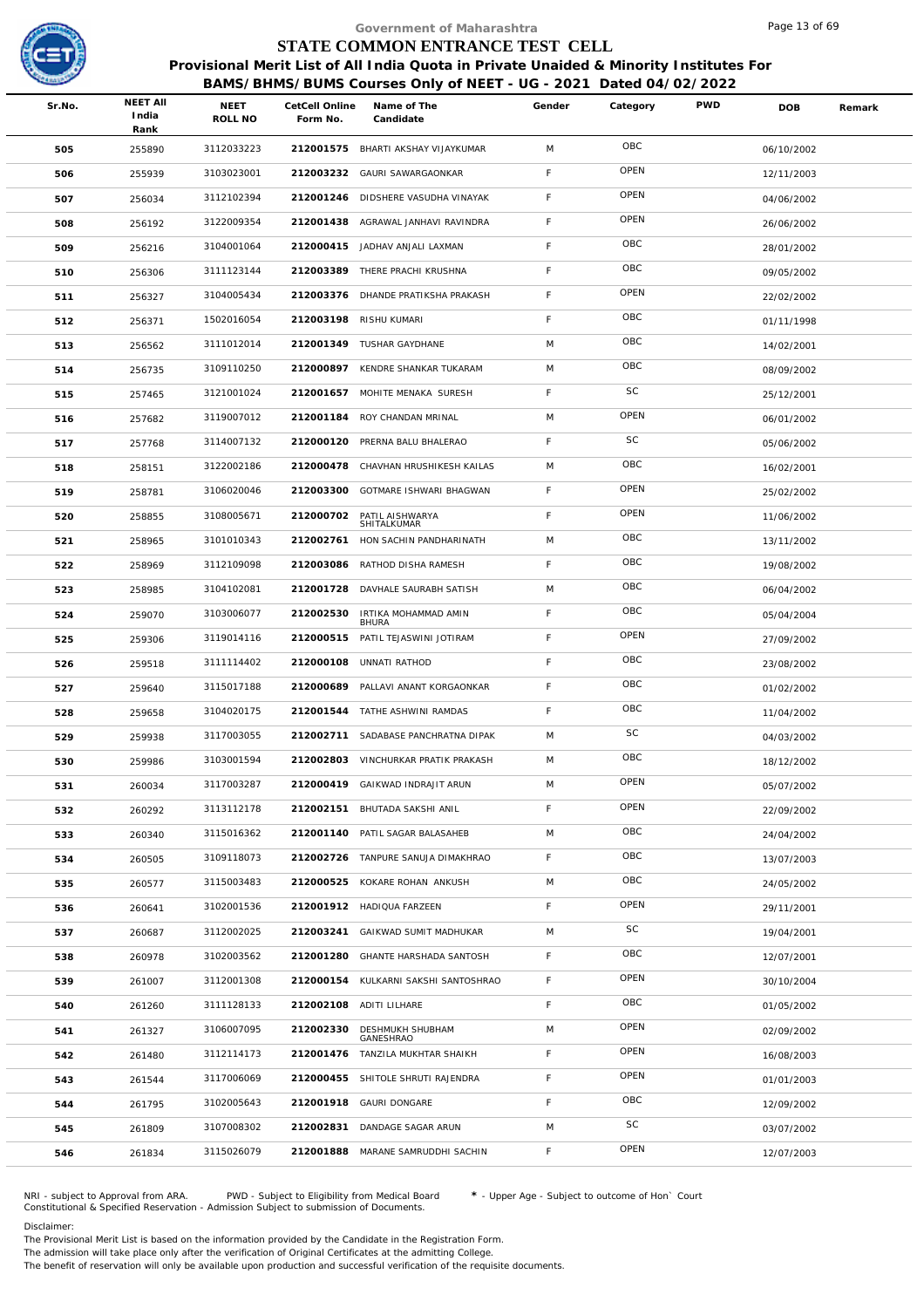# Government of Maharashtra
# STATE COMMON ENTRANCE TEST CELL

**Provisional Merit List of All India Quota in Private Unaided & Minority Institutes For BAMS/BHMS/BUMS Courses Only of NEET - UG - 2021 Dated 04/02/2022**

| Sr.No. | NEET All India Rank | NEET ROLL NO | CetCell Online Form No. | Name of The Candidate | Gender | Category | PWD | DOB | Remark |
|---|---|---|---|---|---|---|---|---|---|
| 505 | 255890 | 3112033223 | 212001575 | BHARTI AKSHAY VIJAYKUMAR | M | OBC | | 06/10/2002 | |
| 506 | 255939 | 3103023001 | 212003232 | GAURI SAWARGAONKAR | F | OPEN | | 12/11/2003 | |
| 507 | 256034 | 3112102394 | 212001246 | DIDSHERE VASUDHA VINAYAK | F | OPEN | | 04/06/2002 | |
| 508 | 256192 | 3122009354 | 212001438 | AGRAWAL JANHAVI RAVINDRA | F | OPEN | | 26/06/2002 | |
| 509 | 256216 | 3104001064 | 212000415 | JADHAV ANJALI LAXMAN | F | OBC | | 28/01/2002 | |
| 510 | 256306 | 3111123144 | 212003389 | THERE PRACHI KRUSHNA | F | OBC | | 09/05/2002 | |
| 511 | 256327 | 3104005434 | 212003376 | DHANDE PRATIKSHA PRAKASH | F | OPEN | | 22/02/2002 | |
| 512 | 256371 | 1502016054 | 212003198 | RISHU KUMARI | F | OBC | | 01/11/1998 | |
| 513 | 256562 | 3111012014 | 212001349 | TUSHAR GAYDHANE | M | OBC | | 14/02/2001 | |
| 514 | 256735 | 3109110250 | 212000897 | KENDRE SHANKAR TUKARAM | M | OBC | | 08/09/2002 | |
| 515 | 257465 | 3121001024 | 212001657 | MOHITE MENAKA SURESH | F | SC | | 25/12/2001 | |
| 516 | 257682 | 3119007012 | 212001184 | ROY CHANDAN MRINAL | M | OPEN | | 06/01/2002 | |
| 517 | 257768 | 3114007132 | 212000120 | PRERNA BALU BHALERAO | F | SC | | 05/06/2002 | |
| 518 | 258151 | 3122002186 | 212000478 | CHAVHAN HRUSHIKESH KAILAS | M | OBC | | 16/02/2001 | |
| 519 | 258781 | 3106020046 | 212003300 | GOTMARE ISHWARI BHAGWAN | F | OPEN | | 25/02/2002 | |
| 520 | 258855 | 3108005671 | 212000702 | PATIL AISHWARYA SHITALKUMAR | F | OPEN | | 11/06/2002 | |
| 521 | 258965 | 3101010343 | 212002761 | HON SACHIN PANDHARINATH | M | OBC | | 13/11/2002 | |
| 522 | 258969 | 3112109098 | 212003086 | RATHOD DISHA RAMESH | F | OBC | | 19/08/2002 | |
| 523 | 258985 | 3104102081 | 212001728 | DAVHALE SAURABH SATISH | M | OBC | | 06/04/2002 | |
| 524 | 259070 | 3103006077 | 212002530 | IRTIKA MOHAMMAD AMIN BHURA | F | OBC | | 05/04/2004 | |
| 525 | 259306 | 3119014116 | 212000515 | PATIL TEJASWINI JOTIRAM | F | OPEN | | 27/09/2002 | |
| 526 | 259518 | 3111114402 | 212000108 | UNNATI RATHOD | F | OBC | | 23/08/2002 | |
| 527 | 259640 | 3115017188 | 212000689 | PALLAVI ANANT KORGAONKAR | F | OBC | | 01/02/2002 | |
| 528 | 259658 | 3104020175 | 212001544 | TATHE ASHWINI RAMDAS | F | OBC | | 11/04/2002 | |
| 529 | 259938 | 3117003055 | 212002711 | SADABASE PANCHRATNA DIPAK | M | SC | | 04/03/2002 | |
| 530 | 259986 | 3103001594 | 212002803 | VINCHURKAR PRATIK PRAKASH | M | OBC | | 18/12/2002 | |
| 531 | 260034 | 3117003287 | 212000419 | GAIKWAD INDRAJIT ARUN | M | OPEN | | 05/07/2002 | |
| 532 | 260292 | 3113112178 | 212002151 | BHUTADA SAKSHI ANIL | F | OPEN | | 22/09/2002 | |
| 533 | 260340 | 3115016362 | 212001140 | PATIL SAGAR BALASAHEB | M | OBC | | 24/04/2002 | |
| 534 | 260505 | 3109118073 | 212002726 | TANPURE SANUJA DIMAKHRAO | F | OBC | | 13/07/2003 | |
| 535 | 260577 | 3115003483 | 212000525 | KOKARE ROHAN ANKUSH | M | OBC | | 24/05/2002 | |
| 536 | 260641 | 3102001536 | 212001912 | HADIQUA FARZEEN | F | OPEN | | 29/11/2001 | |
| 537 | 260687 | 3112002025 | 212003241 | GAIKWAD SUMIT MADHUKAR | M | SC | | 19/04/2001 | |
| 538 | 260978 | 3102003562 | 212001280 | GHANTE HARSHADA SANTOSH | F | OBC | | 12/07/2001 | |
| 539 | 261007 | 3112001308 | 212000154 | KULKARNI SAKSHI SANTOSHRAO | F | OPEN | | 30/10/2004 | |
| 540 | 261260 | 3111128133 | 212002108 | ADITI LILHARE | F | OBC | | 01/05/2002 | |
| 541 | 261327 | 3106007095 | 212002330 | DESHMUKH SHUBHAM GANESHRAO | M | OPEN | | 02/09/2002 | |
| 542 | 261480 | 3112114173 | 212001476 | TANZILA MUKHTAR SHAIKH | F | OPEN | | 16/08/2003 | |
| 543 | 261544 | 3117006069 | 212000455 | SHITOLE SHRUTI RAJENDRA | F | OPEN | | 01/01/2003 | |
| 544 | 261795 | 3102005643 | 212001918 | GAURI DONGARE | F | OBC | | 12/09/2002 | |
| 545 | 261809 | 3107008302 | 212002831 | DANDAGE SAGAR ARUN | M | SC | | 03/07/2002 | |
| 546 | 261834 | 3115026079 | 212001888 | MARANE SAMRUDDHI SACHIN | F | OPEN | | 12/07/2003 | |

NRI - subject to Approval from ARA. PWD - Subject to Eligibility from Medical Board * - Upper Age - Subject to outcome of Hon` Court
Constitutional & Specified Reservation - Admission Subject to submission of Documents.

Disclaimer:
The Provisional Merit List is based on the information provided by the Candidate in the Registration Form.
The admission will take place only after the verification of Original Certificates at the admitting College.
The benefit of reservation will only be available upon production and successful verification of the requisite documents.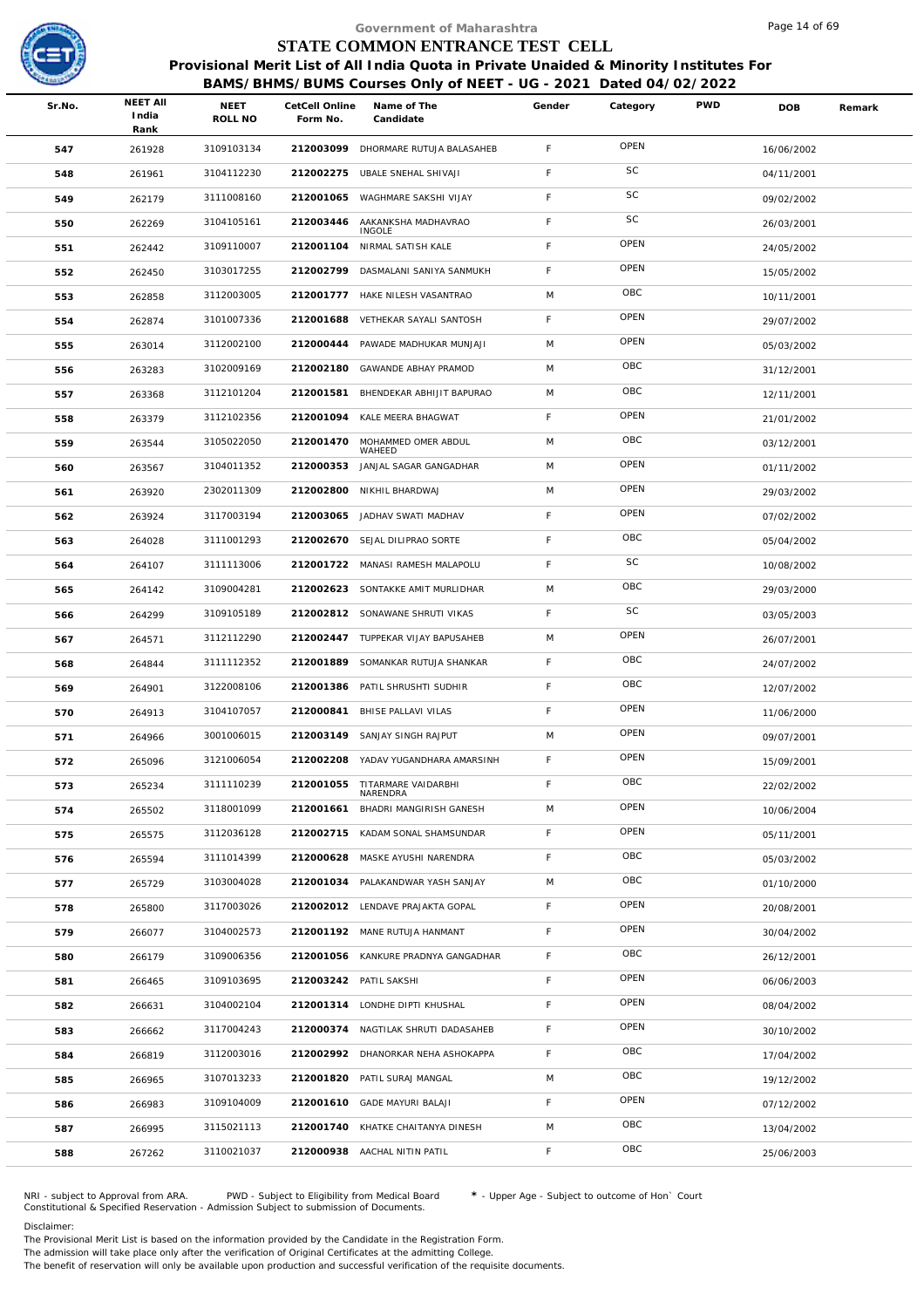# Government of Maharashtra

## STATE COMMON ENTRANCE TEST CELL

### Provisional Merit List of All India Quota in Private Unaided & Minority Institutes For BAMS/BHMS/BUMS Courses Only of NEET - UG - 2021 Dated 04/02/2022

| Sr.No. | NEET All India Rank | NEET ROLL NO | CetCell Online Form No. | Name of The Candidate | Gender | Category | PWD | DOB | Remark |
|---|---|---|---|---|---|---|---|---|---|
| 547 | 261928 | 3109103134 | 212003099 | DHORMARE RUTUJA BALASAHEB | F | OPEN | | 16/06/2002 | |
| 548 | 261961 | 3104112230 | 212002275 | UBALE SNEHAL SHIVAJI | F | SC | | 04/11/2001 | |
| 549 | 262179 | 3111008160 | 212001065 | WAGHMARE SAKSHI VIJAY | F | SC | | 09/02/2002 | |
| 550 | 262269 | 3104105161 | 212003446 | AAKANKSHA MADHAVRAO INGOLE | F | SC | | 26/03/2001 | |
| 551 | 262442 | 3109110007 | 212001104 | NIRMAL SATISH KALE | F | OPEN | | 24/05/2002 | |
| 552 | 262450 | 3103017255 | 212002799 | DASMALANI SANIYA SANMUKH | F | OPEN | | 15/05/2002 | |
| 553 | 262858 | 3112003005 | 212001777 | HAKE NILESH VASANTRAO | M | OBC | | 10/11/2001 | |
| 554 | 262874 | 3101007336 | 212001688 | VETHEKAR SAYALI SANTOSH | F | OPEN | | 29/07/2002 | |
| 555 | 263014 | 3112002100 | 212000444 | PAWADE MADHUKAR MUNJAJI | M | OPEN | | 05/03/2002 | |
| 556 | 263283 | 3102009169 | 212002180 | GAWANDE ABHAY PRAMOD | M | OBC | | 31/12/2001 | |
| 557 | 263368 | 3112101204 | 212001581 | BHENDEKAR ABHIJIT BAPURAO | M | OBC | | 12/11/2001 | |
| 558 | 263379 | 3112102356 | 212001094 | KALE MEERA BHAGWAT | F | OPEN | | 21/01/2002 | |
| 559 | 263544 | 3105022050 | 212001470 | MOHAMMED OMER ABDUL WAHEED | M | OBC | | 03/12/2001 | |
| 560 | 263567 | 3104011352 | 212000353 | JANJAL SAGAR GANGADHAR | M | OPEN | | 01/11/2002 | |
| 561 | 263920 | 2302011309 | 212002800 | NIKHIL BHARDWAJ | M | OPEN | | 29/03/2002 | |
| 562 | 263924 | 3117003194 | 212003065 | JADHAV SWATI MADHAV | F | OPEN | | 07/02/2002 | |
| 563 | 264028 | 3111001293 | 212002670 | SEJAL DILIPRAO SORTE | F | OBC | | 05/04/2002 | |
| 564 | 264107 | 3111113006 | 212001722 | MANASI RAMESH MALAPOLU | F | SC | | 10/08/2002 | |
| 565 | 264142 | 3109004281 | 212002623 | SONTAKKE AMIT MURLIDHAR | M | OBC | | 29/03/2000 | |
| 566 | 264299 | 3109105189 | 212002812 | SONAWANE SHRUTI VIKAS | F | SC | | 03/05/2003 | |
| 567 | 264571 | 3112112290 | 212002447 | TUPPEKAR VIJAY BAPUSAHEB | M | OPEN | | 26/07/2001 | |
| 568 | 264844 | 3111112352 | 212001889 | SOMANKAR RUTUJA SHANKAR | F | OBC | | 24/07/2002 | |
| 569 | 264901 | 3122008106 | 212001386 | PATIL SHRUSHTI SUDHIR | F | OBC | | 12/07/2002 | |
| 570 | 264913 | 3104107057 | 212000841 | BHISE PALLAVI VILAS | F | OPEN | | 11/06/2000 | |
| 571 | 264966 | 3001006015 | 212003149 | SANJAY SINGH RAJPUT | M | OPEN | | 09/07/2001 | |
| 572 | 265096 | 3121006054 | 212002208 | YADAV YUGANDHARA AMARSINH | F | OPEN | | 15/09/2001 | |
| 573 | 265234 | 3111110239 | 212001055 | TITARMARE VAIDARBHI NARENDRA | F | OBC | | 22/02/2002 | |
| 574 | 265502 | 3118001099 | 212001661 | BHADRI MANGIRISH GANESH | M | OPEN | | 10/06/2004 | |
| 575 | 265575 | 3112036128 | 212002715 | KADAM SONAL SHAMSUNDAR | F | OPEN | | 05/11/2001 | |
| 576 | 265594 | 3111014399 | 212000628 | MASKE AYUSHI NARENDRA | F | OBC | | 05/03/2002 | |
| 577 | 265729 | 3103004028 | 212001034 | PALAKANDWAR YASH SANJAY | M | OBC | | 01/10/2000 | |
| 578 | 265800 | 3117003026 | 212002012 | LENDAVE PRAJAKTA GOPAL | F | OPEN | | 20/08/2001 | |
| 579 | 266077 | 3104002573 | 212001192 | MANE RUTUJA HANMANT | F | OPEN | | 30/04/2002 | |
| 580 | 266179 | 3109006356 | 212001056 | KANKURE PRADNYA GANGADHAR | F | OBC | | 26/12/2001 | |
| 581 | 266465 | 3109103695 | 212003242 | PATIL SAKSHI | F | OPEN | | 06/06/2003 | |
| 582 | 266631 | 3104002104 | 212001314 | LONDHE DIPTI KHUSHAL | F | OPEN | | 08/04/2002 | |
| 583 | 266662 | 3117004243 | 212000374 | NAGTILAK SHRUTI DADASAHEB | F | OPEN | | 30/10/2002 | |
| 584 | 266819 | 3112003016 | 212002992 | DHANORKAR NEHA ASHOKAPPA | F | OBC | | 17/04/2002 | |
| 585 | 266965 | 3107013233 | 212001820 | PATIL SURAJ MANGAL | M | OBC | | 19/12/2002 | |
| 586 | 266983 | 3109104009 | 212001610 | GADE MAYURI BALAJI | F | OPEN | | 07/12/2002 | |
| 587 | 266995 | 3115021113 | 212001740 | KHATKE CHAITANYA DINESH | M | OBC | | 13/04/2002 | |
| 588 | 267262 | 3110021037 | 212000938 | AACHAL NITIN PATIL | F | OBC | | 25/06/2003 | |

NRI - subject to Approval from ARA. PWD - Subject to Eligibility from Medical Board * - Upper Age - Subject to outcome of Hon` Court
Constitutional & Specified Reservation - Admission Subject to submission of Documents.

Disclaimer:
The Provisional Merit List is based on the information provided by the Candidate in the Registration Form.
The admission will take place only after the verification of Original Certificates at the admitting College.
The benefit of reservation will only be available upon production and successful verification of the requisite documents.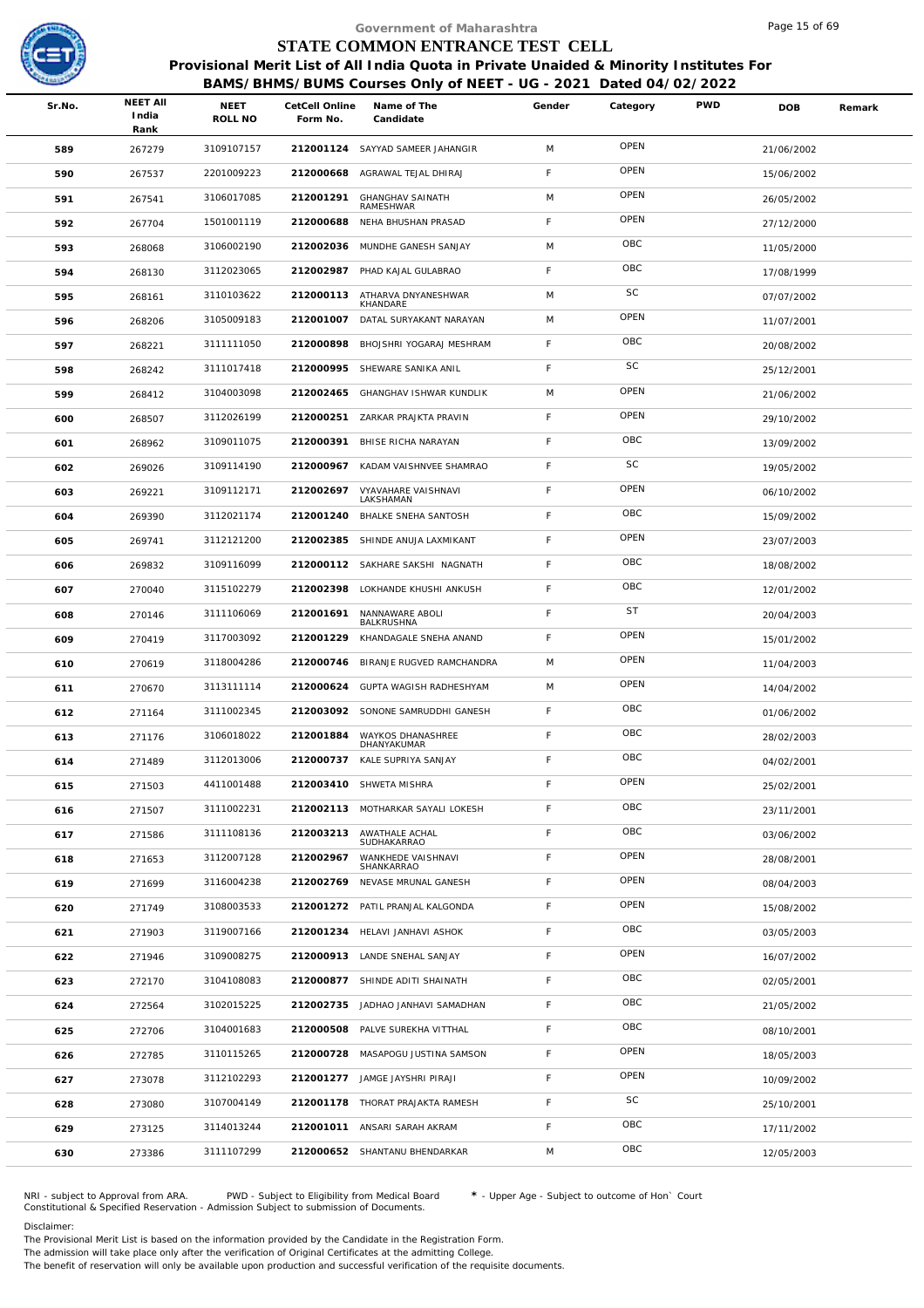Government of Maharashtra

# STATE COMMON ENTRANCE TEST CELL

## Provisional Merit List of All India Quota in Private Unaided & Minority Institutes For BAMS/BHMS/BUMS Courses Only of NEET - UG - 2021 Dated 04/02/2022

| Sr.No. | NEET All India Rank | NEET ROLL NO | CetCell Online Form No. | Name of The Candidate | Gender | Category | PWD | DOB | Remark |
|---|---|---|---|---|---|---|---|---|---|
| 589 | 267279 | 3109107157 | 212001124 | SAYYAD SAMEER JAHANGIR | M | OPEN | | 21/06/2002 | |
| 590 | 267537 | 2201009223 | 212000668 | AGRAWAL TEJAL DHIRAJ | F | OPEN | | 15/06/2002 | |
| 591 | 267541 | 3106017085 | 212001291 | GHANGHAV SAINATH RAMESHWAR | M | OPEN | | 26/05/2002 | |
| 592 | 267704 | 1501001119 | 212000688 | NEHA BHUSHAN PRASAD | F | OPEN | | 27/12/2000 | |
| 593 | 268068 | 3106002190 | 212002036 | MUNDHE GANESH SANJAY | M | OBC | | 11/05/2000 | |
| 594 | 268130 | 3112023065 | 212002987 | PHAD KAJAL GULABRAO | F | OBC | | 17/08/1999 | |
| 595 | 268161 | 3110103622 | 212000113 | ATHARVA DNYANESHWAR KHANDARE | M | SC | | 07/07/2002 | |
| 596 | 268206 | 3105009183 | 212001007 | DATAL SURYAKANT NARAYAN | M | OPEN | | 11/07/2001 | |
| 597 | 268221 | 3111111050 | 212000898 | BHOJSHRI YOGARAJ MESHRAM | F | OBC | | 20/08/2002 | |
| 598 | 268242 | 3111017418 | 212000995 | SHEWARE SANIKA ANIL | F | SC | | 25/12/2001 | |
| 599 | 268412 | 3104003098 | 212002465 | GHANGHAV ISHWAR KUNDLIK | M | OPEN | | 21/06/2002 | |
| 600 | 268507 | 3112026199 | 212000251 | ZARKAR PRAJKTA PRAVIN | F | OPEN | | 29/10/2002 | |
| 601 | 268962 | 3109011075 | 212000391 | BHISE RICHA NARAYAN | F | OBC | | 13/09/2002 | |
| 602 | 269026 | 3109114190 | 212000967 | KADAM VAISHNVEE SHAMRAO | F | SC | | 19/05/2002 | |
| 603 | 269221 | 3109112171 | 212002697 | VYAVAHARE VAISHNAVI LAKSHAMAN | F | OPEN | | 06/10/2002 | |
| 604 | 269390 | 3112021174 | 212001240 | BHALKE SNEHA SANTOSH | F | OBC | | 15/09/2002 | |
| 605 | 269741 | 3112121200 | 212002385 | SHINDE ANUJA LAXMIKANT | F | OPEN | | 23/07/2003 | |
| 606 | 269832 | 3109116099 | 212000112 | SAKHARE SAKSHI NAGNATH | F | OBC | | 18/08/2002 | |
| 607 | 270040 | 3115102279 | 212002398 | LOKHANDE KHUSHI ANKUSH | F | OBC | | 12/01/2002 | |
| 608 | 270146 | 3111106069 | 212001691 | NANNAWARE ABOLI BALKRUSHNA | F | ST | | 20/04/2003 | |
| 609 | 270419 | 3117003092 | 212001229 | KHANDAGALE SNEHA ANAND | F | OPEN | | 15/01/2002 | |
| 610 | 270619 | 3118004286 | 212000746 | BIRANJE RUGVED RAMCHANDRA | M | OPEN | | 11/04/2003 | |
| 611 | 270670 | 3113111114 | 212000624 | GUPTA WAGISH RADHESHYAM | M | OPEN | | 14/04/2002 | |
| 612 | 271164 | 3111002345 | 212003092 | SONONE SAMRUDDHI GANESH | F | OBC | | 01/06/2002 | |
| 613 | 271176 | 3106018022 | 212001884 | WAYKOS DHANASHREE DHANYAKUMAR | F | OBC | | 28/02/2003 | |
| 614 | 271489 | 3112013006 | 212000737 | KALE SUPRIYA SANJAY | F | OBC | | 04/02/2001 | |
| 615 | 271503 | 4411001488 | 212003410 | SHWETA MISHRA | F | OPEN | | 25/02/2001 | |
| 616 | 271507 | 3111002231 | 212002113 | MOTHARKAR SAYALI LOKESH | F | OBC | | 23/11/2001 | |
| 617 | 271586 | 3111108136 | 212003213 | AWATHALE ACHAL SUDHAKARRAO | F | OBC | | 03/06/2002 | |
| 618 | 271653 | 3112007128 | 212002967 | WANKHEDE VAISHNAVI SHANKARRAO | F | OPEN | | 28/08/2001 | |
| 619 | 271699 | 3116004238 | 212002769 | NEVASE MRUNAL GANESH | F | OPEN | | 08/04/2003 | |
| 620 | 271749 | 3108003533 | 212001272 | PATIL PRANJAL KALGONDA | F | OPEN | | 15/08/2002 | |
| 621 | 271903 | 3119007166 | 212001234 | HELAVI JANHAVI ASHOK | F | OBC | | 03/05/2003 | |
| 622 | 271946 | 3109008275 | 212000913 | LANDE SNEHAL SANJAY | F | OPEN | | 16/07/2002 | |
| 623 | 272170 | 3104108083 | 212000877 | SHINDE ADITI SHAINATH | F | OBC | | 02/05/2001 | |
| 624 | 272564 | 3102015225 | 212002735 | JADHAO JANHAVI SAMADHAN | F | OBC | | 21/05/2002 | |
| 625 | 272706 | 3104001683 | 212000508 | PALVE SUREKHA VITTHAL | F | OBC | | 08/10/2001 | |
| 626 | 272785 | 3110115265 | 212000728 | MASAPOGU JUSTINA SAMSON | F | OPEN | | 18/05/2003 | |
| 627 | 273078 | 3112102293 | 212001277 | JAMGE JAYSHRI PIRAJI | F | OPEN | | 10/09/2002 | |
| 628 | 273080 | 3107004149 | 212001178 | THORAT PRAJAKTA RAMESH | F | SC | | 25/10/2001 | |
| 629 | 273125 | 3114013244 | 212001011 | ANSARI SARAH AKRAM | F | OBC | | 17/11/2002 | |
| 630 | 273386 | 3111107299 | 212000652 | SHANTANU BHENDARKAR | M | OBC | | 12/05/2003 | |

NRI - subject to Approval from ARA. PWD - Subject to Eligibility from Medical Board * - Upper Age - Subject to outcome of Hon` Court
Constitutional & Specified Reservation - Admission Subject to submission of Documents.

Disclaimer:
The Provisional Merit List is based on the information provided by the Candidate in the Registration Form.
The admission will take place only after the verification of Original Certificates at the admitting College.
The benefit of reservation will only be available upon production and successful verification of the requisite documents.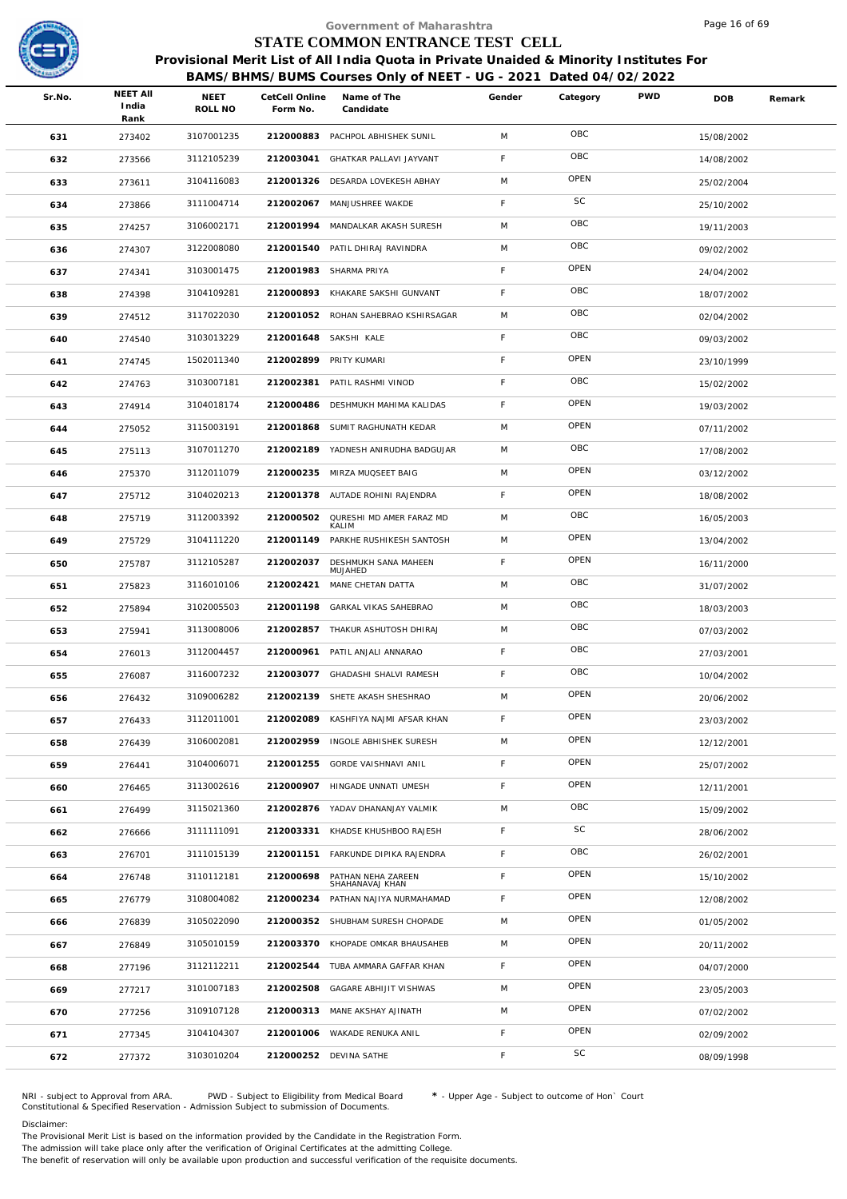Government of Maharashtra

# STATE COMMON ENTRANCE TEST CELL

**Provisional Merit List of All India Quota in Private Unaided & Minority Institutes For BAMS/BHMS/BUMS Courses Only of NEET - UG - 2021 Dated 04/02/2022**

| Sr.No. | NEET All India Rank | NEET ROLL NO | CetCell Online Form No. | Name of The Candidate | Gender | Category | PWD | DOB | Remark |
|---|---|---|---|---|---|---|---|---|---|
| 631 | 273402 | 3107001235 | 212000883 | PACHPOL ABHISHEK SUNIL | M | OBC | | 15/08/2002 | |
| 632 | 273566 | 3112105239 | 212003041 | GHATKAR PALLAVI JAYVANT | F | OBC | | 14/08/2002 | |
| 633 | 273611 | 3104116083 | 212001326 | DESARDA LOVEKESH ABHAY | M | OPEN | | 25/02/2004 | |
| 634 | 273866 | 3111004714 | 212002067 | MANJUSHREE WAKDE | F | SC | | 25/10/2002 | |
| 635 | 274257 | 3106002171 | 212001994 | MANDALKAR AKASH SURESH | M | OBC | | 19/11/2003 | |
| 636 | 274307 | 3122008080 | 212001540 | PATIL DHIRAJ RAVINDRA | M | OBC | | 09/02/2002 | |
| 637 | 274341 | 3103001475 | 212001983 | SHARMA PRIYA | F | OPEN | | 24/04/2002 | |
| 638 | 274398 | 3104109281 | 212000893 | KHAKARE SAKSHI GUNVANT | F | OBC | | 18/07/2002 | |
| 639 | 274512 | 3117022030 | 212001052 | ROHAN SAHEBRAO KSHIRSAGAR | M | OBC | | 02/04/2002 | |
| 640 | 274540 | 3103013229 | 212001648 | SAKSHI KALE | F | OBC | | 09/03/2002 | |
| 641 | 274745 | 1502011340 | 212002899 | PRITY KUMARI | F | OPEN | | 23/10/1999 | |
| 642 | 274763 | 3103007181 | 212002381 | PATIL RASHMI VINOD | F | OBC | | 15/02/2002 | |
| 643 | 274914 | 3104018174 | 212000486 | DESHMUKH MAHIMA KALIDAS | F | OPEN | | 19/03/2002 | |
| 644 | 275052 | 3115003191 | 212001868 | SUMIT RAGHUNATH KEDAR | M | OPEN | | 07/11/2002 | |
| 645 | 275113 | 3107011270 | 212002189 | YADNESH ANIRUDHA BADGUJAR | M | OBC | | 17/08/2002 | |
| 646 | 275370 | 3112011079 | 212000235 | MIRZA MUQSEET BAIG | M | OPEN | | 03/12/2002 | |
| 647 | 275712 | 3104020213 | 212001378 | AUTADE ROHINI RAJENDRA | F | OPEN | | 18/08/2002 | |
| 648 | 275719 | 3112003392 | 212000502 | QURESHI MD AMER FARAZ MD KALIM | M | OBC | | 16/05/2003 | |
| 649 | 275729 | 3104111220 | 212001149 | PARKHE RUSHIKESH SANTOSH | M | OPEN | | 13/04/2002 | |
| 650 | 275787 | 3112105287 | 212002037 | DESHMUKH SANA MAHEEN MUJAHED | F | OPEN | | 16/11/2000 | |
| 651 | 275823 | 3116010106 | 212002421 | MANE CHETAN DATTA | M | OBC | | 31/07/2002 | |
| 652 | 275894 | 3102005503 | 212001198 | GARKAL VIKAS SAHEBRAO | M | OBC | | 18/03/2003 | |
| 653 | 275941 | 3113008006 | 212002857 | THAKUR ASHUTOSH DHIRAJ | M | OBC | | 07/03/2002 | |
| 654 | 276013 | 3112004457 | 212000961 | PATIL ANJALI ANNARAO | F | OBC | | 27/03/2001 | |
| 655 | 276087 | 3116007232 | 212003077 | GHADASHI SHALVI RAMESH | F | OBC | | 10/04/2002 | |
| 656 | 276432 | 3109006282 | 212002139 | SHETE AKASH SHESHRAO | M | OPEN | | 20/06/2002 | |
| 657 | 276433 | 3112011001 | 212002089 | KASHFIYA NAJMI AFSAR KHAN | F | OPEN | | 23/03/2002 | |
| 658 | 276439 | 3106002081 | 212002959 | INGOLE ABHISHEK SURESH | M | OPEN | | 12/12/2001 | |
| 659 | 276441 | 3104006071 | 212001255 | GORDE VAISHNAVI ANIL | F | OPEN | | 25/07/2002 | |
| 660 | 276465 | 3113002616 | 212000907 | HINGADE UNNATI UMESH | F | OPEN | | 12/11/2001 | |
| 661 | 276499 | 3115021360 | 212002876 | YADAV DHANANJAY VALMIK | M | OBC | | 15/09/2002 | |
| 662 | 276666 | 3111111091 | 212003331 | KHADSE KHUSHBOO RAJESH | F | SC | | 28/06/2002 | |
| 663 | 276701 | 3111015139 | 212001151 | FARKUNDE DIPIKA RAJENDRA | F | OBC | | 26/02/2001 | |
| 664 | 276748 | 3110112181 | 212000698 | PATHAN NEHA ZAREEN SHAHANAVAJ KHAN | F | OPEN | | 15/10/2002 | |
| 665 | 276779 | 3108004082 | 212000234 | PATHAN NAJIYA NURMAHAMAD | F | OPEN | | 12/08/2002 | |
| 666 | 276839 | 3105022090 | 212000352 | SHUBHAM SURESH CHOPADE | M | OPEN | | 01/05/2002 | |
| 667 | 276849 | 3105010159 | 212003370 | KHOPADE OMKAR BHAUSAHEB | M | OPEN | | 20/11/2002 | |
| 668 | 277196 | 3112112211 | 212002544 | TUBA AMMARA GAFFAR KHAN | F | OPEN | | 04/07/2000 | |
| 669 | 277217 | 3101007183 | 212002508 | GAGARE ABHIJIT VISHWAS | M | OPEN | | 23/05/2003 | |
| 670 | 277256 | 3109107128 | 212000313 | MANE AKSHAY AJINATH | M | OPEN | | 07/02/2002 | |
| 671 | 277345 | 3104104307 | 212001006 | WAKADE RENUKA ANIL | F | OPEN | | 02/09/2002 | |
| 672 | 277372 | 3103010204 | 212000252 | DEVINA SATHE | F | SC | | 08/09/1998 | |

NRI - subject to Approval from ARA. PWD - Subject to Eligibility from Medical Board * - Upper Age - Subject to outcome of Hon` Court
Constitutional & Specified Reservation - Admission Subject to submission of Documents.

Disclaimer:
The Provisional Merit List is based on the information provided by the Candidate in the Registration Form.
The admission will take place only after the verification of Original Certificates at the admitting College.
The benefit of reservation will only be available upon production and successful verification of the requisite documents.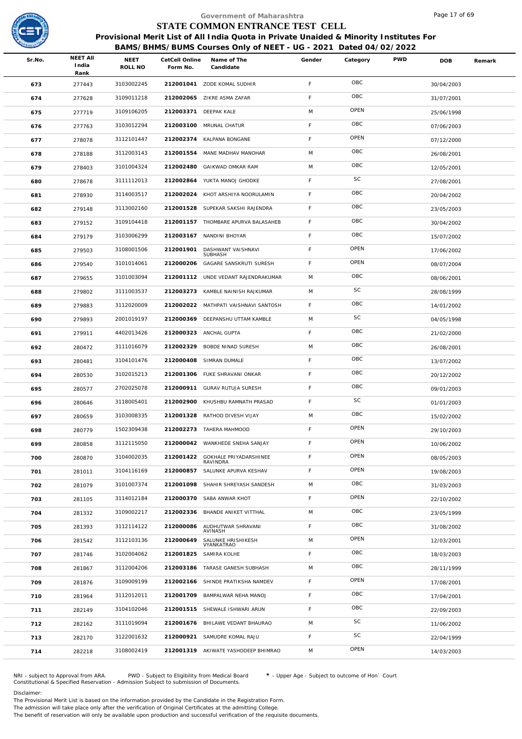# Government of Maharashtra

## STATE COMMON ENTRANCE TEST CELL

### Provisional Merit List of All India Quota in Private Unaided & Minority Institutes For BAMS/BHMS/BUMS Courses Only of NEET - UG - 2021 Dated 04/02/2022

| Sr.No. | NEET All India Rank | NEET ROLL NO | CetCell Online Form No. | Name of The Candidate | Gender | Category | PWD | DOB | Remark |
|---|---|---|---|---|---|---|---|---|---|
| 673 | 277443 | 3103002245 | 212001041 | ZODE KOMAL SUDHIR | F | OBC | | 30/04/2003 | |
| 674 | 277628 | 3109011218 | 212002065 | ZIKRE ASMA ZAFAR | F | OBC | | 31/07/2001 | |
| 675 | 277719 | 3109106205 | 212003371 | DEEPAK KALE | M | OPEN | | 25/06/1998 | |
| 676 | 277763 | 3103012294 | 212003100 | MRUNAL CHATUR | F | OBC | | 07/06/2003 | |
| 677 | 278078 | 3112101447 | 212002374 | KALPANA BONGANE | F | OPEN | | 07/12/2000 | |
| 678 | 278188 | 3112003143 | 212001554 | MANE MADHAV MANOHAR | M | OBC | | 26/08/2001 | |
| 679 | 278403 | 3101004324 | 212002480 | GAIKWAD OMKAR RAM | M | OBC | | 12/05/2001 | |
| 680 | 278678 | 3111112013 | 212002864 | YUKTA MANOJ GHODKE | F | SC | | 27/08/2001 | |
| 681 | 278930 | 3114003517 | 212002024 | KHOT ARSHIYA NOORULAMIN | F | OBC | | 20/04/2002 | |
| 682 | 279148 | 3113002160 | 212001528 | SUPEKAR SAKSHI RAJENDRA | F | OBC | | 23/05/2003 | |
| 683 | 279152 | 3109104418 | 212001157 | THOMBARE APURVA BALASAHEB | F | OBC | | 30/04/2002 | |
| 684 | 279179 | 3103006299 | 212003167 | NANDINI BHOYAR | F | OBC | | 15/07/2002 | |
| 685 | 279503 | 3108001506 | 212001901 | DASHWANT VAISHNAVI SUBHASH | F | OPEN | | 17/06/2002 | |
| 686 | 279540 | 3101014061 | 212000206 | GAGARE SANSKRUTI SURESH | F | OPEN | | 08/07/2004 | |
| 687 | 279655 | 3101003094 | 212001112 | UNDE VEDANT RAJENDRAKUMAR | M | OBC | | 08/06/2001 | |
| 688 | 279802 | 3111003537 | 212003273 | KAMBLE NAINISH RAJKUMAR | M | SC | | 28/08/1999 | |
| 689 | 279883 | 3112020009 | 212002022 | MATHPATI VAISHNAVI SANTOSH | F | OBC | | 14/01/2002 | |
| 690 | 279893 | 2001019197 | 212000369 | DEEPANSHU UTTAM KAMBLE | M | SC | | 04/05/1998 | |
| 691 | 279911 | 4402013426 | 212000323 | ANCHAL GUPTA | F | OBC | | 21/02/2000 | |
| 692 | 280472 | 3111016079 | 212002329 | BOBDE NINAD SURESH | M | OBC | | 26/08/2001 | |
| 693 | 280481 | 3104101476 | 212000408 | SIMRAN DUMALE | F | OBC | | 13/07/2002 | |
| 694 | 280530 | 3102015213 | 212001306 | FUKE SHRAVANI ONKAR | F | OBC | | 20/12/2002 | |
| 695 | 280577 | 2702025078 | 212000911 | GURAV RUTUJA SURESH | F | OBC | | 09/01/2003 | |
| 696 | 280646 | 3118005401 | 212002900 | KHUSHBU RAMNATH PRASAD | F | SC | | 01/01/2003 | |
| 697 | 280659 | 3103008335 | 212001328 | RATHOD DIVESH VIJAY | M | OBC | | 15/02/2002 | |
| 698 | 280779 | 1502309438 | 212002273 | TAHERA MAHMOOD | F | OPEN | | 29/10/2003 | |
| 699 | 280858 | 3112115050 | 212000042 | WANKHEDE SNEHA SANJAY | F | OPEN | | 10/06/2002 | |
| 700 | 280870 | 3104002035 | 212001422 | GOKHALE PRIYADARSHINEE RAVINDRA | F | OPEN | | 08/05/2003 | |
| 701 | 281011 | 3104116169 | 212000857 | SALUNKE APURVA KESHAV | F | OPEN | | 19/08/2003 | |
| 702 | 281079 | 3101007374 | 212001098 | SHAHIR SHREYASH SANDESH | M | OBC | | 31/03/2003 | |
| 703 | 281105 | 3114012184 | 212000370 | SABA ANWAR KHOT | F | OPEN | | 22/10/2002 | |
| 704 | 281332 | 3109002217 | 212002336 | BHANDE ANIKET VITTHAL | M | OBC | | 23/05/1999 | |
| 705 | 281393 | 3112114122 | 212000086 | AUDHUTWAR SHRAVANI AVINASH | F | OBC | | 31/08/2002 | |
| 706 | 281542 | 3112103136 | 212000649 | SALUNKE HRISHIKESH VYANKATRAO | M | OPEN | | 12/03/2001 | |
| 707 | 281746 | 3102004062 | 212001825 | SAMIRA KOLHE | F | OBC | | 18/03/2003 | |
| 708 | 281867 | 3112004206 | 212003186 | TARASE GANESH SUBHASH | M | OBC | | 28/11/1999 | |
| 709 | 281876 | 3109009199 | 212002166 | SHINDE PRATIKSHA NAMDEV | F | OPEN | | 17/08/2001 | |
| 710 | 281964 | 3112012011 | 212001709 | BAMPALWAR NEHA MANOJ | F | OBC | | 17/04/2001 | |
| 711 | 282149 | 3104102046 | 212001515 | SHEWALE ISHWARI ARUN | F | OBC | | 22/09/2003 | |
| 712 | 282162 | 3111019094 | 212001676 | BHILAWE VEDANT BHAURAO | M | SC | | 11/06/2002 | |
| 713 | 282170 | 3122001632 | 212000921 | SAMUDRE KOMAL RAJU | F | SC | | 22/04/1999 | |
| 714 | 282218 | 3108002419 | 212001319 | AKIWATE YASHODEEP BHIMRAO | M | OPEN | | 14/03/2003 | |

NRI - subject to Approval from ARA. PWD - Subject to Eligibility from Medical Board * - Upper Age - Subject to outcome of Hon` Court
Constitutional & Specified Reservation - Admission Subject to submission of Documents.

Disclaimer:
The Provisional Merit List is based on the information provided by the Candidate in the Registration Form.
The admission will take place only after the verification of Original Certificates at the admitting College.
The benefit of reservation will only be available upon production and successful verification of the requisite documents.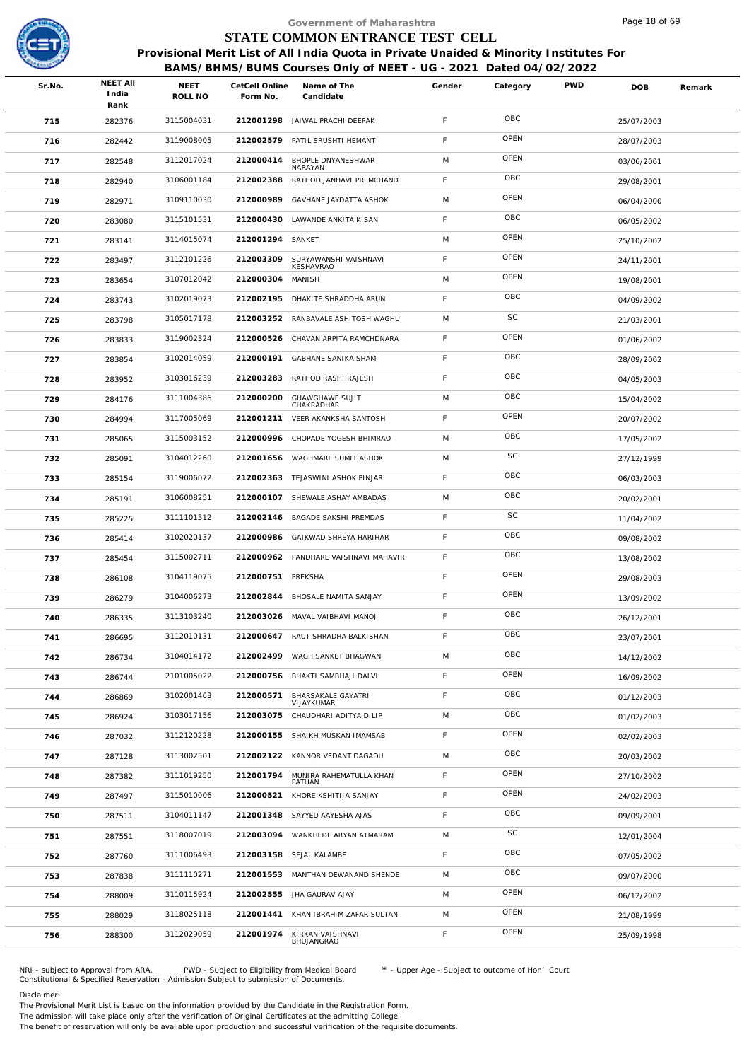Government of Maharashtra

# STATE COMMON ENTRANCE TEST CELL

## Provisional Merit List of All India Quota in Private Unaided & Minority Institutes For BAMS/BHMS/BUMS Courses Only of NEET - UG - 2021 Dated 04/02/2022

| Sr.No. | NEET All India Rank | NEET ROLL NO | CetCell Online Form No. | Name of The Candidate | Gender | Category | PWD | DOB | Remark |
|---|---|---|---|---|---|---|---|---|---|
| 715 | 282376 | 3115004031 | 212001298 | JAIWAL PRACHI DEEPAK | F | OBC | | 25/07/2003 | |
| 716 | 282442 | 3119008005 | 212002579 | PATIL SRUSHTI HEMANT | F | OPEN | | 28/07/2003 | |
| 717 | 282548 | 3112017024 | 212000414 | BHOPLE DNYANESHWAR NARAYAN | M | OPEN | | 03/06/2001 | |
| 718 | 282940 | 3106001184 | 212002388 | RATHOD JANHAVI PREMCHAND | F | OBC | | 29/08/2001 | |
| 719 | 282971 | 3109110030 | 212000989 | GAVHANE JAYDATTA ASHOK | M | OPEN | | 06/04/2000 | |
| 720 | 283080 | 3115101531 | 212000430 | LAWANDE ANKITA KISAN | F | OBC | | 06/05/2002 | |
| 721 | 283141 | 3114015074 | 212001294 | SANKET | M | OPEN | | 25/10/2002 | |
| 722 | 283497 | 3112101226 | 212003309 | SURYAWANSHI VAISHNAVI KESHAVRAO | F | OPEN | | 24/11/2001 | |
| 723 | 283654 | 3107012042 | 212000304 | MANISH | M | OPEN | | 19/08/2001 | |
| 724 | 283743 | 3102019073 | 212002195 | DHAKITE SHRADDHA ARUN | F | OBC | | 04/09/2002 | |
| 725 | 283798 | 3105017178 | 212003252 | RANBAVALE ASHITOSH WAGHU | M | SC | | 21/03/2001 | |
| 726 | 283833 | 3119002324 | 212000526 | CHAVAN ARPITA RAMCHDNARA | F | OPEN | | 01/06/2002 | |
| 727 | 283854 | 3102014059 | 212000191 | GABHANE SANIKA SHAM | F | OBC | | 28/09/2002 | |
| 728 | 283952 | 3103016239 | 212003283 | RATHOD RASHI RAJESH | F | OBC | | 04/05/2003 | |
| 729 | 284176 | 3111004386 | 212000200 | GHAWGHAWE SUJIT CHAKRADHAR | M | OBC | | 15/04/2002 | |
| 730 | 284994 | 3117005069 | 212001211 | VEER AKANKSHA SANTOSH | F | OPEN | | 20/07/2002 | |
| 731 | 285065 | 3115003152 | 212000996 | CHOPADE YOGESH BHIMRAO | M | OBC | | 17/05/2002 | |
| 732 | 285091 | 3104012260 | 212001656 | WAGHMARE SUMIT ASHOK | M | SC | | 27/12/1999 | |
| 733 | 285154 | 3119006072 | 212002363 | TEJASWINI ASHOK PINJARI | F | OBC | | 06/03/2003 | |
| 734 | 285191 | 3106008251 | 212000107 | SHEWALE ASHAY AMBADAS | M | OBC | | 20/02/2001 | |
| 735 | 285225 | 3111101312 | 212002146 | BAGADE SAKSHI PREMDAS | F | SC | | 11/04/2002 | |
| 736 | 285414 | 3102020137 | 212000986 | GAIKWAD SHREYA HARIHAR | F | OBC | | 09/08/2002 | |
| 737 | 285454 | 3115002711 | 212000962 | PANDHARE VAISHNAVI MAHAVIR | F | OBC | | 13/08/2002 | |
| 738 | 286108 | 3104119075 | 212000751 | PREKSHA | F | OPEN | | 29/08/2003 | |
| 739 | 286279 | 3104006273 | 212002844 | BHOSALE NAMITA SANJAY | F | OPEN | | 13/09/2002 | |
| 740 | 286335 | 3113103240 | 212003026 | MAVAL VAIBHAVI MANOJ | F | OBC | | 26/12/2001 | |
| 741 | 286695 | 3112010131 | 212000647 | RAUT SHRADHA BALKISHAN | F | OBC | | 23/07/2001 | |
| 742 | 286734 | 3104014172 | 212002499 | WAGH SANKET BHAGWAN | M | OBC | | 14/12/2002 | |
| 743 | 286744 | 2101005022 | 212000756 | BHAKTI SAMBHAJI DALVI | F | OPEN | | 16/09/2002 | |
| 744 | 286869 | 3102001463 | 212000571 | BHARSAKALE GAYATRI VIJAYKUMAR | F | OBC | | 01/12/2003 | |
| 745 | 286924 | 3103017156 | 212003075 | CHAUDHARI ADITYA DILIP | M | OBC | | 01/02/2003 | |
| 746 | 287032 | 3112120228 | 212000155 | SHAIKH MUSKAN IMAMSAB | F | OPEN | | 02/02/2003 | |
| 747 | 287128 | 3113002501 | 212002122 | KANNOR VEDANT DAGADU | M | OBC | | 20/03/2002 | |
| 748 | 287382 | 3111019250 | 212001794 | MUNIRA RAHEMATULLA KHAN PATHAN | F | OPEN | | 27/10/2002 | |
| 749 | 287497 | 3115010006 | 212000521 | KHORE KSHITIJA SANJAY | F | OPEN | | 24/02/2003 | |
| 750 | 287511 | 3104011147 | 212001348 | SAYYED AAYESHA AJAS | F | OBC | | 09/09/2001 | |
| 751 | 287551 | 3118007019 | 212003094 | WANKHEDE ARYAN ATMARAM | M | SC | | 12/01/2004 | |
| 752 | 287760 | 3111006493 | 212003158 | SEJAL KALAMBE | F | OBC | | 07/05/2002 | |
| 753 | 287838 | 3111110271 | 212001553 | MANTHAN DEWANAND SHENDE | M | OBC | | 09/07/2000 | |
| 754 | 288009 | 3110115924 | 212002555 | JHA GAURAV AJAY | M | OPEN | | 06/12/2002 | |
| 755 | 288029 | 3118025118 | 212001441 | KHAN IBRAHIM ZAFAR SULTAN | M | OPEN | | 21/08/1999 | |
| 756 | 288300 | 3112029059 | 212001974 | KIRKAN VAISHNAVI BHUJANGRAO | F | OPEN | | 25/09/1998 | |

NRI - subject to Approval from ARA. PWD - Subject to Eligibility from Medical Board * - Upper Age - Subject to outcome of Hon` Court
Constitutional & Specified Reservation - Admission Subject to submission of Documents.

Disclaimer:
The Provisional Merit List is based on the information provided by the Candidate in the Registration Form.
The admission will take place only after the verification of Original Certificates at the admitting College.
The benefit of reservation will only be available upon production and successful verification of the requisite documents.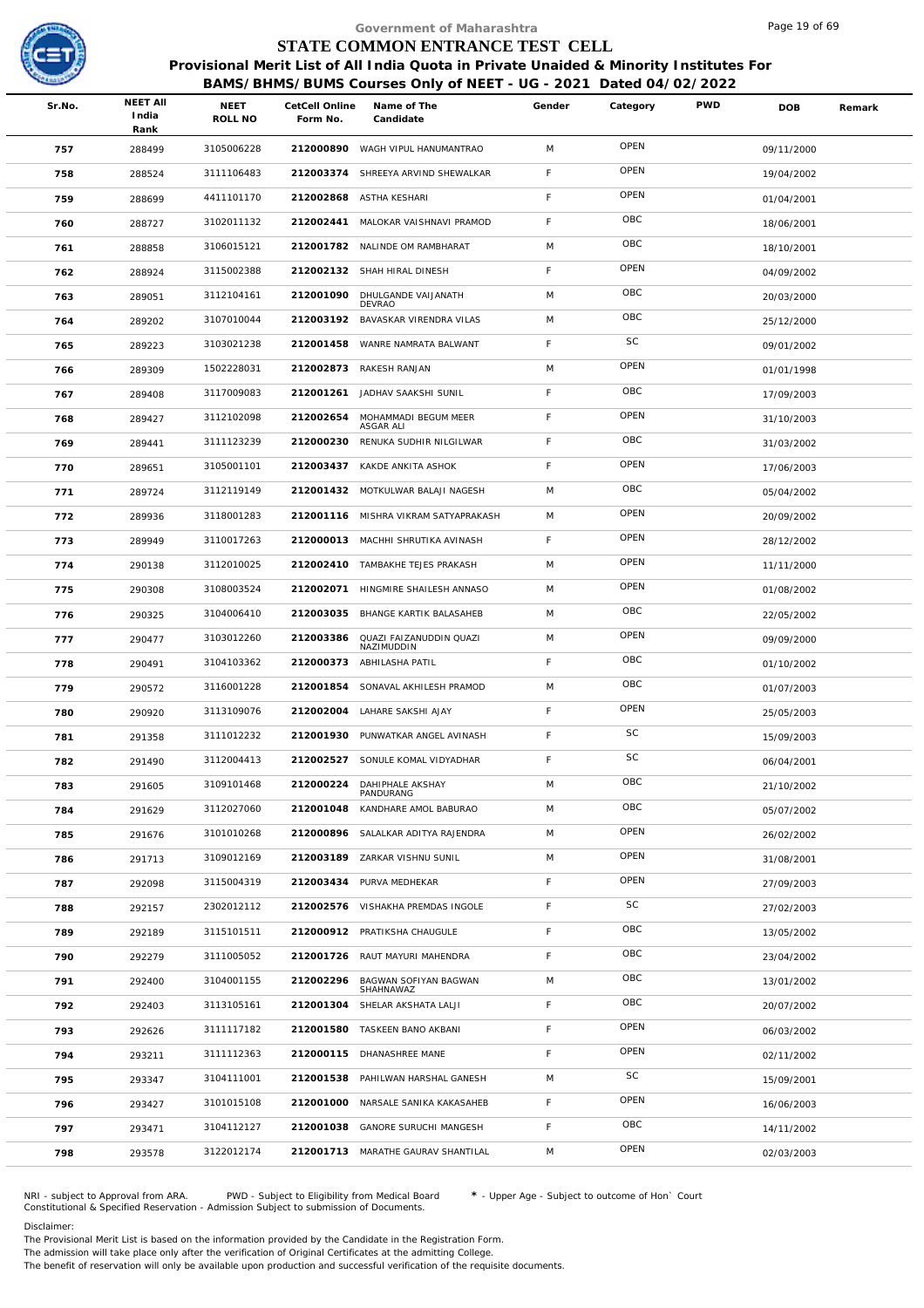Government of Maharashtra

# STATE COMMON ENTRANCE TEST CELL

## Provisional Merit List of All India Quota in Private Unaided & Minority Institutes For BAMS/BHMS/BUMS Courses Only of NEET - UG - 2021 Dated 04/02/2022

| Sr.No. | NEET All India Rank | NEET ROLL NO | CetCell Online Form No. | Name of The Candidate | Gender | Category | PWD | DOB | Remark |
|---|---|---|---|---|---|---|---|---|---|
| 757 | 288499 | 3105006228 | 212000890 | WAGH VIPUL HANUMANTRAO | M | OPEN | | 09/11/2000 | |
| 758 | 288524 | 3111106483 | 212003374 | SHREEYA ARVIND SHEWALKAR | F | OPEN | | 19/04/2002 | |
| 759 | 288699 | 4411101170 | 212002868 | ASTHA KESHARI | F | OPEN | | 01/04/2001 | |
| 760 | 288727 | 3102011132 | 212002441 | MALOKAR VAISHNAVI PRAMOD | F | OBC | | 18/06/2001 | |
| 761 | 288858 | 3106015121 | 212001782 | NALINDE OM RAMBHARAT | M | OBC | | 18/10/2001 | |
| 762 | 288924 | 3115002388 | 212002132 | SHAH HIRAL DINESH | F | OPEN | | 04/09/2002 | |
| 763 | 289051 | 3112104161 | 212001090 | DHULGANDE VAIJANATH DEVRAO | M | OBC | | 20/03/2000 | |
| 764 | 289202 | 3107010044 | 212003192 | BAVASKAR VIRENDRA VILAS | M | OBC | | 25/12/2000 | |
| 765 | 289223 | 3103021238 | 212001458 | WANRE NAMRATA BALWANT | F | SC | | 09/01/2002 | |
| 766 | 289309 | 1502228031 | 212002873 | RAKESH RANJAN | M | OPEN | | 01/01/1998 | |
| 767 | 289408 | 3117009083 | 212001261 | JADHAV SAAKSHI SUNIL | F | OBC | | 17/09/2003 | |
| 768 | 289427 | 3112102098 | 212002654 | MOHAMMADI BEGUM MEER ASGAR ALI | F | OPEN | | 31/10/2003 | |
| 769 | 289441 | 3111123239 | 212000230 | RENUKA SUDHIR NILGILWAR | F | OBC | | 31/03/2002 | |
| 770 | 289651 | 3105001101 | 212003437 | KAKDE ANKITA ASHOK | F | OPEN | | 17/06/2003 | |
| 771 | 289724 | 3112119149 | 212001432 | MOTKULWAR BALAJI NAGESH | M | OBC | | 05/04/2002 | |
| 772 | 289936 | 3118001283 | 212001116 | MISHRA VIKRAM SATYAPRAKASH | M | OPEN | | 20/09/2002 | |
| 773 | 289949 | 3110017263 | 212000013 | MACHHI SHRUTIKA AVINASH | F | OPEN | | 28/12/2002 | |
| 774 | 290138 | 3112010025 | 212002410 | TAMBAKHE TEJES PRAKASH | M | OPEN | | 11/11/2000 | |
| 775 | 290308 | 3108003524 | 212002071 | HINGMIRE SHAILESH ANNASO | M | OPEN | | 01/08/2002 | |
| 776 | 290325 | 3104006410 | 212003035 | BHANGE KARTIK BALASAHEB | M | OBC | | 22/05/2002 | |
| 777 | 290477 | 3103012260 | 212003386 | QUAZI FAIZANUDDIN QUAZI NAZIMUDDIN | M | OPEN | | 09/09/2000 | |
| 778 | 290491 | 3104103362 | 212000373 | ABHILASHA PATIL | F | OBC | | 01/10/2002 | |
| 779 | 290572 | 3116001228 | 212001854 | SONAVAL AKHILESH PRAMOD | M | OBC | | 01/07/2003 | |
| 780 | 290920 | 3113109076 | 212002004 | LAHARE SAKSHI AJAY | F | OPEN | | 25/05/2003 | |
| 781 | 291358 | 3111012232 | 212001930 | PUNWATKAR ANGEL AVINASH | F | SC | | 15/09/2003 | |
| 782 | 291490 | 3112004413 | 212002527 | SONULE KOMAL VIDYADHAR | F | SC | | 06/04/2001 | |
| 783 | 291605 | 3109101468 | 212000224 | DAHIPHALE AKSHAY PANDURANG | M | OBC | | 21/10/2002 | |
| 784 | 291629 | 3112027060 | 212001048 | KANDHARE AMOL BABURAO | M | OBC | | 05/07/2002 | |
| 785 | 291676 | 3101010268 | 212000896 | SALALKAR ADITYA RAJENDRA | M | OPEN | | 26/02/2002 | |
| 786 | 291713 | 3109012169 | 212003189 | ZARKAR VISHNU SUNIL | M | OPEN | | 31/08/2001 | |
| 787 | 292098 | 3115004319 | 212003434 | PURVA MEDHEKAR | F | OPEN | | 27/09/2003 | |
| 788 | 292157 | 2302012112 | 212002576 | VISHAKHA PREMDAS INGOLE | F | SC | | 27/02/2003 | |
| 789 | 292189 | 3115101511 | 212000912 | PRATIKSHA CHAUGULE | F | OBC | | 13/05/2002 | |
| 790 | 292279 | 3111005052 | 212001726 | RAUT MAYURI MAHENDRA | F | OBC | | 23/04/2002 | |
| 791 | 292400 | 3104001155 | 212002296 | BAGWAN SOFIYAN BAGWAN SHAHNAWAZ | M | OBC | | 13/01/2002 | |
| 792 | 292403 | 3113105161 | 212001304 | SHELAR AKSHATA LALJI | F | OBC | | 20/07/2002 | |
| 793 | 292626 | 3111117182 | 212001580 | TASKEEN BANO AKBANI | F | OPEN | | 06/03/2002 | |
| 794 | 293211 | 3111112363 | 212000115 | DHANASHREE MANE | F | OPEN | | 02/11/2002 | |
| 795 | 293347 | 3104111001 | 212001538 | PAHILWAN HARSHAL GANESH | M | SC | | 15/09/2001 | |
| 796 | 293427 | 3101015108 | 212001000 | NARSALE SANIKA KAKASAHEB | F | OPEN | | 16/06/2003 | |
| 797 | 293471 | 3104112127 | 212001038 | GANORE SURUCHI MANGESH | F | OBC | | 14/11/2002 | |
| 798 | 293578 | 3122012174 | 212001713 | MARATHE GAURAV SHANTILAL | M | OPEN | | 02/03/2003 | |

NRI - subject to Approval from ARA. PWD - Subject to Eligibility from Medical Board * - Upper Age - Subject to outcome of Hon` Court
Constitutional & Specified Reservation - Admission Subject to submission of Documents.

Disclaimer:
The Provisional Merit List is based on the information provided by the Candidate in the Registration Form.
The admission will take place only after the verification of Original Certificates at the admitting College.
The benefit of reservation will only be available upon production and successful verification of the requisite documents.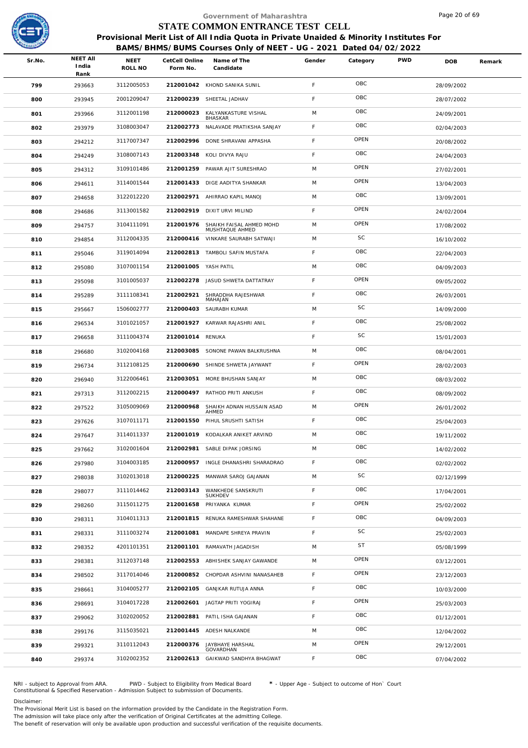# Government of Maharashtra
## STATE COMMON ENTRANCE TEST CELL
### Provisional Merit List of All India Quota in Private Unaided & Minority Institutes For BAMS/BHMS/BUMS Courses Only of NEET - UG - 2021 Dated 04/02/2022

| Sr.No. | NEET All India Rank | NEET ROLL NO | CetCell Online Form No. | Name of The Candidate | Gender | Category | PWD | DOB | Remark |
|---|---|---|---|---|---|---|---|---|---|
| 799 | 293663 | 3112005053 | 212001042 | KHOND SANIKA SUNIL | F | OBC | | 28/09/2002 | |
| 800 | 293945 | 2001209047 | 212000239 | SHEETAL JADHAV | F | OBC | | 28/07/2002 | |
| 801 | 293966 | 3112001198 | 212000023 | KALYANKASTURE VISHAL BHASKAR | M | OBC | | 24/09/2001 | |
| 802 | 293979 | 3108003047 | 212002773 | NALAVADE PRATIKSHA SANJAY | F | OBC | | 02/04/2003 | |
| 803 | 294212 | 3117007347 | 212002996 | DONE SHRAVANI APPASHA | F | OPEN | | 20/08/2002 | |
| 804 | 294249 | 3108007143 | 212003348 | KOLI DIVYA RAJU | F | OBC | | 24/04/2003 | |
| 805 | 294312 | 3109101486 | 212001259 | PAWAR AJIT SURESHRAO | M | OPEN | | 27/02/2001 | |
| 806 | 294611 | 3114001544 | 212001433 | DIGE AADITYA SHANKAR | M | OPEN | | 13/04/2003 | |
| 807 | 294658 | 3122012220 | 212002971 | AHIRRAO KAPIL MANOJ | M | OBC | | 13/09/2001 | |
| 808 | 294686 | 3113001582 | 212002919 | DIXIT URVI MILIND | F | OPEN | | 24/02/2004 | |
| 809 | 294757 | 3104111091 | 212001976 | SHAIKH FAISAL AHMED MOHD MUSHTAQUE AHMED | M | OPEN | | 17/08/2002 | |
| 810 | 294854 | 3112004335 | 212000416 | VINKARE SAURABH SATWAJI | M | SC | | 16/10/2002 | |
| 811 | 295046 | 3119014094 | 212002813 | TAMBOLI SAFIN MUSTAFA | F | OBC | | 22/04/2003 | |
| 812 | 295080 | 3107001154 | 212001005 | YASH PATIL | M | OBC | | 04/09/2003 | |
| 813 | 295098 | 3101005037 | 212002278 | JASUD SHWETA DATTATRAY | F | OPEN | | 09/05/2002 | |
| 814 | 295289 | 3111108341 | 212002921 | SHRADDHA RAJESHWAR MAHAJAN | F | OBC | | 26/03/2001 | |
| 815 | 295667 | 1506002777 | 212000403 | SAURABH KUMAR | M | SC | | 14/09/2000 | |
| 816 | 296534 | 3101021057 | 212001927 | KARWAR RAJASHRI ANIL | F | OBC | | 25/08/2002 | |
| 817 | 296658 | 3111004374 | 212001014 | RENUKA | F | SC | | 15/01/2003 | |
| 818 | 296680 | 3102004168 | 212003085 | SONONE PAWAN BALKRUSHNA | M | OBC | | 08/04/2001 | |
| 819 | 296734 | 3112108125 | 212000690 | SHINDE SHWETA JAYWANT | F | OPEN | | 28/02/2003 | |
| 820 | 296940 | 3122006461 | 212003051 | MORE BHUSHAN SANJAY | M | OBC | | 08/03/2002 | |
| 821 | 297313 | 3112002215 | 212000497 | RATHOD PRITI ANKUSH | F | OBC | | 08/09/2002 | |
| 822 | 297522 | 3105009069 | 212000968 | SHAIKH ADNAN HUSSAIN ASAD AHMED | M | OPEN | | 26/01/2002 | |
| 823 | 297626 | 3107011171 | 212001550 | PIHUL SRUSHTI SATISH | F | OBC | | 25/04/2003 | |
| 824 | 297647 | 3114011337 | 212001019 | KODALKAR ANIKET ARVIND | M | OBC | | 19/11/2002 | |
| 825 | 297662 | 3102001604 | 212002981 | SABLE DIPAK JORSING | M | OBC | | 14/02/2002 | |
| 826 | 297980 | 3104003185 | 212000957 | INGLE DHANASHRI SHARADRAO | F | OBC | | 02/02/2002 | |
| 827 | 298038 | 3102013018 | 212000225 | MANWAR SAROJ GAJANAN | M | SC | | 02/12/1999 | |
| 828 | 298077 | 3111014462 | 212003143 | WANKHEDE SANSKRUTI SUKHDEV | F | OBC | | 17/04/2001 | |
| 829 | 298260 | 3115011275 | 212001658 | PRIYANKA KUMAR | F | OPEN | | 25/02/2002 | |
| 830 | 298311 | 3104011313 | 212001815 | RENUKA RAMESHWAR SHAHANE | F | OBC | | 04/09/2003 | |
| 831 | 298331 | 3111003274 | 212001081 | MANDAPE SHREYA PRAVIN | F | SC | | 25/02/2003 | |
| 832 | 298352 | 4201101351 | 212001101 | RAMAVATH JAGADISH | M | ST | | 05/08/1999 | |
| 833 | 298381 | 3112037148 | 212002553 | ABHISHEK SANJAY GAWANDE | M | OPEN | | 03/12/2001 | |
| 834 | 298502 | 3117014046 | 212000852 | CHOPDAR ASHVINI NANASAHEB | F | OPEN | | 23/12/2003 | |
| 835 | 298661 | 3104005277 | 212002105 | GANJKAR RUTUJA ANNA | F | OBC | | 10/03/2000 | |
| 836 | 298691 | 3104017228 | 212002601 | JAGTAP PRITI YOGIRAJ | F | OPEN | | 25/03/2003 | |
| 837 | 299062 | 3102020052 | 212002881 | PATIL ISHA GAJANAN | F | OBC | | 01/12/2001 | |
| 838 | 299176 | 3115035021 | 212001445 | ADESH NALKANDE | M | OBC | | 12/04/2002 | |
| 839 | 299321 | 3110112043 | 212000376 | JAYBHAYE HARSHAL GOVARDHAN | M | OPEN | | 29/12/2001 | |
| 840 | 299374 | 3102002352 | 212002613 | GAIKWAD SANDHYA BHAGWAT | F | OBC | | 07/04/2002 | |

NRI - subject to Approval from ARA. PWD - Subject to Eligibility from Medical Board * - Upper Age - Subject to outcome of Hon` Court
Constitutional & Specified Reservation - Admission Subject to submission of Documents.

Disclaimer:
The Provisional Merit List is based on the information provided by the Candidate in the Registration Form.
The admission will take place only after the verification of Original Certificates at the admitting College.
The benefit of reservation will only be available upon production and successful verification of the requisite documents.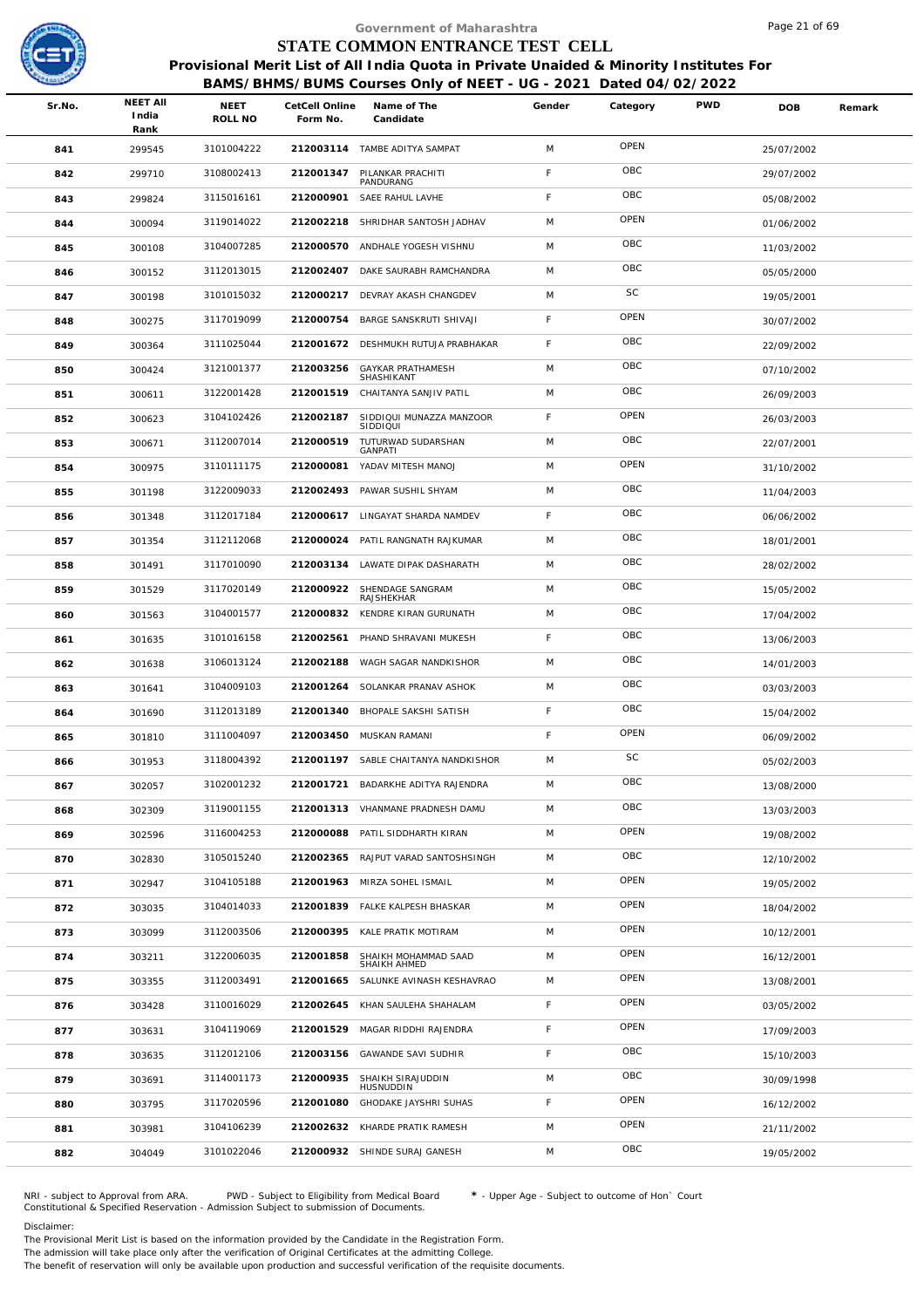# Government of Maharashtra
## STATE COMMON ENTRANCE TEST CELL
### Provisional Merit List of All India Quota in Private Unaided & Minority Institutes For BAMS/BHMS/BUMS Courses Only of NEET - UG - 2021 Dated 04/02/2022

| Sr.No. | NEET All India Rank | NEET ROLL NO | CetCell Online Form No. | Name of The Candidate | Gender | Category | PWD | DOB | Remark |
|---|---|---|---|---|---|---|---|---|---|
| 841 | 299545 | 3101004222 | 212003114 | TAMBE ADITYA SAMPAT | M | OPEN | | 25/07/2002 | |
| 842 | 299710 | 3108002413 | 212001347 | PILANKAR PRACHITI PANDURANG | F | OBC | | 29/07/2002 | |
| 843 | 299824 | 3115016161 | 212000901 | SAEE RAHUL LAVHE | F | OBC | | 05/08/2002 | |
| 844 | 300094 | 3119014022 | 212002218 | SHRIDHAR SANTOSH JADHAV | M | OPEN | | 01/06/2002 | |
| 845 | 300108 | 3104007285 | 212000570 | ANDHALE YOGESH VISHNU | M | OBC | | 11/03/2002 | |
| 846 | 300152 | 3112013015 | 212002407 | DAKE SAURABH RAMCHANDRA | M | OBC | | 05/05/2000 | |
| 847 | 300198 | 3101015032 | 212000217 | DEVRAY AKASH CHANGDEV | M | SC | | 19/05/2001 | |
| 848 | 300275 | 3117019099 | 212000754 | BARGE SANSKRUTI SHIVAJI | F | OPEN | | 30/07/2002 | |
| 849 | 300364 | 3111025044 | 212001672 | DESHMUKH RUTUJA PRABHAKAR | F | OBC | | 22/09/2002 | |
| 850 | 300424 | 3121001377 | 212003256 | GAYKAR PRATHAMESH SHASHIKANT | M | OBC | | 07/10/2002 | |
| 851 | 300611 | 3122001428 | 212001519 | CHAITANYA SANJIV PATIL | M | OBC | | 26/09/2003 | |
| 852 | 300623 | 3104102426 | 212002187 | SIDDIQUI MUNAZZA MANZOOR SIDDIQUI | F | OPEN | | 26/03/2003 | |
| 853 | 300671 | 3112007014 | 212000519 | TUTURWAD SUDARSHAN GANPATI | M | OBC | | 22/07/2001 | |
| 854 | 300975 | 3110111175 | 212000081 | YADAV MITESH MANOJ | M | OPEN | | 31/10/2002 | |
| 855 | 301198 | 3122009033 | 212002493 | PAWAR SUSHIL SHYAM | M | OBC | | 11/04/2003 | |
| 856 | 301348 | 3112017184 | 212000617 | LINGAYAT SHARDA NAMDEV | F | OBC | | 06/06/2002 | |
| 857 | 301354 | 3112112068 | 212000024 | PATIL RANGNATH RAJKUMAR | M | OBC | | 18/01/2001 | |
| 858 | 301491 | 3117010090 | 212003134 | LAWATE DIPAK DASHARATH | M | OBC | | 28/02/2002 | |
| 859 | 301529 | 3117020149 | 212000922 | SHENDAGE SANGRAM RAJSHEKHAR | M | OBC | | 15/05/2002 | |
| 860 | 301563 | 3104001577 | 212000832 | KENDRE KIRAN GURUNATH | M | OBC | | 17/04/2002 | |
| 861 | 301635 | 3101016158 | 212002561 | PHAND SHRAVANI MUKESH | F | OBC | | 13/06/2003 | |
| 862 | 301638 | 3106013124 | 212002188 | WAGH SAGAR NANDKISHOR | M | OBC | | 14/01/2003 | |
| 863 | 301641 | 3104009103 | 212001264 | SOLANKAR PRANAV ASHOK | M | OBC | | 03/03/2003 | |
| 864 | 301690 | 3112013189 | 212001340 | BHOPALE SAKSHI SATISH | F | OBC | | 15/04/2002 | |
| 865 | 301810 | 3111004097 | 212003450 | MUSKAN RAMANI | F | OPEN | | 06/09/2002 | |
| 866 | 301953 | 3118004392 | 212001197 | SABLE CHAITANYA NANDKISHOR | M | SC | | 05/02/2003 | |
| 867 | 302057 | 3102001232 | 212001721 | BADARKHE ADITYA RAJENDRA | M | OBC | | 13/08/2000 | |
| 868 | 302309 | 3119001155 | 212001313 | VHANMANE PRADNESH DAMU | M | OBC | | 13/03/2003 | |
| 869 | 302596 | 3116004253 | 212000088 | PATIL SIDDHARTH KIRAN | M | OPEN | | 19/08/2002 | |
| 870 | 302830 | 3105015240 | 212002365 | RAJPUT VARAD SANTOSHSINGH | M | OBC | | 12/10/2002 | |
| 871 | 302947 | 3104105188 | 212001963 | MIRZA SOHEL ISMAIL | M | OPEN | | 19/05/2002 | |
| 872 | 303035 | 3104014033 | 212001839 | FALKE KALPESH BHASKAR | M | OPEN | | 18/04/2002 | |
| 873 | 303099 | 3112003506 | 212000395 | KALE PRATIK MOTIRAM | M | OPEN | | 10/12/2001 | |
| 874 | 303211 | 3122006035 | 212001858 | SHAIKH MOHAMMAD SAAD SHAIKH AHMED | M | OPEN | | 16/12/2001 | |
| 875 | 303355 | 3112003491 | 212001665 | SALUNKE AVINASH KESHAVRAO | M | OPEN | | 13/08/2001 | |
| 876 | 303428 | 3110016029 | 212002645 | KHAN SAULEHA SHAHALAM | F | OPEN | | 03/05/2002 | |
| 877 | 303631 | 3104119069 | 212001529 | MAGAR RIDDHI RAJENDRA | F | OPEN | | 17/09/2003 | |
| 878 | 303635 | 3112012106 | 212003156 | GAWANDE SAVI SUDHIR | F | OBC | | 15/10/2003 | |
| 879 | 303691 | 3114001173 | 212000935 | SHAIKH SIRAJUDDIN HUSNUDDIN | M | OBC | | 30/09/1998 | |
| 880 | 303795 | 3117020596 | 212001080 | GHODAKE JAYSHRI SUHAS | F | OPEN | | 16/12/2002 | |
| 881 | 303981 | 3104106239 | 212002632 | KHARDE PRATIK RAMESH | M | OPEN | | 21/11/2002 | |
| 882 | 304049 | 3101022046 | 212000932 | SHINDE SURAJ GANESH | M | OBC | | 19/05/2002 | |

NRI - subject to Approval from ARA. PWD - Subject to Eligibility from Medical Board * - Upper Age - Subject to outcome of Hon` Court
Constitutional & Specified Reservation - Admission Subject to submission of Documents.

Disclaimer:
The Provisional Merit List is based on the information provided by the Candidate in the Registration Form.
The admission will take place only after the verification of Original Certificates at the admitting College.
The benefit of reservation will only be available upon production and successful verification of the requisite documents.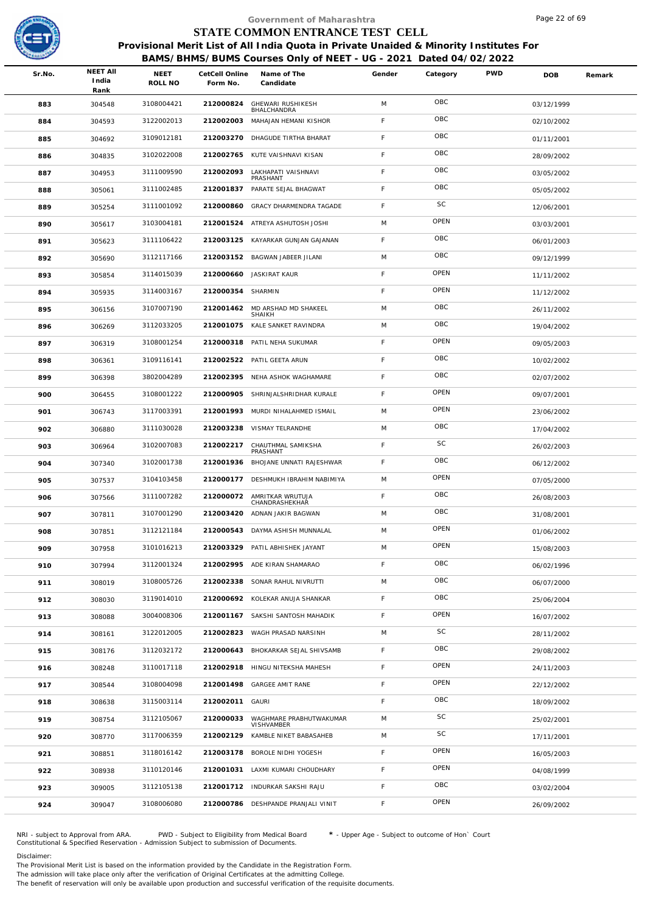Government of Maharashtra

# STATE COMMON ENTRANCE TEST CELL

## Provisional Merit List of All India Quota in Private Unaided & Minority Institutes For BAMS/BHMS/BUMS Courses Only of NEET - UG - 2021 Dated 04/02/2022

| Sr.No. | NEET All India Rank | NEET ROLL NO | CetCell Online Form No. | Name of The Candidate | Gender | Category | PWD | DOB | Remark |
|---|---|---|---|---|---|---|---|---|---|
| 883 | 304548 | 3108004421 | 212000824 | GHEWARI RUSHIKESH BHALCHANDRA | M | OBC | | 03/12/1999 | |
| 884 | 304593 | 3122002013 | 212002003 | MAHAJAN HEMANI KISHOR | F | OBC | | 02/10/2002 | |
| 885 | 304692 | 3109012181 | 212003270 | DHAGUDE TIRTHA BHARAT | F | OBC | | 01/11/2001 | |
| 886 | 304835 | 3102022008 | 212002765 | KUTE VAISHNAVI KISAN | F | OBC | | 28/09/2002 | |
| 887 | 304953 | 3111009590 | 212002093 | LAKHAPATI VAISHNAVI PRASHANT | F | OBC | | 03/05/2002 | |
| 888 | 305061 | 3111002485 | 212001837 | PARATE SEJAL BHAGWAT | F | OBC | | 05/05/2002 | |
| 889 | 305254 | 3111001092 | 212000860 | GRACY DHARMENDRA TAGADE | F | SC | | 12/06/2001 | |
| 890 | 305617 | 3103004181 | 212001524 | ATREYA ASHUTOSH JOSHI | M | OPEN | | 03/03/2001 | |
| 891 | 305623 | 3111106422 | 212003125 | KAYARKAR GUNJAN GAJANAN | F | OBC | | 06/01/2003 | |
| 892 | 305690 | 3112117166 | 212003152 | BAGWAN JABEER JILANI | M | OBC | | 09/12/1999 | |
| 893 | 305854 | 3114015039 | 212000660 | JASKIRAT KAUR | F | OPEN | | 11/11/2002 | |
| 894 | 305935 | 3114003167 | 212000354 | SHARMIN | F | OPEN | | 11/12/2002 | |
| 895 | 306156 | 3107007190 | 212001462 | MD ARSHAD MD SHAKEEL SHAIKH | M | OBC | | 26/11/2002 | |
| 896 | 306269 | 3112033205 | 212001075 | KALE SANKET RAVINDRA | M | OBC | | 19/04/2002 | |
| 897 | 306319 | 3108001254 | 212000318 | PATIL NEHA SUKUMAR | F | OPEN | | 09/05/2003 | |
| 898 | 306361 | 3109116141 | 212002522 | PATIL GEETA ARUN | F | OBC | | 10/02/2002 | |
| 899 | 306398 | 3802004289 | 212002395 | NEHA ASHOK WAGHAMARE | F | OBC | | 02/07/2002 | |
| 900 | 306455 | 3108001222 | 212000905 | SHRINJALSHRIDHAR KURALE | F | OPEN | | 09/07/2001 | |
| 901 | 306743 | 3117003391 | 212001993 | MURDI NIHALAHMED ISMAIL | M | OPEN | | 23/06/2002 | |
| 902 | 306880 | 3111030028 | 212003238 | VISMAY TELRANDHE | M | OBC | | 17/04/2002 | |
| 903 | 306964 | 3102007083 | 212002217 | CHAUTHMAL SAMIKSHA PRASHANT | F | SC | | 26/02/2003 | |
| 904 | 307340 | 3102001738 | 212001936 | BHOJANE UNNATI RAJESHWAR | F | OBC | | 06/12/2002 | |
| 905 | 307537 | 3104103458 | 212000177 | DESHMUKH IBRAHIM NABIMIYA | M | OPEN | | 07/05/2000 | |
| 906 | 307566 | 3111007282 | 212000072 | AMRITKAR WRUTUJA CHANDRASHEKHAR | F | OBC | | 26/08/2003 | |
| 907 | 307811 | 3107001290 | 212003420 | ADNAN JAKIR BAGWAN | M | OBC | | 31/08/2001 | |
| 908 | 307851 | 3112121184 | 212000543 | DAYMA ASHISH MUNNALAL | M | OPEN | | 01/06/2002 | |
| 909 | 307958 | 3101016213 | 212003329 | PATIL ABHISHEK JAYANT | M | OPEN | | 15/08/2003 | |
| 910 | 307994 | 3112001324 | 212002995 | ADE KIRAN SHAMARAO | F | OBC | | 06/02/1996 | |
| 911 | 308019 | 3108005726 | 212002338 | SONAR RAHUL NIVRUTTI | M | OBC | | 06/07/2000 | |
| 912 | 308030 | 3119014010 | 212000692 | KOLEKAR ANUJA SHANKAR | F | OBC | | 25/06/2004 | |
| 913 | 308088 | 3004008306 | 212001167 | SAKSHI SANTOSH MAHADIK | F | OPEN | | 16/07/2002 | |
| 914 | 308161 | 3122012005 | 212002823 | WAGH PRASAD NARSINH | M | SC | | 28/11/2002 | |
| 915 | 308176 | 3112032172 | 212000643 | BHOKARKAR SEJAL SHIVSAMB | F | OBC | | 29/08/2002 | |
| 916 | 308248 | 3110017118 | 212002918 | HINGU NITEKSHA MAHESH | F | OPEN | | 24/11/2003 | |
| 917 | 308544 | 3108004098 | 212001498 | GARGEE AMIT RANE | F | OPEN | | 22/12/2002 | |
| 918 | 308638 | 3115003114 | 212002011 | GAURI | F | OBC | | 18/09/2002 | |
| 919 | 308754 | 3112105067 | 212000033 | WAGHMARE PRABHUTWAKUMAR VISHVAMBER | M | SC | | 25/02/2001 | |
| 920 | 308770 | 3117006359 | 212002129 | KAMBLE NIKET BABASAHEB | M | SC | | 17/11/2001 | |
| 921 | 308851 | 3118016142 | 212003178 | BOROLE NIDHI YOGESH | F | OPEN | | 16/05/2003 | |
| 922 | 308938 | 3110120146 | 212001031 | LAXMI KUMARI CHOUDHARY | F | OPEN | | 04/08/1999 | |
| 923 | 309005 | 3112105138 | 212001712 | INDURKAR SAKSHI RAJU | F | OBC | | 03/02/2004 | |
| 924 | 309047 | 3108006080 | 212000786 | DESHPANDE PRANJALI VINIT | F | OPEN | | 26/09/2002 | |

NRI - subject to Approval from ARA. PWD - Subject to Eligibility from Medical Board * - Upper Age - Subject to outcome of Hon` Court
Constitutional & Specified Reservation - Admission Subject to submission of Documents.

Disclaimer:
The Provisional Merit List is based on the information provided by the Candidate in the Registration Form.
The admission will take place only after the verification of Original Certificates at the admitting College.
The benefit of reservation will only be available upon production and successful verification of the requisite documents.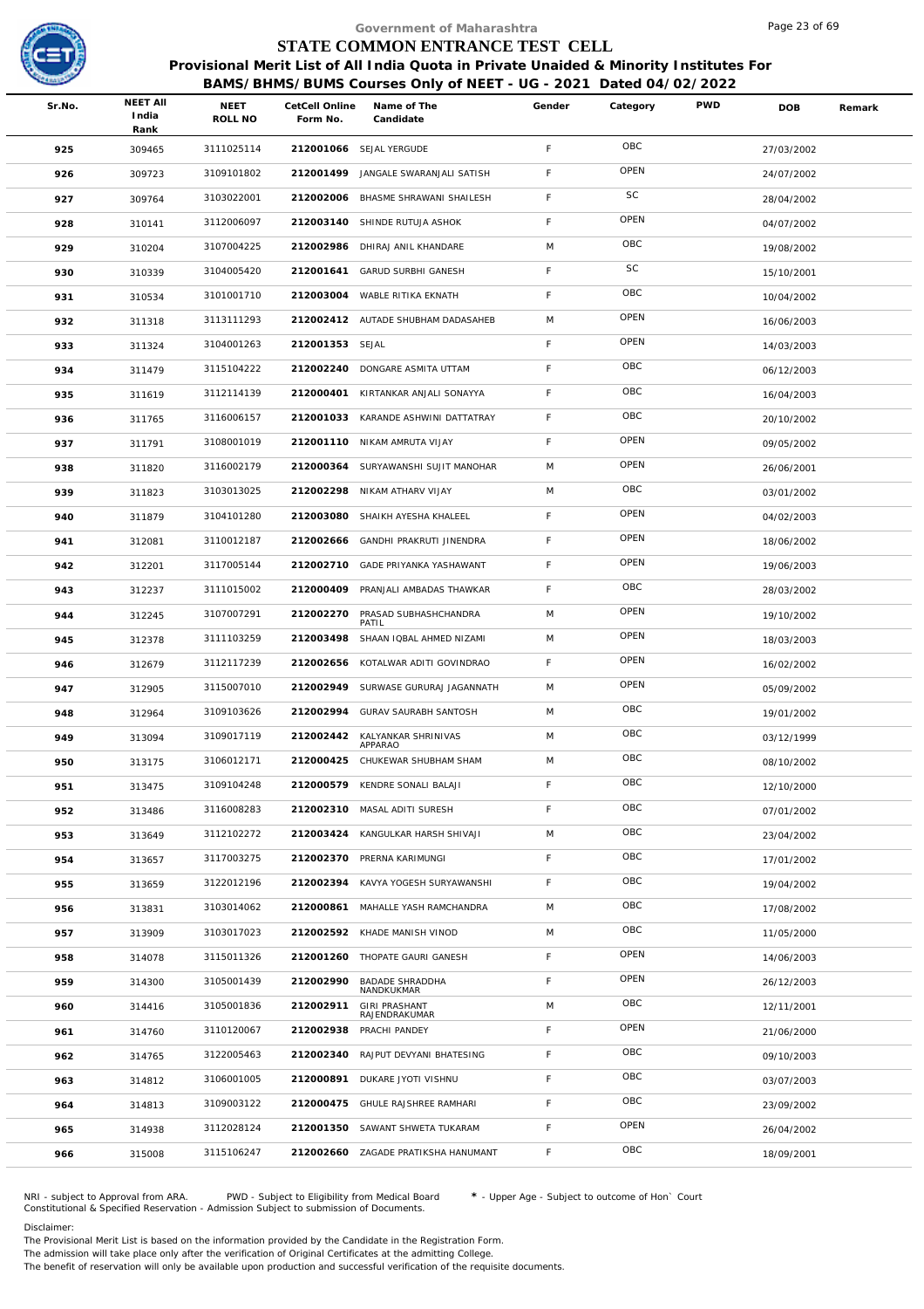# Government of Maharashtra
## STATE COMMON ENTRANCE TEST CELL
### Provisional Merit List of All India Quota in Private Unaided & Minority Institutes For BAMS/BHMS/BUMS Courses Only of NEET - UG - 2021 Dated 04/02/2022

| Sr.No. | NEET All India Rank | NEET ROLL NO | CetCell Online Form No. | Name of The Candidate | Gender | Category | PWD | DOB | Remark |
|---|---|---|---|---|---|---|---|---|---|
| 925 | 309465 | 3111025114 | 212001066 | SEJAL YERGUDE | F | OBC | | 27/03/2002 | |
| 926 | 309723 | 3109101802 | 212001499 | JANGALE SWARANJALI SATISH | F | OPEN | | 24/07/2002 | |
| 927 | 309764 | 3103022001 | 212002006 | BHASME SHRAWANI SHAILESH | F | SC | | 28/04/2002 | |
| 928 | 310141 | 3112006097 | 212003140 | SHINDE RUTUJA ASHOK | F | OPEN | | 04/07/2002 | |
| 929 | 310204 | 3107004225 | 212002986 | DHIRAJ ANIL KHANDARE | M | OBC | | 19/08/2002 | |
| 930 | 310339 | 3104005420 | 212001641 | GARUD SURBHI GANESH | F | SC | | 15/10/2001 | |
| 931 | 310534 | 3101001710 | 212003004 | WABLE RITIKA EKNATH | F | OBC | | 10/04/2002 | |
| 932 | 311318 | 3113111293 | 212002412 | AUTADE SHUBHAM DADASAHEB | M | OPEN | | 16/06/2003 | |
| 933 | 311324 | 3104001263 | 212001353 | SEJAL | F | OPEN | | 14/03/2003 | |
| 934 | 311479 | 3115104222 | 212002240 | DONGARE ASMITA UTTAM | F | OBC | | 06/12/2003 | |
| 935 | 311619 | 3112114139 | 212000401 | KIRTANKAR ANJALI SONAYYA | F | OBC | | 16/04/2003 | |
| 936 | 311765 | 3116006157 | 212001033 | KARANDE ASHWINI DATTATRAY | F | OBC | | 20/10/2002 | |
| 937 | 311791 | 3108001019 | 212001110 | NIKAM AMRUTA VIJAY | F | OPEN | | 09/05/2002 | |
| 938 | 311820 | 3116002179 | 212000364 | SURYAWANSHI SUJIT MANOHAR | M | OPEN | | 26/06/2001 | |
| 939 | 311823 | 3103013025 | 212002298 | NIKAM ATHARV VIJAY | M | OBC | | 03/01/2002 | |
| 940 | 311879 | 3104101280 | 212003080 | SHAIKH AYESHA KHALEEL | F | OPEN | | 04/02/2003 | |
| 941 | 312081 | 3110012187 | 212002666 | GANDHI PRAKRUTI JINENDRA | F | OPEN | | 18/06/2002 | |
| 942 | 312201 | 3117005144 | 212002710 | GADE PRIYANKA YASHAWANT | F | OPEN | | 19/06/2003 | |
| 943 | 312237 | 3111015002 | 212000409 | PRANJALI AMBADAS THAWKAR | F | OBC | | 28/03/2002 | |
| 944 | 312245 | 3107007291 | 212002270 | PRASAD SUBHASHCHANDRA PATIL | M | OPEN | | 19/10/2002 | |
| 945 | 312378 | 3111103259 | 212003498 | SHAAN IQBAL AHMED NIZAMI | M | OPEN | | 18/03/2003 | |
| 946 | 312679 | 3112117239 | 212002656 | KOTALWAR ADITI GOVINDRAO | F | OPEN | | 16/02/2002 | |
| 947 | 312905 | 3115007010 | 212002949 | SURWASE GURURAJ JAGANNATH | M | OPEN | | 05/09/2002 | |
| 948 | 312964 | 3109103626 | 212002994 | GURAV SAURABH SANTOSH | M | OBC | | 19/01/2002 | |
| 949 | 313094 | 3109017119 | 212002442 | KALYANKAR SHRINIVAS APPARAO | M | OBC | | 03/12/1999 | |
| 950 | 313175 | 3106012171 | 212000425 | CHUKEWAR SHUBHAM SHAM | M | OBC | | 08/10/2002 | |
| 951 | 313475 | 3109104248 | 212000579 | KENDRE SONALI BALAJI | F | OBC | | 12/10/2000 | |
| 952 | 313486 | 3116008283 | 212002310 | MASAL ADITI SURESH | F | OBC | | 07/01/2002 | |
| 953 | 313649 | 3112102272 | 212003424 | KANGULKAR HARSH SHIVAJI | M | OBC | | 23/04/2002 | |
| 954 | 313657 | 3117003275 | 212002370 | PRERNA KARIMUNGI | F | OBC | | 17/01/2002 | |
| 955 | 313659 | 3122012196 | 212002394 | KAVYA YOGESH SURYAWANSHI | F | OBC | | 19/04/2002 | |
| 956 | 313831 | 3103014062 | 212000861 | MAHALLE YASH RAMCHANDRA | M | OBC | | 17/08/2002 | |
| 957 | 313909 | 3103017023 | 212002592 | KHADE MANISH VINOD | M | OBC | | 11/05/2000 | |
| 958 | 314078 | 3115011326 | 212001260 | THOPATE GAURI GANESH | F | OPEN | | 14/06/2003 | |
| 959 | 314300 | 3105001439 | 212002990 | BADADE SHRADDHA NANDKUKMAR | F | OPEN | | 26/12/2003 | |
| 960 | 314416 | 3105001836 | 212002911 | GIRI PRASHANT RAJENDRAKUMAR | M | OBC | | 12/11/2001 | |
| 961 | 314760 | 3110120067 | 212002938 | PRACHI PANDEY | F | OPEN | | 21/06/2000 | |
| 962 | 314765 | 3122005463 | 212002340 | RAJPUT DEVYANI BHATESING | F | OBC | | 09/10/2003 | |
| 963 | 314812 | 3106001005 | 212000891 | DUKARE JYOTI VISHNU | F | OBC | | 03/07/2003 | |
| 964 | 314813 | 3109003122 | 212000475 | GHULE RAJSHREE RAMHARI | F | OBC | | 23/09/2002 | |
| 965 | 314938 | 3112028124 | 212001350 | SAWANT SHWETA TUKARAM | F | OPEN | | 26/04/2002 | |
| 966 | 315008 | 3115106247 | 212002660 | ZAGADE PRATIKSHA HANUMANT | F | OBC | | 18/09/2001 | |

NRI - subject to Approval from ARA. PWD - Subject to Eligibility from Medical Board * - Upper Age - Subject to outcome of Hon` Court
Constitutional & Specified Reservation - Admission Subject to submission of Documents.

Disclaimer:
The Provisional Merit List is based on the information provided by the Candidate in the Registration Form.
The admission will take place only after the verification of Original Certificates at the admitting College.
The benefit of reservation will only be available upon production and successful verification of the requisite documents.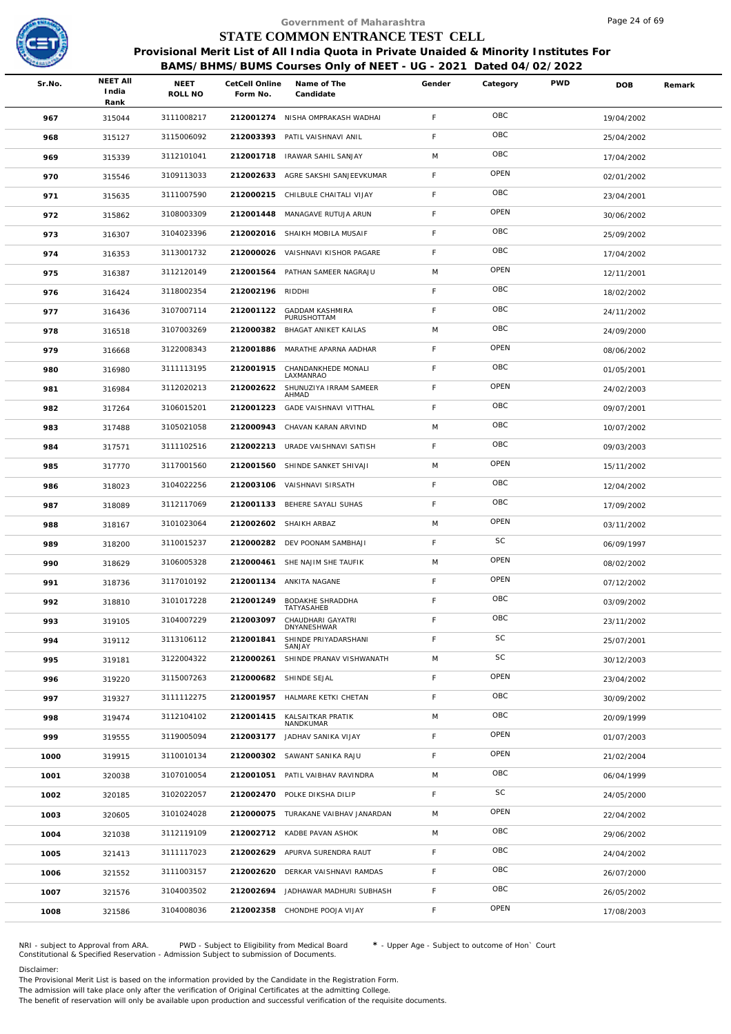# Government of Maharashtra
## STATE COMMON ENTRANCE TEST CELL
### Provisional Merit List of All India Quota in Private Unaided & Minority Institutes For BAMS/BHMS/BUMS Courses Only of NEET - UG - 2021 Dated 04/02/2022

| Sr.No. | NEET All India Rank | NEET ROLL NO | CetCell Online Form No. | Name of The Candidate | Gender | Category | PWD | DOB | Remark |
|---|---|---|---|---|---|---|---|---|---|
| 967 | 315044 | 3111008217 | 212001274 | NISHA OMPRAKASH WADHAI | F | OBC | | 19/04/2002 | |
| 968 | 315127 | 3115006092 | 212003393 | PATIL VAISHNAVI ANIL | F | OBC | | 25/04/2002 | |
| 969 | 315339 | 3112101041 | 212001718 | IRAWAR SAHIL SANJAY | M | OBC | | 17/04/2002 | |
| 970 | 315546 | 3109113033 | 212002633 | AGRE SAKSHI SANJEEVKUMAR | F | OPEN | | 02/01/2002 | |
| 971 | 315635 | 3111007590 | 212000215 | CHILBULE CHAITALI VIJAY | F | OBC | | 23/04/2001 | |
| 972 | 315862 | 3108003309 | 212001448 | MANAGAVE RUTUJA ARUN | F | OPEN | | 30/06/2002 | |
| 973 | 316307 | 3104023396 | 212002016 | SHAIKH MOBILA MUSAIF | F | OBC | | 25/09/2002 | |
| 974 | 316353 | 3113001732 | 212000026 | VAISHNAVI KISHOR PAGARE | F | OBC | | 17/04/2002 | |
| 975 | 316387 | 3112120149 | 212001564 | PATHAN SAMEER NAGRAJU | M | OPEN | | 12/11/2001 | |
| 976 | 316424 | 3118002354 | 212002196 | RIDDHI | F | OBC | | 18/02/2002 | |
| 977 | 316436 | 3107007114 | 212001122 | GADDAM KASHMIRA PURUSHOTTAM | F | OBC | | 24/11/2002 | |
| 978 | 316518 | 3107003269 | 212000382 | BHAGAT ANIKET KAILAS | M | OBC | | 24/09/2000 | |
| 979 | 316668 | 3122008343 | 212001886 | MARATHE APARNA AADHAR | F | OPEN | | 08/06/2002 | |
| 980 | 316980 | 3111113195 | 212001915 | CHANDANKHEDE MONALI LAXMANRAO | F | OBC | | 01/05/2001 | |
| 981 | 316984 | 3112020213 | 212002622 | SHUNUZIYA IRRAM SAMEER AHMAD | F | OPEN | | 24/02/2003 | |
| 982 | 317264 | 3106015201 | 212001223 | GADE VAISHNAVI VITTHAL | F | OBC | | 09/07/2001 | |
| 983 | 317488 | 3105021058 | 212000943 | CHAVAN KARAN ARVIND | M | OBC | | 10/07/2002 | |
| 984 | 317571 | 3111102516 | 212002213 | URADE VAISHNAVI SATISH | F | OBC | | 09/03/2003 | |
| 985 | 317770 | 3117001560 | 212001560 | SHINDE SANKET SHIVAJI | M | OPEN | | 15/11/2002 | |
| 986 | 318023 | 3104022256 | 212003106 | VAISHNAVI SIRSATH | F | OBC | | 12/04/2002 | |
| 987 | 318089 | 3112117069 | 212001133 | BEHERE SAYALI SUHAS | F | OBC | | 17/09/2002 | |
| 988 | 318167 | 3101023064 | 212002602 | SHAIKH ARBAZ | M | OPEN | | 03/11/2002 | |
| 989 | 318200 | 3110015237 | 212000282 | DEV POONAM SAMBHAJI | F | SC | | 06/09/1997 | |
| 990 | 318629 | 3106005328 | 212000461 | SHE NAJIM SHE TAUFIK | M | OPEN | | 08/02/2002 | |
| 991 | 318736 | 3117010192 | 212001134 | ANKITA NAGANE | F | OPEN | | 07/12/2002 | |
| 992 | 318810 | 3101017228 | 212001249 | BODAKHE SHRADDHA TATYASAHEB | F | OBC | | 03/09/2002 | |
| 993 | 319105 | 3104007229 | 212003097 | CHAUDHARI GAYATRI DNYANESHWAR | F | OBC | | 23/11/2002 | |
| 994 | 319112 | 3113106112 | 212001841 | SHINDE PRIYADARSHANI SANJAY | F | SC | | 25/07/2001 | |
| 995 | 319181 | 3122004322 | 212000261 | SHINDE PRANAV VISHWANATH | M | SC | | 30/12/2003 | |
| 996 | 319220 | 3115007263 | 212000682 | SHINDE SEJAL | F | OPEN | | 23/04/2002 | |
| 997 | 319327 | 3111112275 | 212001957 | HALMARE KETKI CHETAN | F | OBC | | 30/09/2002 | |
| 998 | 319474 | 3112104102 | 212001415 | KALSAITKAR PRATIK NANDKUMAR | M | OBC | | 20/09/1999 | |
| 999 | 319555 | 3119005094 | 212003177 | JADHAV SANIKA VIJAY | F | OPEN | | 01/07/2003 | |
| 1000 | 319915 | 3110010134 | 212000302 | SAWANT SANIKA RAJU | F | OPEN | | 21/02/2004 | |
| 1001 | 320038 | 3107010054 | 212001051 | PATIL VAIBHAV RAVINDRA | M | OBC | | 06/04/1999 | |
| 1002 | 320185 | 3102022057 | 212002470 | POLKE DIKSHA DILIP | F | SC | | 24/05/2000 | |
| 1003 | 320605 | 3101024028 | 212000075 | TURAKANE VAIBHAV JANARDAN | M | OPEN | | 22/04/2002 | |
| 1004 | 321038 | 3112119109 | 212002712 | KADBE PAVAN ASHOK | M | OBC | | 29/06/2002 | |
| 1005 | 321413 | 3111117023 | 212002629 | APURVA SURENDRA RAUT | F | OBC | | 24/04/2002 | |
| 1006 | 321552 | 3111003157 | 212002620 | DERKAR VAISHNAVI RAMDAS | F | OBC | | 26/07/2000 | |
| 1007 | 321576 | 3104003502 | 212002694 | JADHAWAR MADHURI SUBHASH | F | OBC | | 26/05/2002 | |
| 1008 | 321586 | 3104008036 | 212002358 | CHONDHE POOJA VIJAY | F | OPEN | | 17/08/2003 | |

NRI - subject to Approval from ARA. PWD - Subject to Eligibility from Medical Board * - Upper Age - Subject to outcome of Hon` Court
Constitutional & Specified Reservation - Admission Subject to submission of Documents.

Disclaimer:
The Provisional Merit List is based on the information provided by the Candidate in the Registration Form.
The admission will take place only after the verification of Original Certificates at the admitting College.
The benefit of reservation will only be available upon production and successful verification of the requisite documents.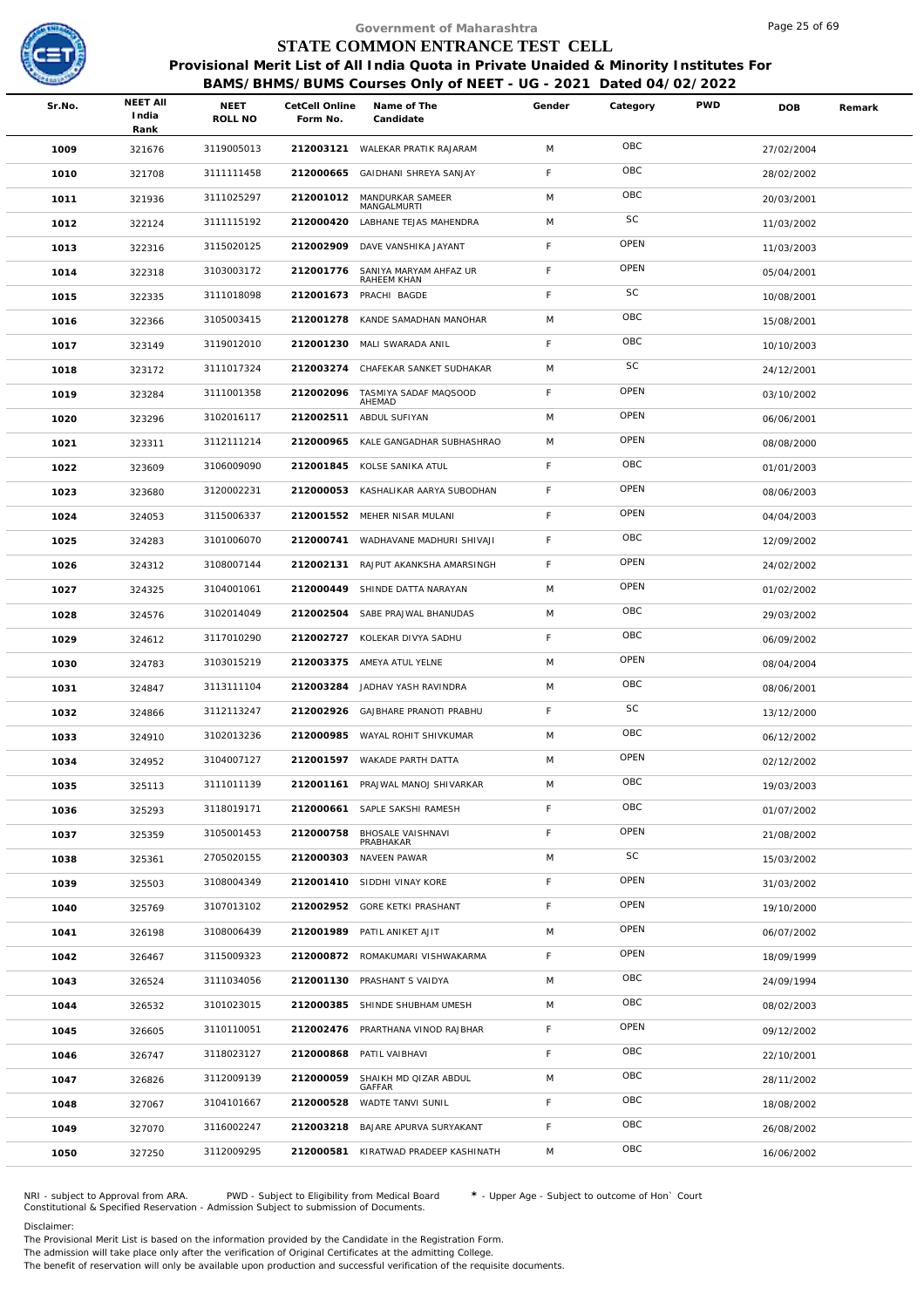Government of Maharashtra

# STATE COMMON ENTRANCE TEST CELL

## Provisional Merit List of All India Quota in Private Unaided & Minority Institutes For BAMS/BHMS/BUMS Courses Only of NEET - UG - 2021 Dated 04/02/2022

| Sr.No. | NEET All India Rank | NEET ROLL NO | CetCell Online Form No. | Name of The Candidate | Gender | Category | PWD | DOB | Remark |
|---|---|---|---|---|---|---|---|---|---|
| 1009 | 321676 | 3119005013 | 212003121 | WALEKAR PRATIK RAJARAM | M | OBC | | 27/02/2004 | |
| 1010 | 321708 | 3111111458 | 212000665 | GAIDHANI SHREYA SANJAY | F | OBC | | 28/02/2002 | |
| 1011 | 321936 | 3111025297 | 212001012 | MANDURKAR SAMEER MANGALMURTI | M | OBC | | 20/03/2001 | |
| 1012 | 322124 | 3111115192 | 212000420 | LABHANE TEJAS MAHENDRA | M | SC | | 11/03/2002 | |
| 1013 | 322316 | 3115020125 | 212002909 | DAVE VANSHIKA JAYANT | F | OPEN | | 11/03/2003 | |
| 1014 | 322318 | 3103003172 | 212001776 | SANIYA MARYAM AHFAZ UR RAHEEM KHAN | F | OPEN | | 05/04/2001 | |
| 1015 | 322335 | 3111018098 | 212001673 | PRACHI BAGDE | F | SC | | 10/08/2001 | |
| 1016 | 322366 | 3105003415 | 212001278 | KANDE SAMADHAN MANOHAR | M | OBC | | 15/08/2001 | |
| 1017 | 323149 | 3119012010 | 212001230 | MALI SWARADA ANIL | F | OBC | | 10/10/2003 | |
| 1018 | 323172 | 3111017324 | 212003274 | CHAFEKAR SANKET SUDHAKAR | M | SC | | 24/12/2001 | |
| 1019 | 323284 | 3111001358 | 212002096 | TASMIYA SADAF MAQSOOD AHEMAD | F | OPEN | | 03/10/2002 | |
| 1020 | 323296 | 3102016117 | 212002511 | ABDUL SUFIYAN | M | OPEN | | 06/06/2001 | |
| 1021 | 323311 | 3112111214 | 212000965 | KALE GANGADHAR SUBHASHRAO | M | OPEN | | 08/08/2000 | |
| 1022 | 323609 | 3106009090 | 212001845 | KOLSE SANIKA ATUL | F | OBC | | 01/01/2003 | |
| 1023 | 323680 | 3120002231 | 212000053 | KASHALIKAR AARYA SUBODHAN | F | OPEN | | 08/06/2003 | |
| 1024 | 324053 | 3115006337 | 212001552 | MEHER NISAR MULANI | F | OPEN | | 04/04/2003 | |
| 1025 | 324283 | 3101006070 | 212000741 | WADHAVANE MADHURI SHIVAJI | F | OBC | | 12/09/2002 | |
| 1026 | 324312 | 3108007144 | 212002131 | RAJPUT AKANKSHA AMARSINGH | F | OPEN | | 24/02/2002 | |
| 1027 | 324325 | 3104001061 | 212000449 | SHINDE DATTA NARAYAN | M | OPEN | | 01/02/2002 | |
| 1028 | 324576 | 3102014049 | 212002504 | SABE PRAJWAL BHANUDAS | M | OBC | | 29/03/2002 | |
| 1029 | 324612 | 3117010290 | 212002727 | KOLEKAR DIVYA SADHU | F | OBC | | 06/09/2002 | |
| 1030 | 324783 | 3103015219 | 212003375 | AMEYA ATUL YELNE | M | OPEN | | 08/04/2004 | |
| 1031 | 324847 | 3113111104 | 212003284 | JADHAV YASH RAVINDRA | M | OBC | | 08/06/2001 | |
| 1032 | 324866 | 3112113247 | 212002926 | GAJBHARE PRANOTI PRABHU | F | SC | | 13/12/2000 | |
| 1033 | 324910 | 3102013236 | 212000985 | WAYAL ROHIT SHIVKUMAR | M | OBC | | 06/12/2002 | |
| 1034 | 324952 | 3104007127 | 212001597 | WAKADE PARTH DATTA | M | OPEN | | 02/12/2002 | |
| 1035 | 325113 | 3111011139 | 212001161 | PRAJWAL MANOJ SHIVARKAR | M | OBC | | 19/03/2003 | |
| 1036 | 325293 | 3118019171 | 212000661 | SAPLE SAKSHI RAMESH | F | OBC | | 01/07/2002 | |
| 1037 | 325359 | 3105001453 | 212000758 | BHOSALE VAISHNAVI PRABHAKAR | F | OPEN | | 21/08/2002 | |
| 1038 | 325361 | 2705020155 | 212000303 | NAVEEN PAWAR | M | SC | | 15/03/2002 | |
| 1039 | 325503 | 3108004349 | 212001410 | SIDDHI VINAY KORE | F | OPEN | | 31/03/2002 | |
| 1040 | 325769 | 3107013102 | 212002952 | GORE KETKI PRASHANT | F | OPEN | | 19/10/2000 | |
| 1041 | 326198 | 3108006439 | 212001989 | PATIL ANIKET AJIT | M | OPEN | | 06/07/2002 | |
| 1042 | 326467 | 3115009323 | 212000872 | ROMAKUMARI VISHWAKARMA | F | OPEN | | 18/09/1999 | |
| 1043 | 326524 | 3111034056 | 212001130 | PRASHANT S VAIDYA | M | OBC | | 24/09/1994 | |
| 1044 | 326532 | 3101023015 | 212000385 | SHINDE SHUBHAM UMESH | M | OBC | | 08/02/2003 | |
| 1045 | 326605 | 3110110051 | 212002476 | PRARTHANA VINOD RAJBHAR | F | OPEN | | 09/12/2002 | |
| 1046 | 326747 | 3118023127 | 212000868 | PATIL VAIBHAVI | F | OBC | | 22/10/2001 | |
| 1047 | 326826 | 3112009139 | 212000059 | SHAIKH MD QIZAR ABDUL GAFFAR | M | OBC | | 28/11/2002 | |
| 1048 | 327067 | 3104101667 | 212000528 | WADTE TANVI SUNIL | F | OBC | | 18/08/2002 | |
| 1049 | 327070 | 3116002247 | 212003218 | BAJARE APURVA SURYAKANT | F | OBC | | 26/08/2002 | |
| 1050 | 327250 | 3112009295 | 212000581 | KIRATWAD PRADEEP KASHINATH | M | OBC | | 16/06/2002 | |

NRI - subject to Approval from ARA. PWD - Subject to Eligibility from Medical Board * - Upper Age - Subject to outcome of Hon` Court
Constitutional & Specified Reservation - Admission Subject to submission of Documents.

Disclaimer:
The Provisional Merit List is based on the information provided by the Candidate in the Registration Form.
The admission will take place only after the verification of Original Certificates at the admitting College.
The benefit of reservation will only be available upon production and successful verification of the requisite documents.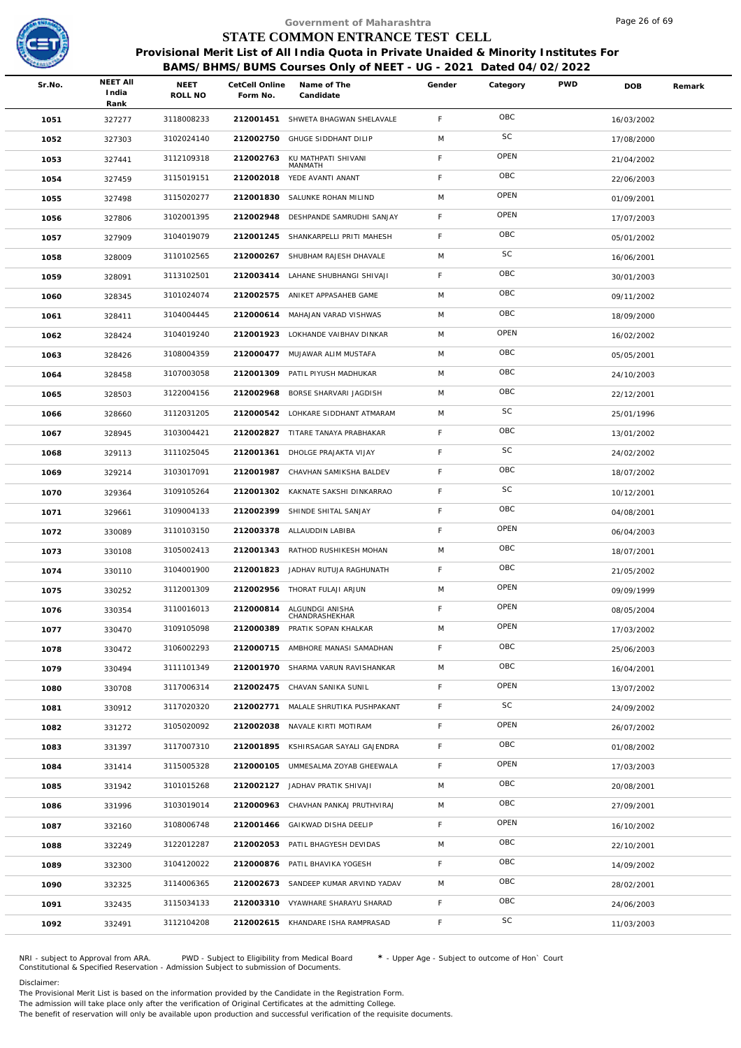Government of Maharashtra

# STATE COMMON ENTRANCE TEST CELL

## Provisional Merit List of All India Quota in Private Unaided & Minority Institutes For BAMS/BHMS/BUMS Courses Only of NEET - UG - 2021 Dated 04/02/2022

| Sr.No. | NEET All India Rank | NEET ROLL NO | CetCell Online Form No. | Name of The Candidate | Gender | Category | PWD | DOB | Remark |
|---|---|---|---|---|---|---|---|---|---|
| 1051 | 327277 | 3118008233 | 212001451 | SHWETA BHAGWAN SHELAVALE | F | OBC | | 16/03/2002 | |
| 1052 | 327303 | 3102024140 | 212002750 | GHUGE SIDDHANT DILIP | M | SC | | 17/08/2000 | |
| 1053 | 327441 | 3112109318 | 212002763 | KU MATHPATI SHIVANI MANMATH | F | OPEN | | 21/04/2002 | |
| 1054 | 327459 | 3115019151 | 212002018 | YEDE AVANTI ANANT | F | OBC | | 22/06/2003 | |
| 1055 | 327498 | 3115020277 | 212001830 | SALUNKE ROHAN MILIND | M | OPEN | | 01/09/2001 | |
| 1056 | 327806 | 3102001395 | 212002948 | DESHPANDE SAMRUDHI SANJAY | F | OPEN | | 17/07/2003 | |
| 1057 | 327909 | 3104019079 | 212001245 | SHANKARPELLI PRITI MAHESH | F | OBC | | 05/01/2002 | |
| 1058 | 328009 | 3110102565 | 212000267 | SHUBHAM RAJESH DHAVALE | M | SC | | 16/06/2001 | |
| 1059 | 328091 | 3113102501 | 212003414 | LAHANE SHUBHANGI SHIVAJI | F | OBC | | 30/01/2003 | |
| 1060 | 328345 | 3101024074 | 212002575 | ANIKET APPASAHEB GAME | M | OBC | | 09/11/2002 | |
| 1061 | 328411 | 3104004445 | 212000614 | MAHAJAN VARAD VISHWAS | M | OBC | | 18/09/2000 | |
| 1062 | 328424 | 3104019240 | 212001923 | LOKHANDE VAIBHAV DINKAR | M | OPEN | | 16/02/2002 | |
| 1063 | 328426 | 3108004359 | 212000477 | MUJAWAR ALIM MUSTAFA | M | OBC | | 05/05/2001 | |
| 1064 | 328458 | 3107003058 | 212001309 | PATIL PIYUSH MADHUKAR | M | OBC | | 24/10/2003 | |
| 1065 | 328503 | 3122004156 | 212002968 | BORSE SHARVARI JAGDISH | M | OBC | | 22/12/2001 | |
| 1066 | 328660 | 3112031205 | 212000542 | LOHKARE SIDDHANT ATMARAM | M | SC | | 25/01/1996 | |
| 1067 | 328945 | 3103004421 | 212002827 | TITARE TANAYA PRABHAKAR | F | OBC | | 13/01/2002 | |
| 1068 | 329113 | 3111025045 | 212001361 | DHOLGE PRAJAKTA VIJAY | F | SC | | 24/02/2002 | |
| 1069 | 329214 | 3103017091 | 212001987 | CHAVHAN SAMIKSHA BALDEV | F | OBC | | 18/07/2002 | |
| 1070 | 329364 | 3109105264 | 212001302 | KAKNATE SAKSHI DINKARRAO | F | SC | | 10/12/2001 | |
| 1071 | 329661 | 3109004133 | 212002399 | SHINDE SHITAL SANJAY | F | OBC | | 04/08/2001 | |
| 1072 | 330089 | 3110103150 | 212003378 | ALLAUDDIN LABIBA | F | OPEN | | 06/04/2003 | |
| 1073 | 330108 | 3105002413 | 212001343 | RATHOD RUSHIKESH MOHAN | M | OBC | | 18/07/2001 | |
| 1074 | 330110 | 3104001900 | 212001823 | JADHAV RUTUJA RAGHUNATH | F | OBC | | 21/05/2002 | |
| 1075 | 330252 | 3112001309 | 212002956 | THORAT FULAJI ARJUN | M | OPEN | | 09/09/1999 | |
| 1076 | 330354 | 3110016013 | 212000814 | ALGUNDGI ANISHA CHANDRASHEKHAR | F | OPEN | | 08/05/2004 | |
| 1077 | 330470 | 3109105098 | 212000389 | PRATIK SOPAN KHALKAR | M | OPEN | | 17/03/2002 | |
| 1078 | 330472 | 3106002293 | 212000715 | AMBHORE MANASI SAMADHAN | F | OBC | | 25/06/2003 | |
| 1079 | 330494 | 3111101349 | 212001970 | SHARMA VARUN RAVISHANKAR | M | OBC | | 16/04/2001 | |
| 1080 | 330708 | 3117006314 | 212002475 | CHAVAN SANIKA SUNIL | F | OPEN | | 13/07/2002 | |
| 1081 | 330912 | 3117020320 | 212002771 | MALALE SHRUTIKA PUSHPAKANT | F | SC | | 24/09/2002 | |
| 1082 | 331272 | 3105020092 | 212002038 | NAVALE KIRTI MOTIRAM | F | OPEN | | 26/07/2002 | |
| 1083 | 331397 | 3117007310 | 212001895 | KSHIRSAGAR SAYALI GAJENDRA | F | OBC | | 01/08/2002 | |
| 1084 | 331414 | 3115005328 | 212000105 | UMMESALMA ZOYAB GHEEWALA | F | OPEN | | 17/03/2003 | |
| 1085 | 331942 | 3101015268 | 212002127 | JADHAV PRATIK SHIVAJI | M | OBC | | 20/08/2001 | |
| 1086 | 331996 | 3103019014 | 212000963 | CHAVHAN PANKAJ PRUTHVIRAJ | M | OBC | | 27/09/2001 | |
| 1087 | 332160 | 3108006748 | 212001466 | GAIKWAD DISHA DEELIP | F | OPEN | | 16/10/2002 | |
| 1088 | 332249 | 3122012287 | 212002053 | PATIL BHAGYESH DEVIDAS | M | OBC | | 22/10/2001 | |
| 1089 | 332300 | 3104120022 | 212000876 | PATIL BHAVIKA YOGESH | F | OBC | | 14/09/2002 | |
| 1090 | 332325 | 3114006365 | 212002673 | SANDEEP KUMAR ARVIND YADAV | M | OBC | | 28/02/2001 | |
| 1091 | 332435 | 3115034133 | 212003310 | VYAWHARE SHARAYU SHARAD | F | OBC | | 24/06/2003 | |
| 1092 | 332491 | 3112104208 | 212002615 | KHANDARE ISHA RAMPRASAD | F | SC | | 11/03/2003 | |

NRI - subject to Approval from ARA. PWD - Subject to Eligibility from Medical Board * - Upper Age - Subject to outcome of Hon` Court
Constitutional & Specified Reservation - Admission Subject to submission of Documents.

Disclaimer:
The Provisional Merit List is based on the information provided by the Candidate in the Registration Form.
The admission will take place only after the verification of Original Certificates at the admitting College.
The benefit of reservation will only be available upon production and successful verification of the requisite documents.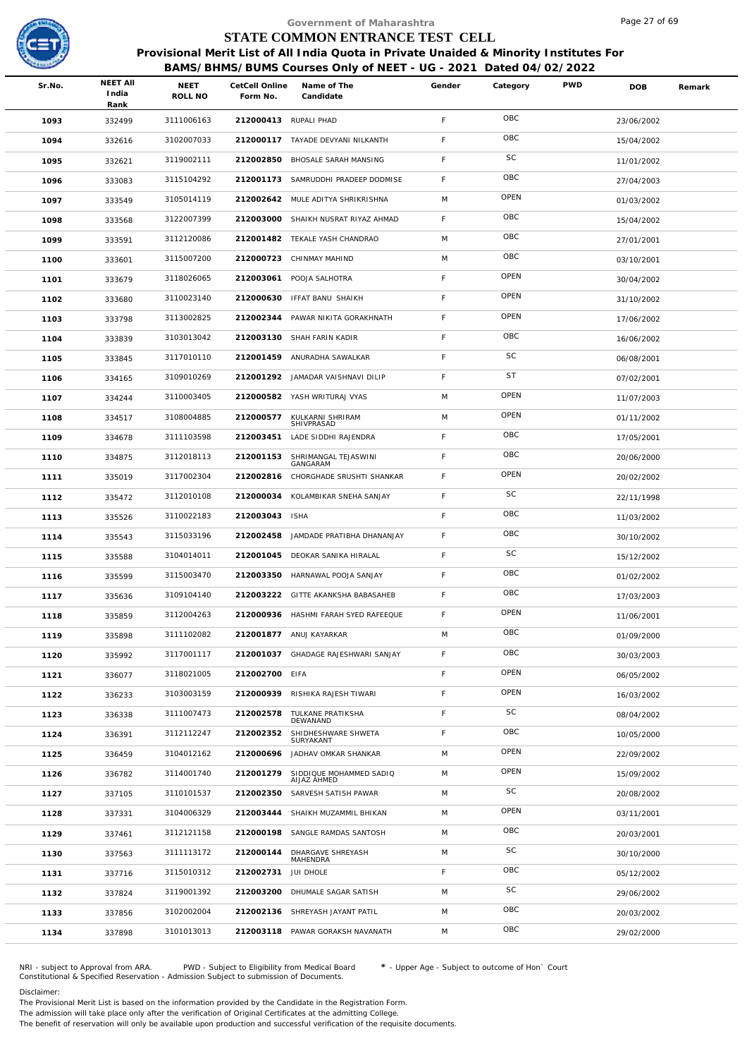Government of Maharashtra

# STATE COMMON ENTRANCE TEST CELL

**Provisional Merit List of All India Quota in Private Unaided & Minority Institutes For BAMS/BHMS/BUMS Courses Only of NEET - UG - 2021 Dated 04/02/2022**

| Sr.No. | NEET All India Rank | NEET ROLL NO | CetCell Online Form No. | Name of The Candidate | Gender | Category | PWD | DOB | Remark |
|---|---|---|---|---|---|---|---|---|---|
| 1093 | 332499 | 3111006163 | 212000413 | RUPALI PHAD | F | OBC | | 23/06/2002 | |
| 1094 | 332616 | 3102007033 | 212000117 | TAYADE DEVYANI NILKANTH | F | OBC | | 15/04/2002 | |
| 1095 | 332621 | 3119002111 | 212002850 | BHOSALE SARAH MANSING | F | SC | | 11/01/2002 | |
| 1096 | 333083 | 3115104292 | 212001173 | SAMRUDDHI PRADEEP DODMISE | F | OBC | | 27/04/2003 | |
| 1097 | 333549 | 3105014119 | 212002642 | MULE ADITYA SHRIKRISHNA | M | OPEN | | 01/03/2002 | |
| 1098 | 333568 | 3122007399 | 212003000 | SHAIKH NUSRAT RIYAZ AHMAD | F | OBC | | 15/04/2002 | |
| 1099 | 333591 | 3112120086 | 212001482 | TEKALE YASH CHANDRAO | M | OBC | | 27/01/2001 | |
| 1100 | 333601 | 3115007200 | 212000723 | CHINMAY MAHIND | M | OBC | | 03/10/2001 | |
| 1101 | 333679 | 3118026065 | 212003061 | POOJA SALHOTRA | F | OPEN | | 30/04/2002 | |
| 1102 | 333680 | 3110023140 | 212000630 | IFFAT BANU SHAIKH | F | OPEN | | 31/10/2002 | |
| 1103 | 333798 | 3113002825 | 212002344 | PAWAR NIKITA GORAKHNATH | F | OPEN | | 17/06/2002 | |
| 1104 | 333839 | 3103013042 | 212003130 | SHAH FARIN KADIR | F | OBC | | 16/06/2002 | |
| 1105 | 333845 | 3117010110 | 212001459 | ANURADHA SAWALKAR | F | SC | | 06/08/2001 | |
| 1106 | 334165 | 3109010269 | 212001292 | JAMADAR VAISHNAVI DILIP | F | ST | | 07/02/2001 | |
| 1107 | 334244 | 3110003405 | 212000582 | YASH WRITURAJ VYAS | M | OPEN | | 11/07/2003 | |
| 1108 | 334517 | 3108004885 | 212000577 | KULKARNI SHRIRAM SHIVPRASAD | M | OPEN | | 01/11/2002 | |
| 1109 | 334678 | 3111103598 | 212003451 | LADE SIDDHI RAJENDRA | F | OBC | | 17/05/2001 | |
| 1110 | 334875 | 3112018113 | 212001153 | SHRIMANGAL TEJASWINI GANGARAM | F | OBC | | 20/06/2000 | |
| 1111 | 335019 | 3117002304 | 212002816 | CHORGHADE SRUSHTI SHANKAR | F | OPEN | | 20/02/2002 | |
| 1112 | 335472 | 3112010108 | 212000034 | KOLAMBIKAR SNEHA SANJAY | F | SC | | 22/11/1998 | |
| 1113 | 335526 | 3110022183 | 212003043 | ISHA | F | OBC | | 11/03/2002 | |
| 1114 | 335543 | 3115033196 | 212002458 | JAMDADE PRATIBHA DHANANJAY | F | OBC | | 30/10/2002 | |
| 1115 | 335588 | 3104014011 | 212001045 | DEOKAR SANIKA HIRALAL | F | SC | | 15/12/2002 | |
| 1116 | 335599 | 3115003470 | 212003350 | HARNAWAL POOJA SANJAY | F | OBC | | 01/02/2002 | |
| 1117 | 335636 | 3109104140 | 212003222 | GITTE AKANKSHA BABASAHEB | F | OBC | | 17/03/2003 | |
| 1118 | 335859 | 3112004263 | 212000936 | HASHMI FARAH SYED RAFEEQUE | F | OPEN | | 11/06/2001 | |
| 1119 | 335898 | 3111102082 | 212001877 | ANUJ KAYARKAR | M | OBC | | 01/09/2000 | |
| 1120 | 335992 | 3117001117 | 212001037 | GHADAGE RAJESHWARI SANJAY | F | OBC | | 30/03/2003 | |
| 1121 | 336077 | 3118021005 | 212002700 | EIFA | F | OPEN | | 06/05/2002 | |
| 1122 | 336233 | 3103003159 | 212000939 | RISHIKA RAJESH TIWARI | F | OPEN | | 16/03/2002 | |
| 1123 | 336338 | 3111007473 | 212002578 | TULKANE PRATIKSHA DEWANAND | F | SC | | 08/04/2002 | |
| 1124 | 336391 | 3112112247 | 212002352 | SHIDHESHWARE SHWETA SURYAKANT | F | OBC | | 10/05/2000 | |
| 1125 | 336459 | 3104012162 | 212000696 | JADHAV OMKAR SHANKAR | M | OPEN | | 22/09/2002 | |
| 1126 | 336782 | 3114001740 | 212001279 | SIDDIQUE MOHAMMED SADIQ AIJAZ AHMED | M | OPEN | | 15/09/2002 | |
| 1127 | 337105 | 3110101537 | 212002350 | SARVESH SATISH PAWAR | M | SC | | 20/08/2002 | |
| 1128 | 337331 | 3104006329 | 212003444 | SHAIKH MUZAMMIL BHIKAN | M | OPEN | | 03/11/2001 | |
| 1129 | 337461 | 3112121158 | 212000198 | SANGLE RAMDAS SANTOSH | M | OBC | | 20/03/2001 | |
| 1130 | 337563 | 3111113172 | 212000144 | DHARGAVE SHREYASH MAHENDRA | M | SC | | 30/10/2000 | |
| 1131 | 337716 | 3115010312 | 212002731 | JUI DHOLE | F | OBC | | 05/12/2002 | |
| 1132 | 337824 | 3119001392 | 212003200 | DHUMALE SAGAR SATISH | M | SC | | 29/06/2002 | |
| 1133 | 337856 | 3102002004 | 212002136 | SHREYASH JAYANT PATIL | M | OBC | | 20/03/2002 | |
| 1134 | 337898 | 3101013013 | 212003118 | PAWAR GORAKSH NAVANATH | M | OBC | | 29/02/2000 | |

NRI - subject to Approval from ARA. PWD - Subject to Eligibility from Medical Board * - Upper Age - Subject to outcome of Hon` Court
Constitutional & Specified Reservation - Admission Subject to submission of Documents.

Disclaimer:
The Provisional Merit List is based on the information provided by the Candidate in the Registration Form.
The admission will take place only after the verification of Original Certificates at the admitting College.
The benefit of reservation will only be available upon production and successful verification of the requisite documents.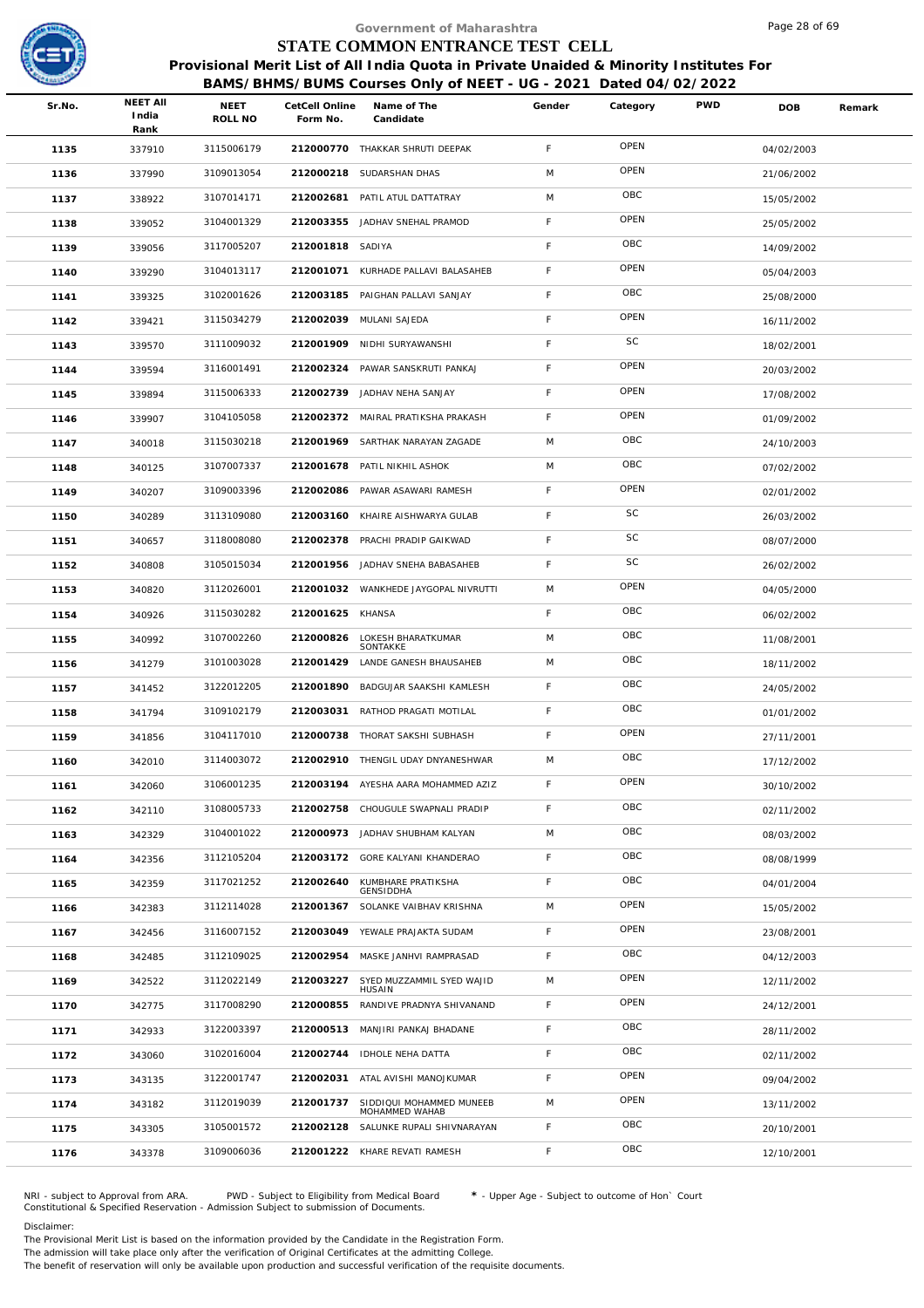# Government of Maharashtra
## STATE COMMON ENTRANCE TEST CELL
### Provisional Merit List of All India Quota in Private Unaided & Minority Institutes For BAMS/BHMS/BUMS Courses Only of NEET - UG - 2021 Dated 04/02/2022

| Sr.No. | NEET All India Rank | NEET ROLL NO | CetCell Online Form No. | Name of The Candidate | Gender | Category | PWD | DOB | Remark |
|---|---|---|---|---|---|---|---|---|---|
| 1135 | 337910 | 3115006179 | 212000770 | THAKKAR SHRUTI DEEPAK | F | OPEN | | 04/02/2003 | |
| 1136 | 337990 | 3109013054 | 212000218 | SUDARSHAN DHAS | M | OPEN | | 21/06/2002 | |
| 1137 | 338922 | 3107014171 | 212002681 | PATIL ATUL DATTATRAY | M | OBC | | 15/05/2002 | |
| 1138 | 339052 | 3104001329 | 212003355 | JADHAV SNEHAL PRAMOD | F | OPEN | | 25/05/2002 | |
| 1139 | 339056 | 3117005207 | 212001818 | SADIYA | F | OBC | | 14/09/2002 | |
| 1140 | 339290 | 3104013117 | 212001071 | KURHADE PALLAVI BALASAHEB | F | OPEN | | 05/04/2003 | |
| 1141 | 339325 | 3102001626 | 212003185 | PAIGHAN PALLAVI SANJAY | F | OBC | | 25/08/2000 | |
| 1142 | 339421 | 3115034279 | 212002039 | MULANI SAJEDA | F | OPEN | | 16/11/2002 | |
| 1143 | 339570 | 3111009032 | 212001909 | NIDHI SURYAWANSHI | F | SC | | 18/02/2001 | |
| 1144 | 339594 | 3116001491 | 212002324 | PAWAR SANSKRUTI PANKAJ | F | OPEN | | 20/03/2002 | |
| 1145 | 339894 | 3115006333 | 212002739 | JADHAV NEHA SANJAY | F | OPEN | | 17/08/2002 | |
| 1146 | 339907 | 3104105058 | 212002372 | MAIRAL PRATIKSHA PRAKASH | F | OPEN | | 01/09/2002 | |
| 1147 | 340018 | 3115030218 | 212001969 | SARTHAK NARAYAN ZAGADE | M | OBC | | 24/10/2003 | |
| 1148 | 340125 | 3107007337 | 212001678 | PATIL NIKHIL ASHOK | M | OBC | | 07/02/2002 | |
| 1149 | 340207 | 3109003396 | 212002086 | PAWAR ASAWARI RAMESH | F | OPEN | | 02/01/2002 | |
| 1150 | 340289 | 3113109080 | 212003160 | KHAIRE AISHWARYA GULAB | F | SC | | 26/03/2002 | |
| 1151 | 340657 | 3118008080 | 212002378 | PRACHI PRADIP GAIKWAD | F | SC | | 08/07/2000 | |
| 1152 | 340808 | 3105015034 | 212001956 | JADHAV SNEHA BABASAHEB | F | SC | | 26/02/2002 | |
| 1153 | 340820 | 3112026001 | 212001032 | WANKHEDE JAYGOPAL NIVRUTTI | M | OPEN | | 04/05/2000 | |
| 1154 | 340926 | 3115030282 | 212001625 | KHANSA | F | OBC | | 06/02/2002 | |
| 1155 | 340992 | 3107002260 | 212000826 | LOKESH BHARATKUMAR SONTAKKE | M | OBC | | 11/08/2001 | |
| 1156 | 341279 | 3101003028 | 212001429 | LANDE GANESH BHAUSAHEB | M | OBC | | 18/11/2002 | |
| 1157 | 341452 | 3122012205 | 212001890 | BADGUJAR SAAKSHI KAMLESH | F | OBC | | 24/05/2002 | |
| 1158 | 341794 | 3109102179 | 212003031 | RATHOD PRAGATI MOTILAL | F | OBC | | 01/01/2002 | |
| 1159 | 341856 | 3104117010 | 212000738 | THORAT SAKSHI SUBHASH | F | OPEN | | 27/11/2001 | |
| 1160 | 342010 | 3114003072 | 212002910 | THENGIL UDAY DNYANESHWAR | M | OBC | | 17/12/2002 | |
| 1161 | 342060 | 3106001235 | 212003194 | AYESHA AARA MOHAMMED AZIZ | F | OPEN | | 30/10/2002 | |
| 1162 | 342110 | 3108005733 | 212002758 | CHOUGULE SWAPNALI PRADIP | F | OBC | | 02/11/2002 | |
| 1163 | 342329 | 3104001022 | 212000973 | JADHAV SHUBHAM KALYAN | M | OBC | | 08/03/2002 | |
| 1164 | 342356 | 3112105204 | 212003172 | GORE KALYANI KHANDERAO | F | OBC | | 08/08/1999 | |
| 1165 | 342359 | 3117021252 | 212002640 | KUMBHARE PRATIKSHA GENSIDDHA | F | OBC | | 04/01/2004 | |
| 1166 | 342383 | 3112114028 | 212001367 | SOLANKE VAIBHAV KRISHNA | M | OPEN | | 15/05/2002 | |
| 1167 | 342456 | 3116007152 | 212003049 | YEWALE PRAJAKTA SUDAM | F | OPEN | | 23/08/2001 | |
| 1168 | 342485 | 3112109025 | 212002954 | MASKE JANHVI RAMPRASAD | F | OBC | | 04/12/2003 | |
| 1169 | 342522 | 3112022149 | 212003227 | SYED MUZZAMMIL SYED WAJID HUSAIN | M | OPEN | | 12/11/2002 | |
| 1170 | 342775 | 3117008290 | 212000855 | RANDIVE PRADNYA SHIVANAND | F | OPEN | | 24/12/2001 | |
| 1171 | 342933 | 3122003397 | 212000513 | MANJIRI PANKAJ BHADANE | F | OBC | | 28/11/2002 | |
| 1172 | 343060 | 3102016004 | 212002744 | IDHOLE NEHA DATTA | F | OBC | | 02/11/2002 | |
| 1173 | 343135 | 3122001747 | 212002031 | ATAL AVISHI MANOJKUMAR | F | OPEN | | 09/04/2002 | |
| 1174 | 343182 | 3112019039 | 212001737 | SIDDIQUI MOHAMMED MUNEEB MOHAMMED WAHAB | M | OPEN | | 13/11/2002 | |
| 1175 | 343305 | 3105001572 | 212002128 | SALUNKE RUPALI SHIVNARAYAN | F | OBC | | 20/10/2001 | |
| 1176 | 343378 | 3109006036 | 212001222 | KHARE REVATI RAMESH | F | OBC | | 12/10/2001 | |

NRI - subject to Approval from ARA. PWD - Subject to Eligibility from Medical Board * - Upper Age - Subject to outcome of Hon` Court
Constitutional & Specified Reservation - Admission Subject to submission of Documents.

Disclaimer:
The Provisional Merit List is based on the information provided by the Candidate in the Registration Form.
The admission will take place only after the verification of Original Certificates at the admitting College.
The benefit of reservation will only be available upon production and successful verification of the requisite documents.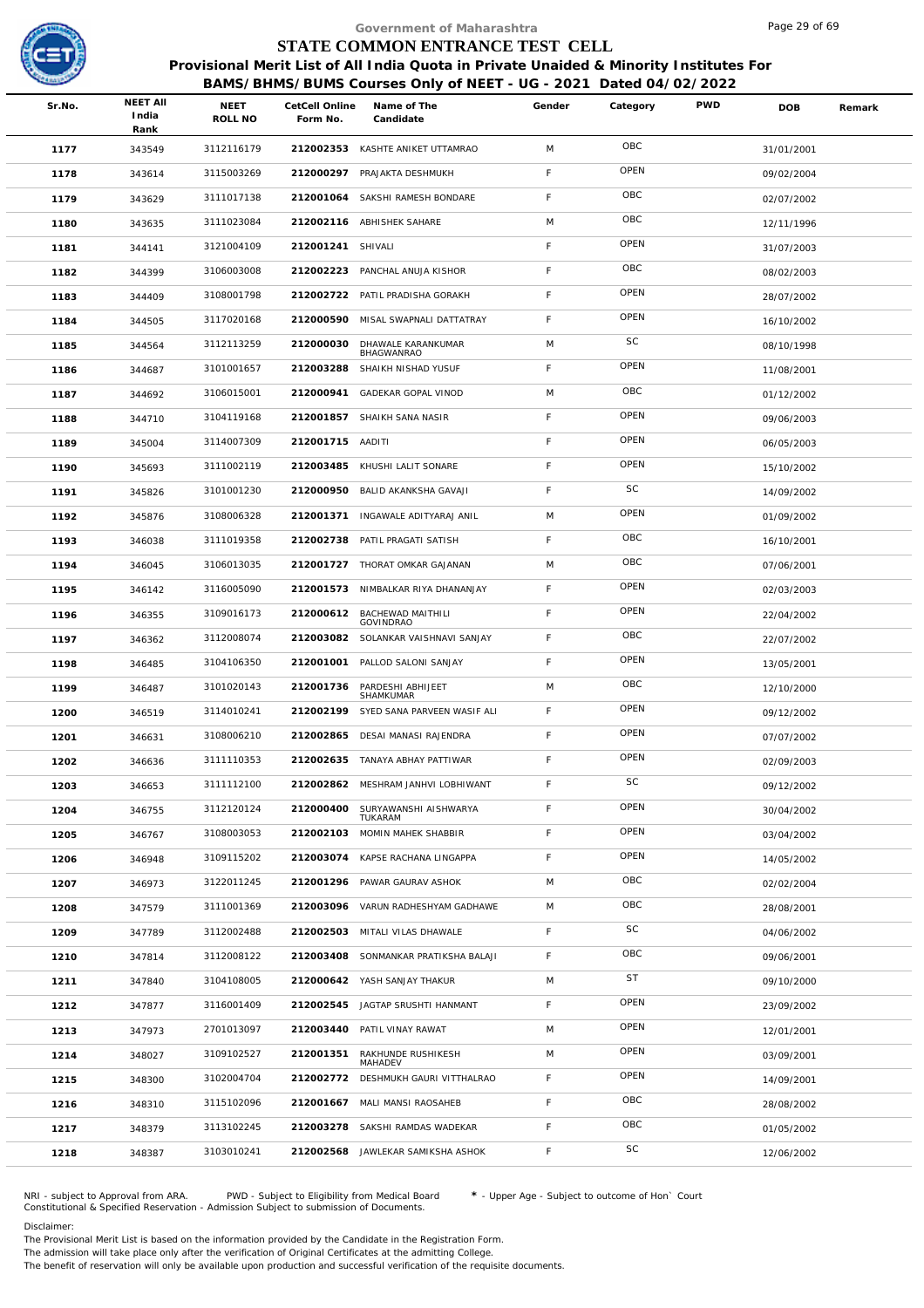Government of Maharashtra

# STATE COMMON ENTRANCE TEST CELL

## Provisional Merit List of All India Quota in Private Unaided & Minority Institutes For BAMS/BHMS/BUMS Courses Only of NEET - UG - 2021 Dated 04/02/2022

| Sr.No. | NEET All India Rank | NEET ROLL NO | CetCell Online Form No. | Name of The Candidate | Gender | Category | PWD | DOB | Remark |
|---|---|---|---|---|---|---|---|---|---|
| 1177 | 343549 | 3112116179 | 212002353 | KASHTE ANIKET UTTAMRAO | M | OBC | | 31/01/2001 | |
| 1178 | 343614 | 3115003269 | 212000297 | PRAJAKTA DESHMUKH | F | OPEN | | 09/02/2004 | |
| 1179 | 343629 | 3111017138 | 212001064 | SAKSHI RAMESH BONDARE | F | OBC | | 02/07/2002 | |
| 1180 | 343635 | 3111023084 | 212002116 | ABHISHEK SAHARE | M | OBC | | 12/11/1996 | |
| 1181 | 344141 | 3121004109 | 212001241 | SHIVALI | F | OPEN | | 31/07/2003 | |
| 1182 | 344399 | 3106003008 | 212002223 | PANCHAL ANUJA KISHOR | F | OBC | | 08/02/2003 | |
| 1183 | 344409 | 3108001798 | 212002722 | PATIL PRADISHA GORAKH | F | OPEN | | 28/07/2002 | |
| 1184 | 344505 | 3117020168 | 212000590 | MISAL SWAPNALI DATTATRAY | F | OPEN | | 16/10/2002 | |
| 1185 | 344564 | 3112113259 | 212000030 | DHAWALE KARANKUMAR BHAGWANRAO | M | SC | | 08/10/1998 | |
| 1186 | 344687 | 3101001657 | 212003288 | SHAIKH NISHAD YUSUF | F | OPEN | | 11/08/2001 | |
| 1187 | 344692 | 3106015001 | 212000941 | GADEKAR GOPAL VINOD | M | OBC | | 01/12/2002 | |
| 1188 | 344710 | 3104119168 | 212001857 | SHAIKH SANA NASIR | F | OPEN | | 09/06/2003 | |
| 1189 | 345004 | 3114007309 | 212001715 | AADITI | F | OPEN | | 06/05/2003 | |
| 1190 | 345693 | 3111002119 | 212003485 | KHUSHI LALIT SONARE | F | OPEN | | 15/10/2002 | |
| 1191 | 345826 | 3101001230 | 212000950 | BALID AKANKSHA GAVAJI | F | SC | | 14/09/2002 | |
| 1192 | 345876 | 3108006328 | 212001371 | INGAWALE ADITYARAJ ANIL | M | OPEN | | 01/09/2002 | |
| 1193 | 346038 | 3111019358 | 212002738 | PATIL PRAGATI SATISH | F | OBC | | 16/10/2001 | |
| 1194 | 346045 | 3106013035 | 212001727 | THORAT OMKAR GAJANAN | M | OBC | | 07/06/2001 | |
| 1195 | 346142 | 3116005090 | 212001573 | NIMBALKAR RIYA DHANANJAY | F | OPEN | | 02/03/2003 | |
| 1196 | 346355 | 3109016173 | 212000612 | BACHEWAD MAITHILI GOVINDRAO | F | OPEN | | 22/04/2002 | |
| 1197 | 346362 | 3112008074 | 212003082 | SOLANKAR VAISHNAVI SANJAY | F | OBC | | 22/07/2002 | |
| 1198 | 346485 | 3104106350 | 212001001 | PALLOD SALONI SANJAY | F | OPEN | | 13/05/2001 | |
| 1199 | 346487 | 3101020143 | 212001736 | PARDESHI ABHIJEET SHAMKUMAR | M | OBC | | 12/10/2000 | |
| 1200 | 346519 | 3114010241 | 212002199 | SYED SANA PARVEEN WASIF ALI | F | OPEN | | 09/12/2002 | |
| 1201 | 346631 | 3108006210 | 212002865 | DESAI MANASI RAJENDRA | F | OPEN | | 07/07/2002 | |
| 1202 | 346636 | 3111110353 | 212002635 | TANAYA ABHAY PATTIWAR | F | OPEN | | 02/09/2003 | |
| 1203 | 346653 | 3111112100 | 212002862 | MESHRAM JANHVI LOBHIWANT | F | SC | | 09/12/2002 | |
| 1204 | 346755 | 3112120124 | 212000400 | SURYAWANSHI AISHWARYA TUKARAM | F | OPEN | | 30/04/2002 | |
| 1205 | 346767 | 3108003053 | 212002103 | MOMIN MAHEK SHABBIR | F | OPEN | | 03/04/2002 | |
| 1206 | 346948 | 3109115202 | 212003074 | KAPSE RACHANA LINGAPPA | F | OPEN | | 14/05/2002 | |
| 1207 | 346973 | 3122011245 | 212001296 | PAWAR GAURAV ASHOK | M | OBC | | 02/02/2004 | |
| 1208 | 347579 | 3111001369 | 212003096 | VARUN RADHESHYAM GADHAWE | M | OBC | | 28/08/2001 | |
| 1209 | 347789 | 3112002488 | 212002503 | MITALI VILAS DHAWALE | F | SC | | 04/06/2002 | |
| 1210 | 347814 | 3112008122 | 212003408 | SONMANKAR PRATIKSHA BALAJI | F | OBC | | 09/06/2001 | |
| 1211 | 347840 | 3104108005 | 212000642 | YASH SANJAY THAKUR | M | ST | | 09/10/2000 | |
| 1212 | 347877 | 3116001409 | 212002545 | JAGTAP SRUSHTI HANMANT | F | OPEN | | 23/09/2002 | |
| 1213 | 347973 | 2701013097 | 212003440 | PATIL VINAY RAWAT | M | OPEN | | 12/01/2001 | |
| 1214 | 348027 | 3109102527 | 212001351 | RAKHUNDE RUSHIKESH MAHADEV | M | OPEN | | 03/09/2001 | |
| 1215 | 348300 | 3102004704 | 212002772 | DESHMUKH GAURI VITTHALRAO | F | OPEN | | 14/09/2001 | |
| 1216 | 348310 | 3115102096 | 212001667 | MALI MANSI RAOSAHEB | F | OBC | | 28/08/2002 | |
| 1217 | 348379 | 3113102245 | 212003278 | SAKSHI RAMDAS WADEKAR | F | OBC | | 01/05/2002 | |
| 1218 | 348387 | 3103010241 | 212002568 | JAWLEKAR SAMIKSHA ASHOK | F | SC | | 12/06/2002 | |

NRI - subject to Approval from ARA. PWD - Subject to Eligibility from Medical Board * - Upper Age - Subject to outcome of Hon` Court
Constitutional & Specified Reservation - Admission Subject to submission of Documents.

Disclaimer:
The Provisional Merit List is based on the information provided by the Candidate in the Registration Form.
The admission will take place only after the verification of Original Certificates at the admitting College.
The benefit of reservation will only be available upon production and successful verification of the requisite documents.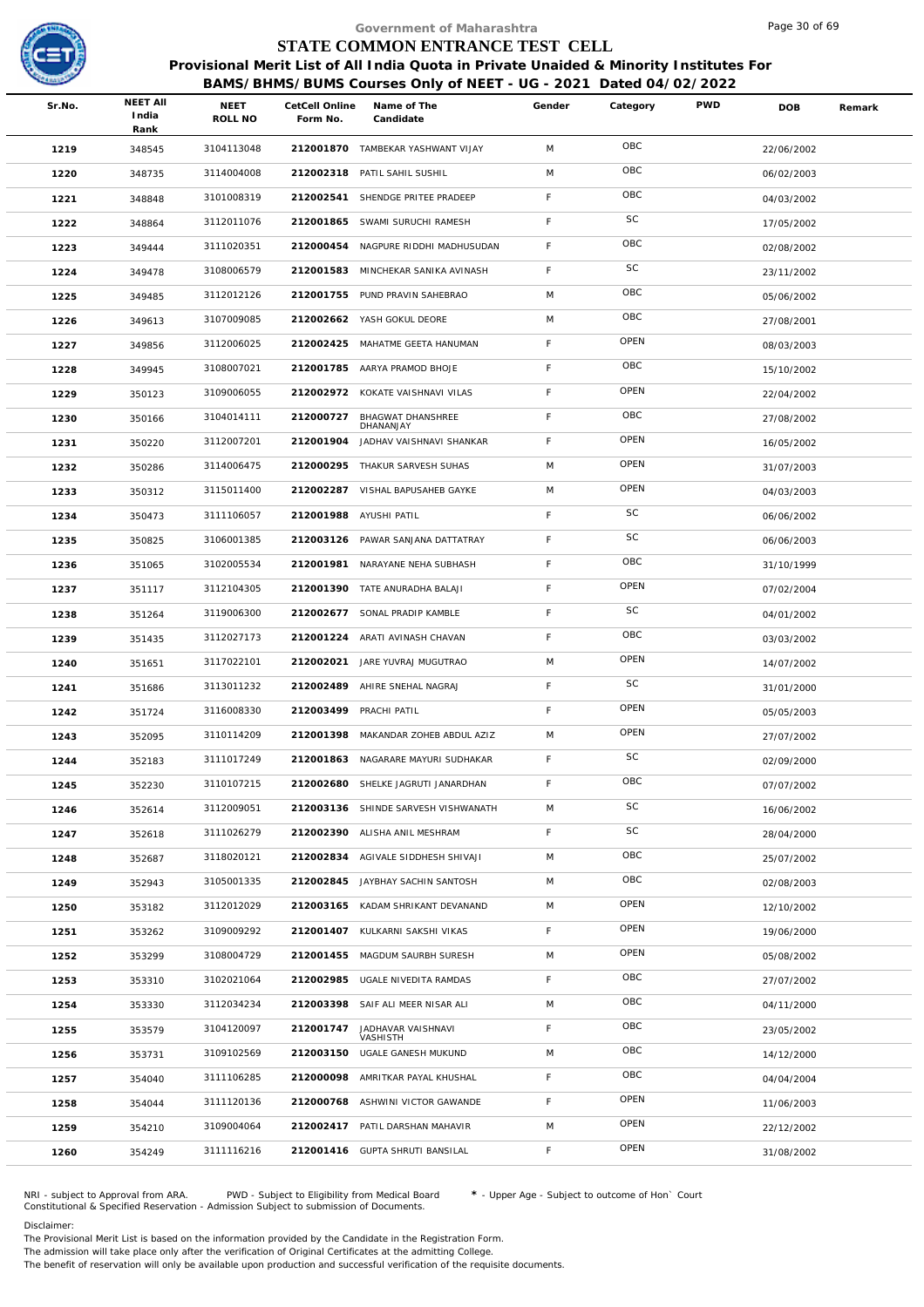Government of Maharashtra

# STATE COMMON ENTRANCE TEST CELL

## Provisional Merit List of All India Quota in Private Unaided & Minority Institutes For BAMS/BHMS/BUMS Courses Only of NEET - UG - 2021 Dated 04/02/2022

| Sr.No. | NEET All India Rank | NEET ROLL NO | CetCell Online Form No. | Name of The Candidate | Gender | Category | PWD | DOB | Remark |
|---|---|---|---|---|---|---|---|---|---|
| 1219 | 348545 | 3104113048 | 212001870 | TAMBEKAR YASHWANT VIJAY | M | OBC | | 22/06/2002 | |
| 1220 | 348735 | 3114004008 | 212002318 | PATIL SAHIL SUSHIL | M | OBC | | 06/02/2003 | |
| 1221 | 348848 | 3101008319 | 212002541 | SHENDGE PRITEE PRADEEP | F | OBC | | 04/03/2002 | |
| 1222 | 348864 | 3112011076 | 212001865 | SWAMI SURUCHI RAMESH | F | SC | | 17/05/2002 | |
| 1223 | 349444 | 3111020351 | 212000454 | NAGPURE RIDDHI MADHUSUDAN | F | OBC | | 02/08/2002 | |
| 1224 | 349478 | 3108006579 | 212001583 | MINCHEKAR SANIKA AVINASH | F | SC | | 23/11/2002 | |
| 1225 | 349485 | 3112012126 | 212001755 | PUND PRAVIN SAHEBRAO | M | OBC | | 05/06/2002 | |
| 1226 | 349613 | 3107009085 | 212002662 | YASH GOKUL DEORE | M | OBC | | 27/08/2001 | |
| 1227 | 349856 | 3112006025 | 212002425 | MAHATME GEETA HANUMAN | F | OPEN | | 08/03/2003 | |
| 1228 | 349945 | 3108007021 | 212001785 | AARYA PRAMOD BHOJE | F | OBC | | 15/10/2002 | |
| 1229 | 350123 | 3109006055 | 212002972 | KOKATE VAISHNAVI VILAS | F | OPEN | | 22/04/2002 | |
| 1230 | 350166 | 3104014111 | 212000727 | BHAGWAT DHANSHREE DHANANJAY | F | OBC | | 27/08/2002 | |
| 1231 | 350220 | 3112007201 | 212001904 | JADHAV VAISHNAVI SHANKAR | F | OPEN | | 16/05/2002 | |
| 1232 | 350286 | 3114006475 | 212000295 | THAKUR SARVESH SUHAS | M | OPEN | | 31/07/2003 | |
| 1233 | 350312 | 3115011400 | 212002287 | VISHAL BAPUSAHEB GAYKE | M | OPEN | | 04/03/2003 | |
| 1234 | 350473 | 3111106057 | 212001988 | AYUSHI PATIL | F | SC | | 06/06/2002 | |
| 1235 | 350825 | 3106001385 | 212003126 | PAWAR SANJANA DATTATRAY | F | SC | | 06/06/2003 | |
| 1236 | 351065 | 3102005534 | 212001981 | NARAYANE NEHA SUBHASH | F | OBC | | 31/10/1999 | |
| 1237 | 351117 | 3112104305 | 212001390 | TATE ANURADHA BALAJI | F | OPEN | | 07/02/2004 | |
| 1238 | 351264 | 3119006300 | 212002677 | SONAL PRADIP KAMBLE | F | SC | | 04/01/2002 | |
| 1239 | 351435 | 3112027173 | 212001224 | ARATI AVINASH CHAVAN | F | OBC | | 03/03/2002 | |
| 1240 | 351651 | 3117022101 | 212002021 | JARE YUVRAJ MUGUTRAO | M | OPEN | | 14/07/2002 | |
| 1241 | 351686 | 3113011232 | 212002489 | AHIRE SNEHAL NAGRAJ | F | SC | | 31/01/2000 | |
| 1242 | 351724 | 3116008330 | 212003499 | PRACHI PATIL | F | OPEN | | 05/05/2003 | |
| 1243 | 352095 | 3110114209 | 212001398 | MAKANDAR ZOHEB ABDUL AZIZ | M | OPEN | | 27/07/2002 | |
| 1244 | 352183 | 3111017249 | 212001863 | NAGARARE MAYURI SUDHAKAR | F | SC | | 02/09/2000 | |
| 1245 | 352230 | 3110107215 | 212002680 | SHELKE JAGRUTI JANARDHAN | F | OBC | | 07/07/2002 | |
| 1246 | 352614 | 3112009051 | 212003136 | SHINDE SARVESH VISHWANATH | M | SC | | 16/06/2002 | |
| 1247 | 352618 | 3111026279 | 212002390 | ALISHA ANIL MESHRAM | F | SC | | 28/04/2000 | |
| 1248 | 352687 | 3118020121 | 212002834 | AGIVALE SIDDHESH SHIVAJI | M | OBC | | 25/07/2002 | |
| 1249 | 352943 | 3105001335 | 212002845 | JAYBHAY SACHIN SANTOSH | M | OBC | | 02/08/2003 | |
| 1250 | 353182 | 3112012029 | 212003165 | KADAM SHRIKANT DEVANAND | M | OPEN | | 12/10/2002 | |
| 1251 | 353262 | 3109009292 | 212001407 | KULKARNI SAKSHI VIKAS | F | OPEN | | 19/06/2000 | |
| 1252 | 353299 | 3108004729 | 212001455 | MAGDUM SAURBH SURESH | M | OPEN | | 05/08/2002 | |
| 1253 | 353310 | 3102021064 | 212002985 | UGALE NIVEDITA RAMDAS | F | OBC | | 27/07/2002 | |
| 1254 | 353330 | 3112034234 | 212003398 | SAIF ALI MEER NISAR ALI | M | OBC | | 04/11/2000 | |
| 1255 | 353579 | 3104120097 | 212001747 | JADHAVAR VAISHNAVI VASHISTH | F | OBC | | 23/05/2002 | |
| 1256 | 353731 | 3109102569 | 212003150 | UGALE GANESH MUKUND | M | OBC | | 14/12/2000 | |
| 1257 | 354040 | 3111106285 | 212000098 | AMRITKAR PAYAL KHUSHAL | F | OBC | | 04/04/2004 | |
| 1258 | 354044 | 3111120136 | 212000768 | ASHWINI VICTOR GAWANDE | F | OPEN | | 11/06/2003 | |
| 1259 | 354210 | 3109004064 | 212002417 | PATIL DARSHAN MAHAVIR | M | OPEN | | 22/12/2002 | |
| 1260 | 354249 | 3111116216 | 212001416 | GUPTA SHRUTI BANSILAL | F | OPEN | | 31/08/2002 | |

NRI - subject to Approval from ARA. PWD - Subject to Eligibility from Medical Board * - Upper Age - Subject to outcome of Hon` Court
Constitutional & Specified Reservation - Admission Subject to submission of Documents.

Disclaimer:
The Provisional Merit List is based on the information provided by the Candidate in the Registration Form.
The admission will take place only after the verification of Original Certificates at the admitting College.
The benefit of reservation will only be available upon production and successful verification of the requisite documents.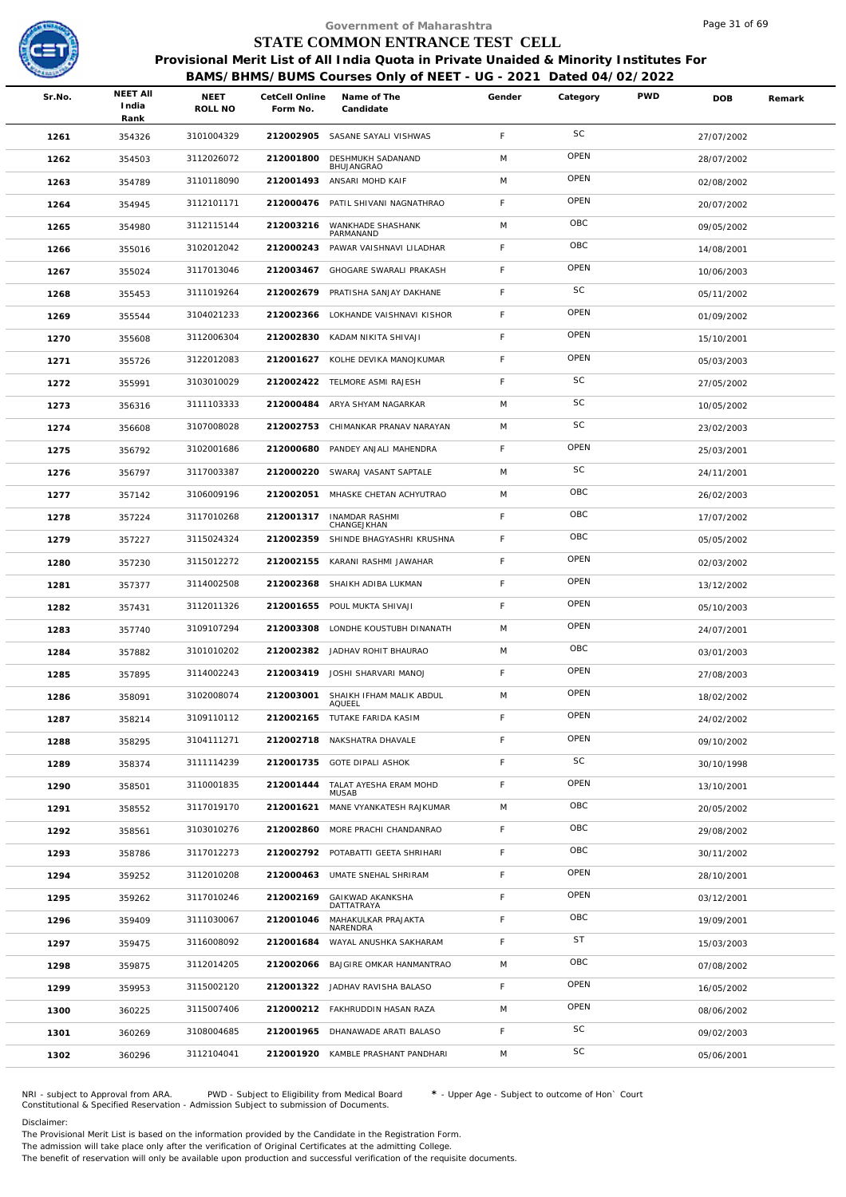Government of Maharashtra

# STATE COMMON ENTRANCE TEST CELL

**Provisional Merit List of All India Quota in Private Unaided & Minority Institutes For BAMS/BHMS/BUMS Courses Only of NEET - UG - 2021 Dated 04/02/2022**

| Sr.No. | NEET All India Rank | NEET ROLL NO | CetCell Online Form No. | Name of The Candidate | Gender | Category | PWD | DOB | Remark |
|---|---|---|---|---|---|---|---|---|---|
| 1261 | 354326 | 3101004329 | 212002905 | SASANE SAYALI VISHWAS | F | SC | | 27/07/2002 | |
| 1262 | 354503 | 3112026072 | 212001800 | DESHMUKH SADANAND BHUJANGRAO | M | OPEN | | 28/07/2002 | |
| 1263 | 354789 | 3110118090 | 212001493 | ANSARI MOHD KAIF | M | OPEN | | 02/08/2002 | |
| 1264 | 354945 | 3112101171 | 212000476 | PATIL SHIVANI NAGNATHRAO | F | OPEN | | 20/07/2002 | |
| 1265 | 354980 | 3112115144 | 212003216 | WANKHADE SHASHANK PARMANAND | M | OBC | | 09/05/2002 | |
| 1266 | 355016 | 3102012042 | 212000243 | PAWAR VAISHNAVI LILADHAR | F | OBC | | 14/08/2001 | |
| 1267 | 355024 | 3117013046 | 212003467 | GHOGARE SWARALI PRAKASH | F | OPEN | | 10/06/2003 | |
| 1268 | 355453 | 3111019264 | 212002679 | PRATISHA SANJAY DAKHANE | F | SC | | 05/11/2002 | |
| 1269 | 355544 | 3104021233 | 212002366 | LOKHANDE VAISHNAVI KISHOR | F | OPEN | | 01/09/2002 | |
| 1270 | 355608 | 3112006304 | 212002830 | KADAM NIKITA SHIVAJI | F | OPEN | | 15/10/2001 | |
| 1271 | 355726 | 3122012083 | 212001627 | KOLHE DEVIKA MANOJKUMAR | F | OPEN | | 05/03/2003 | |
| 1272 | 355991 | 3103010029 | 212002422 | TELMORE ASMI RAJESH | F | SC | | 27/05/2002 | |
| 1273 | 356316 | 3111103333 | 212000484 | ARYA SHYAM NAGARKAR | M | SC | | 10/05/2002 | |
| 1274 | 356608 | 3107008028 | 212002753 | CHIMANKAR PRANAV NARAYAN | M | SC | | 23/02/2003 | |
| 1275 | 356792 | 3102001686 | 212000680 | PANDEY ANJALI MAHENDRA | F | OPEN | | 25/03/2001 | |
| 1276 | 356797 | 3117003387 | 212000220 | SWARAJ VASANT SAPTALE | M | SC | | 24/11/2001 | |
| 1277 | 357142 | 3106009196 | 212002051 | MHASKE CHETAN ACHYUTRAO | M | OBC | | 26/02/2003 | |
| 1278 | 357224 | 3117010268 | 212001317 | INAMDAR RASHMI CHANGEJKHAN | F | OBC | | 17/07/2002 | |
| 1279 | 357227 | 3115024324 | 212002359 | SHINDE BHAGYASHRI KRUSHNA | F | OBC | | 05/05/2002 | |
| 1280 | 357230 | 3115012272 | 212002155 | KARANI RASHMI JAWAHAR | F | OPEN | | 02/03/2002 | |
| 1281 | 357377 | 3114002508 | 212002368 | SHAIKH ADIBA LUKMAN | F | OPEN | | 13/12/2002 | |
| 1282 | 357431 | 3112011326 | 212001655 | POUL MUKTA SHIVAJI | F | OPEN | | 05/10/2003 | |
| 1283 | 357740 | 3109107294 | 212003308 | LONDHE KOUSTUBH DINANATH | M | OPEN | | 24/07/2001 | |
| 1284 | 357882 | 3101010202 | 212002382 | JADHAV ROHIT BHAURAO | M | OBC | | 03/01/2003 | |
| 1285 | 357895 | 3114002243 | 212003419 | JOSHI SHARVARI MANOJ | F | OPEN | | 27/08/2003 | |
| 1286 | 358091 | 3102008074 | 212003001 | SHAIKH IFHAM MALIK ABDUL AQUEEL | M | OPEN | | 18/02/2002 | |
| 1287 | 358214 | 3109110112 | 212002165 | TUTAKE FARIDA KASIM | F | OPEN | | 24/02/2002 | |
| 1288 | 358295 | 3104111271 | 212002718 | NAKSHATRA DHAVALE | F | OPEN | | 09/10/2002 | |
| 1289 | 358374 | 3111114239 | 212001735 | GOTE DIPALI ASHOK | F | SC | | 30/10/1998 | |
| 1290 | 358501 | 3110001835 | 212001444 | TALAT AYESHA ERAM MOHD MUSAB | F | OPEN | | 13/10/2001 | |
| 1291 | 358552 | 3117019170 | 212001621 | MANE VYANKATESH RAJKUMAR | M | OBC | | 20/05/2002 | |
| 1292 | 358561 | 3103010276 | 212002860 | MORE PRACHI CHANDANRAO | F | OBC | | 29/08/2002 | |
| 1293 | 358786 | 3117012273 | 212002792 | POTABATTI GEETA SHRIHARI | F | OBC | | 30/11/2002 | |
| 1294 | 359252 | 3112010208 | 212000463 | UMATE SNEHAL SHRIRAM | F | OPEN | | 28/10/2001 | |
| 1295 | 359262 | 3117010246 | 212002169 | GAIKWAD AKANKSHA DATTATRAYA | F | OPEN | | 03/12/2001 | |
| 1296 | 359409 | 3111030067 | 212001046 | MAHAKULKAR PRAJAKTA NARENDRA | F | OBC | | 19/09/2001 | |
| 1297 | 359475 | 3116008092 | 212001684 | WAYAL ANUSHKA SAKHARAM | F | ST | | 15/03/2003 | |
| 1298 | 359875 | 3112014205 | 212002066 | BAJGIRE OMKAR HANMANTRAO | M | OBC | | 07/08/2002 | |
| 1299 | 359953 | 3115002120 | 212001322 | JADHAV RAVISHA BALASO | F | OPEN | | 16/05/2002 | |
| 1300 | 360225 | 3115007406 | 212000212 | FAKHRUDDIN HASAN RAZA | M | OPEN | | 08/06/2002 | |
| 1301 | 360269 | 3108004685 | 212001965 | DHANAWADE ARATI BALASO | F | SC | | 09/02/2003 | |
| 1302 | 360296 | 3112104041 | 212001920 | KAMBLE PRASHANT PANDHARI | M | SC | | 05/06/2001 | |

NRI - subject to Approval from ARA. PWD - Subject to Eligibility from Medical Board * - Upper Age - Subject to outcome of Hon` Court
Constitutional & Specified Reservation - Admission Subject to submission of Documents.

Disclaimer:
The Provisional Merit List is based on the information provided by the Candidate in the Registration Form.
The admission will take place only after the verification of Original Certificates at the admitting College.
The benefit of reservation will only be available upon production and successful verification of the requisite documents.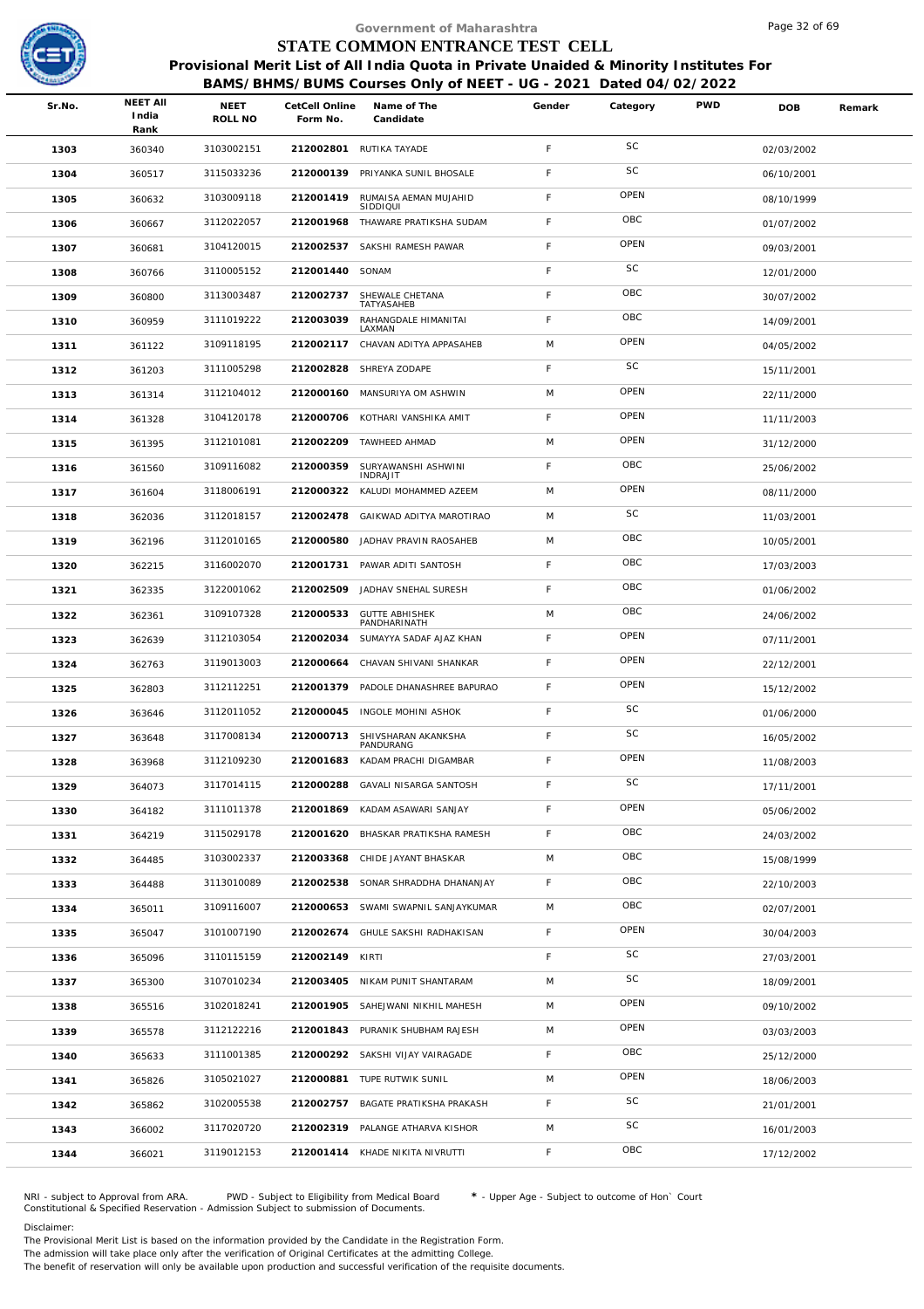Government of Maharashtra

# STATE COMMON ENTRANCE TEST CELL

## Provisional Merit List of All India Quota in Private Unaided & Minority Institutes For BAMS/BHMS/BUMS Courses Only of NEET - UG - 2021 Dated 04/02/2022

| Sr.No. | NEET All India Rank | NEET ROLL NO | CetCell Online Form No. | Name of The Candidate | Gender | Category | PWD | DOB | Remark |
|---|---|---|---|---|---|---|---|---|---|
| 1303 | 360340 | 3103002151 | 212002801 | RUTIKA TAYADE | F | SC | | 02/03/2002 | |
| 1304 | 360517 | 3115033236 | 212000139 | PRIYANKA SUNIL BHOSALE | F | SC | | 06/10/2001 | |
| 1305 | 360632 | 3103009118 | 212001419 | RUMAISA AEMAN MUJAHID SIDDIQUI | F | OPEN | | 08/10/1999 | |
| 1306 | 360667 | 3112022057 | 212001968 | THAWARE PRATIKSHA SUDAM | F | OBC | | 01/07/2002 | |
| 1307 | 360681 | 3104120015 | 212002537 | SAKSHI RAMESH PAWAR | F | OPEN | | 09/03/2001 | |
| 1308 | 360766 | 3110005152 | 212001440 | SONAM | F | SC | | 12/01/2000 | |
| 1309 | 360800 | 3113003487 | 212002737 | SHEWALE CHETANA TATYASAHEB | F | OBC | | 30/07/2002 | |
| 1310 | 360959 | 3111019222 | 212003039 | RAHANGDALE HIMANITAI LAXMAN | F | OBC | | 14/09/2001 | |
| 1311 | 361122 | 3109118195 | 212002117 | CHAVAN ADITYA APPASAHEB | M | OPEN | | 04/05/2002 | |
| 1312 | 361203 | 3111005298 | 212002828 | SHREYA ZODAPE | F | SC | | 15/11/2001 | |
| 1313 | 361314 | 3112104012 | 212000160 | MANSURIYA OM ASHWIN | M | OPEN | | 22/11/2000 | |
| 1314 | 361328 | 3104120178 | 212000706 | KOTHARI VANSHIKA AMIT | F | OPEN | | 11/11/2003 | |
| 1315 | 361395 | 3112101081 | 212002209 | TAWHEED AHMAD | M | OPEN | | 31/12/2000 | |
| 1316 | 361560 | 3109116082 | 212000359 | SURYAWANSHI ASHWINI INDRAJIT | F | OBC | | 25/06/2002 | |
| 1317 | 361604 | 3118006191 | 212000322 | KALUDI MOHAMMED AZEEM | M | OPEN | | 08/11/2000 | |
| 1318 | 362036 | 3112018157 | 212002478 | GAIKWAD ADITYA MAROTIRAO | M | SC | | 11/03/2001 | |
| 1319 | 362196 | 3112010165 | 212000580 | JADHAV PRAVIN RAOSAHEB | M | OBC | | 10/05/2001 | |
| 1320 | 362215 | 3116002070 | 212001731 | PAWAR ADITI SANTOSH | F | OBC | | 17/03/2003 | |
| 1321 | 362335 | 3122001062 | 212002509 | JADHAV SNEHAL SURESH | F | OBC | | 01/06/2002 | |
| 1322 | 362361 | 3109107328 | 212000533 | GUTTE ABHISHEK PANDHARINATH | M | OBC | | 24/06/2002 | |
| 1323 | 362639 | 3112103054 | 212002034 | SUMAYYA SADAF AJAZ KHAN | F | OPEN | | 07/11/2001 | |
| 1324 | 362763 | 3119013003 | 212000664 | CHAVAN SHIVANI SHANKAR | F | OPEN | | 22/12/2001 | |
| 1325 | 362803 | 3112112251 | 212001379 | PADOLE DHANASHREE BAPURAO | F | OPEN | | 15/12/2002 | |
| 1326 | 363646 | 3112011052 | 212000045 | INGOLE MOHINI ASHOK | F | SC | | 01/06/2000 | |
| 1327 | 363648 | 3117008134 | 212000713 | SHIVSHARAN AKANKSHA PANDURANG | F | SC | | 16/05/2002 | |
| 1328 | 363968 | 3112109230 | 212001683 | KADAM PRACHI DIGAMBAR | F | OPEN | | 11/08/2003 | |
| 1329 | 364073 | 3117014115 | 212000288 | GAVALI NISARGA SANTOSH | F | SC | | 17/11/2001 | |
| 1330 | 364182 | 3111011378 | 212001869 | KADAM ASAWARI SANJAY | F | OPEN | | 05/06/2002 | |
| 1331 | 364219 | 3115029178 | 212001620 | BHASKAR PRATIKSHA RAMESH | F | OBC | | 24/03/2002 | |
| 1332 | 364485 | 3103002337 | 212003368 | CHIDE JAYANT BHASKAR | M | OBC | | 15/08/1999 | |
| 1333 | 364488 | 3113010089 | 212002538 | SONAR SHRADDHA DHANANJAY | F | OBC | | 22/10/2003 | |
| 1334 | 365011 | 3109116007 | 212000653 | SWAMI SWAPNIL SANJAYKUMAR | M | OBC | | 02/07/2001 | |
| 1335 | 365047 | 3101007190 | 212002674 | GHULE SAKSHI RADHAKISAN | F | OPEN | | 30/04/2003 | |
| 1336 | 365096 | 3110115159 | 212002149 | KIRTI | F | SC | | 27/03/2001 | |
| 1337 | 365300 | 3107010234 | 212003405 | NIKAM PUNIT SHANTARAM | M | SC | | 18/09/2001 | |
| 1338 | 365516 | 3102018241 | 212001905 | SAHEJWANI NIKHIL MAHESH | M | OPEN | | 09/10/2002 | |
| 1339 | 365578 | 3112122216 | 212001843 | PURANIK SHUBHAM RAJESH | M | OPEN | | 03/03/2003 | |
| 1340 | 365633 | 3111001385 | 212000292 | SAKSHI VIJAY VAIRAGADE | F | OBC | | 25/12/2000 | |
| 1341 | 365826 | 3105021027 | 212000881 | TUPE RUTWIK SUNIL | M | OPEN | | 18/06/2003 | |
| 1342 | 365862 | 3102005538 | 212002757 | BAGATE PRATIKSHA PRAKASH | F | SC | | 21/01/2001 | |
| 1343 | 366002 | 3117020720 | 212002319 | PALANGE ATHARVA KISHOR | M | SC | | 16/01/2003 | |
| 1344 | 366021 | 3119012153 | 212001414 | KHADE NIKITA NIVRUTTI | F | OBC | | 17/12/2002 | |

NRI - subject to Approval from ARA. PWD - Subject to Eligibility from Medical Board * - Upper Age - Subject to outcome of Hon` Court
Constitutional & Specified Reservation - Admission Subject to submission of Documents.

Disclaimer:
The Provisional Merit List is based on the information provided by the Candidate in the Registration Form.
The admission will take place only after the verification of Original Certificates at the admitting College.
The benefit of reservation will only be available upon production and successful verification of the requisite documents.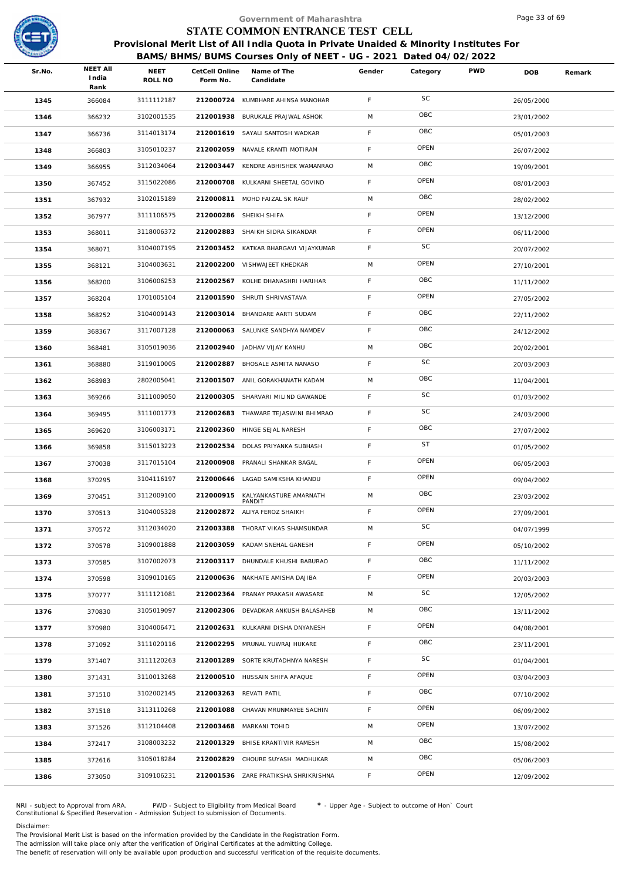Government of Maharashtra

# STATE COMMON ENTRANCE TEST CELL

## Provisional Merit List of All India Quota in Private Unaided & Minority Institutes For BAMS/BHMS/BUMS Courses Only of NEET - UG - 2021 Dated 04/02/2022

| Sr.No. | NEET All India Rank | NEET ROLL NO | CetCell Online Form No. | Name of The Candidate | Gender | Category | PWD | DOB | Remark |
|---|---|---|---|---|---|---|---|---|---|
| 1345 | 366084 | 3111112187 | 212000724 | KUMBHARE AHINSA MANOHAR | F | SC | | 26/05/2000 | |
| 1346 | 366232 | 3102001535 | 212001938 | BURUKALE PRAJWAL ASHOK | M | OBC | | 23/01/2002 | |
| 1347 | 366736 | 3114013174 | 212001619 | SAYALI SANTOSH WADKAR | F | OBC | | 05/01/2003 | |
| 1348 | 366803 | 3105010237 | 212002059 | NAVALE KRANTI MOTIRAM | F | OPEN | | 26/07/2002 | |
| 1349 | 366955 | 3112034064 | 212003447 | KENDRE ABHISHEK WAMANRAO | M | OBC | | 19/09/2001 | |
| 1350 | 367452 | 3115022086 | 212000708 | KULKARNI SHEETAL GOVIND | F | OPEN | | 08/01/2003 | |
| 1351 | 367932 | 3102015189 | 212000811 | MOHD FAIZAL SK RAUF | M | OBC | | 28/02/2002 | |
| 1352 | 367977 | 3111106575 | 212000286 | SHEIKH SHIFA | F | OPEN | | 13/12/2000 | |
| 1353 | 368011 | 3118006372 | 212002883 | SHAIKH SIDRA SIKANDAR | F | OPEN | | 06/11/2000 | |
| 1354 | 368071 | 3104007195 | 212003452 | KATKAR BHARGAVI VIJAYKUMAR | F | SC | | 20/07/2002 | |
| 1355 | 368121 | 3104003631 | 212002200 | VISHWAJEET KHEDKAR | M | OPEN | | 27/10/2001 | |
| 1356 | 368200 | 3106006253 | 212002567 | KOLHE DHANASHRI HARIHAR | F | OBC | | 11/11/2002 | |
| 1357 | 368204 | 1701005104 | 212001590 | SHRUTI SHRIVASTAVA | F | OPEN | | 27/05/2002 | |
| 1358 | 368252 | 3104009143 | 212003014 | BHANDARE AARTI SUDAM | F | OBC | | 22/11/2002 | |
| 1359 | 368367 | 3117007128 | 212000063 | SALUNKE SANDHYA NAMDEV | F | OBC | | 24/12/2002 | |
| 1360 | 368481 | 3105019036 | 212002940 | JADHAV VIJAY KANHU | M | OBC | | 20/02/2001 | |
| 1361 | 368880 | 3119010005 | 212002887 | BHOSALE ASMITA NANASO | F | SC | | 20/03/2003 | |
| 1362 | 368983 | 2802005041 | 212001507 | ANIL GORAKHANATH KADAM | M | OBC | | 11/04/2001 | |
| 1363 | 369266 | 3111009050 | 212000305 | SHARVARI MILIND GAWANDE | F | SC | | 01/03/2002 | |
| 1364 | 369495 | 3111001773 | 212002683 | THAWARE TEJASWINI BHIMRAO | F | SC | | 24/03/2000 | |
| 1365 | 369620 | 3106003171 | 212002360 | HINGE SEJAL NARESH | F | OBC | | 27/07/2002 | |
| 1366 | 369858 | 3115013223 | 212002534 | DOLAS PRIYANKA SUBHASH | F | ST | | 01/05/2002 | |
| 1367 | 370038 | 3117015104 | 212000908 | PRANALI SHANKAR BAGAL | F | OPEN | | 06/05/2003 | |
| 1368 | 370295 | 3104116197 | 212000646 | LAGAD SAMIKSHA KHANDU | F | OPEN | | 09/04/2002 | |
| 1369 | 370451 | 3112009100 | 212000915 | KALYANKASTURE AMARNATH PANDIT | M | OBC | | 23/03/2002 | |
| 1370 | 370513 | 3104005328 | 212002872 | ALIYA FEROZ SHAIKH | F | OPEN | | 27/09/2001 | |
| 1371 | 370572 | 3112034020 | 212003388 | THORAT VIKAS SHAMSUNDAR | M | SC | | 04/07/1999 | |
| 1372 | 370578 | 3109001888 | 212003059 | KADAM SNEHAL GANESH | F | OPEN | | 05/10/2002 | |
| 1373 | 370585 | 3107002073 | 212003117 | DHUNDALE KHUSHI BABURAO | F | OBC | | 11/11/2002 | |
| 1374 | 370598 | 3109010165 | 212000636 | NAKHATE AMISHA DAJIBA | F | OPEN | | 20/03/2003 | |
| 1375 | 370777 | 3111121081 | 212002364 | PRANAY PRAKASH AWASARE | M | SC | | 12/05/2002 | |
| 1376 | 370830 | 3105019097 | 212002306 | DEVADKAR ANKUSH BALASAHEB | M | OBC | | 13/11/2002 | |
| 1377 | 370980 | 3104006471 | 212002631 | KULKARNI DISHA DNYANESH | F | OPEN | | 04/08/2001 | |
| 1378 | 371092 | 3111020116 | 212002295 | MRUNAL YUWRAJ HUKARE | F | OBC | | 23/11/2001 | |
| 1379 | 371407 | 3111120263 | 212001289 | SORTE KRUTADHNYA NARESH | F | SC | | 01/04/2001 | |
| 1380 | 371431 | 3110013268 | 212000510 | HUSSAIN SHIFA AFAQUE | F | OPEN | | 03/04/2003 | |
| 1381 | 371510 | 3102002145 | 212003263 | REVATI PATIL | F | OBC | | 07/10/2002 | |
| 1382 | 371518 | 3113110268 | 212001088 | CHAVAN MRUNMAYEE SACHIN | F | OPEN | | 06/09/2002 | |
| 1383 | 371526 | 3112104408 | 212003468 | MARKANI TOHID | M | OPEN | | 13/07/2002 | |
| 1384 | 372417 | 3108003232 | 212001329 | BHISE KRANTIVIR RAMESH | M | OBC | | 15/08/2002 | |
| 1385 | 372616 | 3105018284 | 212002829 | CHOURE SUYASH MADHUKAR | M | OBC | | 05/06/2003 | |
| 1386 | 373050 | 3109106231 | 212001536 | ZARE PRATIKSHA SHRIKRISHNA | F | OPEN | | 12/09/2002 | |

NRI - subject to Approval from ARA. PWD - Subject to Eligibility from Medical Board * - Upper Age - Subject to outcome of Hon` Court
Constitutional & Specified Reservation - Admission Subject to submission of Documents.

Disclaimer:
The Provisional Merit List is based on the information provided by the Candidate in the Registration Form.
The admission will take place only after the verification of Original Certificates at the admitting College.
The benefit of reservation will only be available upon production and successful verification of the requisite documents.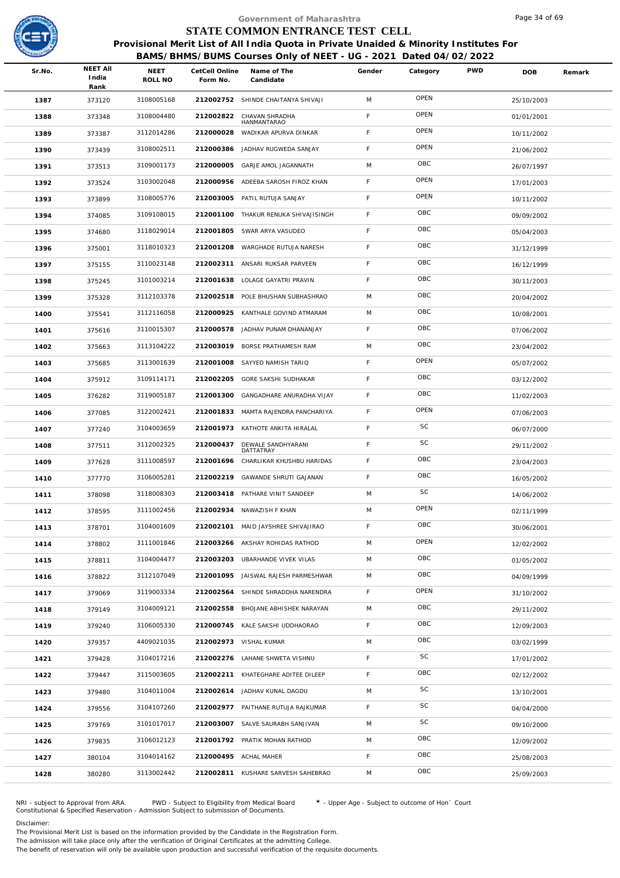Government of Maharashtra

# STATE COMMON ENTRANCE TEST CELL

**Provisional Merit List of All India Quota in Private Unaided & Minority Institutes For BAMS/BHMS/BUMS Courses Only of NEET - UG - 2021 Dated 04/02/2022**

| Sr.No. | NEET All India Rank | NEET ROLL NO | CetCell Online Form No. | Name of The Candidate | Gender | Category | PWD | DOB | Remark |
|---|---|---|---|---|---|---|---|---|---|
| 1387 | 373120 | 3108005168 | 212002752 | SHINDE CHAITANYA SHIVAJI | M | OPEN | | 25/10/2003 | |
| 1388 | 373348 | 3108004480 | 212002822 | CHAVAN SHRADHA HANMANTARAO | F | OPEN | | 01/01/2001 | |
| 1389 | 373387 | 3112014286 | 212000028 | WADIKAR APURVA DINKAR | F | OPEN | | 10/11/2002 | |
| 1390 | 373439 | 3108002511 | 212000386 | JADHAV RUGWEDA SANJAY | F | OPEN | | 21/06/2002 | |
| 1391 | 373513 | 3109001173 | 212000005 | GARJE AMOL JAGANNATH | M | OBC | | 26/07/1997 | |
| 1392 | 373524 | 3103002048 | 212000956 | ADEEBA SAROSH FIROZ KHAN | F | OPEN | | 17/01/2003 | |
| 1393 | 373899 | 3108005776 | 212003005 | PATIL RUTUJA SANJAY | F | OPEN | | 10/11/2002 | |
| 1394 | 374085 | 3109108015 | 212001100 | THAKUR RENUKA SHIVAJISINGH | F | OBC | | 09/09/2002 | |
| 1395 | 374680 | 3118029014 | 212001805 | SWAR ARYA VASUDEO | F | OBC | | 05/04/2003 | |
| 1396 | 375001 | 3118010323 | 212001208 | WARGHADE RUTUJA NARESH | F | OBC | | 31/12/1999 | |
| 1397 | 375155 | 3110023148 | 212002311 | ANSARI RUKSAR PARVEEN | F | OBC | | 16/12/1999 | |
| 1398 | 375245 | 3101003214 | 212001638 | LOLAGE GAYATRI PRAVIN | F | OBC | | 30/11/2003 | |
| 1399 | 375328 | 3112103378 | 212002518 | POLE BHUSHAN SUBHASHRAO | M | OBC | | 20/04/2002 | |
| 1400 | 375541 | 3112116058 | 212000925 | KANTHALE GOVIND ATMARAM | M | OBC | | 10/08/2001 | |
| 1401 | 375616 | 3110015307 | 212000578 | JADHAV PUNAM DHANANJAY | F | OBC | | 07/06/2002 | |
| 1402 | 375663 | 3113104222 | 212003019 | BORSE PRATHAMESH RAM | M | OBC | | 23/04/2002 | |
| 1403 | 375685 | 3113001639 | 212001008 | SAYYED NAMISH TARIQ | F | OPEN | | 05/07/2002 | |
| 1404 | 375912 | 3109114171 | 212002205 | GORE SAKSHI SUDHAKAR | F | OBC | | 03/12/2002 | |
| 1405 | 376282 | 3119005187 | 212001300 | GANGADHARE ANURADHA VIJAY | F | OBC | | 11/02/2003 | |
| 1406 | 377085 | 3122002421 | 212001833 | MAMTA RAJENDRA PANCHARIYA | F | OPEN | | 07/06/2003 | |
| 1407 | 377240 | 3104003659 | 212001973 | KATHOTE ANKITA HIRALAL | F | SC | | 06/07/2000 | |
| 1408 | 377511 | 3112002325 | 212000437 | DEWALE SANDHYARANI DATTATRAY | F | SC | | 29/11/2002 | |
| 1409 | 377628 | 3111008597 | 212001696 | CHARLIKAR KHUSHBU HARIDAS | F | OBC | | 23/04/2003 | |
| 1410 | 377770 | 3106005281 | 212002219 | GAWANDE SHRUTI GAJANAN | F | OBC | | 16/05/2002 | |
| 1411 | 378098 | 3118008303 | 212003418 | PATHARE VINIT SANDEEP | M | SC | | 14/06/2002 | |
| 1412 | 378595 | 3111002456 | 212002934 | NAWAZISH F KHAN | M | OPEN | | 02/11/1999 | |
| 1413 | 378701 | 3104001609 | 212002101 | MAID JAYSHREE SHIVAJIRAO | F | OBC | | 30/06/2001 | |
| 1414 | 378802 | 3111001846 | 212003266 | AKSHAY ROHIDAS RATHOD | M | OPEN | | 12/02/2002 | |
| 1415 | 378811 | 3104004477 | 212003203 | UBARHANDE VIVEK VILAS | M | OBC | | 01/05/2002 | |
| 1416 | 378822 | 3112107049 | 212001095 | JAISWAL RAJESH PARMESHWAR | M | OBC | | 04/09/1999 | |
| 1417 | 379069 | 3119003334 | 212002564 | SHINDE SHRADDHA NARENDRA | F | OPEN | | 31/10/2002 | |
| 1418 | 379149 | 3104009121 | 212002558 | BHOJANE ABHISHEK NARAYAN | M | OBC | | 29/11/2002 | |
| 1419 | 379240 | 3106005330 | 212000745 | KALE SAKSHI UDDHAORAO | F | OBC | | 12/09/2003 | |
| 1420 | 379357 | 4409021035 | 212002973 | VISHAL KUMAR | M | OBC | | 03/02/1999 | |
| 1421 | 379428 | 3104017216 | 212002276 | LAHANE SHWETA VISHNU | F | SC | | 17/01/2002 | |
| 1422 | 379447 | 3115003605 | 212002211 | KHATEGHARE ADITEE DILEEP | F | OBC | | 02/12/2002 | |
| 1423 | 379480 | 3104011004 | 212002614 | JADHAV KUNAL DAGDU | M | SC | | 13/10/2001 | |
| 1424 | 379556 | 3104107260 | 212002977 | PAITHANE RUTUJA RAJKUMAR | F | SC | | 04/04/2000 | |
| 1425 | 379769 | 3101017017 | 212003007 | SALVE SAURABH SANJIVAN | M | SC | | 09/10/2000 | |
| 1426 | 379835 | 3106012123 | 212001792 | PRATIK MOHAN RATHOD | M | OBC | | 12/09/2002 | |
| 1427 | 380104 | 3104014162 | 212000495 | ACHAL MAHER | F | OBC | | 25/08/2003 | |
| 1428 | 380280 | 3113002442 | 212002811 | KUSHARE SARVESH SAHEBRAO | M | OBC | | 25/09/2003 | |

NRI - subject to Approval from ARA. PWD - Subject to Eligibility from Medical Board * - Upper Age - Subject to outcome of Hon` Court
Constitutional & Specified Reservation - Admission Subject to submission of Documents.

Disclaimer:
The Provisional Merit List is based on the information provided by the Candidate in the Registration Form.
The admission will take place only after the verification of Original Certificates at the admitting College.
The benefit of reservation will only be available upon production and successful verification of the requisite documents.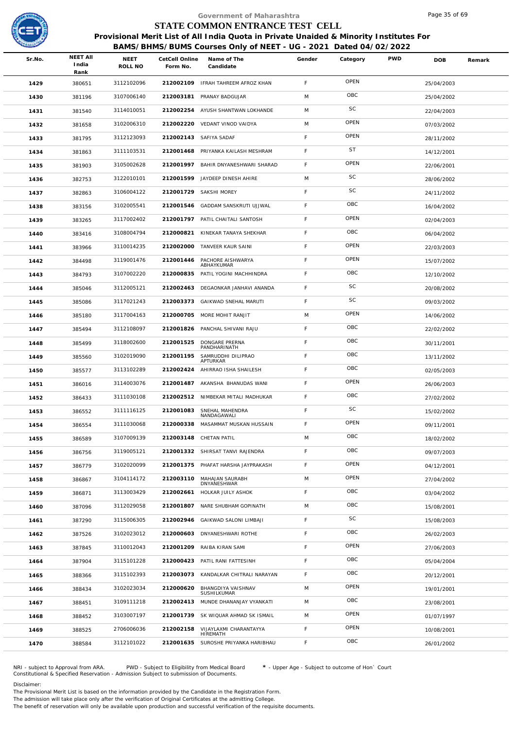# Government of Maharashtra

## STATE COMMON ENTRANCE TEST CELL

### Provisional Merit List of All India Quota in Private Unaided & Minority Institutes For BAMS/BHMS/BUMS Courses Only of NEET - UG - 2021 Dated 04/02/2022

| Sr.No. | NEET All India Rank | NEET ROLL NO | CetCell Online Form No. | Name of The Candidate | Gender | Category | PWD | DOB | Remark |
|---|---|---|---|---|---|---|---|---|---|
| 1429 | 380651 | 3112102096 | 212002109 | IFRAH TAHREEM AFROZ KHAN | F | OPEN | | 25/04/2003 | |
| 1430 | 381196 | 3107006140 | 212003181 | PRANAY BADGUJAR | M | OBC | | 25/04/2002 | |
| 1431 | 381540 | 3114010051 | 212002254 | AYUSH SHANTWAN LOKHANDE | M | SC | | 22/04/2003 | |
| 1432 | 381658 | 3102006310 | 212002220 | VEDANT VINOD VAIDYA | M | OPEN | | 07/03/2002 | |
| 1433 | 381795 | 3112123093 | 212002143 | SAFIYA SADAF | F | OPEN | | 28/11/2002 | |
| 1434 | 381863 | 3111103531 | 212001468 | PRIYANKA KAILASH MESHRAM | F | ST | | 14/12/2001 | |
| 1435 | 381903 | 3105002628 | 212001997 | BAHIR DNYANESHWARI SHARAD | F | OPEN | | 22/06/2001 | |
| 1436 | 382753 | 3122010101 | 212001599 | JAYDEEP DINESH AHIRE | M | SC | | 28/06/2002 | |
| 1437 | 382863 | 3106004122 | 212001729 | SAKSHI MOREY | F | SC | | 24/11/2002 | |
| 1438 | 383156 | 3102005541 | 212001546 | GADDAM SANSKRUTI UJJWAL | F | OBC | | 16/04/2002 | |
| 1439 | 383265 | 3117002402 | 212001797 | PATIL CHAITALI SANTOSH | F | OPEN | | 02/04/2003 | |
| 1440 | 383416 | 3108004794 | 212000821 | KINEKAR TANAYA SHEKHAR | F | OBC | | 06/04/2002 | |
| 1441 | 383966 | 3110014235 | 212002000 | TANVEER KAUR SAINI | F | OPEN | | 22/03/2003 | |
| 1442 | 384498 | 3119001476 | 212001446 | PACHORE AISHWARYA ABHAYKUMAR | F | OPEN | | 15/07/2002 | |
| 1443 | 384793 | 3107002220 | 212000835 | PATIL YOGINI MACHHINDRA | F | OBC | | 12/10/2002 | |
| 1444 | 385046 | 3112005121 | 212002463 | DEGAONKAR JANHAVI ANANDA | F | SC | | 20/08/2002 | |
| 1445 | 385086 | 3117021243 | 212003373 | GAIKWAD SNEHAL MARUTI | F | SC | | 09/03/2002 | |
| 1446 | 385180 | 3117004163 | 212000705 | MORE MOHIT RANJIT | M | OPEN | | 14/06/2002 | |
| 1447 | 385494 | 3112108097 | 212001826 | PANCHAL SHIVANI RAJU | F | OBC | | 22/02/2002 | |
| 1448 | 385499 | 3118002600 | 212001525 | DONGARE PRERNA PANDHARINATH | F | OBC | | 30/11/2001 | |
| 1449 | 385560 | 3102019090 | 212001195 | SAMRUDDHI DILIPRAO APTURKAR | F | OBC | | 13/11/2002 | |
| 1450 | 385577 | 3113102289 | 212002424 | AHIRRAO ISHA SHAILESH | F | OBC | | 02/05/2003 | |
| 1451 | 386016 | 3114003076 | 212001487 | AKANSHA BHANUDAS WANI | F | OPEN | | 26/06/2003 | |
| 1452 | 386433 | 3111030108 | 212002512 | NIMBEKAR MITALI MADHUKAR | F | OBC | | 27/02/2002 | |
| 1453 | 386552 | 3111116125 | 212001083 | SNEHAL MAHENDRA NANDAGAWALI | F | SC | | 15/02/2002 | |
| 1454 | 386554 | 3111030068 | 212000338 | MASAMMAT MUSKAN HUSSAIN | F | OPEN | | 09/11/2001 | |
| 1455 | 386589 | 3107009139 | 212003148 | CHETAN PATIL | M | OBC | | 18/02/2002 | |
| 1456 | 386756 | 3119005121 | 212001332 | SHIRSAT TANVI RAJENDRA | F | OBC | | 09/07/2003 | |
| 1457 | 386779 | 3102020099 | 212001375 | PHAFAT HARSHA JAYPRAKASH | F | OPEN | | 04/12/2001 | |
| 1458 | 386867 | 3104114172 | 212003110 | MAHAJAN SAURABH DNYANESHWAR | M | OPEN | | 27/04/2002 | |
| 1459 | 386871 | 3113003429 | 212002661 | HOLKAR JUILY ASHOK | F | OBC | | 03/04/2002 | |
| 1460 | 387096 | 3112029058 | 212001807 | NARE SHUBHAM GOPINATH | M | OBC | | 15/08/2001 | |
| 1461 | 387290 | 3115006305 | 212002946 | GAIKWAD SALONI LIMBAJI | F | SC | | 15/08/2003 | |
| 1462 | 387526 | 3102023012 | 212000603 | DNYANESHWARI ROTHE | F | OBC | | 26/02/2003 | |
| 1463 | 387845 | 3110012043 | 212001209 | RAIBA KIRAN SAMI | F | OPEN | | 27/06/2003 | |
| 1464 | 387904 | 3115101228 | 212000423 | PATIL RANI FATTESINH | F | OBC | | 05/04/2004 | |
| 1465 | 388366 | 3115102393 | 212003073 | KANDALKAR CHITRALI NARAYAN | F | OBC | | 20/12/2001 | |
| 1466 | 388434 | 3102023034 | 212000620 | BHANGDIYA VAISHNAV SUSHILKUMAR | M | OPEN | | 19/01/2001 | |
| 1467 | 388451 | 3109111218 | 212002413 | MUNDE DHANANJAY VYANKATI | M | OBC | | 23/08/2001 | |
| 1468 | 388452 | 3103007197 | 212001739 | SK WIQUAR AHMAD SK ISMAIL | M | OPEN | | 01/07/1997 | |
| 1469 | 388525 | 2706006036 | 212002158 | VIJAYLAXMI CHARANTAYYA HIREMATH | F | OPEN | | 10/08/2001 | |
| 1470 | 388584 | 3112101022 | 212001635 | SUROSHE PRIYANKA HARIBHAU | F | OBC | | 26/01/2002 | |

NRI - subject to Approval from ARA. PWD - Subject to Eligibility from Medical Board * - Upper Age - Subject to outcome of Hon` Court
Constitutional & Specified Reservation - Admission Subject to submission of Documents.

Disclaimer:
The Provisional Merit List is based on the information provided by the Candidate in the Registration Form.
The admission will take place only after the verification of Original Certificates at the admitting College.
The benefit of reservation will only be available upon production and successful verification of the requisite documents.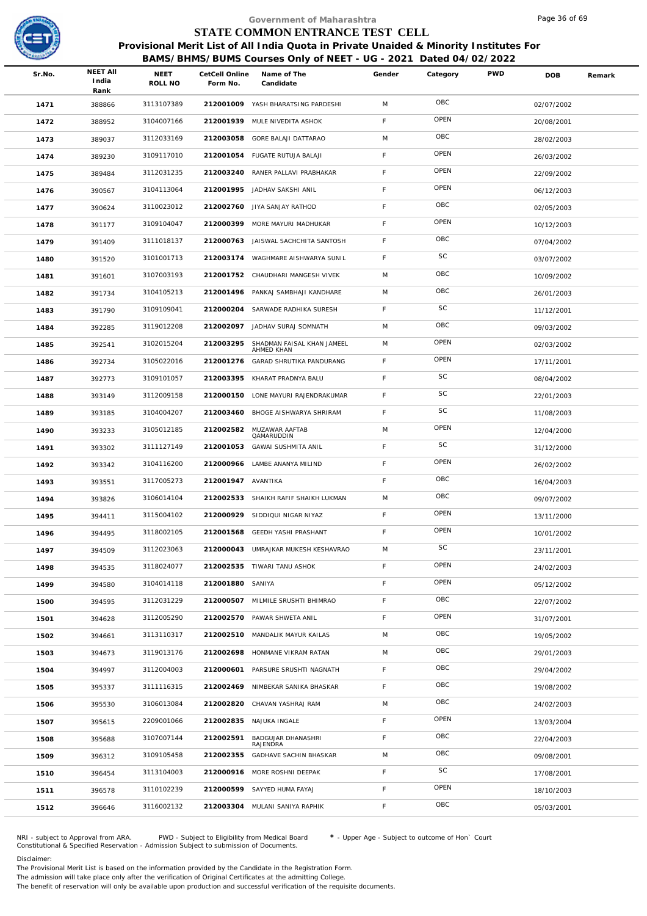Government of Maharashtra

# STATE COMMON ENTRANCE TEST CELL

## Provisional Merit List of All India Quota in Private Unaided & Minority Institutes For BAMS/BHMS/BUMS Courses Only of NEET - UG - 2021 Dated 04/02/2022

| Sr.No. | NEET All India Rank | NEET ROLL NO | CetCell Online Form No. | Name of The Candidate | Gender | Category | PWD | DOB | Remark |
|---|---|---|---|---|---|---|---|---|---|
| 1471 | 388866 | 3113107389 | 212001009 | YASH BHARATSING PARDESHI | M | OBC | | 02/07/2002 | |
| 1472 | 388952 | 3104007166 | 212001939 | MULE NIVEDITA ASHOK | F | OPEN | | 20/08/2001 | |
| 1473 | 389037 | 3112033169 | 212003058 | GORE BALAJI DATTARAO | M | OBC | | 28/02/2003 | |
| 1474 | 389230 | 3109117010 | 212001054 | FUGATE RUTUJA BALAJI | F | OPEN | | 26/03/2002 | |
| 1475 | 389484 | 3112031235 | 212003240 | RANER PALLAVI PRABHAKAR | F | OPEN | | 22/09/2002 | |
| 1476 | 390567 | 3104113064 | 212001995 | JADHAV SAKSHI ANIL | F | OPEN | | 06/12/2003 | |
| 1477 | 390624 | 3110023012 | 212002760 | JIYA SANJAY RATHOD | F | OBC | | 02/05/2003 | |
| 1478 | 391177 | 3109104047 | 212000399 | MORE MAYURI MADHUKAR | F | OPEN | | 10/12/2003 | |
| 1479 | 391409 | 3111018137 | 212000763 | JAISWAL SACHCHITA SANTOSH | F | OBC | | 07/04/2002 | |
| 1480 | 391520 | 3101001713 | 212003174 | WAGHMARE AISHWARYA SUNIL | F | SC | | 03/07/2002 | |
| 1481 | 391601 | 3107003193 | 212001752 | CHAUDHARI MANGESH VIVEK | M | OBC | | 10/09/2002 | |
| 1482 | 391734 | 3104105213 | 212001496 | PANKAJ SAMBHAJI KANDHARE | M | OBC | | 26/01/2003 | |
| 1483 | 391790 | 3109109041 | 212000204 | SARWADE RADHIKA SURESH | F | SC | | 11/12/2001 | |
| 1484 | 392285 | 3119012208 | 212002097 | JADHAV SURAJ SOMNATH | M | OBC | | 09/03/2002 | |
| 1485 | 392541 | 3102015204 | 212003295 | SHADMAN FAISAL KHAN JAMEEL AHMED KHAN | M | OPEN | | 02/03/2002 | |
| 1486 | 392734 | 3105022016 | 212001276 | GARAD SHRUTIKA PANDURANG | F | OPEN | | 17/11/2001 | |
| 1487 | 392773 | 3109101057 | 212003395 | KHARAT PRADNYA BALU | F | SC | | 08/04/2002 | |
| 1488 | 393149 | 3112009158 | 212000150 | LONE MAYURI RAJENDRAKUMAR | F | SC | | 22/01/2003 | |
| 1489 | 393185 | 3104004207 | 212003460 | BHOGE AISHWARYA SHRIRAM | F | SC | | 11/08/2003 | |
| 1490 | 393233 | 3105012185 | 212002582 | MUZAWAR AAFTAB QAMARUDDIN | M | OPEN | | 12/04/2000 | |
| 1491 | 393302 | 3111127149 | 212001053 | GAWAI SUSHMITA ANIL | F | SC | | 31/12/2000 | |
| 1492 | 393342 | 3104116200 | 212000966 | LAMBE ANANYA MILIND | F | OPEN | | 26/02/2002 | |
| 1493 | 393551 | 3117005273 | 212001947 | AVANTIKA | F | OBC | | 16/04/2003 | |
| 1494 | 393826 | 3106014104 | 212002533 | SHAIKH RAFIF SHAIKH LUKMAN | M | OBC | | 09/07/2002 | |
| 1495 | 394411 | 3115004102 | 212000929 | SIDDIQUI NIGAR NIYAZ | F | OPEN | | 13/11/2000 | |
| 1496 | 394495 | 3118002105 | 212001568 | GEEDH YASHI PRASHANT | F | OPEN | | 10/01/2002 | |
| 1497 | 394509 | 3112023063 | 212000043 | UMRAJKAR MUKESH KESHAVRAO | M | SC | | 23/11/2001 | |
| 1498 | 394535 | 3118024077 | 212002535 | TIWARI TANU ASHOK | F | OPEN | | 24/02/2003 | |
| 1499 | 394580 | 3104014118 | 212001880 | SANIYA | F | OPEN | | 05/12/2002 | |
| 1500 | 394595 | 3112031229 | 212000507 | MILMILE SRUSHTI BHIMRAO | F | OBC | | 22/07/2002 | |
| 1501 | 394628 | 3112005290 | 212002570 | PAWAR SHWETA ANIL | F | OPEN | | 31/07/2001 | |
| 1502 | 394661 | 3113110317 | 212002510 | MANDALIK MAYUR KAILAS | M | OBC | | 19/05/2002 | |
| 1503 | 394673 | 3119013176 | 212002698 | HONMANE VIKRAM RATAN | M | OBC | | 29/01/2003 | |
| 1504 | 394997 | 3112004003 | 212000601 | PARSURE SRUSHTI NAGNATH | F | OBC | | 29/04/2002 | |
| 1505 | 395337 | 3111116315 | 212002469 | NIMBEKAR SANIKA BHASKAR | F | OBC | | 19/08/2002 | |
| 1506 | 395530 | 3106013084 | 212002820 | CHAVAN YASHRAJ RAM | M | OBC | | 24/02/2003 | |
| 1507 | 395615 | 2209001066 | 212002835 | NAJUKA INGALE | F | OPEN | | 13/03/2004 | |
| 1508 | 395688 | 3107007144 | 212002591 | BADGUJAR DHANASHRI RAJENDRA | F | OBC | | 22/04/2003 | |
| 1509 | 396312 | 3109105458 | 212002355 | GADHAVE SACHIN BHASKAR | M | OBC | | 09/08/2001 | |
| 1510 | 396454 | 3113104003 | 212000916 | MORE ROSHNI DEEPAK | F | SC | | 17/08/2001 | |
| 1511 | 396578 | 3110102239 | 212000599 | SAYYED HUMA FAYAJ | F | OPEN | | 18/10/2003 | |
| 1512 | 396646 | 3116002132 | 212003304 | MULANI SANIYA RAPHIK | F | OBC | | 05/03/2001 | |

NRI - subject to Approval from ARA. PWD - Subject to Eligibility from Medical Board * - Upper Age - Subject to outcome of Hon` Court
Constitutional & Specified Reservation - Admission Subject to submission of Documents.

Disclaimer:
The Provisional Merit List is based on the information provided by the Candidate in the Registration Form.
The admission will take place only after the verification of Original Certificates at the admitting College.
The benefit of reservation will only be available upon production and successful verification of the requisite documents.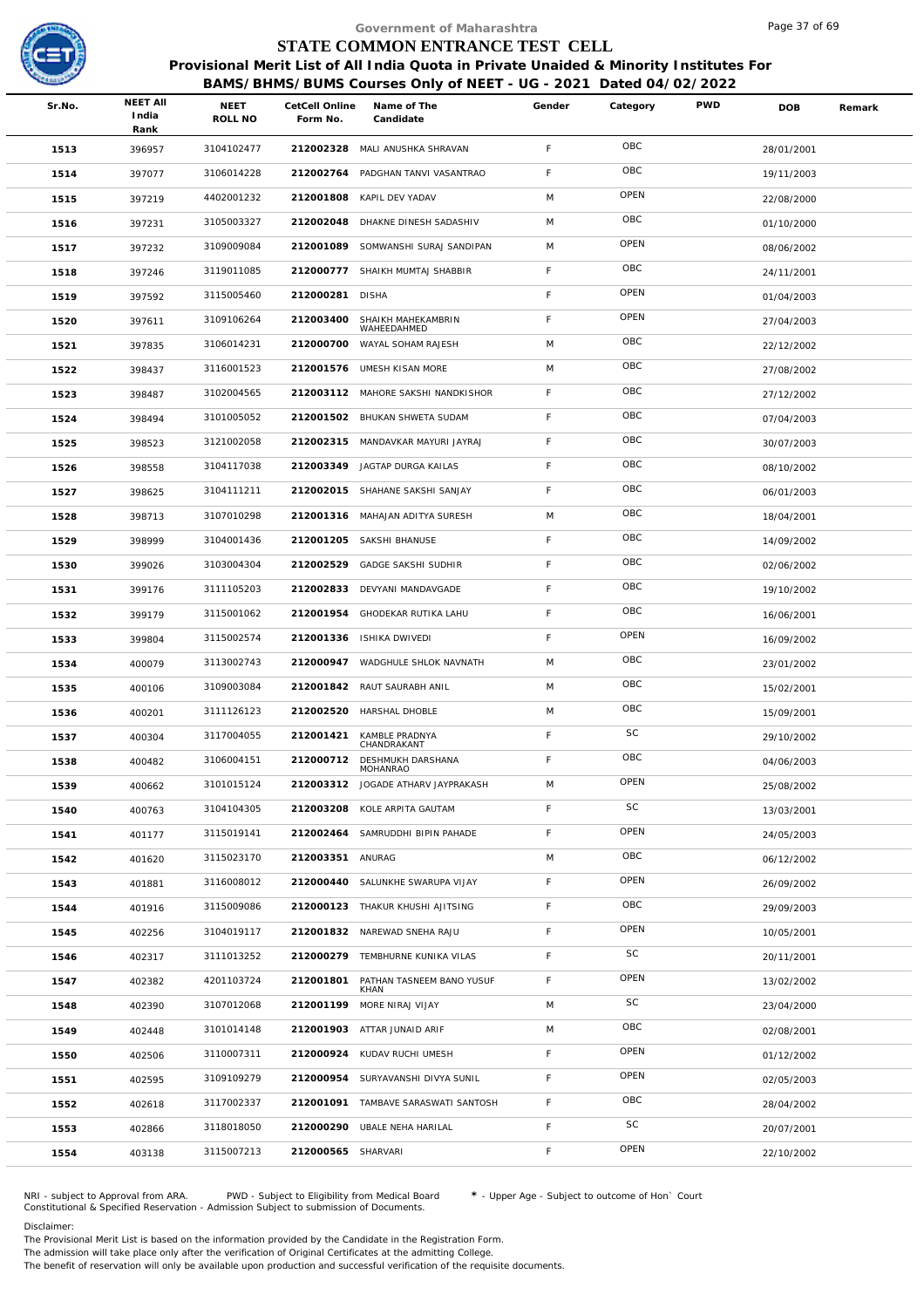Government of Maharashtra

# STATE COMMON ENTRANCE TEST CELL

**Provisional Merit List of All India Quota in Private Unaided & Minority Institutes For BAMS/BHMS/BUMS Courses Only of NEET - UG - 2021 Dated 04/02/2022**

| Sr.No. | NEET All India Rank | NEET ROLL NO | CetCell Online Form No. | Name of The Candidate | Gender | Category | PWD | DOB | Remark |
|---|---|---|---|---|---|---|---|---|---|
| 1513 | 396957 | 3104102477 | 212002328 | MALI ANUSHKA SHRAVAN | F | OBC | | 28/01/2001 | |
| 1514 | 397077 | 3106014228 | 212002764 | PADGHAN TANVI VASANTRAO | F | OBC | | 19/11/2003 | |
| 1515 | 397219 | 4402001232 | 212001808 | KAPIL DEV YADAV | M | OPEN | | 22/08/2000 | |
| 1516 | 397231 | 3105003327 | 212002048 | DHAKNE DINESH SADASHIV | M | OBC | | 01/10/2000 | |
| 1517 | 397232 | 3109009084 | 212001089 | SOMWANSHI SURAJ SANDIPAN | M | OPEN | | 08/06/2002 | |
| 1518 | 397246 | 3119011085 | 212000777 | SHAIKH MUMTAJ SHABBIR | F | OBC | | 24/11/2001 | |
| 1519 | 397592 | 3115005460 | 212000281 | DISHA | F | OPEN | | 01/04/2003 | |
| 1520 | 397611 | 3109106264 | 212003400 | SHAIKH MAHEKAMBRIN WAHEEDAHMED | F | OPEN | | 27/04/2003 | |
| 1521 | 397835 | 3106014231 | 212000700 | WAYAL SOHAM RAJESH | M | OBC | | 22/12/2002 | |
| 1522 | 398437 | 3116001523 | 212001576 | UMESH KISAN MORE | M | OBC | | 27/08/2002 | |
| 1523 | 398487 | 3102004565 | 212003112 | MAHORE SAKSHI NANDKISHOR | F | OBC | | 27/12/2002 | |
| 1524 | 398494 | 3101005052 | 212001502 | BHUKAN SHWETA SUDAM | F | OBC | | 07/04/2003 | |
| 1525 | 398523 | 3121002058 | 212002315 | MANDAVKAR MAYURI JAYRAJ | F | OBC | | 30/07/2003 | |
| 1526 | 398558 | 3104117038 | 212003349 | JAGTAP DURGA KAILAS | F | OBC | | 08/10/2002 | |
| 1527 | 398625 | 3104111211 | 212002015 | SHAHANE SAKSHI SANJAY | F | OBC | | 06/01/2003 | |
| 1528 | 398713 | 3107010298 | 212001316 | MAHAJAN ADITYA SURESH | M | OBC | | 18/04/2001 | |
| 1529 | 398999 | 3104001436 | 212001205 | SAKSHI BHANUSE | F | OBC | | 14/09/2002 | |
| 1530 | 399026 | 3103004304 | 212002529 | GADGE SAKSHI SUDHIR | F | OBC | | 02/06/2002 | |
| 1531 | 399176 | 3111105203 | 212002833 | DEVYANI MANDAVGADE | F | OBC | | 19/10/2002 | |
| 1532 | 399179 | 3115001062 | 212001954 | GHODEKAR RUTIKA LAHU | F | OBC | | 16/06/2001 | |
| 1533 | 399804 | 3115002574 | 212001336 | ISHIKA DWIVEDI | F | OPEN | | 16/09/2002 | |
| 1534 | 400079 | 3113002743 | 212000947 | WADGHULE SHLOK NAVNATH | M | OBC | | 23/01/2002 | |
| 1535 | 400106 | 3109003084 | 212001842 | RAUT SAURABH ANIL | M | OBC | | 15/02/2001 | |
| 1536 | 400201 | 3111126123 | 212002520 | HARSHAL DHOBLE | M | OBC | | 15/09/2001 | |
| 1537 | 400304 | 3117004055 | 212001421 | KAMBLE PRADNYA CHANDRAKANT | F | SC | | 29/10/2002 | |
| 1538 | 400482 | 3106004151 | 212000712 | DESHMUKH DARSHANA MOHANRAO | F | OBC | | 04/06/2003 | |
| 1539 | 400662 | 3101015124 | 212003312 | JOGADE ATHARV JAYPRAKASH | M | OPEN | | 25/08/2002 | |
| 1540 | 400763 | 3104104305 | 212003208 | KOLE ARPITA GAUTAM | F | SC | | 13/03/2001 | |
| 1541 | 401177 | 3115019141 | 212002464 | SAMRUDDHI BIPIN PAHADE | F | OPEN | | 24/05/2003 | |
| 1542 | 401620 | 3115023170 | 212003351 | ANURAG | M | OBC | | 06/12/2002 | |
| 1543 | 401881 | 3116008012 | 212000440 | SALUNKHE SWARUPA VIJAY | F | OPEN | | 26/09/2002 | |
| 1544 | 401916 | 3115009086 | 212000123 | THAKUR KHUSHI AJITSING | F | OBC | | 29/09/2003 | |
| 1545 | 402256 | 3104019117 | 212001832 | NAREWAD SNEHA RAJU | F | OPEN | | 10/05/2001 | |
| 1546 | 402317 | 3111013252 | 212000279 | TEMBHURNE KUNIKA VILAS | F | SC | | 20/11/2001 | |
| 1547 | 402382 | 4201103724 | 212001801 | PATHAN TASNEEM BANO YUSUF KHAN | F | OPEN | | 13/02/2002 | |
| 1548 | 402390 | 3107012068 | 212001199 | MORE NIRAJ VIJAY | M | SC | | 23/04/2000 | |
| 1549 | 402448 | 3101014148 | 212001903 | ATTAR JUNAID ARIF | M | OBC | | 02/08/2001 | |
| 1550 | 402506 | 3110007311 | 212000924 | KUDAV RUCHI UMESH | F | OPEN | | 01/12/2002 | |
| 1551 | 402595 | 3109109279 | 212000954 | SURYAVANSHI DIVYA SUNIL | F | OPEN | | 02/05/2003 | |
| 1552 | 402618 | 3117002337 | 212001091 | TAMBAVE SARASWATI SANTOSH | F | OBC | | 28/04/2002 | |
| 1553 | 402866 | 3118018050 | 212000290 | UBALE NEHA HARILAL | F | SC | | 20/07/2001 | |
| 1554 | 403138 | 3115007213 | 212000565 | SHARVARI | F | OPEN | | 22/10/2002 | |

NRI - subject to Approval from ARA. PWD - Subject to Eligibility from Medical Board * - Upper Age - Subject to outcome of Hon` Court
Constitutional & Specified Reservation - Admission Subject to submission of Documents.

Disclaimer:
The Provisional Merit List is based on the information provided by the Candidate in the Registration Form.
The admission will take place only after the verification of Original Certificates at the admitting College.
The benefit of reservation will only be available upon production and successful verification of the requisite documents.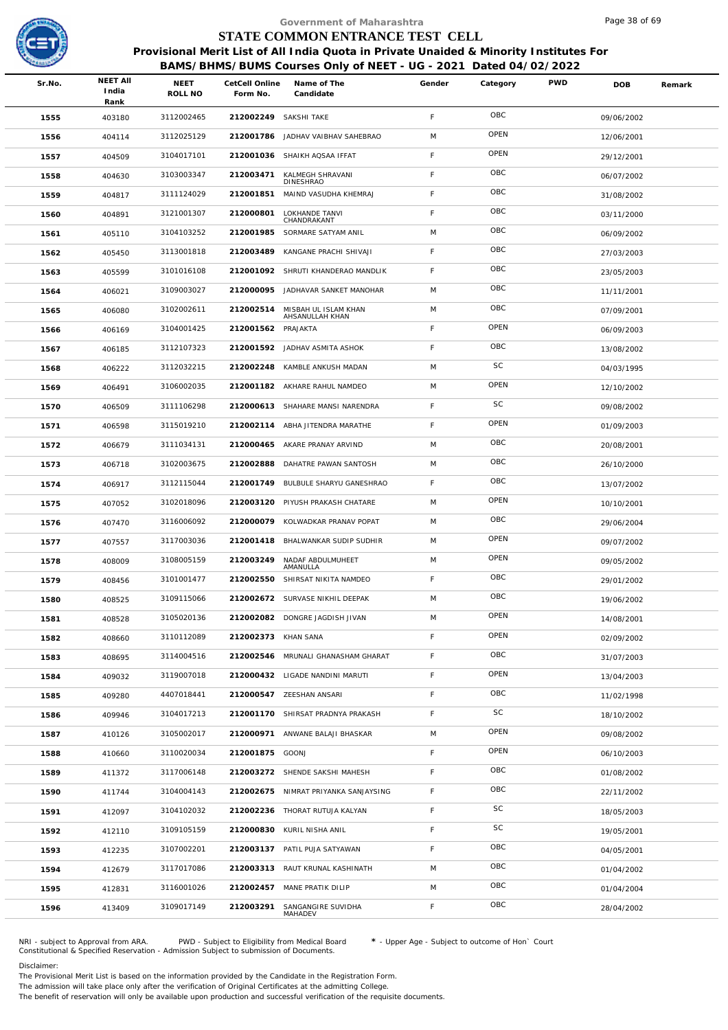# Government of Maharashtra
## STATE COMMON ENTRANCE TEST CELL
### Provisional Merit List of All India Quota in Private Unaided & Minority Institutes For BAMS/BHMS/BUMS Courses Only of NEET - UG - 2021 Dated 04/02/2022

| Sr.No. | NEET All India Rank | NEET ROLL NO | CetCell Online Form No. | Name of The Candidate | Gender | Category | PWD | DOB | Remark |
|---|---|---|---|---|---|---|---|---|---|
| 1555 | 403180 | 3112002465 | 212002249 | SAKSHI TAKE | F | OBC | | 09/06/2002 | |
| 1556 | 404114 | 3112025129 | 212001786 | JADHAV VAIBHAV SAHEBRAO | M | OPEN | | 12/06/2001 | |
| 1557 | 404509 | 3104017101 | 212001036 | SHAIKH AQSAA IFFAT | F | OPEN | | 29/12/2001 | |
| 1558 | 404630 | 3103003347 | 212003471 | KALMEGH SHRAVANI DINESHRAO | F | OBC | | 06/07/2002 | |
| 1559 | 404817 | 3111124029 | 212001851 | MAIND VASUDHA KHEMRAJ | F | OBC | | 31/08/2002 | |
| 1560 | 404891 | 3121001307 | 212000801 | LOKHANDE TANVI CHANDRAKANT | F | OBC | | 03/11/2000 | |
| 1561 | 405110 | 3104103252 | 212001985 | SORMARE SATYAM ANIL | M | OBC | | 06/09/2002 | |
| 1562 | 405450 | 3113001818 | 212003489 | KANGANE PRACHI SHIVAJI | F | OBC | | 27/03/2003 | |
| 1563 | 405599 | 3101016108 | 212001092 | SHRUTI KHANDERAO MANDLIK | F | OBC | | 23/05/2003 | |
| 1564 | 406021 | 3109003027 | 212000095 | JADHAVAR SANKET MANOHAR | M | OBC | | 11/11/2001 | |
| 1565 | 406080 | 3102002611 | 212002514 | MISBAH UL ISLAM KHAN AHSANULLAH KHAN | M | OBC | | 07/09/2001 | |
| 1566 | 406169 | 3104001425 | 212001562 | PRAJAKTA | F | OPEN | | 06/09/2003 | |
| 1567 | 406185 | 3112107323 | 212001592 | JADHAV ASMITA ASHOK | F | OBC | | 13/08/2002 | |
| 1568 | 406222 | 3112032215 | 212002248 | KAMBLE ANKUSH MADAN | M | SC | | 04/03/1995 | |
| 1569 | 406491 | 3106002035 | 212001182 | AKHARE RAHUL NAMDEO | M | OPEN | | 12/10/2002 | |
| 1570 | 406509 | 3111106298 | 212000613 | SHAHARE MANSI NARENDRA | F | SC | | 09/08/2002 | |
| 1571 | 406598 | 3115019210 | 212002114 | ABHA JITENDRA MARATHE | F | OPEN | | 01/09/2003 | |
| 1572 | 406679 | 3111034131 | 212000465 | AKARE PRANAY ARVIND | M | OBC | | 20/08/2001 | |
| 1573 | 406718 | 3102003675 | 212002888 | DAHATRE PAWAN SANTOSH | M | OBC | | 26/10/2000 | |
| 1574 | 406917 | 3112115044 | 212001749 | BULBULE SHARYU GANESHRAO | F | OBC | | 13/07/2002 | |
| 1575 | 407052 | 3102018096 | 212003120 | PIYUSH PRAKASH CHATARE | M | OPEN | | 10/10/2001 | |
| 1576 | 407470 | 3116006092 | 212000079 | KOLWADKAR PRANAV POPAT | M | OBC | | 29/06/2004 | |
| 1577 | 407557 | 3117003036 | 212001418 | BHALWANKAR SUDIP SUDHIR | M | OPEN | | 09/07/2002 | |
| 1578 | 408009 | 3108005159 | 212003249 | NADAF ABDULMUHEET AMANULLA | M | OPEN | | 09/05/2002 | |
| 1579 | 408456 | 3101001477 | 212002550 | SHIRSAT NIKITA NAMDEO | F | OBC | | 29/01/2002 | |
| 1580 | 408525 | 3109115066 | 212002672 | SURVASE NIKHIL DEEPAK | M | OBC | | 19/06/2002 | |
| 1581 | 408528 | 3105020136 | 212002082 | DONGRE JAGDISH JIVAN | M | OPEN | | 14/08/2001 | |
| 1582 | 408660 | 3110112089 | 212002373 | KHAN SANA | F | OPEN | | 02/09/2002 | |
| 1583 | 408695 | 3114004516 | 212002546 | MRUNALI GHANASHAM GHARAT | F | OBC | | 31/07/2003 | |
| 1584 | 409032 | 3119007018 | 212000432 | LIGADE NANDINI MARUTI | F | OPEN | | 13/04/2003 | |
| 1585 | 409280 | 4407018441 | 212000547 | ZEESHAN ANSARI | F | OBC | | 11/02/1998 | |
| 1586 | 409946 | 3104017213 | 212001170 | SHIRSAT PRADNYA PRAKASH | F | SC | | 18/10/2002 | |
| 1587 | 410126 | 3105002017 | 212000971 | ANWANE BALAJI BHASKAR | M | OPEN | | 09/08/2002 | |
| 1588 | 410660 | 3110020034 | 212001875 | GOONJ | F | OPEN | | 06/10/2003 | |
| 1589 | 411372 | 3117006148 | 212003272 | SHENDE SAKSHI MAHESH | F | OBC | | 01/08/2002 | |
| 1590 | 411744 | 3104004143 | 212002675 | NIMRAT PRIYANKA SANJAYSING | F | OBC | | 22/11/2002 | |
| 1591 | 412097 | 3104102032 | 212002236 | THORAT RUTUJA KALYAN | F | SC | | 18/05/2003 | |
| 1592 | 412110 | 3109105159 | 212000830 | KURIL NISHA ANIL | F | SC | | 19/05/2001 | |
| 1593 | 412235 | 3107002201 | 212003137 | PATIL PUJA SATYAWAN | F | OBC | | 04/05/2001 | |
| 1594 | 412679 | 3117017086 | 212003313 | RAUT KRUNAL KASHINATH | M | OBC | | 01/04/2002 | |
| 1595 | 412831 | 3116001026 | 212002457 | MANE PRATIK DILIP | M | OBC | | 01/04/2004 | |
| 1596 | 413409 | 3109017149 | 212003291 | SANGANGIRE SUVIDHA MAHADEV | F | OBC | | 28/04/2002 | |

NRI - subject to Approval from ARA. PWD - Subject to Eligibility from Medical Board * - Upper Age - Subject to outcome of Hon` Court
Constitutional & Specified Reservation - Admission Subject to submission of Documents.

Disclaimer:
The Provisional Merit List is based on the information provided by the Candidate in the Registration Form.
The admission will take place only after the verification of Original Certificates at the admitting College.
The benefit of reservation will only be available upon production and successful verification of the requisite documents.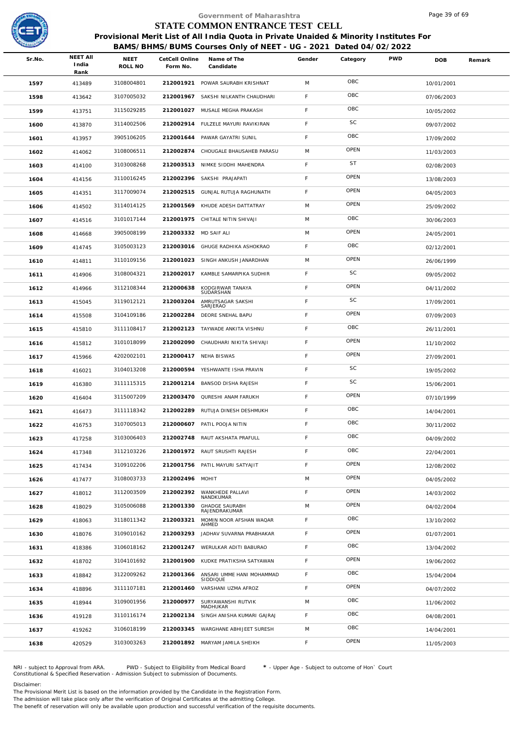# Government of Maharashtra
## STATE COMMON ENTRANCE TEST CELL
### Provisional Merit List of All India Quota in Private Unaided & Minority Institutes For BAMS/BHMS/BUMS Courses Only of NEET - UG - 2021 Dated 04/02/2022

| Sr.No. | NEET All India Rank | NEET ROLL NO | CetCell Online Form No. | Name of The Candidate | Gender | Category | PWD | DOB | Remark |
|---|---|---|---|---|---|---|---|---|---|
| 1597 | 413489 | 3108004801 | 212001921 | POWAR SAURABH KRISHNAT | M | OBC | | 10/01/2001 | |
| 1598 | 413642 | 3107005032 | 212001967 | SAKSHI NILKANTH CHAUDHARI | F | OBC | | 07/06/2003 | |
| 1599 | 413751 | 3115029285 | 212001027 | MUSALE MEGHA PRAKASH | F | OBC | | 10/05/2002 | |
| 1600 | 413870 | 3114002506 | 212002914 | FULZELE MAYURI RAVIKIRAN | F | SC | | 09/07/2002 | |
| 1601 | 413957 | 3905106205 | 212001644 | PAWAR GAYATRI SUNIL | F | OBC | | 17/09/2002 | |
| 1602 | 414062 | 3108006511 | 212002874 | CHOUGALE BHAUSAHEB PARASU | M | OPEN | | 11/03/2003 | |
| 1603 | 414100 | 3103008268 | 212003513 | NIMKE SIDDHI MAHENDRA | F | ST | | 02/08/2003 | |
| 1604 | 414156 | 3110016245 | 212002396 | SAKSHI PRAJAPATI | F | OPEN | | 13/08/2003 | |
| 1605 | 414351 | 3117009074 | 212002515 | GUNJAL RUTUJA RAGHUNATH | F | OPEN | | 04/05/2003 | |
| 1606 | 414502 | 3114014125 | 212001569 | KHUDE ADESH DATTATRAY | M | OPEN | | 25/09/2002 | |
| 1607 | 414516 | 3101017144 | 212001975 | CHITALE NITIN SHIVAJI | M | OBC | | 30/06/2003 | |
| 1608 | 414668 | 3905008199 | 212003332 | MD SAIF ALI | M | OPEN | | 24/05/2001 | |
| 1609 | 414745 | 3105003123 | 212003016 | GHUGE RADHIKA ASHOKRAO | F | OBC | | 02/12/2001 | |
| 1610 | 414811 | 3110109156 | 212001023 | SINGH ANKUSH JANARDHAN | M | OPEN | | 26/06/1999 | |
| 1611 | 414906 | 3108004321 | 212002017 | KAMBLE SAMARPIKA SUDHIR | F | SC | | 09/05/2002 | |
| 1612 | 414966 | 3112108344 | 212000638 | KODGIRWAR TANAYA SUDARSHAN | F | OPEN | | 04/11/2002 | |
| 1613 | 415045 | 3119012121 | 212003204 | AMRUTSAGAR SAKSHI SARJERAO | F | SC | | 17/09/2001 | |
| 1614 | 415508 | 3104109186 | 212002284 | DEORE SNEHAL BAPU | F | OPEN | | 07/09/2003 | |
| 1615 | 415810 | 3111108417 | 212002123 | TAYWADE ANKITA VISHNU | F | OBC | | 26/11/2001 | |
| 1616 | 415812 | 3101018099 | 212002090 | CHAUDHARI NIKITA SHIVAJI | F | OPEN | | 11/10/2002 | |
| 1617 | 415966 | 4202002101 | 212000417 | NEHA BISWAS | F | OPEN | | 27/09/2001 | |
| 1618 | 416021 | 3104013208 | 212000594 | YESHWANTE ISHA PRAVIN | F | SC | | 19/05/2002 | |
| 1619 | 416380 | 3111115315 | 212001214 | BANSOD DISHA RAJESH | F | SC | | 15/06/2001 | |
| 1620 | 416404 | 3115007209 | 212003470 | QURESHI ANAM FARUKH | F | OPEN | | 07/10/1999 | |
| 1621 | 416473 | 3111118342 | 212002289 | RUTUJA DINESH DESHMUKH | F | OBC | | 14/04/2001 | |
| 1622 | 416753 | 3107005013 | 212000607 | PATIL POOJA NITIN | F | OBC | | 30/11/2002 | |
| 1623 | 417258 | 3103006403 | 212002748 | RAUT AKSHATA PRAFULL | F | OBC | | 04/09/2002 | |
| 1624 | 417348 | 3112103226 | 212001972 | RAUT SRUSHTI RAJESH | F | OBC | | 22/04/2001 | |
| 1625 | 417434 | 3109102206 | 212001756 | PATIL MAYURI SATYAJIT | F | OPEN | | 12/08/2002 | |
| 1626 | 417477 | 3108003733 | 212002496 | MOHIT | M | OPEN | | 04/05/2002 | |
| 1627 | 418012 | 3112003509 | 212002392 | WANKHEDE PALLAVI NANDKUMAR | F | OPEN | | 14/03/2002 | |
| 1628 | 418029 | 3105006088 | 212001330 | GHADGE SAURABH RAJENDRAKUMAR | M | OPEN | | 04/02/2004 | |
| 1629 | 418063 | 3118011342 | 212003321 | MOMIN NOOR AFSHAN WAQAR AHMED | F | OBC | | 13/10/2002 | |
| 1630 | 418076 | 3109010162 | 212003293 | JADHAV SUVARNA PRABHAKAR | F | OPEN | | 01/07/2001 | |
| 1631 | 418386 | 3106018162 | 212001247 | WERULKAR ADITI BABURAO | F | OBC | | 13/04/2002 | |
| 1632 | 418702 | 3104101692 | 212001900 | KUDKE PRATIKSHA SATYAWAN | F | OPEN | | 19/06/2002 | |
| 1633 | 418842 | 3122009262 | 212001366 | ANSARI UMME HANI MOHAMMAD SIDDIQUE | F | OBC | | 15/04/2004 | |
| 1634 | 418896 | 3111107181 | 212001460 | VARSHANI UZMA AFROZ | F | OPEN | | 04/07/2002 | |
| 1635 | 418944 | 3109001956 | 212000977 | SURYAWANSHI RUTVIK MADHUKAR | M | OBC | | 11/06/2002 | |
| 1636 | 419128 | 3110116174 | 212002134 | SINGH ANISHA KUMARI GAJRAJ | F | OBC | | 04/08/2001 | |
| 1637 | 419262 | 3106018199 | 212003345 | WARGHANE ABHIJEET SURESH | M | OBC | | 14/04/2001 | |
| 1638 | 420529 | 3103003263 | 212001892 | MARYAM JAMILA SHEIKH | F | OPEN | | 11/05/2003 | |

NRI - subject to Approval from ARA. PWD - Subject to Eligibility from Medical Board * - Upper Age - Subject to outcome of Hon` Court
Constitutional & Specified Reservation - Admission Subject to submission of Documents.

Disclaimer:
The Provisional Merit List is based on the information provided by the Candidate in the Registration Form.
The admission will take place only after the verification of Original Certificates at the admitting College.
The benefit of reservation will only be available upon production and successful verification of the requisite documents.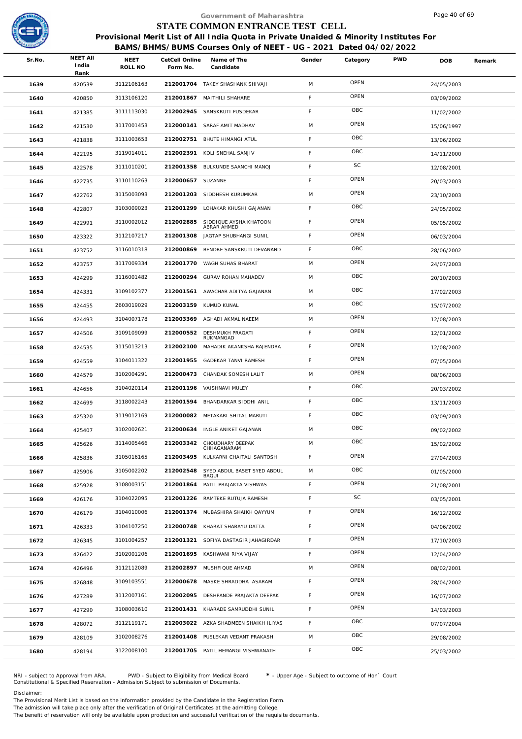# Government of Maharashtra
## STATE COMMON ENTRANCE TEST CELL
### Provisional Merit List of All India Quota in Private Unaided & Minority Institutes For BAMS/BHMS/BUMS Courses Only of NEET - UG - 2021 Dated 04/02/2022

| Sr.No. | NEET All India Rank | NEET ROLL NO | CetCell Online Form No. | Name of The Candidate | Gender | Category | PWD | DOB | Remark |
|---|---|---|---|---|---|---|---|---|---|
| 1639 | 420539 | 3112106163 | 212001704 | TAKEY SHASHANK SHIVAJI | M | OPEN | | 24/05/2003 | |
| 1640 | 420850 | 3113106120 | 212001867 | MAITHILI SHAHARE | F | OPEN | | 03/09/2002 | |
| 1641 | 421385 | 3111113030 | 212002945 | SANSKRUTI PUSDEKAR | F | OBC | | 11/02/2002 | |
| 1642 | 421530 | 3117001453 | 212000141 | SARAF AMIT MADHAV | M | OPEN | | 15/06/1997 | |
| 1643 | 421838 | 3111003653 | 212002751 | BHUTE HIMANGI ATUL | F | OBC | | 13/06/2002 | |
| 1644 | 422195 | 3119014011 | 212002391 | KOLI SNEHAL SANJIV | F | OBC | | 14/11/2000 | |
| 1645 | 422578 | 3111010201 | 212001358 | BULKUNDE SAANCHI MANOJ | F | SC | | 12/08/2001 | |
| 1646 | 422735 | 3110110263 | 212000657 | SUZANNE | F | OPEN | | 20/03/2003 | |
| 1647 | 422762 | 3115003093 | 212001203 | SIDDHESH KURUMKAR | M | OPEN | | 23/10/2003 | |
| 1648 | 422807 | 3103009023 | 212001299 | LOHAKAR KHUSHI GAJANAN | F | OBC | | 24/05/2002 | |
| 1649 | 422991 | 3110002012 | 212002885 | SIDDIQUE AYSHA KHATOON ABRAR AHMED | F | OPEN | | 05/05/2002 | |
| 1650 | 423322 | 3112107217 | 212001308 | JAGTAP SHUBHANGI SUNIL | F | OPEN | | 06/03/2004 | |
| 1651 | 423752 | 3116010318 | 212000869 | BENDRE SANSKRUTI DEVANAND | F | OBC | | 28/06/2002 | |
| 1652 | 423757 | 3117009334 | 212001770 | WAGH SUHAS BHARAT | M | OPEN | | 24/07/2003 | |
| 1653 | 424299 | 3116001482 | 212000294 | GURAV ROHAN MAHADEV | M | OBC | | 20/10/2003 | |
| 1654 | 424331 | 3109102377 | 212001561 | AWACHAR ADITYA GAJANAN | M | OBC | | 17/02/2003 | |
| 1655 | 424455 | 2603019029 | 212003159 | KUMUD KUNAL | M | OBC | | 15/07/2002 | |
| 1656 | 424493 | 3104007178 | 212003369 | AGHADI AKMAL NAEEM | M | OPEN | | 12/08/2003 | |
| 1657 | 424506 | 3109109099 | 212000552 | DESHMUKH PRAGATI RUKMANGAD | F | OPEN | | 12/01/2002 | |
| 1658 | 424535 | 3115013213 | 212002100 | MAHADIK AKANKSHA RAJENDRA | F | OPEN | | 12/08/2002 | |
| 1659 | 424559 | 3104011322 | 212001955 | GADEKAR TANVI RAMESH | F | OPEN | | 07/05/2004 | |
| 1660 | 424579 | 3102004291 | 212000473 | CHANDAK SOMESH LALIT | M | OPEN | | 08/06/2003 | |
| 1661 | 424656 | 3104020114 | 212001196 | VAISHNAVI MULEY | F | OBC | | 20/03/2002 | |
| 1662 | 424699 | 3118002243 | 212001594 | BHANDARKAR SIDDHI ANIL | F | OBC | | 13/11/2003 | |
| 1663 | 425320 | 3119012169 | 212000082 | METAKARI SHITAL MARUTI | F | OBC | | 03/09/2003 | |
| 1664 | 425407 | 3102002621 | 212000634 | INGLE ANIKET GAJANAN | M | OBC | | 09/02/2002 | |
| 1665 | 425626 | 3114005466 | 212003342 | CHOUDHARY DEEPAK CHHAGANARAM | M | OBC | | 15/02/2002 | |
| 1666 | 425836 | 3105016165 | 212003495 | KULKARNI CHAITALI SANTOSH | F | OPEN | | 27/04/2003 | |
| 1667 | 425906 | 3105002202 | 212002548 | SYED ABDUL BASET SYED ABDUL BAQUI | M | OBC | | 01/05/2000 | |
| 1668 | 425928 | 3108003151 | 212001864 | PATIL PRAJAKTA VISHWAS | F | OPEN | | 21/08/2001 | |
| 1669 | 426176 | 3104022095 | 212001226 | RAMTEKE RUTUJA RAMESH | F | SC | | 03/05/2001 | |
| 1670 | 426179 | 3104010006 | 212001374 | MUBASHIRA SHAIKH QAYYUM | F | OPEN | | 16/12/2002 | |
| 1671 | 426333 | 3104107250 | 212000748 | KHARAT SHARAYU DATTA | F | OPEN | | 04/06/2002 | |
| 1672 | 426345 | 3101004257 | 212001321 | SOFIYA DASTAGIR JAHAGIRDAR | F | OPEN | | 17/10/2003 | |
| 1673 | 426422 | 3102001206 | 212001695 | KASHWANI RIYA VIJAY | F | OPEN | | 12/04/2002 | |
| 1674 | 426496 | 3112112089 | 212002897 | MUSHFIQUE AHMAD | M | OPEN | | 08/02/2001 | |
| 1675 | 426848 | 3109103551 | 212000678 | MASKE SHRADDHA ASARAM | F | OPEN | | 28/04/2002 | |
| 1676 | 427289 | 3112007161 | 212002095 | DESHPANDE PRAJAKTA DEEPAK | F | OPEN | | 16/07/2002 | |
| 1677 | 427290 | 3108003610 | 212001431 | KHARADE SAMRUDDHI SUNIL | F | OPEN | | 14/03/2003 | |
| 1678 | 428072 | 3112119171 | 212003022 | AZKA SHADMEEN SHAIKH ILIYAS | F | OBC | | 07/07/2004 | |
| 1679 | 428109 | 3102008276 | 212001408 | PUSLEKAR VEDANT PRAKASH | M | OBC | | 29/08/2002 | |
| 1680 | 428194 | 3122008100 | 212001705 | PATIL HEMANGI VISHWANATH | F | OBC | | 25/03/2002 | |

NRI - subject to Approval from ARA. PWD - Subject to Eligibility from Medical Board * - Upper Age - Subject to outcome of Hon` Court
Constitutional & Specified Reservation - Admission Subject to submission of Documents.

Disclaimer:
The Provisional Merit List is based on the information provided by the Candidate in the Registration Form.
The admission will take place only after the verification of Original Certificates at the admitting College.
The benefit of reservation will only be available upon production and successful verification of the requisite documents.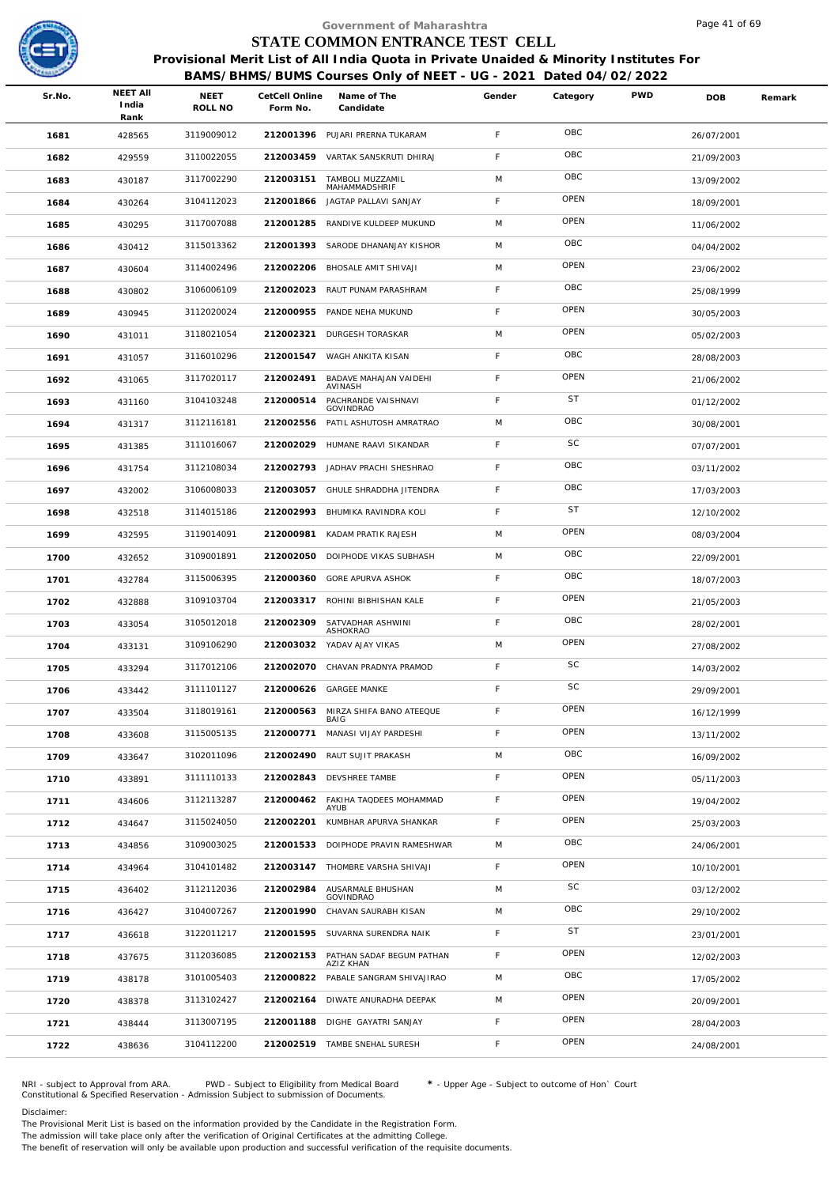Government of Maharashtra

# STATE COMMON ENTRANCE TEST CELL

**Provisional Merit List of All India Quota in Private Unaided & Minority Institutes For BAMS/BHMS/BUMS Courses Only of NEET - UG - 2021 Dated 04/02/2022**

| Sr.No. | NEET All India Rank | NEET ROLL NO | CetCell Online Form No. | Name of The Candidate | Gender | Category | PWD | DOB | Remark |
|---|---|---|---|---|---|---|---|---|---|
| 1681 | 428565 | 3119009012 | 212001396 | PUJARI PRERNA TUKARAM | F | OBC | | 26/07/2001 | |
| 1682 | 429559 | 3110022055 | 212003459 | VARTAK SANSKRUTI DHIRAJ | F | OBC | | 21/09/2003 | |
| 1683 | 430187 | 3117002290 | 212003151 | TAMBOLI MUZZAMIL MAHAMMADSHRIF | M | OBC | | 13/09/2002 | |
| 1684 | 430264 | 3104112023 | 212001866 | JAGTAP PALLAVI SANJAY | F | OPEN | | 18/09/2001 | |
| 1685 | 430295 | 3117007088 | 212001285 | RANDIVE KULDEEP MUKUND | M | OPEN | | 11/06/2002 | |
| 1686 | 430412 | 3115013362 | 212001393 | SARODE DHANANJAY KISHOR | M | OBC | | 04/04/2002 | |
| 1687 | 430604 | 3114002496 | 212002206 | BHOSALE AMIT SHIVAJI | M | OPEN | | 23/06/2002 | |
| 1688 | 430802 | 3106006109 | 212002023 | RAUT PUNAM PARASHRAM | F | OBC | | 25/08/1999 | |
| 1689 | 430945 | 3112020024 | 212000955 | PANDE NEHA MUKUND | F | OPEN | | 30/05/2003 | |
| 1690 | 431011 | 3118021054 | 212002321 | DURGESH TORASKAR | M | OPEN | | 05/02/2003 | |
| 1691 | 431057 | 3116010296 | 212001547 | WAGH ANKITA KISAN | F | OBC | | 28/08/2003 | |
| 1692 | 431065 | 3117020117 | 212002491 | BADAVE MAHAJAN VAIDEHI AVINASH | F | OPEN | | 21/06/2002 | |
| 1693 | 431160 | 3104103248 | 212000514 | PACHRANDE VAISHNAVI GOVINDRAO | F | ST | | 01/12/2002 | |
| 1694 | 431317 | 3112116181 | 212002556 | PATIL ASHUTOSH AMRATRAO | M | OBC | | 30/08/2001 | |
| 1695 | 431385 | 3111016067 | 212002029 | HUMANE RAAVI SIKANDAR | F | SC | | 07/07/2001 | |
| 1696 | 431754 | 3112108034 | 212002793 | JADHAV PRACHI SHESHRAO | F | OBC | | 03/11/2002 | |
| 1697 | 432002 | 3106008033 | 212003057 | GHULE SHRADDHA JITENDRA | F | OBC | | 17/03/2003 | |
| 1698 | 432518 | 3114015186 | 212002993 | BHUMIKA RAVINDRA KOLI | F | ST | | 12/10/2002 | |
| 1699 | 432595 | 3119014091 | 212000981 | KADAM PRATIK RAJESH | M | OPEN | | 08/03/2004 | |
| 1700 | 432652 | 3109001891 | 212002050 | DOIPHODE VIKAS SUBHASH | M | OBC | | 22/09/2001 | |
| 1701 | 432784 | 3115006395 | 212000360 | GORE APURVA ASHOK | F | OBC | | 18/07/2003 | |
| 1702 | 432888 | 3109103704 | 212003317 | ROHINI BIBHISHAN KALE | F | OPEN | | 21/05/2003 | |
| 1703 | 433054 | 3105012018 | 212002309 | SATVADHAR ASHWINI ASHOKRAO | F | OBC | | 28/02/2001 | |
| 1704 | 433131 | 3109106290 | 212003032 | YADAV AJAY VIKAS | M | OPEN | | 27/08/2002 | |
| 1705 | 433294 | 3117012106 | 212002070 | CHAVAN PRADNYA PRAMOD | F | SC | | 14/03/2002 | |
| 1706 | 433442 | 3111101127 | 212000626 | GARGEE MANKE | F | SC | | 29/09/2001 | |
| 1707 | 433504 | 3118019161 | 212000563 | MIRZA SHIFA BANO ATEEQUE BAIG | F | OPEN | | 16/12/1999 | |
| 1708 | 433608 | 3115005135 | 212000771 | MANASI VIJAY PARDESHI | F | OPEN | | 13/11/2002 | |
| 1709 | 433647 | 3102011096 | 212002490 | RAUT SUJIT PRAKASH | M | OBC | | 16/09/2002 | |
| 1710 | 433891 | 3111110133 | 212002843 | DEVSHREE TAMBE | F | OPEN | | 05/11/2003 | |
| 1711 | 434606 | 3112113287 | 212000462 | FAKIHA TAQDEES MOHAMMAD AYUB | F | OPEN | | 19/04/2002 | |
| 1712 | 434647 | 3115024050 | 212002201 | KUMBHAR APURVA SHANKAR | F | OPEN | | 25/03/2003 | |
| 1713 | 434856 | 3109003025 | 212001533 | DOIPHODE PRAVIN RAMESHWAR | M | OBC | | 24/06/2001 | |
| 1714 | 434964 | 3104101482 | 212003147 | THOMBRE VARSHA SHIVAJI | F | OPEN | | 10/10/2001 | |
| 1715 | 436402 | 3112112036 | 212002984 | AUSARMALE BHUSHAN GOVINDRAO | M | SC | | 03/12/2002 | |
| 1716 | 436427 | 3104007267 | 212001990 | CHAVAN SAURABH KISAN | M | OBC | | 29/10/2002 | |
| 1717 | 436618 | 3122011217 | 212001595 | SUVARNA SURENDRA NAIK | F | ST | | 23/01/2001 | |
| 1718 | 437675 | 3112036085 | 212002153 | PATHAN SADAF BEGUM PATHAN AZIZ KHAN | F | OPEN | | 12/02/2003 | |
| 1719 | 438178 | 3101005403 | 212000822 | PABALE SANGRAM SHIVAJIRAO | M | OBC | | 17/05/2002 | |
| 1720 | 438378 | 3113102427 | 212002164 | DIWATE ANURADHA DEEPAK | M | OPEN | | 20/09/2001 | |
| 1721 | 438444 | 3113007195 | 212001188 | DIGHE GAYATRI SANJAY | F | OPEN | | 28/04/2003 | |
| 1722 | 438636 | 3104112200 | 212002519 | TAMBE SNEHAL SURESH | F | OPEN | | 24/08/2001 | |

NRI - subject to Approval from ARA. PWD - Subject to Eligibility from Medical Board * - Upper Age - Subject to outcome of Hon` Court
Constitutional & Specified Reservation - Admission Subject to submission of Documents.

Disclaimer:
The Provisional Merit List is based on the information provided by the Candidate in the Registration Form.
The admission will take place only after the verification of Original Certificates at the admitting College.
The benefit of reservation will only be available upon production and successful verification of the requisite documents.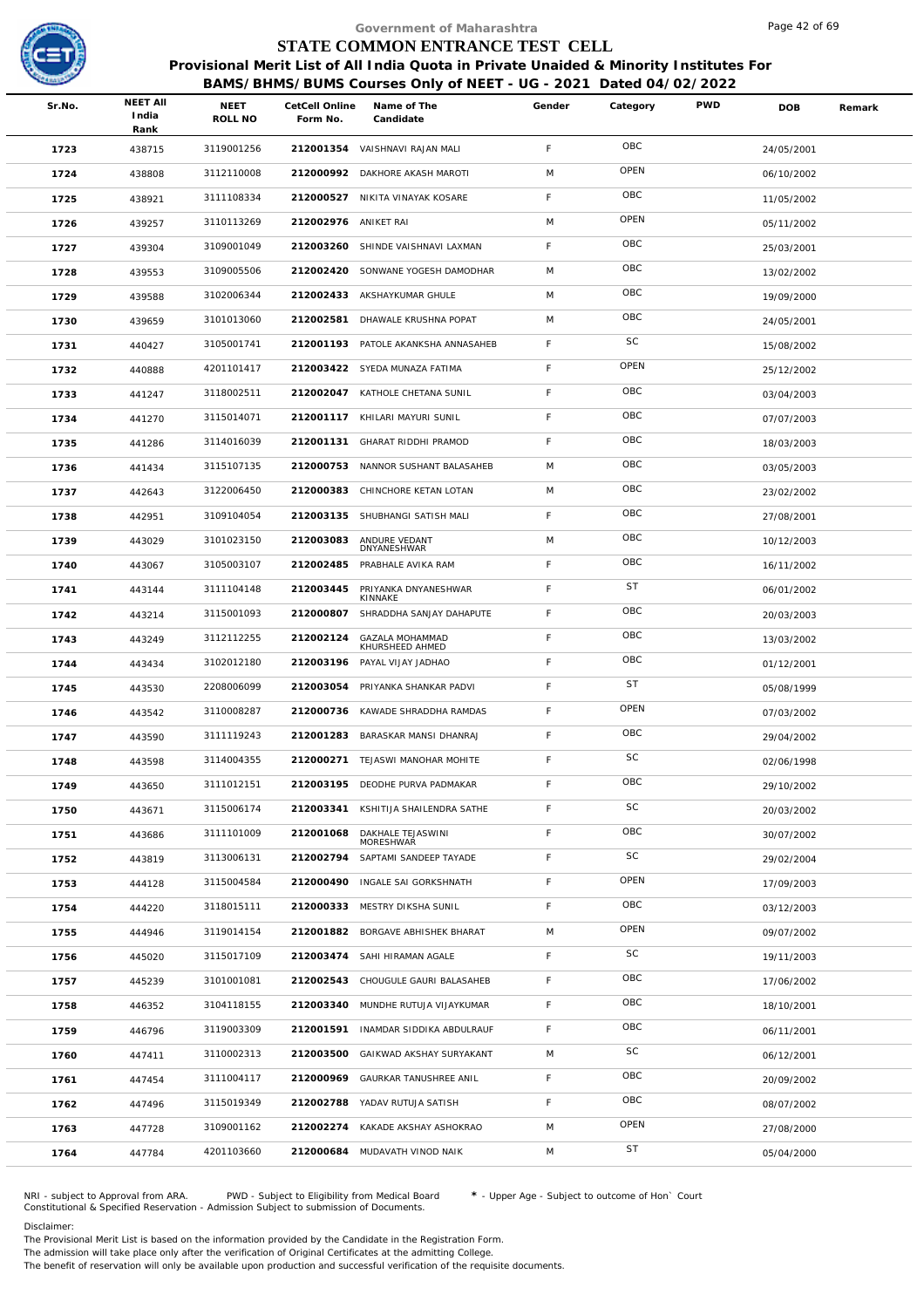Government of Maharashtra

# STATE COMMON ENTRANCE TEST CELL

## Provisional Merit List of All India Quota in Private Unaided & Minority Institutes For BAMS/BHMS/BUMS Courses Only of NEET - UG - 2021 Dated 04/02/2022

| Sr.No. | NEET All India Rank | NEET ROLL NO | CetCell Online Form No. | Name of The Candidate | Gender | Category | PWD | DOB | Remark |
|---|---|---|---|---|---|---|---|---|---|
| 1723 | 438715 | 3119001256 | 212001354 | VAISHNAVI RAJAN MALI | F | OBC | | 24/05/2001 | |
| 1724 | 438808 | 3112110008 | 212000992 | DAKHORE AKASH MAROTI | M | OPEN | | 06/10/2002 | |
| 1725 | 438921 | 3111108334 | 212000527 | NIKITA VINAYAK KOSARE | F | OBC | | 11/05/2002 | |
| 1726 | 439257 | 3110113269 | 212002976 | ANIKET RAI | M | OPEN | | 05/11/2002 | |
| 1727 | 439304 | 3109001049 | 212003260 | SHINDE VAISHNAVI LAXMAN | F | OBC | | 25/03/2001 | |
| 1728 | 439553 | 3109005506 | 212002420 | SONWANE YOGESH DAMODHAR | M | OBC | | 13/02/2002 | |
| 1729 | 439588 | 3102006344 | 212002433 | AKSHAYKUMAR GHULE | M | OBC | | 19/09/2000 | |
| 1730 | 439659 | 3101013060 | 212002581 | DHAWALE KRUSHNA POPAT | M | OBC | | 24/05/2001 | |
| 1731 | 440427 | 3105001741 | 212001193 | PATOLE AKANKSHA ANNASAHEB | F | SC | | 15/08/2002 | |
| 1732 | 440888 | 4201101417 | 212003422 | SYEDA MUNAZA FATIMA | F | OPEN | | 25/12/2002 | |
| 1733 | 441247 | 3118002511 | 212002047 | KATHOLE CHETANA SUNIL | F | OBC | | 03/04/2003 | |
| 1734 | 441270 | 3115014071 | 212001117 | KHILARI MAYURI SUNIL | F | OBC | | 07/07/2003 | |
| 1735 | 441286 | 3114016039 | 212001131 | GHARAT RIDDHI PRAMOD | F | OBC | | 18/03/2003 | |
| 1736 | 441434 | 3115107135 | 212000753 | NANNOR SUSHANT BALASAHEB | M | OBC | | 03/05/2003 | |
| 1737 | 442643 | 3122006450 | 212000383 | CHINCHORE KETAN LOTAN | M | OBC | | 23/02/2002 | |
| 1738 | 442951 | 3109104054 | 212003135 | SHUBHANGI SATISH MALI | F | OBC | | 27/08/2001 | |
| 1739 | 443029 | 3101023150 | 212003083 | ANDURE VEDANT DNYANESHWAR | M | OBC | | 10/12/2003 | |
| 1740 | 443067 | 3105003107 | 212002485 | PRABHALE AVIKA RAM | F | OBC | | 16/11/2002 | |
| 1741 | 443144 | 3111104148 | 212003445 | PRIYANKA DNYANESHWAR KINNAKE | F | ST | | 06/01/2002 | |
| 1742 | 443214 | 3115001093 | 212000807 | SHRADDHA SANJAY DAHAPUTE | F | OBC | | 20/03/2003 | |
| 1743 | 443249 | 3112112255 | 212002124 | GAZALA MOHAMMAD KHURSHEED AHMED | F | OBC | | 13/03/2002 | |
| 1744 | 443434 | 3102012180 | 212003196 | PAYAL VIJAY JADHAO | F | OBC | | 01/12/2001 | |
| 1745 | 443530 | 2208006099 | 212003054 | PRIYANKA SHANKAR PADVI | F | ST | | 05/08/1999 | |
| 1746 | 443542 | 3110008287 | 212000736 | KAWADE SHRADDHA RAMDAS | F | OPEN | | 07/03/2002 | |
| 1747 | 443590 | 3111119243 | 212001283 | BARASKAR MANSI DHANRAJ | F | OBC | | 29/04/2002 | |
| 1748 | 443598 | 3114004355 | 212000271 | TEJASWI MANOHAR MOHITE | F | SC | | 02/06/1998 | |
| 1749 | 443650 | 3111012151 | 212003195 | DEODHE PURVA PADMAKAR | F | OBC | | 29/10/2002 | |
| 1750 | 443671 | 3115006174 | 212003341 | KSHITIJA SHAILENDRA SATHE | F | SC | | 20/03/2002 | |
| 1751 | 443686 | 3111101009 | 212001068 | DAKHALE TEJASWINI MORESHWAR | F | OBC | | 30/07/2002 | |
| 1752 | 443819 | 3113006131 | 212002794 | SAPTAMI SANDEEP TAYADE | F | SC | | 29/02/2004 | |
| 1753 | 444128 | 3115004584 | 212000490 | INGALE SAI GORKSHNATH | F | OPEN | | 17/09/2003 | |
| 1754 | 444220 | 3118015111 | 212000333 | MESTRY DIKSHA SUNIL | F | OBC | | 03/12/2003 | |
| 1755 | 444946 | 3119014154 | 212001882 | BORGAVE ABHISHEK BHARAT | M | OPEN | | 09/07/2002 | |
| 1756 | 445020 | 3115017109 | 212003474 | SAHI HIRAMAN AGALE | F | SC | | 19/11/2003 | |
| 1757 | 445239 | 3101001081 | 212002543 | CHOUGULE GAURI BALASAHEB | F | OBC | | 17/06/2002 | |
| 1758 | 446352 | 3104118155 | 212003340 | MUNDHE RUTUJA VIJAYKUMAR | F | OBC | | 18/10/2001 | |
| 1759 | 446796 | 3119003309 | 212001591 | INAMDAR SIDDIKA ABDULRAUF | F | OBC | | 06/11/2001 | |
| 1760 | 447411 | 3110002313 | 212003500 | GAIKWAD AKSHAY SURYAKANT | M | SC | | 06/12/2001 | |
| 1761 | 447454 | 3111004117 | 212000969 | GAURKAR TANUSHREE ANIL | F | OBC | | 20/09/2002 | |
| 1762 | 447496 | 3115019349 | 212002788 | YADAV RUTUJA SATISH | F | OBC | | 08/07/2002 | |
| 1763 | 447728 | 3109001162 | 212002274 | KAKADE AKSHAY ASHOKRAO | M | OPEN | | 27/08/2000 | |
| 1764 | 447784 | 4201103660 | 212000684 | MUDAVATH VINOD NAIK | M | ST | | 05/04/2000 | |

NRI - subject to Approval from ARA. PWD - Subject to Eligibility from Medical Board * - Upper Age - Subject to outcome of Hon` Court
Constitutional & Specified Reservation - Admission Subject to submission of Documents.

Disclaimer:
The Provisional Merit List is based on the information provided by the Candidate in the Registration Form.
The admission will take place only after the verification of Original Certificates at the admitting College.
The benefit of reservation will only be available upon production and successful verification of the requisite documents.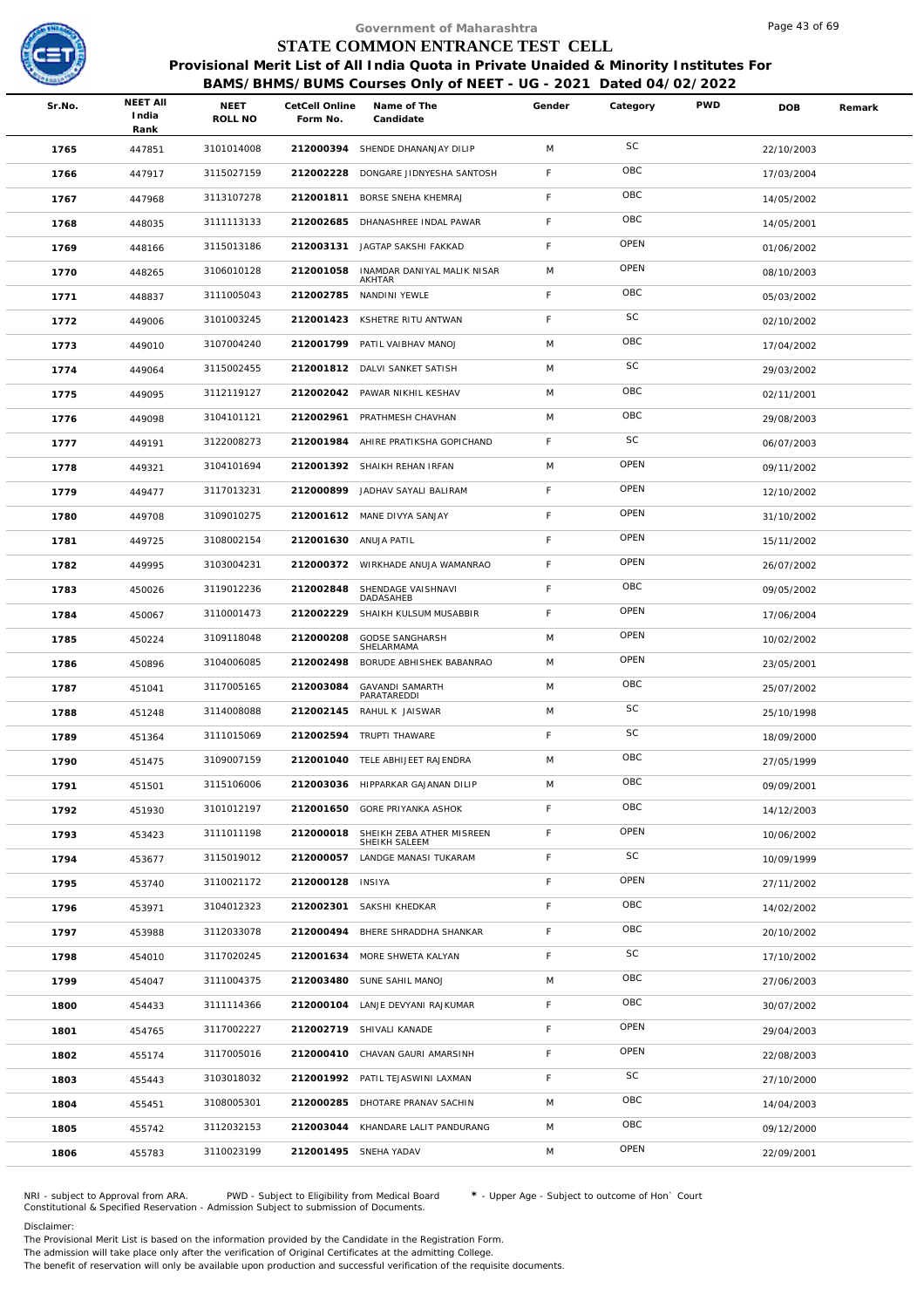Government of Maharashtra

# STATE COMMON ENTRANCE TEST CELL

**Provisional Merit List of All India Quota in Private Unaided & Minority Institutes For BAMS/BHMS/BUMS Courses Only of NEET - UG - 2021 Dated 04/02/2022**

| Sr.No. | NEET All India Rank | NEET ROLL NO | CetCell Online Form No. | Name of The Candidate | Gender | Category | PWD | DOB | Remark |
|---|---|---|---|---|---|---|---|---|---|
| 1765 | 447851 | 3101014008 | 212000394 | SHENDE DHANANJAY DILIP | M | SC | | 22/10/2003 | |
| 1766 | 447917 | 3115027159 | 212002228 | DONGARE JIDNYESHA SANTOSH | F | OBC | | 17/03/2004 | |
| 1767 | 447968 | 3113107278 | 212001811 | BORSE SNEHA KHEMRAJ | F | OBC | | 14/05/2002 | |
| 1768 | 448035 | 3111113133 | 212002685 | DHANASHREE INDAL PAWAR | F | OBC | | 14/05/2001 | |
| 1769 | 448166 | 3115013186 | 212003131 | JAGTAP SAKSHI FAKKAD | F | OPEN | | 01/06/2002 | |
| 1770 | 448265 | 3106010128 | 212001058 | INAMDAR DANIYAL MALIK NISAR AKHTAR | M | OPEN | | 08/10/2003 | |
| 1771 | 448837 | 3111005043 | 212002785 | NANDINI YEWLE | F | OBC | | 05/03/2002 | |
| 1772 | 449006 | 3101003245 | 212001423 | KSHETRE RITU ANTWAN | F | SC | | 02/10/2002 | |
| 1773 | 449010 | 3107004240 | 212001799 | PATIL VAIBHAV MANOJ | M | OBC | | 17/04/2002 | |
| 1774 | 449064 | 3115002455 | 212001812 | DALVI SANKET SATISH | M | SC | | 29/03/2002 | |
| 1775 | 449095 | 3112119127 | 212002042 | PAWAR NIKHIL KESHAV | M | OBC | | 02/11/2001 | |
| 1776 | 449098 | 3104101121 | 212002961 | PRATHMESH CHAVHAN | M | OBC | | 29/08/2003 | |
| 1777 | 449191 | 3122008273 | 212001984 | AHIRE PRATIKSHA GOPICHAND | F | SC | | 06/07/2003 | |
| 1778 | 449321 | 3104101694 | 212001392 | SHAIKH REHAN IRFAN | M | OPEN | | 09/11/2002 | |
| 1779 | 449477 | 3117013231 | 212000899 | JADHAV SAYALI BALIRAM | F | OPEN | | 12/10/2002 | |
| 1780 | 449708 | 3109010275 | 212001612 | MANE DIVYA SANJAY | F | OPEN | | 31/10/2002 | |
| 1781 | 449725 | 3108002154 | 212001630 | ANUJA PATIL | F | OPEN | | 15/11/2002 | |
| 1782 | 449995 | 3103004231 | 212000372 | WIRKHADE ANUJA WAMANRAO | F | OPEN | | 26/07/2002 | |
| 1783 | 450026 | 3119012236 | 212002848 | SHENDAGE VAISHNAVI DADASAHEB | F | OBC | | 09/05/2002 | |
| 1784 | 450067 | 3110001473 | 212002229 | SHAIKH KULSUM MUSABBIR | F | OPEN | | 17/06/2004 | |
| 1785 | 450224 | 3109118048 | 212000208 | GODSE SANGHARSH SHELARMAMA | M | OPEN | | 10/02/2002 | |
| 1786 | 450896 | 3104006085 | 212002498 | BORUDE ABHISHEK BABANRAO | M | OPEN | | 23/05/2001 | |
| 1787 | 451041 | 3117005165 | 212003084 | GAVANDI SAMARTH PARATAREDDI | M | OBC | | 25/07/2002 | |
| 1788 | 451248 | 3114008088 | 212002145 | RAHUL K JAISWAR | M | SC | | 25/10/1998 | |
| 1789 | 451364 | 3111015069 | 212002594 | TRUPTI THAWARE | F | SC | | 18/09/2000 | |
| 1790 | 451475 | 3109007159 | 212001040 | TELE ABHIJEET RAJENDRA | M | OBC | | 27/05/1999 | |
| 1791 | 451501 | 3115106006 | 212003036 | HIPPARKAR GAJANAN DILIP | M | OBC | | 09/09/2001 | |
| 1792 | 451930 | 3101012197 | 212001650 | GORE PRIYANKA ASHOK | F | OBC | | 14/12/2003 | |
| 1793 | 453423 | 3111011198 | 212000018 | SHEIKH ZEBA ATHER MISREEN SHEIKH SALEEM | F | OPEN | | 10/06/2002 | |
| 1794 | 453677 | 3115019012 | 212000057 | LANDGE MANASI TUKARAM | F | SC | | 10/09/1999 | |
| 1795 | 453740 | 3110021172 | 212000128 | INSIYA | F | OPEN | | 27/11/2002 | |
| 1796 | 453971 | 3104012323 | 212002301 | SAKSHI KHEDKAR | F | OBC | | 14/02/2002 | |
| 1797 | 453988 | 3112033078 | 212000494 | BHERE SHRADDHA SHANKAR | F | OBC | | 20/10/2002 | |
| 1798 | 454010 | 3117020245 | 212001634 | MORE SHWETA KALYAN | F | SC | | 17/10/2002 | |
| 1799 | 454047 | 3111004375 | 212003480 | SUNE SAHIL MANOJ | M | OBC | | 27/06/2003 | |
| 1800 | 454433 | 3111114366 | 212000104 | LANJE DEVYANI RAJKUMAR | F | OBC | | 30/07/2002 | |
| 1801 | 454765 | 3117002227 | 212002719 | SHIVALI KANADE | F | OPEN | | 29/04/2003 | |
| 1802 | 455174 | 3117005016 | 212000410 | CHAVAN GAURI AMARSINH | F | OPEN | | 22/08/2003 | |
| 1803 | 455443 | 3103018032 | 212001992 | PATIL TEJASWINI LAXMAN | F | SC | | 27/10/2000 | |
| 1804 | 455451 | 3108005301 | 212000285 | DHOTARE PRANAV SACHIN | M | OBC | | 14/04/2003 | |
| 1805 | 455742 | 3112032153 | 212003044 | KHANDARE LALIT PANDURANG | M | OBC | | 09/12/2000 | |
| 1806 | 455783 | 3110023199 | 212001495 | SNEHA YADAV | M | OPEN | | 22/09/2001 | |

NRI - subject to Approval from ARA. PWD - Subject to Eligibility from Medical Board * - Upper Age - Subject to outcome of Hon` Court
Constitutional & Specified Reservation - Admission Subject to submission of Documents.

Disclaimer:
The Provisional Merit List is based on the information provided by the Candidate in the Registration Form.
The admission will take place only after the verification of Original Certificates at the admitting College.
The benefit of reservation will only be available upon production and successful verification of the requisite documents.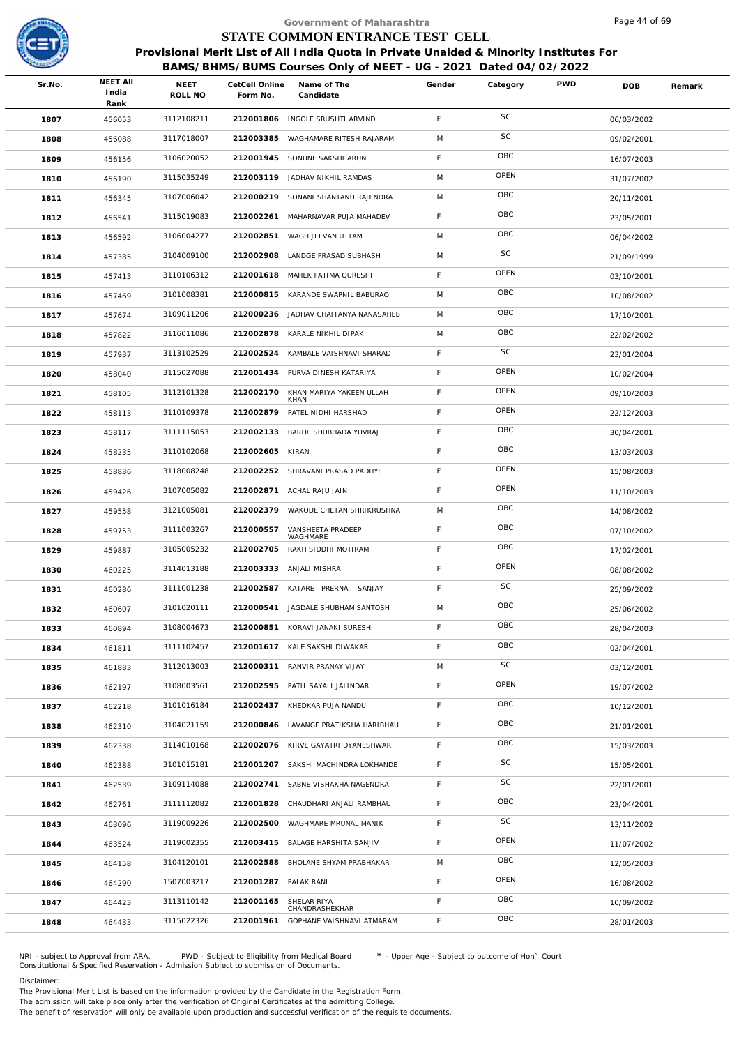# Government of Maharashtra

## STATE COMMON ENTRANCE TEST CELL

### Provisional Merit List of All India Quota in Private Unaided & Minority Institutes For BAMS/BHMS/BUMS Courses Only of NEET - UG - 2021 Dated 04/02/2022

| Sr.No. | NEET All India Rank | NEET ROLL NO | CetCell Online Form No. | Name of The Candidate | Gender | Category | PWD | DOB | Remark |
|---|---|---|---|---|---|---|---|---|---|
| 1807 | 456053 | 3112108211 | 212001806 | INGOLE SRUSHTI ARVIND | F | SC | | 06/03/2002 | |
| 1808 | 456088 | 3117018007 | 212003385 | WAGHAMARE RITESH RAJARAM | M | SC | | 09/02/2001 | |
| 1809 | 456156 | 3106020052 | 212001945 | SONUNE SAKSHI ARUN | F | OBC | | 16/07/2003 | |
| 1810 | 456190 | 3115035249 | 212003119 | JADHAV NIKHIL RAMDAS | M | OPEN | | 31/07/2002 | |
| 1811 | 456345 | 3107006042 | 212000219 | SONANI SHANTANU RAJENDRA | M | OBC | | 20/11/2001 | |
| 1812 | 456541 | 3115019083 | 212002261 | MAHARNAVAR PUJA MAHADEV | F | OBC | | 23/05/2001 | |
| 1813 | 456592 | 3106004277 | 212002851 | WAGH JEEVAN UTTAM | M | OBC | | 06/04/2002 | |
| 1814 | 457385 | 3104009100 | 212002908 | LANDGE PRASAD SUBHASH | M | SC | | 21/09/1999 | |
| 1815 | 457413 | 3110106312 | 212001618 | MAHEK FATIMA QURESHI | F | OPEN | | 03/10/2001 | |
| 1816 | 457469 | 3101008381 | 212000815 | KARANDE SWAPNIL BABURAO | M | OBC | | 10/08/2002 | |
| 1817 | 457674 | 3109011206 | 212000236 | JADHAV CHAITANYA NANASAHEB | M | OBC | | 17/10/2001 | |
| 1818 | 457822 | 3116011086 | 212002878 | KARALE NIKHIL DIPAK | M | OBC | | 22/02/2002 | |
| 1819 | 457937 | 3113102529 | 212002524 | KAMBALE VAISHNAVI SHARAD | F | SC | | 23/01/2004 | |
| 1820 | 458040 | 3115027088 | 212001434 | PURVA DINESH KATARIYA | F | OPEN | | 10/02/2004 | |
| 1821 | 458105 | 3112101328 | 212002170 | KHAN MARIYA YAKEEN ULLAH KHAN | F | OPEN | | 09/10/2003 | |
| 1822 | 458113 | 3110109378 | 212002879 | PATEL NIDHI HARSHAD | F | OPEN | | 22/12/2003 | |
| 1823 | 458117 | 3111115053 | 212002133 | BARDE SHUBHADA YUVRAJ | F | OBC | | 30/04/2001 | |
| 1824 | 458235 | 3110102068 | 212002605 | KIRAN | F | OBC | | 13/03/2003 | |
| 1825 | 458836 | 3118008248 | 212002252 | SHRAVANI PRASAD PADHYE | F | OPEN | | 15/08/2003 | |
| 1826 | 459426 | 3107005082 | 212002871 | ACHAL RAJU JAIN | F | OPEN | | 11/10/2003 | |
| 1827 | 459558 | 3121005081 | 212002379 | WAKODE CHETAN SHRIKRUSHNA | M | OBC | | 14/08/2002 | |
| 1828 | 459753 | 3111003267 | 212000557 | VANSHEETA PRADEEP WAGHMARE | F | OBC | | 07/10/2002 | |
| 1829 | 459887 | 3105005232 | 212002705 | RAKH SIDDHI MOTIRAM | F | OBC | | 17/02/2001 | |
| 1830 | 460225 | 3114013188 | 212003333 | ANJALI MISHRA | F | OPEN | | 08/08/2002 | |
| 1831 | 460286 | 3111001238 | 212002587 | KATARE PRERNA SANJAY | F | SC | | 25/09/2002 | |
| 1832 | 460607 | 3101020111 | 212000541 | JAGDALE SHUBHAM SANTOSH | M | OBC | | 25/06/2002 | |
| 1833 | 460894 | 3108004673 | 212000851 | KORAVI JANAKI SURESH | F | OBC | | 28/04/2003 | |
| 1834 | 461811 | 3111102457 | 212001617 | KALE SAKSHI DIWAKAR | F | OBC | | 02/04/2001 | |
| 1835 | 461883 | 3112013003 | 212000311 | RANVIR PRANAY VIJAY | M | SC | | 03/12/2001 | |
| 1836 | 462197 | 3108003561 | 212002595 | PATIL SAYALI JALINDAR | F | OPEN | | 19/07/2002 | |
| 1837 | 462218 | 3101016184 | 212002437 | KHEDKAR PUJA NANDU | F | OBC | | 10/12/2001 | |
| 1838 | 462310 | 3104021159 | 212000846 | LAVANGE PRATIKSHA HARIBHAU | F | OBC | | 21/01/2001 | |
| 1839 | 462338 | 3114010168 | 212002076 | KIRVE GAYATRI DYANESHWAR | F | OBC | | 15/03/2003 | |
| 1840 | 462388 | 3101015181 | 212001207 | SAKSHI MACHINDRA LOKHANDE | F | SC | | 15/05/2001 | |
| 1841 | 462539 | 3109114088 | 212002741 | SABNE VISHAKHA NAGENDRA | F | SC | | 22/01/2001 | |
| 1842 | 462761 | 3111112082 | 212001828 | CHAUDHARI ANJALI RAMBHAU | F | OBC | | 23/04/2001 | |
| 1843 | 463096 | 3119009226 | 212002500 | WAGHMARE MRUNAL MANIK | F | SC | | 13/11/2002 | |
| 1844 | 463524 | 3119002355 | 212003415 | BALAGE HARSHITA SANJIV | F | OPEN | | 11/07/2002 | |
| 1845 | 464158 | 3104120101 | 212002588 | BHOLANE SHYAM PRABHAKAR | M | OBC | | 12/05/2003 | |
| 1846 | 464290 | 1507003217 | 212001287 | PALAK RANI | F | OPEN | | 16/08/2002 | |
| 1847 | 464423 | 3113110142 | 212001165 | SHELAR RIYA CHANDRASHEKHAR | F | OBC | | 10/09/2002 | |
| 1848 | 464433 | 3115022326 | 212001961 | GOPHANE VAISHNAVI ATMARAM | F | OBC | | 28/01/2003 | |

NRI - subject to Approval from ARA. PWD - Subject to Eligibility from Medical Board * - Upper Age - Subject to outcome of Hon` Court
Constitutional & Specified Reservation - Admission Subject to submission of Documents.

Disclaimer:
The Provisional Merit List is based on the information provided by the Candidate in the Registration Form.
The admission will take place only after the verification of Original Certificates at the admitting College.
The benefit of reservation will only be available upon production and successful verification of the requisite documents.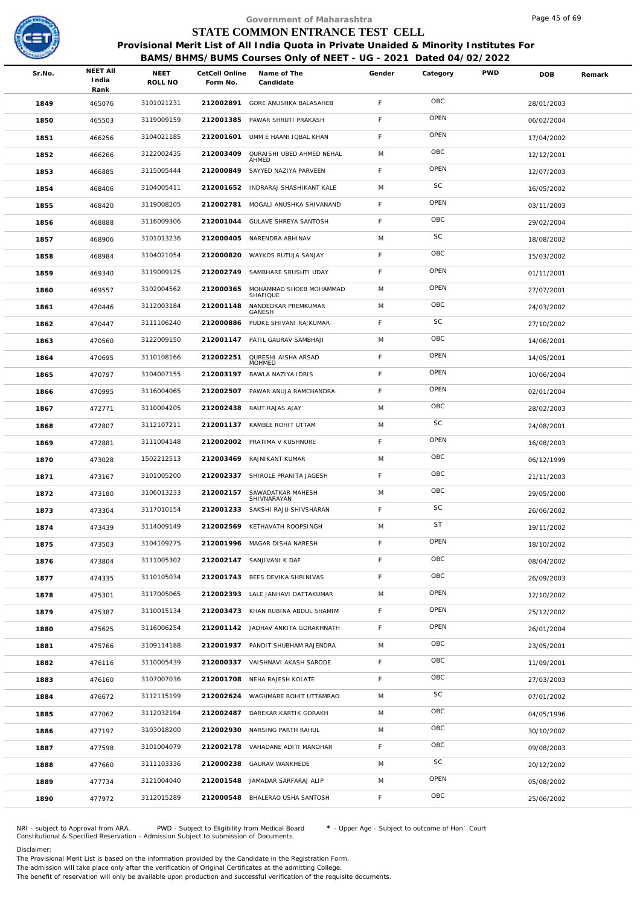# Government of Maharashtra
## STATE COMMON ENTRANCE TEST CELL
### Provisional Merit List of All India Quota in Private Unaided & Minority Institutes For BAMS/BHMS/BUMS Courses Only of NEET - UG - 2021 Dated 04/02/2022

| Sr.No. | NEET All India Rank | NEET ROLL NO | CetCell Online Form No. | Name of The Candidate | Gender | Category | PWD | DOB | Remark |
|---|---|---|---|---|---|---|---|---|---|
| 1849 | 465076 | 3101021231 | 212002891 | GORE ANUSHKA BALASAHEB | F | OBC | | 28/01/2003 | |
| 1850 | 465503 | 3119009159 | 212001385 | PAWAR SHRUTI PRAKASH | F | OPEN | | 06/02/2004 | |
| 1851 | 466256 | 3104021185 | 212001601 | UMM E HAANI IQBAL KHAN | F | OPEN | | 17/04/2002 | |
| 1852 | 466266 | 3122002435 | 212003409 | QURAISHI UBED AHMED NEHAL AHMED | M | OBC | | 12/12/2001 | |
| 1853 | 466885 | 3115005444 | 212000849 | SAYYED NAZIYA PARVEEN | F | OPEN | | 12/07/2003 | |
| 1854 | 468406 | 3104005411 | 212001652 | INDRARAJ SHASHIKANT KALE | M | SC | | 16/05/2002 | |
| 1855 | 468420 | 3119008205 | 212002781 | MOGALI ANUSHKA SHIVANAND | F | OPEN | | 03/11/2003 | |
| 1856 | 468888 | 3116009306 | 212001044 | GULAVE SHREYA SANTOSH | F | OBC | | 29/02/2004 | |
| 1857 | 468906 | 3101013236 | 212000405 | NARENDRA ABHINAV | M | SC | | 18/08/2002 | |
| 1858 | 468984 | 3104021054 | 212000820 | WAYKOS RUTUJA SANJAY | F | OBC | | 15/03/2002 | |
| 1859 | 469340 | 3119009125 | 212002749 | SAMBHARE SRUSHTI UDAY | F | OPEN | | 01/11/2001 | |
| 1860 | 469557 | 3102004562 | 212000365 | MOHAMMAD SHOEB MOHAMMAD SHAFIQUE | M | OPEN | | 27/07/2001 | |
| 1861 | 470446 | 3112003184 | 212001148 | NANDEDKAR PREMKUMAR GANESH | M | OBC | | 24/03/2002 | |
| 1862 | 470447 | 3111106240 | 212000886 | PUDKE SHIVANI RAJKUMAR | F | SC | | 27/10/2002 | |
| 1863 | 470560 | 3122009150 | 212001147 | PATIL GAURAV SAMBHAJI | M | OBC | | 14/06/2001 | |
| 1864 | 470695 | 3110108166 | 212002251 | QURESHI AISHA ARSAD MOHMED | F | OPEN | | 14/05/2001 | |
| 1865 | 470797 | 3104007155 | 212003197 | BAWLA NAZIYA IDRIS | F | OPEN | | 10/06/2004 | |
| 1866 | 470995 | 3116004065 | 212002507 | PAWAR ANUJA RAMCHANDRA | F | OPEN | | 02/01/2004 | |
| 1867 | 472771 | 3110004205 | 212002438 | RAUT RAJAS AJAY | M | OBC | | 28/02/2003 | |
| 1868 | 472807 | 3112107211 | 212001137 | KAMBLE ROHIT UTTAM | M | SC | | 24/08/2001 | |
| 1869 | 472881 | 3111004148 | 212002002 | PRATIMA V KUSHNURE | F | OPEN | | 16/08/2003 | |
| 1870 | 473028 | 1502212513 | 212003469 | RAJNIKANT KUMAR | M | OBC | | 06/12/1999 | |
| 1871 | 473167 | 3101005200 | 212002337 | SHIROLE PRANITA JAGESH | F | OBC | | 21/11/2003 | |
| 1872 | 473180 | 3106013233 | 212002157 | SAWADATKAR MAHESH SHIVNARAYAN | M | OBC | | 29/05/2000 | |
| 1873 | 473304 | 3117010154 | 212001233 | SAKSHI RAJU SHIVSHARAN | F | SC | | 26/06/2002 | |
| 1874 | 473439 | 3114009149 | 212002569 | KETHAVATH ROOPSINGH | M | ST | | 19/11/2002 | |
| 1875 | 473503 | 3104109275 | 212001996 | MAGAR DISHA NARESH | F | OPEN | | 18/10/2002 | |
| 1876 | 473804 | 3111005302 | 212002147 | SANJIVANI K DAF | F | OBC | | 08/04/2002 | |
| 1877 | 474335 | 3110105034 | 212001743 | BEES DEVIKA SHRINIVAS | F | OBC | | 26/09/2003 | |
| 1878 | 475301 | 3117005065 | 212002393 | LALE JANHAVI DATTAKUMAR | M | OPEN | | 12/10/2002 | |
| 1879 | 475387 | 3110015134 | 212003473 | KHAN RUBINA ABDUL SHAMIM | F | OPEN | | 25/12/2002 | |
| 1880 | 475625 | 3116006254 | 212001142 | JADHAV ANKITA GORAKHNATH | F | OPEN | | 26/01/2004 | |
| 1881 | 475766 | 3109114188 | 212001937 | PANDIT SHUBHAM RAJENDRA | M | OBC | | 23/05/2001 | |
| 1882 | 476116 | 3110005439 | 212000337 | VAISHNAVI AKASH SARODE | F | OBC | | 11/09/2001 | |
| 1883 | 476160 | 3107007036 | 212001708 | NEHA RAJESH KOLATE | F | OBC | | 27/03/2003 | |
| 1884 | 476672 | 3112115199 | 212002624 | WAGHMARE ROHIT UTTAMRAO | M | SC | | 07/01/2002 | |
| 1885 | 477062 | 3112032194 | 212002487 | DAREKAR KARTIK GORAKH | M | OBC | | 04/05/1996 | |
| 1886 | 477197 | 3103018200 | 212002930 | NARSING PARTH RAHUL | M | OBC | | 30/10/2002 | |
| 1887 | 477598 | 3101004079 | 212002178 | VAHADANE ADITI MANOHAR | F | OBC | | 09/08/2003 | |
| 1888 | 477660 | 3111103336 | 212000238 | GAURAV WANKHEDE | M | SC | | 20/12/2002 | |
| 1889 | 477734 | 3121004040 | 212001548 | JAMADAR SARFARAJ ALIP | M | OPEN | | 05/08/2002 | |
| 1890 | 477972 | 3112015289 | 212000548 | BHALERAO USHA SANTOSH | F | OBC | | 25/06/2002 | |

NRI - subject to Approval from ARA. PWD - Subject to Eligibility from Medical Board * - Upper Age - Subject to outcome of Hon` Court
Constitutional & Specified Reservation - Admission Subject to submission of Documents.

Disclaimer:
The Provisional Merit List is based on the information provided by the Candidate in the Registration Form.
The admission will take place only after the verification of Original Certificates at the admitting College.
The benefit of reservation will only be available upon production and successful verification of the requisite documents.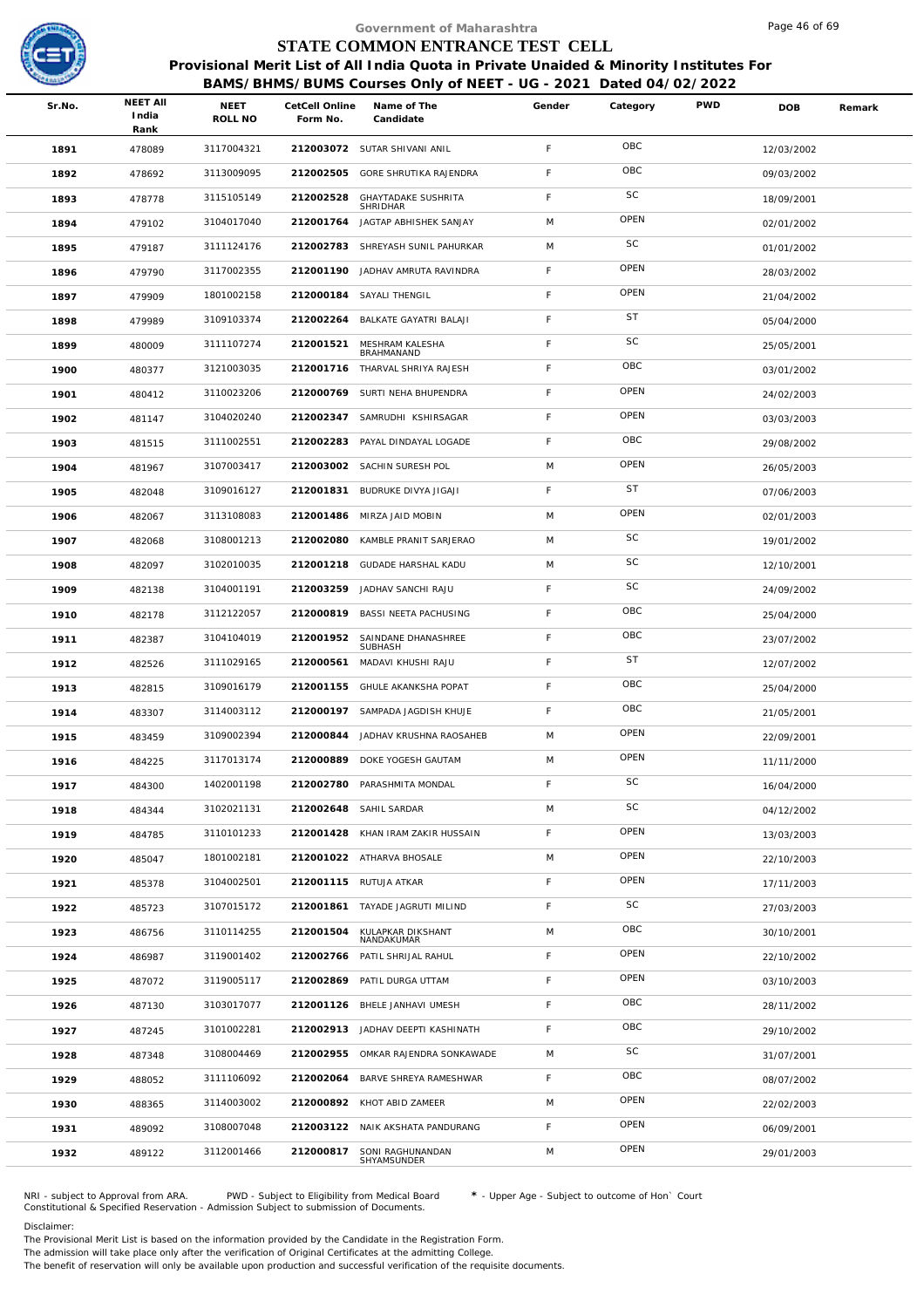Government of Maharashtra

# STATE COMMON ENTRANCE TEST CELL

**Provisional Merit List of All India Quota in Private Unaided & Minority Institutes For BAMS/BHMS/BUMS Courses Only of NEET - UG - 2021 Dated 04/02/2022**

| Sr.No. | NEET All India Rank | NEET ROLL NO | CetCell Online Form No. | Name of The Candidate | Gender | Category | PWD | DOB | Remark |
|---|---|---|---|---|---|---|---|---|---|
| 1891 | 478089 | 3117004321 | 212003072 | SUTAR SHIVANI ANIL | F | OBC | | 12/03/2002 | |
| 1892 | 478692 | 3113009095 | 212002505 | GORE SHRUTIKA RAJENDRA | F | OBC | | 09/03/2002 | |
| 1893 | 478778 | 3115105149 | 212002528 | GHAYTADAKE SUSHRITA SHRIDHAR | F | SC | | 18/09/2001 | |
| 1894 | 479102 | 3104017040 | 212001764 | JAGTAP ABHISHEK SANJAY | M | OPEN | | 02/01/2002 | |
| 1895 | 479187 | 3111124176 | 212002783 | SHREYASH SUNIL PAHURKAR | M | SC | | 01/01/2002 | |
| 1896 | 479790 | 3117002355 | 212001190 | JADHAV AMRUTA RAVINDRA | F | OPEN | | 28/03/2002 | |
| 1897 | 479909 | 1801002158 | 212000184 | SAYALI THENGIL | F | OPEN | | 21/04/2002 | |
| 1898 | 479989 | 3109103374 | 212002264 | BALKATE GAYATRI BALAJI | F | ST | | 05/04/2000 | |
| 1899 | 480009 | 3111107274 | 212001521 | MESHRAM KALESHA BRAHMANAND | F | SC | | 25/05/2001 | |
| 1900 | 480377 | 3121003035 | 212001716 | THARVAL SHRIYA RAJESH | F | OBC | | 03/01/2002 | |
| 1901 | 480412 | 3110023206 | 212000769 | SURTI NEHA BHUPENDRA | F | OPEN | | 24/02/2003 | |
| 1902 | 481147 | 3104020240 | 212002347 | SAMRUDHI KSHIRSAGAR | F | OPEN | | 03/03/2003 | |
| 1903 | 481515 | 3111002551 | 212002283 | PAYAL DINDAYAL LOGADE | F | OBC | | 29/08/2002 | |
| 1904 | 481967 | 3107003417 | 212003002 | SACHIN SURESH POL | M | OPEN | | 26/05/2003 | |
| 1905 | 482048 | 3109016127 | 212001831 | BUDRUKE DIVYA JIGAJI | F | ST | | 07/06/2003 | |
| 1906 | 482067 | 3113108083 | 212001486 | MIRZA JAID MOBIN | M | OPEN | | 02/01/2003 | |
| 1907 | 482068 | 3108001213 | 212002080 | KAMBLE PRANIT SARJERAO | M | SC | | 19/01/2002 | |
| 1908 | 482097 | 3102010035 | 212001218 | GUDADE HARSHAL KADU | M | SC | | 12/10/2001 | |
| 1909 | 482138 | 3104001191 | 212003259 | JADHAV SANCHI RAJU | F | SC | | 24/09/2002 | |
| 1910 | 482178 | 3112122057 | 212000819 | BASSI NEETA PACHUSING | F | OBC | | 25/04/2000 | |
| 1911 | 482387 | 3104104019 | 212001952 | SAINDANE DHANASHREE SUBHASH | F | OBC | | 23/07/2002 | |
| 1912 | 482526 | 3111029165 | 212000561 | MADAVI KHUSHI RAJU | F | ST | | 12/07/2002 | |
| 1913 | 482815 | 3109016179 | 212001155 | GHULE AKANKSHA POPAT | F | OBC | | 25/04/2000 | |
| 1914 | 483307 | 3114003112 | 212000197 | SAMPADA JAGDISH KHUJE | F | OBC | | 21/05/2001 | |
| 1915 | 483459 | 3109002394 | 212000844 | JADHAV KRUSHNA RAOSAHEB | M | OPEN | | 22/09/2001 | |
| 1916 | 484225 | 3117013174 | 212000889 | DOKE YOGESH GAUTAM | M | OPEN | | 11/11/2000 | |
| 1917 | 484300 | 1402001198 | 212002780 | PARASHMITA MONDAL | F | SC | | 16/04/2000 | |
| 1918 | 484344 | 3102021131 | 212002648 | SAHIL SARDAR | M | SC | | 04/12/2002 | |
| 1919 | 484785 | 3110101233 | 212001428 | KHAN IRAM ZAKIR HUSSAIN | F | OPEN | | 13/03/2003 | |
| 1920 | 485047 | 1801002181 | 212001022 | ATHARVA BHOSALE | M | OPEN | | 22/10/2003 | |
| 1921 | 485378 | 3104002501 | 212001115 | RUTUJA ATKAR | F | OPEN | | 17/11/2003 | |
| 1922 | 485723 | 3107015172 | 212001861 | TAYADE JAGRUTI MILIND | F | SC | | 27/03/2003 | |
| 1923 | 486756 | 3110114255 | 212001504 | KULAPKAR DIKSHANT NANDAKUMAR | M | OBC | | 30/10/2001 | |
| 1924 | 486987 | 3119001402 | 212002766 | PATIL SHRIJAL RAHUL | F | OPEN | | 22/10/2002 | |
| 1925 | 487072 | 3119005117 | 212002869 | PATIL DURGA UTTAM | F | OPEN | | 03/10/2003 | |
| 1926 | 487130 | 3103017077 | 212001126 | BHELE JANHAVI UMESH | F | OBC | | 28/11/2002 | |
| 1927 | 487245 | 3101002281 | 212002913 | JADHAV DEEPTI KASHINATH | F | OBC | | 29/10/2002 | |
| 1928 | 487348 | 3108004469 | 212002955 | OMKAR RAJENDRA SONKAWADE | M | SC | | 31/07/2001 | |
| 1929 | 488052 | 3111106092 | 212002064 | BARVE SHREYA RAMESHWAR | F | OBC | | 08/07/2002 | |
| 1930 | 488365 | 3114003002 | 212000892 | KHOT ABID ZAMEER | M | OPEN | | 22/02/2003 | |
| 1931 | 489092 | 3108007048 | 212003122 | NAIK AKSHATA PANDURANG | F | OPEN | | 06/09/2001 | |
| 1932 | 489122 | 3112001466 | 212000817 | SONI RAGHUNANDAN SHYAMSUNDER | M | OPEN | | 29/01/2003 | |

NRI - subject to Approval from ARA. PWD - Subject to Eligibility from Medical Board * - Upper Age - Subject to outcome of Hon` Court
Constitutional & Specified Reservation - Admission Subject to submission of Documents.

Disclaimer:
The Provisional Merit List is based on the information provided by the Candidate in the Registration Form.
The admission will take place only after the verification of Original Certificates at the admitting College.
The benefit of reservation will only be available upon production and successful verification of the requisite documents.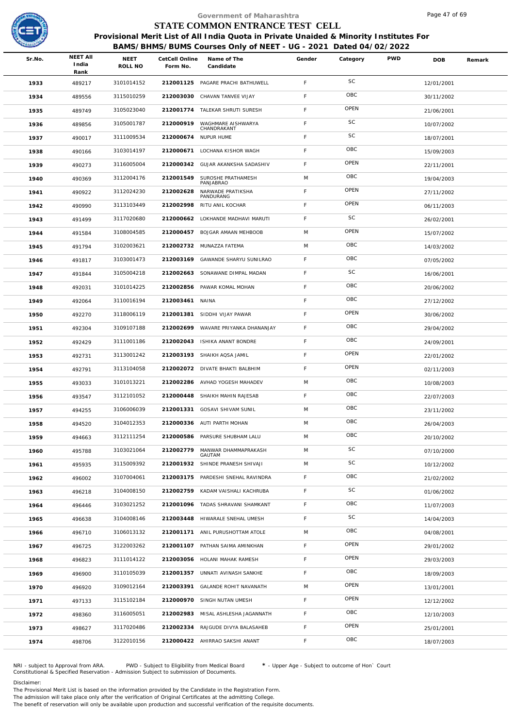Government of Maharashtra

# STATE COMMON ENTRANCE TEST CELL

## Provisional Merit List of All India Quota in Private Unaided & Minority Institutes For BAMS/BHMS/BUMS Courses Only of NEET - UG - 2021 Dated 04/02/2022

| Sr.No. | NEET All India Rank | NEET ROLL NO | CetCell Online Form No. | Name of The Candidate | Gender | Category | PWD | DOB | Remark |
|---|---|---|---|---|---|---|---|---|---|
| 1933 | 489217 | 3101014152 | 212001125 | PAGARE PRACHI BATHUWELL | F | SC | | 12/01/2001 | |
| 1934 | 489556 | 3115010259 | 212003030 | CHAVAN TANVEE VIJAY | F | OBC | | 30/11/2002 | |
| 1935 | 489749 | 3105023040 | 212001774 | TALEKAR SHRUTI SURESH | F | OPEN | | 21/06/2001 | |
| 1936 | 489856 | 3105001787 | 212000919 | WAGHMARE AISHWARYA CHANDRAKANT | F | SC | | 10/07/2002 | |
| 1937 | 490017 | 3111009534 | 212000674 | NUPUR HUME | F | SC | | 18/07/2001 | |
| 1938 | 490166 | 3103014197 | 212000671 | LOCHANA KISHOR WAGH | F | OBC | | 15/09/2003 | |
| 1939 | 490273 | 3116005004 | 212000342 | GUJAR AKANKSHA SADASHIV | F | OPEN | | 22/11/2001 | |
| 1940 | 490369 | 3112004176 | 212001549 | SUROSHE PRATHAMESH PANJABRAO | M | OBC | | 19/04/2003 | |
| 1941 | 490922 | 3112024230 | 212002628 | NARWADE PRATIKSHA PANDURANG | F | OPEN | | 27/11/2002 | |
| 1942 | 490990 | 3113103449 | 212002998 | RITU ANIL KOCHAR | F | OPEN | | 06/11/2003 | |
| 1943 | 491499 | 3117020680 | 212000662 | LOKHANDE MADHAVI MARUTI | F | SC | | 26/02/2001 | |
| 1944 | 491584 | 3108004585 | 212000457 | BOJGAR AMAAN MEHBOOB | M | OPEN | | 15/07/2002 | |
| 1945 | 491794 | 3102003621 | 212002732 | MUNAZZA FATEMA | M | OBC | | 14/03/2002 | |
| 1946 | 491817 | 3103001473 | 212003169 | GAWANDE SHARYU SUNILRAO | F | OBC | | 07/05/2002 | |
| 1947 | 491844 | 3105004218 | 212002663 | SONAWANE DIMPAL MADAN | F | SC | | 16/06/2001 | |
| 1948 | 492031 | 3101014225 | 212002856 | PAWAR KOMAL MOHAN | F | OBC | | 20/06/2002 | |
| 1949 | 492064 | 3110016194 | 212003461 | NAINA | F | OBC | | 27/12/2002 | |
| 1950 | 492270 | 3118006119 | 212001381 | SIDDHI VIJAY PAWAR | F | OPEN | | 30/06/2002 | |
| 1951 | 492304 | 3109107188 | 212002699 | WAVARE PRIYANKA DHANANJAY | F | OBC | | 29/04/2002 | |
| 1952 | 492429 | 3111001186 | 212002043 | ISHIKA ANANT BONDRE | F | OBC | | 24/09/2001 | |
| 1953 | 492731 | 3113001242 | 212003193 | SHAIKH AQSA JAMIL | F | OPEN | | 22/01/2002 | |
| 1954 | 492791 | 3113104058 | 212002072 | DIVATE BHAKTI BALBHIM | F | OPEN | | 02/11/2003 | |
| 1955 | 493033 | 3101013221 | 212002286 | AVHAD YOGESH MAHADEV | M | OBC | | 10/08/2003 | |
| 1956 | 493547 | 3112101052 | 212000448 | SHAIKH MAHIN RAJESAB | F | OBC | | 22/07/2003 | |
| 1957 | 494255 | 3106006039 | 212001331 | GOSAVI SHIVAM SUNIL | M | OBC | | 23/11/2002 | |
| 1958 | 494520 | 3104012353 | 212000336 | AUTI PARTH MOHAN | M | OBC | | 26/04/2003 | |
| 1959 | 494663 | 3112111254 | 212000586 | PARSURE SHUBHAM LALU | M | OBC | | 20/10/2002 | |
| 1960 | 495788 | 3103021064 | 212002779 | MANWAR DHAMMAPRAKASH GAUTAM | M | SC | | 07/10/2000 | |
| 1961 | 495935 | 3115009392 | 212001932 | SHINDE PRANESH SHIVAJI | M | SC | | 10/12/2002 | |
| 1962 | 496002 | 3107004061 | 212003175 | PARDESHI SNEHAL RAVINDRA | F | OBC | | 21/02/2002 | |
| 1963 | 496218 | 3104008150 | 212002759 | KADAM VAISHALI KACHRUBA | F | SC | | 01/06/2002 | |
| 1964 | 496446 | 3103021252 | 212001096 | TADAS SHRAVANI SHAMKANT | F | OBC | | 11/07/2003 | |
| 1965 | 496638 | 3104008146 | 212003448 | HIWARALE SNEHAL UMESH | F | SC | | 14/04/2003 | |
| 1966 | 496710 | 3106013132 | 212001171 | ANIL PURUSHOTTAM ATOLE | M | OBC | | 04/08/2001 | |
| 1967 | 496725 | 3122003262 | 212001107 | PATHAN SAIMA AMINKHAN | F | OPEN | | 29/01/2002 | |
| 1968 | 496823 | 3111014122 | 212003056 | HOLANI MAHAK RAMESH | F | OPEN | | 29/03/2003 | |
| 1969 | 496900 | 3110105039 | 212001357 | UNNATI AVINASH SANKHE | F | OBC | | 18/09/2003 | |
| 1970 | 496920 | 3109012164 | 212003391 | GALANDE ROHIT NAVANATH | M | OPEN | | 13/01/2001 | |
| 1971 | 497133 | 3115102184 | 212000970 | SINGH NUTAN UMESH | F | OPEN | | 12/12/2002 | |
| 1972 | 498360 | 3116005051 | 212002983 | MISAL ASHLESHA JAGANNATH | F | OBC | | 12/10/2003 | |
| 1973 | 498627 | 3117020486 | 212002334 | RAJGUDE DIVYA BALASAHEB | F | OPEN | | 25/01/2001 | |
| 1974 | 498706 | 3122010156 | 212000422 | AHIRRAO SAKSHI ANANT | F | OBC | | 18/07/2003 | |

NRI - subject to Approval from ARA. PWD - Subject to Eligibility from Medical Board * - Upper Age - Subject to outcome of Hon` Court
Constitutional & Specified Reservation - Admission Subject to submission of Documents.

Disclaimer:
The Provisional Merit List is based on the information provided by the Candidate in the Registration Form.
The admission will take place only after the verification of Original Certificates at the admitting College.
The benefit of reservation will only be available upon production and successful verification of the requisite documents.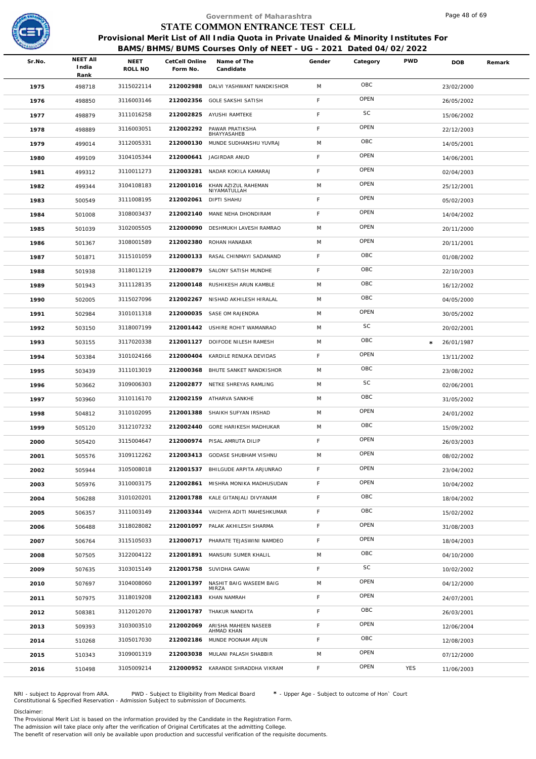Government of Maharashtra

# STATE COMMON ENTRANCE TEST CELL

## Provisional Merit List of All India Quota in Private Unaided & Minority Institutes For BAMS/BHMS/BUMS Courses Only of NEET - UG - 2021 Dated 04/02/2022

| Sr.No. | NEET All India Rank | NEET ROLL NO | CetCell Online Form No. | Name of The Candidate | Gender | Category | PWD | DOB | Remark |
|---|---|---|---|---|---|---|---|---|---|
| 1975 | 498718 | 3115022114 | 212002988 | DALVI YASHWANT NANDKISHOR | M | OBC | | 23/02/2000 | |
| 1976 | 498850 | 3116003146 | 212002356 | GOLE SAKSHI SATISH | F | OPEN | | 26/05/2002 | |
| 1977 | 498879 | 3111016258 | 212002825 | AYUSHI RAMTEKE | F | SC | | 15/06/2002 | |
| 1978 | 498889 | 3116003051 | 212002292 | PAWAR PRATIKSHA BHAYYASAHEB | F | OPEN | | 22/12/2003 | |
| 1979 | 499014 | 3112005331 | 212000130 | MUNDE SUDHANSHU YUVRAJ | M | OBC | | 14/05/2001 | |
| 1980 | 499109 | 3104105344 | 212000641 | JAGIRDAR ANUD | F | OPEN | | 14/06/2001 | |
| 1981 | 499312 | 3110011273 | 212003281 | NADAR KOKILA KAMARAJ | F | OPEN | | 02/04/2003 | |
| 1982 | 499344 | 3104108183 | 212001016 | KHAN AZIZUL RAHEMAN NIYAMATULLAH | M | OPEN | | 25/12/2001 | |
| 1983 | 500549 | 3111008195 | 212002061 | DIPTI SHAHU | F | OPEN | | 05/02/2003 | |
| 1984 | 501008 | 3108003437 | 212002140 | MANE NEHA DHONDIRAM | F | OPEN | | 14/04/2002 | |
| 1985 | 501039 | 3102005505 | 212000090 | DESHMUKH LAVESH RAMRAO | M | OPEN | | 20/11/2000 | |
| 1986 | 501367 | 3108001589 | 212002380 | ROHAN HANABAR | M | OPEN | | 20/11/2001 | |
| 1987 | 501871 | 3115101059 | 212000133 | RASAL CHINMAYI SADANAND | F | OBC | | 01/08/2002 | |
| 1988 | 501938 | 3118011219 | 212000879 | SALONY SATISH MUNDHE | F | OBC | | 22/10/2003 | |
| 1989 | 501943 | 3111128135 | 212000148 | RUSHIKESH ARUN KAMBLE | M | OBC | | 16/12/2002 | |
| 1990 | 502005 | 3115027096 | 212002267 | NISHAD AKHILESH HIRALAL | M | OBC | | 04/05/2000 | |
| 1991 | 502984 | 3101011318 | 212000035 | SASE OM RAJENDRA | M | OPEN | | 30/05/2002 | |
| 1992 | 503150 | 3118007199 | 212001442 | USHIRE ROHIT WAMANRAO | M | SC | | 20/02/2001 | |
| 1993 | 503155 | 3117020338 | 212001127 | DOIFODE NILESH RAMESH | M | OBC | | * 26/01/1987 | |
| 1994 | 503384 | 3101024166 | 212000404 | KARDILE RENUKA DEVIDAS | F | OPEN | | 13/11/2002 | |
| 1995 | 503439 | 3111013019 | 212000368 | BHUTE SANKET NANDKISHOR | M | OBC | | 23/08/2002 | |
| 1996 | 503662 | 3109006303 | 212002877 | NETKE SHREYAS RAMLING | M | SC | | 02/06/2001 | |
| 1997 | 503960 | 3110116170 | 212002159 | ATHARVA SANKHE | M | OBC | | 31/05/2002 | |
| 1998 | 504812 | 3110102095 | 212001388 | SHAIKH SUFYAN IRSHAD | M | OPEN | | 24/01/2002 | |
| 1999 | 505120 | 3112107232 | 212002440 | GORE HARIKESH MADHUKAR | M | OBC | | 15/09/2002 | |
| 2000 | 505420 | 3115004647 | 212000974 | PISAL AMRUTA DILIP | F | OPEN | | 26/03/2003 | |
| 2001 | 505576 | 3109112262 | 212003413 | GODASE SHUBHAM VISHNU | M | OPEN | | 08/02/2002 | |
| 2002 | 505944 | 3105008018 | 212001537 | BHILGUDE ARPITA ARJUNRAO | F | OPEN | | 23/04/2002 | |
| 2003 | 505976 | 3110003175 | 212002861 | MISHRA MONIKA MADHUSUDAN | F | OPEN | | 10/04/2002 | |
| 2004 | 506288 | 3101020201 | 212001788 | KALE GITANJALI DIVYANAM | F | OBC | | 18/04/2002 | |
| 2005 | 506357 | 3111003149 | 212003344 | VAIDHYA ADITI MAHESHKUMAR | F | OBC | | 15/02/2002 | |
| 2006 | 506488 | 3118028082 | 212001097 | PALAK AKHILESH SHARMA | F | OPEN | | 31/08/2003 | |
| 2007 | 506764 | 3115105033 | 212000717 | PHARATE TEJASWINI NAMDEO | F | OPEN | | 18/04/2003 | |
| 2008 | 507505 | 3122004122 | 212001891 | MANSURI SUMER KHALIL | M | OBC | | 04/10/2000 | |
| 2009 | 507635 | 3103015149 | 212001758 | SUVIDHA GAWAI | F | SC | | 10/02/2002 | |
| 2010 | 507697 | 3104008060 | 212001397 | NASHIT BAIG WASEEM BAIG MIRZA | M | OPEN | | 04/12/2000 | |
| 2011 | 507975 | 3118019208 | 212002183 | KHAN NAMRAH | F | OPEN | | 24/07/2001 | |
| 2012 | 508381 | 3112012070 | 212001787 | THAKUR NANDITA | F | OBC | | 26/03/2001 | |
| 2013 | 509393 | 3103003510 | 212002069 | ARISHA MAHEEN NASEEB AHMAD KHAN | F | OPEN | | 12/06/2004 | |
| 2014 | 510268 | 3105017030 | 212002186 | MUNDE POONAM ARJUN | F | OBC | | 12/08/2003 | |
| 2015 | 510343 | 3109001319 | 212003038 | MULANI PALASH SHABBIR | M | OPEN | | 07/12/2000 | |
| 2016 | 510498 | 3105009214 | 212000952 | KARANDE SHRADDHA VIKRAM | F | OPEN | YES | 11/06/2003 | |

NRI - subject to Approval from ARA. PWD - Subject to Eligibility from Medical Board * - Upper Age - Subject to outcome of Hon` Court
Constitutional & Specified Reservation - Admission Subject to submission of Documents.

Disclaimer:
The Provisional Merit List is based on the information provided by the Candidate in the Registration Form.
The admission will take place only after the verification of Original Certificates at the admitting College.
The benefit of reservation will only be available upon production and successful verification of the requisite documents.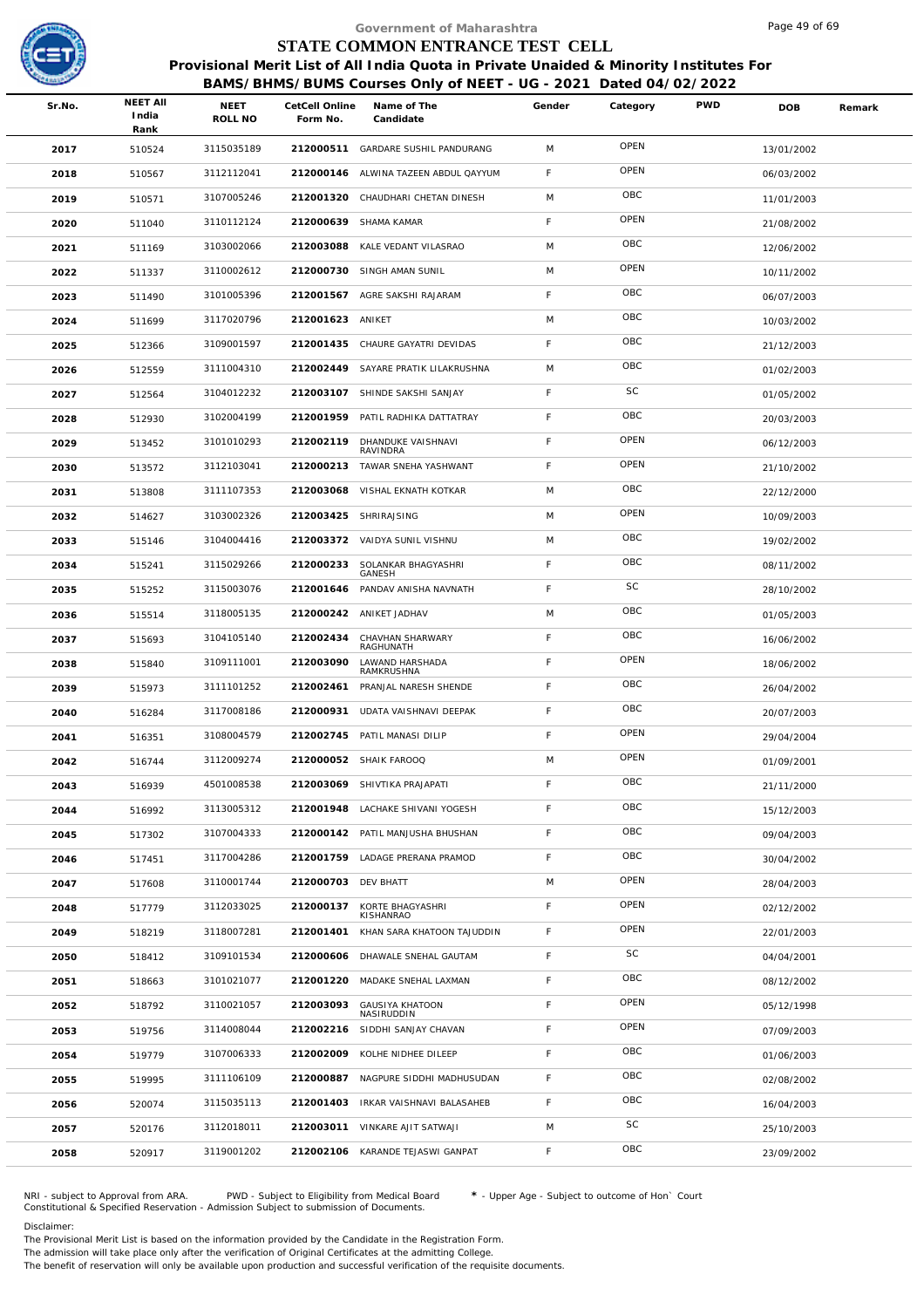Government of Maharashtra

# STATE COMMON ENTRANCE TEST CELL

## Provisional Merit List of All India Quota in Private Unaided & Minority Institutes For BAMS/BHMS/BUMS Courses Only of NEET - UG - 2021 Dated 04/02/2022

| Sr.No. | NEET All India Rank | NEET ROLL NO | CetCell Online Form No. | Name of The Candidate | Gender | Category | PWD | DOB | Remark |
|---|---|---|---|---|---|---|---|---|---|
| 2017 | 510524 | 3115035189 | 212000511 | GARDARE SUSHIL PANDURANG | M | OPEN | | 13/01/2002 | |
| 2018 | 510567 | 3112112041 | 212000146 | ALWINA TAZEEN ABDUL QAYYUM | F | OPEN | | 06/03/2002 | |
| 2019 | 510571 | 3107005246 | 212001320 | CHAUDHARI CHETAN DINESH | M | OBC | | 11/01/2003 | |
| 2020 | 511040 | 3110112124 | 212000639 | SHAMA KAMAR | F | OPEN | | 21/08/2002 | |
| 2021 | 511169 | 3103002066 | 212003088 | KALE VEDANT VILASRAO | M | OBC | | 12/06/2002 | |
| 2022 | 511337 | 3110002612 | 212000730 | SINGH AMAN SUNIL | M | OPEN | | 10/11/2002 | |
| 2023 | 511490 | 3101005396 | 212001567 | AGRE SAKSHI RAJARAM | F | OBC | | 06/07/2003 | |
| 2024 | 511699 | 3117020796 | 212001623 | ANIKET | M | OBC | | 10/03/2002 | |
| 2025 | 512366 | 3109001597 | 212001435 | CHAURE GAYATRI DEVIDAS | F | OBC | | 21/12/2003 | |
| 2026 | 512559 | 3111004310 | 212002449 | SAYARE PRATIK LILAKRUSHNA | M | OBC | | 01/02/2003 | |
| 2027 | 512564 | 3104012232 | 212003107 | SHINDE SAKSHI SANJAY | F | SC | | 01/05/2002 | |
| 2028 | 512930 | 3102004199 | 212001959 | PATIL RADHIKA DATTATRAY | F | OBC | | 20/03/2003 | |
| 2029 | 513452 | 3101010293 | 212002119 | DHANDUKE VAISHNAVI RAVINDRA | F | OPEN | | 06/12/2003 | |
| 2030 | 513572 | 3112103041 | 212000213 | TAWAR SNEHA YASHWANT | F | OPEN | | 21/10/2002 | |
| 2031 | 513808 | 3111107353 | 212003068 | VISHAL EKNATH KOTKAR | M | OBC | | 22/12/2000 | |
| 2032 | 514627 | 3103002326 | 212003425 | SHRIRAJSING | M | OPEN | | 10/09/2003 | |
| 2033 | 515146 | 3104004416 | 212003372 | VAIDYA SUNIL VISHNU | M | OBC | | 19/02/2002 | |
| 2034 | 515241 | 3115029266 | 212000233 | SOLANKAR BHAGYASHRI GANESH | F | OBC | | 08/11/2002 | |
| 2035 | 515252 | 3115003076 | 212001646 | PANDAV ANISHA NAVNATH | F | SC | | 28/10/2002 | |
| 2036 | 515514 | 3118005135 | 212000242 | ANIKET JADHAV | M | OBC | | 01/05/2003 | |
| 2037 | 515693 | 3104105140 | 212002434 | CHAVHAN SHARWARY RAGHUNATH | F | OBC | | 16/06/2002 | |
| 2038 | 515840 | 3109111001 | 212003090 | LAWAND HARSHADA RAMKRUSHNA | F | OPEN | | 18/06/2002 | |
| 2039 | 515973 | 3111101252 | 212002461 | PRANJAL NARESH SHENDE | F | OBC | | 26/04/2002 | |
| 2040 | 516284 | 3117008186 | 212000931 | UDATA VAISHNAVI DEEPAK | F | OBC | | 20/07/2003 | |
| 2041 | 516351 | 3108004579 | 212002745 | PATIL MANASI DILIP | F | OPEN | | 29/04/2004 | |
| 2042 | 516744 | 3112009274 | 212000052 | SHAIK FAROOQ | M | OPEN | | 01/09/2001 | |
| 2043 | 516939 | 4501008538 | 212003069 | SHIVTIKA PRAJAPATI | F | OBC | | 21/11/2000 | |
| 2044 | 516992 | 3113005312 | 212001948 | LACHAKE SHIVANI YOGESH | F | OBC | | 15/12/2003 | |
| 2045 | 517302 | 3107004333 | 212000142 | PATIL MANJUSHA BHUSHAN | F | OBC | | 09/04/2003 | |
| 2046 | 517451 | 3117004286 | 212001759 | LADAGE PRERANA PRAMOD | F | OBC | | 30/04/2002 | |
| 2047 | 517608 | 3110001744 | 212000703 | DEV BHATT | M | OPEN | | 28/04/2003 | |
| 2048 | 517779 | 3112033025 | 212000137 | KORTE BHAGYASHRI KISHANRAO | F | OPEN | | 02/12/2002 | |
| 2049 | 518219 | 3118007281 | 212001401 | KHAN SARA KHATOON TAJUDDIN | F | OPEN | | 22/01/2003 | |
| 2050 | 518412 | 3109101534 | 212000606 | DHAWALE SNEHAL GAUTAM | F | SC | | 04/04/2001 | |
| 2051 | 518663 | 3101021077 | 212001220 | MADAKE SNEHAL LAXMAN | F | OBC | | 08/12/2002 | |
| 2052 | 518792 | 3110021057 | 212003093 | GAUSIYA KHATOON NASIRUDDIN | F | OPEN | | 05/12/1998 | |
| 2053 | 519756 | 3114008044 | 212002216 | SIDDHI SANJAY CHAVAN | F | OPEN | | 07/09/2003 | |
| 2054 | 519779 | 3107006333 | 212002009 | KOLHE NIDHEE DILEEP | F | OBC | | 01/06/2003 | |
| 2055 | 519995 | 3111106109 | 212000887 | NAGPURE SIDDHI MADHUSUDAN | F | OBC | | 02/08/2002 | |
| 2056 | 520074 | 3115035113 | 212001403 | IRKAR VAISHNAVI BALASAHEB | F | OBC | | 16/04/2003 | |
| 2057 | 520176 | 3112018011 | 212003011 | VINKARE AJIT SATWAJI | M | SC | | 25/10/2003 | |
| 2058 | 520917 | 3119001202 | 212002106 | KARANDE TEJASWI GANPAT | F | OBC | | 23/09/2002 | |

NRI - subject to Approval from ARA. PWD - Subject to Eligibility from Medical Board * - Upper Age - Subject to outcome of Hon` Court
Constitutional & Specified Reservation - Admission Subject to submission of Documents.

Disclaimer:
The Provisional Merit List is based on the information provided by the Candidate in the Registration Form.
The admission will take place only after the verification of Original Certificates at the admitting College.
The benefit of reservation will only be available upon production and successful verification of the requisite documents.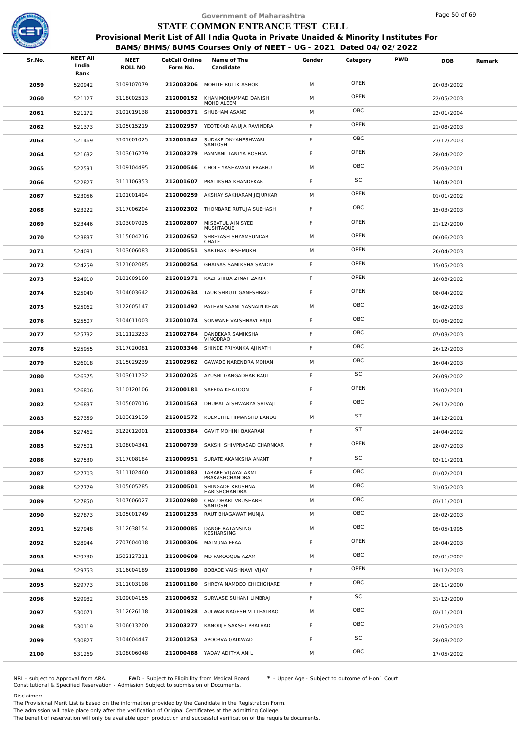# Government of Maharashtra

## STATE COMMON ENTRANCE TEST CELL

**Provisional Merit List of All India Quota in Private Unaided & Minority Institutes For BAMS/BHMS/BUMS Courses Only of NEET - UG - 2021 Dated 04/02/2022**

| Sr.No. | NEET All India Rank | NEET ROLL NO | CetCell Online Form No. | Name of The Candidate | Gender | Category | PWD | DOB | Remark |
|---|---|---|---|---|---|---|---|---|---|
| 2059 | 520942 | 3109107079 | 212003206 | MOHITE RUTIK ASHOK | M | OPEN | | 20/03/2002 | |
| 2060 | 521127 | 3118002513 | 212000152 | KHAN MOHAMMAD DANISH MOHD ALEEM | M | OPEN | | 22/05/2003 | |
| 2061 | 521172 | 3101019138 | 212000371 | SHUBHAM ASANE | M | OBC | | 22/01/2004 | |
| 2062 | 521373 | 3105015219 | 212002957 | YEOTEKAR ANUJA RAVINDRA | F | OPEN | | 21/08/2003 | |
| 2063 | 521469 | 3101001025 | 212001542 | SUDAKE DNYANESHWARI SANTOSH | F | OBC | | 23/12/2003 | |
| 2064 | 521632 | 3103016279 | 212003279 | PAMNANI TANIYA ROSHAN | F | OPEN | | 28/04/2002 | |
| 2065 | 522591 | 3109104495 | 212000546 | CHOLE YASHAVANT PRABHU | M | OBC | | 25/03/2001 | |
| 2066 | 522827 | 3111106353 | 212001607 | PRATIKSHA KHANDEKAR | F | SC | | 14/04/2001 | |
| 2067 | 523056 | 2101001494 | 212000259 | AKSHAY SAKHARAM JEJURKAR | M | OPEN | | 01/01/2002 | |
| 2068 | 523222 | 3117006204 | 212002302 | THOMBARE RUTUJA SUBHASH | F | OBC | | 15/03/2003 | |
| 2069 | 523446 | 3103007025 | 212002807 | MISBATUL AIN SYED MUSHTAQUE | F | OPEN | | 21/12/2000 | |
| 2070 | 523837 | 3115004216 | 212002652 | SHREYASH SHYAMSUNDAR CHATE | M | OPEN | | 06/06/2003 | |
| 2071 | 524081 | 3103006083 | 212000551 | SARTHAK DESHMUKH | M | OPEN | | 20/04/2003 | |
| 2072 | 524259 | 3121002085 | 212000254 | GHAISAS SAMIKSHA SANDIP | F | OPEN | | 15/05/2003 | |
| 2073 | 524910 | 3101009160 | 212001971 | KAZI SHIBA ZINAT ZAKIR | F | OPEN | | 18/03/2002 | |
| 2074 | 525040 | 3104003642 | 212002634 | TAUR SHRUTI GANESHRAO | F | OPEN | | 08/04/2002 | |
| 2075 | 525062 | 3122005147 | 212001492 | PATHAN SAANI YASNAIN KHAN | M | OBC | | 16/02/2003 | |
| 2076 | 525507 | 3104011003 | 212001074 | SONWANE VAISHNAVI RAJU | F | OBC | | 01/06/2002 | |
| 2077 | 525732 | 3111123233 | 212002784 | DANDEKAR SAMIKSHA VINODRAO | F | OBC | | 07/03/2003 | |
| 2078 | 525955 | 3117020081 | 212003346 | SHINDE PRIYANKA AJINATH | F | OBC | | 26/12/2003 | |
| 2079 | 526018 | 3115029239 | 212002962 | GAWADE NARENDRA MOHAN | M | OBC | | 16/04/2003 | |
| 2080 | 526375 | 3103011232 | 212002025 | AYUSHI GANGADHAR RAUT | F | SC | | 26/09/2002 | |
| 2081 | 526806 | 3110120106 | 212000181 | SAEEDA KHATOON | F | OPEN | | 15/02/2001 | |
| 2082 | 526837 | 3105007016 | 212001563 | DHUMAL AISHWARYA SHIVAJI | F | OBC | | 29/12/2000 | |
| 2083 | 527359 | 3103019139 | 212001572 | KULMETHE HIMANSHU BANDU | M | ST | | 14/12/2001 | |
| 2084 | 527462 | 3122012001 | 212003384 | GAVIT MOHINI BAKARAM | F | ST | | 24/04/2002 | |
| 2085 | 527501 | 3108004341 | 212000739 | SAKSHI SHIVPRASAD CHARNKAR | F | OPEN | | 28/07/2003 | |
| 2086 | 527530 | 3117008184 | 212000951 | SURATE AKANKSHA ANANT | F | SC | | 02/11/2001 | |
| 2087 | 527703 | 3111102460 | 212001883 | TARARE VIJAYALAXMI PRAKASHCHANDRA | F | OBC | | 01/02/2001 | |
| 2088 | 527779 | 3105005285 | 212000501 | SHINGADE KRUSHNA HARISHCHANDRA | M | OBC | | 31/05/2003 | |
| 2089 | 527850 | 3107006027 | 212002980 | CHAUDHARI VRUSHABH SANTOSH | M | OBC | | 03/11/2001 | |
| 2090 | 527873 | 3105001749 | 212001235 | RAUT BHAGAWAT MUNJA | M | OBC | | 28/02/2003 | |
| 2091 | 527948 | 3112038154 | 212000085 | DANGE RATANSING KESHARSING | M | OBC | | 05/05/1995 | |
| 2092 | 528944 | 2707004018 | 212000306 | MAIMUNA EFAA | F | OPEN | | 28/04/2003 | |
| 2093 | 529730 | 1502127211 | 212000609 | MD FAROOQUE AZAM | M | OBC | | 02/01/2002 | |
| 2094 | 529753 | 3116004189 | 212001980 | BOBADE VAISHNAVI VIJAY | F | OPEN | | 19/12/2003 | |
| 2095 | 529773 | 3111003198 | 212001180 | SHREYA NAMDEO CHICHGHARE | F | OBC | | 28/11/2000 | |
| 2096 | 529982 | 3109004155 | 212000632 | SURWASE SUHANI LIMBRAJ | F | SC | | 31/12/2000 | |
| 2097 | 530071 | 3112026118 | 212001928 | AULWAR NAGESH VITTHALRAO | M | OBC | | 02/11/2001 | |
| 2098 | 530119 | 3106013200 | 212003277 | KANODJE SAKSHI PRALHAD | F | OBC | | 23/05/2003 | |
| 2099 | 530827 | 3104004447 | 212001253 | APOORVA GAIKWAD | F | SC | | 28/08/2002 | |
| 2100 | 531269 | 3108006048 | 212000488 | YADAV ADITYA ANIL | M | OBC | | 17/05/2002 | |

NRI - subject to Approval from ARA. PWD - Subject to Eligibility from Medical Board * - Upper Age - Subject to outcome of Hon` Court
Constitutional & Specified Reservation - Admission Subject to submission of Documents.

Disclaimer:
The Provisional Merit List is based on the information provided by the Candidate in the Registration Form.
The admission will take place only after the verification of Original Certificates at the admitting College.
The benefit of reservation will only be available upon production and successful verification of the requisite documents.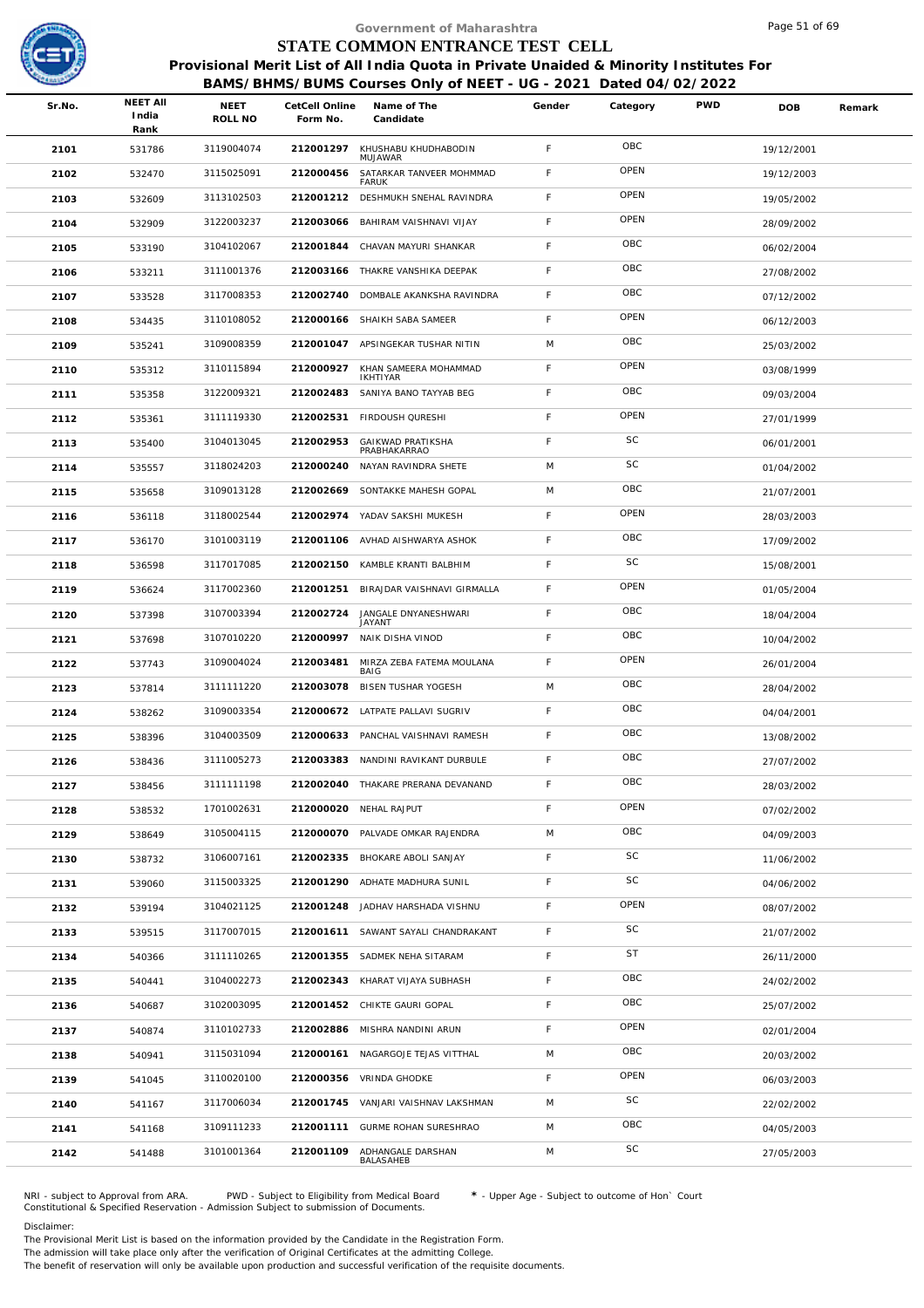Government of Maharashtra

# STATE COMMON ENTRANCE TEST CELL

**Provisional Merit List of All India Quota in Private Unaided & Minority Institutes For BAMS/BHMS/BUMS Courses Only of NEET - UG - 2021 Dated 04/02/2022**

| Sr.No. | NEET All India Rank | NEET ROLL NO | CetCell Online Form No. | Name of The Candidate | Gender | Category | PWD | DOB | Remark |
|---|---|---|---|---|---|---|---|---|---|
| 2101 | 531786 | 3119004074 | 212001297 | KHUSHABU KHUDHABODIN MUJAWAR | F | OBC | | 19/12/2001 | |
| 2102 | 532470 | 3115025091 | 212000456 | SATARKAR TANVEER MOHMMAD FARUK | F | OPEN | | 19/12/2003 | |
| 2103 | 532609 | 3113102503 | 212001212 | DESHMUKH SNEHAL RAVINDRA | F | OPEN | | 19/05/2002 | |
| 2104 | 532909 | 3122003237 | 212003066 | BAHIRAM VAISHNAVI VIJAY | F | OPEN | | 28/09/2002 | |
| 2105 | 533190 | 3104102067 | 212001844 | CHAVAN MAYURI SHANKAR | F | OBC | | 06/02/2004 | |
| 2106 | 533211 | 3111001376 | 212003166 | THAKRE VANSHIKA DEEPAK | F | OBC | | 27/08/2002 | |
| 2107 | 533528 | 3117008353 | 212002740 | DOMBALE AKANKSHA RAVINDRA | F | OBC | | 07/12/2002 | |
| 2108 | 534435 | 3110108052 | 212000166 | SHAIKH SABA SAMEER | F | OPEN | | 06/12/2003 | |
| 2109 | 535241 | 3109008359 | 212001047 | APSINGEKAR TUSHAR NITIN | M | OBC | | 25/03/2002 | |
| 2110 | 535312 | 3110115894 | 212000927 | KHAN SAMEERA MOHAMMAD IKHTIYAR | F | OPEN | | 03/08/1999 | |
| 2111 | 535358 | 3122009321 | 212002483 | SANIYA BANO TAYYAB BEG | F | OBC | | 09/03/2004 | |
| 2112 | 535361 | 3111119330 | 212002531 | FIRDOUSH QURESHI | F | OPEN | | 27/01/1999 | |
| 2113 | 535400 | 3104013045 | 212002953 | GAIKWAD PRATIKSHA PRABHAKARRAO | F | SC | | 06/01/2001 | |
| 2114 | 535557 | 3118024203 | 212000240 | NAYAN RAVINDRA SHETE | M | SC | | 01/04/2002 | |
| 2115 | 535658 | 3109013128 | 212002669 | SONTAKKE MAHESH GOPAL | M | OBC | | 21/07/2001 | |
| 2116 | 536118 | 3118002544 | 212002974 | YADAV SAKSHI MUKESH | F | OPEN | | 28/03/2003 | |
| 2117 | 536170 | 3101003119 | 212001106 | AVHAD AISHWARYA ASHOK | F | OBC | | 17/09/2002 | |
| 2118 | 536598 | 3117017085 | 212002150 | KAMBLE KRANTI BALBHIM | F | SC | | 15/08/2001 | |
| 2119 | 536624 | 3117002360 | 212001251 | BIRAJDAR VAISHNAVI GIRMALLA | F | OPEN | | 01/05/2004 | |
| 2120 | 537398 | 3107003394 | 212002724 | JANGALE DNYANESHWARI JAYANT | F | OBC | | 18/04/2004 | |
| 2121 | 537698 | 3107010220 | 212000997 | NAIK DISHA VINOD | F | OBC | | 10/04/2002 | |
| 2122 | 537743 | 3109004024 | 212003481 | MIRZA ZEBA FATEMA MOULANA BAIG | F | OPEN | | 26/01/2004 | |
| 2123 | 537814 | 3111111220 | 212003078 | BISEN TUSHAR YOGESH | M | OBC | | 28/04/2002 | |
| 2124 | 538262 | 3109003354 | 212000672 | LATPATE PALLAVI SUGRIV | F | OBC | | 04/04/2001 | |
| 2125 | 538396 | 3104003509 | 212000633 | PANCHAL VAISHNAVI RAMESH | F | OBC | | 13/08/2002 | |
| 2126 | 538436 | 3111005273 | 212003383 | NANDINI RAVIKANT DURBULE | F | OBC | | 27/07/2002 | |
| 2127 | 538456 | 3111111198 | 212002040 | THAKARE PRERANA DEVANAND | F | OBC | | 28/03/2002 | |
| 2128 | 538532 | 1701002631 | 212000020 | NEHAL RAJPUT | F | OPEN | | 07/02/2002 | |
| 2129 | 538649 | 3105004115 | 212000070 | PALVADE OMKAR RAJENDRA | M | OBC | | 04/09/2003 | |
| 2130 | 538732 | 3106007161 | 212002335 | BHOKARE ABOLI SANJAY | F | SC | | 11/06/2002 | |
| 2131 | 539060 | 3115003325 | 212001290 | ADHATE MADHURA SUNIL | F | SC | | 04/06/2002 | |
| 2132 | 539194 | 3104021125 | 212001248 | JADHAV HARSHADA VISHNU | F | OPEN | | 08/07/2002 | |
| 2133 | 539515 | 3117007015 | 212001611 | SAWANT SAYALI CHANDRAKANT | F | SC | | 21/07/2002 | |
| 2134 | 540366 | 3111110265 | 212001355 | SADMEK NEHA SITARAM | F | ST | | 26/11/2000 | |
| 2135 | 540441 | 3104002273 | 212002343 | KHARAT VIJAYA SUBHASH | F | OBC | | 24/02/2002 | |
| 2136 | 540687 | 3102003095 | 212001452 | CHIKTE GAURI GOPAL | F | OBC | | 25/07/2002 | |
| 2137 | 540874 | 3110102733 | 212002886 | MISHRA NANDINI ARUN | F | OPEN | | 02/01/2004 | |
| 2138 | 540941 | 3115031094 | 212000161 | NAGARGOJE TEJAS VITTHAL | M | OBC | | 20/03/2002 | |
| 2139 | 541045 | 3110020100 | 212000356 | VRINDA GHODKE | F | OPEN | | 06/03/2003 | |
| 2140 | 541167 | 3117006034 | 212001745 | VANJARI VAISHNAV LAKSHMAN | M | SC | | 22/02/2002 | |
| 2141 | 541168 | 3109111233 | 212001111 | GURME ROHAN SURESHRAO | M | OBC | | 04/05/2003 | |
| 2142 | 541488 | 3101001364 | 212001109 | ADHANGALE DARSHAN BALASAHEB | M | SC | | 27/05/2003 | |

NRI - subject to Approval from ARA. PWD - Subject to Eligibility from Medical Board * - Upper Age - Subject to outcome of Hon` Court
Constitutional & Specified Reservation - Admission Subject to submission of Documents.

Disclaimer:
The Provisional Merit List is based on the information provided by the Candidate in the Registration Form.
The admission will take place only after the verification of Original Certificates at the admitting College.
The benefit of reservation will only be available upon production and successful verification of the requisite documents.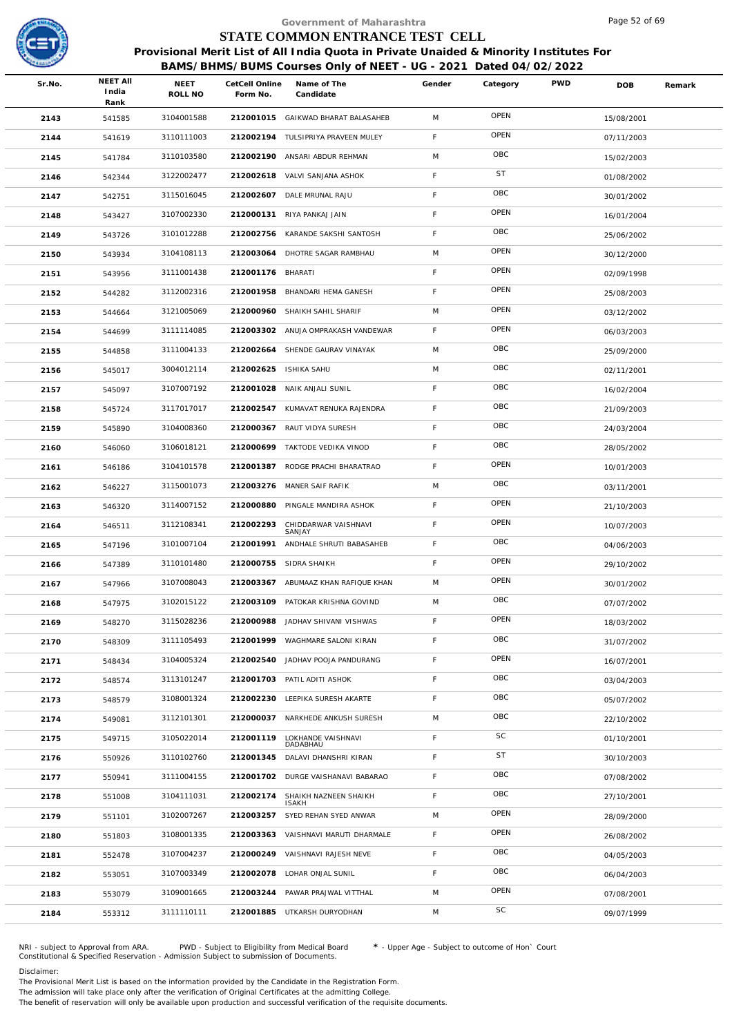Government of Maharashtra

# STATE COMMON ENTRANCE TEST CELL

**Provisional Merit List of All India Quota in Private Unaided & Minority Institutes For BAMS/BHMS/BUMS Courses Only of NEET - UG - 2021 Dated 04/02/2022**

| Sr.No. | NEET All India Rank | NEET ROLL NO | CetCell Online Form No. | Name of The Candidate | Gender | Category | PWD | DOB | Remark |
|---|---|---|---|---|---|---|---|---|---|
| 2143 | 541585 | 3104001588 | 212001015 | GAIKWAD BHARAT BALASAHEB | M | OPEN | | 15/08/2001 | |
| 2144 | 541619 | 3110111003 | 212002194 | TULSIPRIYA PRAVEEN MULEY | F | OPEN | | 07/11/2003 | |
| 2145 | 541784 | 3110103580 | 212002190 | ANSARI ABDUR REHMAN | M | OBC | | 15/02/2003 | |
| 2146 | 542344 | 3122002477 | 212002618 | VALVI SANJANA ASHOK | F | ST | | 01/08/2002 | |
| 2147 | 542751 | 3115016045 | 212002607 | DALE MRUNAL RAJU | F | OBC | | 30/01/2002 | |
| 2148 | 543427 | 3107002330 | 212000131 | RIYA PANKAJ JAIN | F | OPEN | | 16/01/2004 | |
| 2149 | 543726 | 3101012288 | 212002756 | KARANDE SAKSHI SANTOSH | F | OBC | | 25/06/2002 | |
| 2150 | 543934 | 3104108113 | 212003064 | DHOTRE SAGAR RAMBHAU | M | OPEN | | 30/12/2000 | |
| 2151 | 543956 | 3111001438 | 212001176 | BHARATI | F | OPEN | | 02/09/1998 | |
| 2152 | 544282 | 3112002316 | 212001958 | BHANDARI HEMA GANESH | F | OPEN | | 25/08/2003 | |
| 2153 | 544664 | 3121005069 | 212000960 | SHAIKH SAHIL SHARIF | M | OPEN | | 03/12/2002 | |
| 2154 | 544699 | 3111114085 | 212003302 | ANUJA OMPRAKASH VANDEWAR | F | OPEN | | 06/03/2003 | |
| 2155 | 544858 | 3111004133 | 212002664 | SHENDE GAURAV VINAYAK | M | OBC | | 25/09/2000 | |
| 2156 | 545017 | 3004012114 | 212002625 | ISHIKA SAHU | M | OBC | | 02/11/2001 | |
| 2157 | 545097 | 3107007192 | 212001028 | NAIK ANJALI SUNIL | F | OBC | | 16/02/2004 | |
| 2158 | 545724 | 3117017017 | 212002547 | KUMAVAT RENUKA RAJENDRA | F | OBC | | 21/09/2003 | |
| 2159 | 545890 | 3104008360 | 212000367 | RAUT VIDYA SURESH | F | OBC | | 24/03/2004 | |
| 2160 | 546060 | 3106018121 | 212000699 | TAKTODE VEDIKA VINOD | F | OBC | | 28/05/2002 | |
| 2161 | 546186 | 3104101578 | 212001387 | RODGE PRACHI BHARATRAO | F | OPEN | | 10/01/2003 | |
| 2162 | 546227 | 3115001073 | 212003276 | MANER SAIF RAFIK | M | OBC | | 03/11/2001 | |
| 2163 | 546320 | 3114007152 | 212000880 | PINGALE MANDIRA ASHOK | F | OPEN | | 21/10/2003 | |
| 2164 | 546511 | 3112108341 | 212002293 | CHIDDARWAR VAISHNAVI SANJAY | F | OPEN | | 10/07/2003 | |
| 2165 | 547196 | 3101007104 | 212001991 | ANDHALE SHRUTI BABASAHEB | F | OBC | | 04/06/2003 | |
| 2166 | 547389 | 3110101480 | 212000755 | SIDRA SHAIKH | F | OPEN | | 29/10/2002 | |
| 2167 | 547966 | 3107008043 | 212003367 | ABUMAAZ KHAN RAFIQUE KHAN | M | OPEN | | 30/01/2002 | |
| 2168 | 547975 | 3102015122 | 212003109 | PATOKAR KRISHNA GOVIND | M | OBC | | 07/07/2002 | |
| 2169 | 548270 | 3115028236 | 212000988 | JADHAV SHIVANI VISHWAS | F | OPEN | | 18/03/2002 | |
| 2170 | 548309 | 3111105493 | 212001999 | WAGHMARE SALONI KIRAN | F | OBC | | 31/07/2002 | |
| 2171 | 548434 | 3104005324 | 212002540 | JADHAV POOJA PANDURANG | F | OPEN | | 16/07/2001 | |
| 2172 | 548574 | 3113101247 | 212001703 | PATIL ADITI ASHOK | F | OBC | | 03/04/2003 | |
| 2173 | 548579 | 3108001324 | 212002230 | LEEPIKA SURESH AKARTE | F | OBC | | 05/07/2002 | |
| 2174 | 549081 | 3112101301 | 212000037 | NARKHEDE ANKUSH SURESH | M | OBC | | 22/10/2002 | |
| 2175 | 549715 | 3105022014 | 212001119 | LOKHANDE VAISHNAVI DADABHAU | F | SC | | 01/10/2001 | |
| 2176 | 550926 | 3110102760 | 212001345 | DALAVI DHANSHRI KIRAN | F | ST | | 30/10/2003 | |
| 2177 | 550941 | 3111004155 | 212001702 | DURGE VAISHANAVI BABARAO | F | OBC | | 07/08/2002 | |
| 2178 | 551008 | 3104111031 | 212002174 | SHAIKH NAZNEEN SHAIKH ISAKH | F | OBC | | 27/10/2001 | |
| 2179 | 551101 | 3102007267 | 212003257 | SYED REHAN SYED ANWAR | M | OPEN | | 28/09/2000 | |
| 2180 | 551803 | 3108001335 | 212003363 | VAISHNAVI MARUTI DHARMALE | F | OPEN | | 26/08/2002 | |
| 2181 | 552478 | 3107004237 | 212000249 | VAISHNAVI RAJESH NEVE | F | OBC | | 04/05/2003 | |
| 2182 | 553051 | 3107003349 | 212002078 | LOHAR ONJAL SUNIL | F | OBC | | 06/04/2003 | |
| 2183 | 553079 | 3109001665 | 212003244 | PAWAR PRAJWAL VITTHAL | M | OPEN | | 07/08/2001 | |
| 2184 | 553312 | 3111110111 | 212001885 | UTKARSH DURYODHAN | M | SC | | 09/07/1999 | |

NRI - subject to Approval from ARA. PWD - Subject to Eligibility from Medical Board * - Upper Age - Subject to outcome of Hon` Court
Constitutional & Specified Reservation - Admission Subject to submission of Documents.

Disclaimer:
The Provisional Merit List is based on the information provided by the Candidate in the Registration Form.
The admission will take place only after the verification of Original Certificates at the admitting College.
The benefit of reservation will only be available upon production and successful verification of the requisite documents.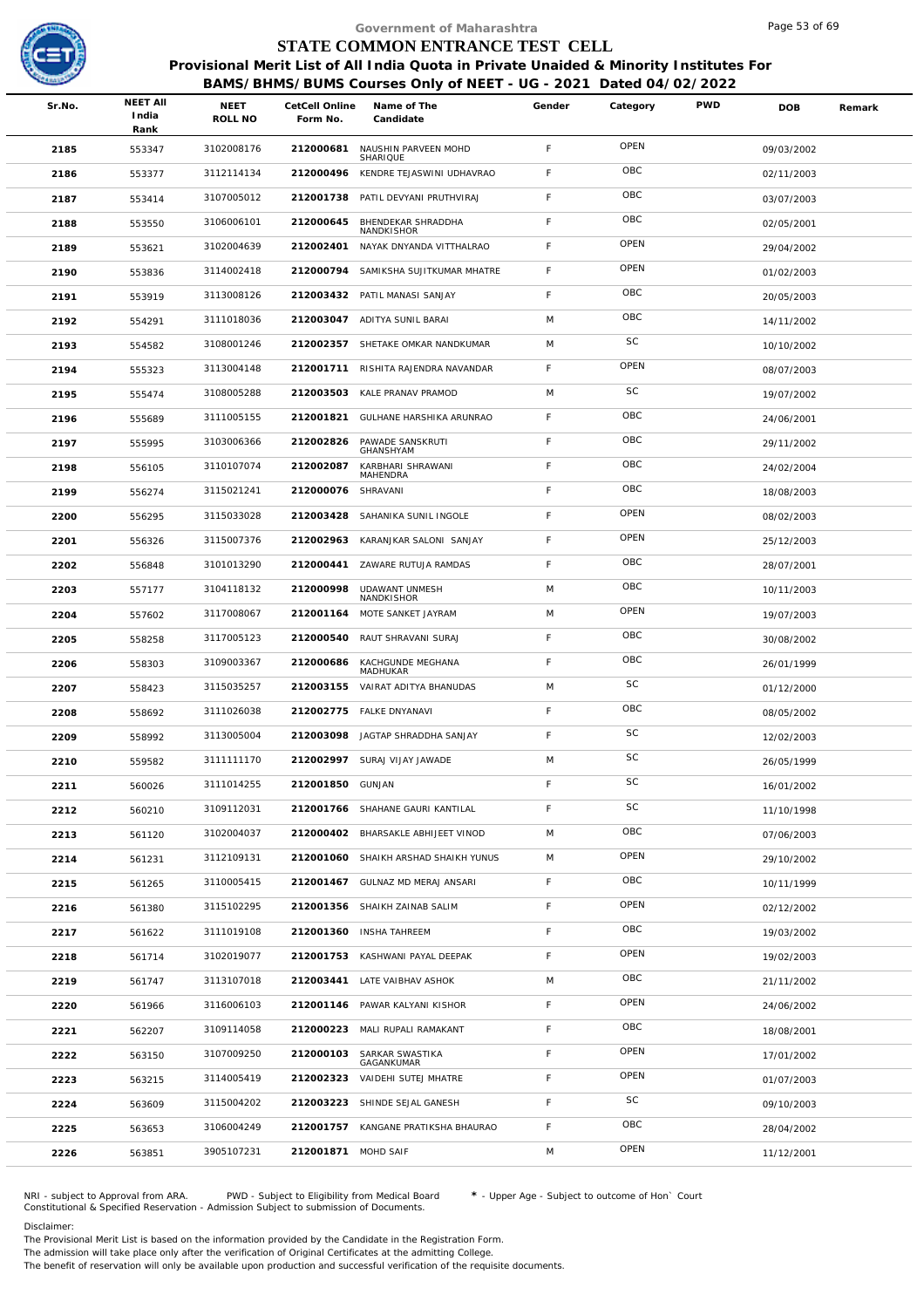Government of Maharashtra

# STATE COMMON ENTRANCE TEST CELL

**Provisional Merit List of All India Quota in Private Unaided & Minority Institutes For BAMS/BHMS/BUMS Courses Only of NEET - UG - 2021 Dated 04/02/2022**

| Sr.No. | NEET All India Rank | NEET ROLL NO | CetCell Online Form No. | Name of The Candidate | Gender | Category | PWD | DOB | Remark |
|---|---|---|---|---|---|---|---|---|---|
| 2185 | 553347 | 3102008176 | 212000681 | NAUSHIN PARVEEN MOHD SHARIQUE | F | OPEN | | 09/03/2002 | |
| 2186 | 553377 | 3112114134 | 212000496 | KENDRE TEJASWINI UDHAVRAO | F | OBC | | 02/11/2003 | |
| 2187 | 553414 | 3107005012 | 212001738 | PATIL DEVYANI PRUTHVIRAJ | F | OBC | | 03/07/2003 | |
| 2188 | 553550 | 3106006101 | 212000645 | BHENDEKAR SHRADDHA NANDKISHOR | F | OBC | | 02/05/2001 | |
| 2189 | 553621 | 3102004639 | 212002401 | NAYAK DNYANDA VITTHALRAO | F | OPEN | | 29/04/2002 | |
| 2190 | 553836 | 3114002418 | 212000794 | SAMIKSHA SUJITKUMAR MHATRE | F | OPEN | | 01/02/2003 | |
| 2191 | 553919 | 3113008126 | 212003432 | PATIL MANASI SANJAY | F | OBC | | 20/05/2003 | |
| 2192 | 554291 | 3111018036 | 212003047 | ADITYA SUNIL BARAI | M | OBC | | 14/11/2002 | |
| 2193 | 554582 | 3108001246 | 212002357 | SHETAKE OMKAR NANDKUMAR | M | SC | | 10/10/2002 | |
| 2194 | 555323 | 3113004148 | 212001711 | RISHITA RAJENDRA NAVANDAR | F | OPEN | | 08/07/2003 | |
| 2195 | 555474 | 3108005288 | 212003503 | KALE PRANAV PRAMOD | M | SC | | 19/07/2002 | |
| 2196 | 555689 | 3111005155 | 212001821 | GULHANE HARSHIKA ARUNRAO | F | OBC | | 24/06/2001 | |
| 2197 | 555995 | 3103006366 | 212002826 | PAWADE SANSKRUTI GHANSHYAM | F | OBC | | 29/11/2002 | |
| 2198 | 556105 | 3110107074 | 212002087 | KARBHARI SHRAWANI MAHENDRA | F | OBC | | 24/02/2004 | |
| 2199 | 556274 | 3115021241 | 212000076 | SHRAVANI | F | OBC | | 18/08/2003 | |
| 2200 | 556295 | 3115033028 | 212003428 | SAHANIKA SUNIL INGOLE | F | OPEN | | 08/02/2003 | |
| 2201 | 556326 | 3115007376 | 212002963 | KARANJKAR SALONI SANJAY | F | OPEN | | 25/12/2003 | |
| 2202 | 556848 | 3101013290 | 212000441 | ZAWARE RUTUJA RAMDAS | F | OBC | | 28/07/2001 | |
| 2203 | 557177 | 3104118132 | 212000998 | UDAWANT UNMESH NANDKISHOR | M | OBC | | 10/11/2003 | |
| 2204 | 557602 | 3117008067 | 212001164 | MOTE SANKET JAYRAM | M | OPEN | | 19/07/2003 | |
| 2205 | 558258 | 3117005123 | 212000540 | RAUT SHRAVANI SURAJ | F | OBC | | 30/08/2002 | |
| 2206 | 558303 | 3109003367 | 212000686 | KACHGUNDE MEGHANA MADHUKAR | F | OBC | | 26/01/1999 | |
| 2207 | 558423 | 3115035257 | 212003155 | VAIRAT ADITYA BHANUDAS | M | SC | | 01/12/2000 | |
| 2208 | 558692 | 3111026038 | 212002775 | FALKE DNYANAVI | F | OBC | | 08/05/2002 | |
| 2209 | 558992 | 3113005004 | 212003098 | JAGTAP SHRADDHA SANJAY | F | SC | | 12/02/2003 | |
| 2210 | 559582 | 3111111170 | 212002997 | SURAJ VIJAY JAWADE | M | SC | | 26/05/1999 | |
| 2211 | 560026 | 3111014255 | 212001850 | GUNJAN | F | SC | | 16/01/2002 | |
| 2212 | 560210 | 3109112031 | 212001766 | SHAHANE GAURI KANTILAL | F | SC | | 11/10/1998 | |
| 2213 | 561120 | 3102004037 | 212000402 | BHARSAKLE ABHIJEET VINOD | M | OBC | | 07/06/2003 | |
| 2214 | 561231 | 3112109131 | 212001060 | SHAIKH ARSHAD SHAIKH YUNUS | M | OPEN | | 29/10/2002 | |
| 2215 | 561265 | 3110005415 | 212001467 | GULNAZ MD MERAJ ANSARI | F | OBC | | 10/11/1999 | |
| 2216 | 561380 | 3115102295 | 212001356 | SHAIKH ZAINAB SALIM | F | OPEN | | 02/12/2002 | |
| 2217 | 561622 | 3111019108 | 212001360 | INSHA TAHREEM | F | OBC | | 19/03/2002 | |
| 2218 | 561714 | 3102019077 | 212001753 | KASHWANI PAYAL DEEPAK | F | OPEN | | 19/02/2003 | |
| 2219 | 561747 | 3113107018 | 212003441 | LATE VAIBHAV ASHOK | M | OBC | | 21/11/2002 | |
| 2220 | 561966 | 3116006103 | 212001146 | PAWAR KALYANI KISHOR | F | OPEN | | 24/06/2002 | |
| 2221 | 562207 | 3109114058 | 212000223 | MALI RUPALI RAMAKANT | F | OBC | | 18/08/2001 | |
| 2222 | 563150 | 3107009250 | 212000103 | SARKAR SWASTIKA GAGANKUMAR | F | OPEN | | 17/01/2002 | |
| 2223 | 563215 | 3114005419 | 212002323 | VAIDEHI SUTEJ MHATRE | F | OPEN | | 01/07/2003 | |
| 2224 | 563609 | 3115004202 | 212003223 | SHINDE SEJAL GANESH | F | SC | | 09/10/2003 | |
| 2225 | 563653 | 3106004249 | 212001757 | KANGANE PRATIKSHA BHAURAO | F | OBC | | 28/04/2002 | |
| 2226 | 563851 | 3905107231 | 212001871 | MOHD SAIF | M | OPEN | | 11/12/2001 | |

NRI - subject to Approval from ARA. PWD - Subject to Eligibility from Medical Board * - Upper Age - Subject to outcome of Hon` Court
Constitutional & Specified Reservation - Admission Subject to submission of Documents.

Disclaimer:
The Provisional Merit List is based on the information provided by the Candidate in the Registration Form.
The admission will take place only after the verification of Original Certificates at the admitting College.
The benefit of reservation will only be available upon production and successful verification of the requisite documents.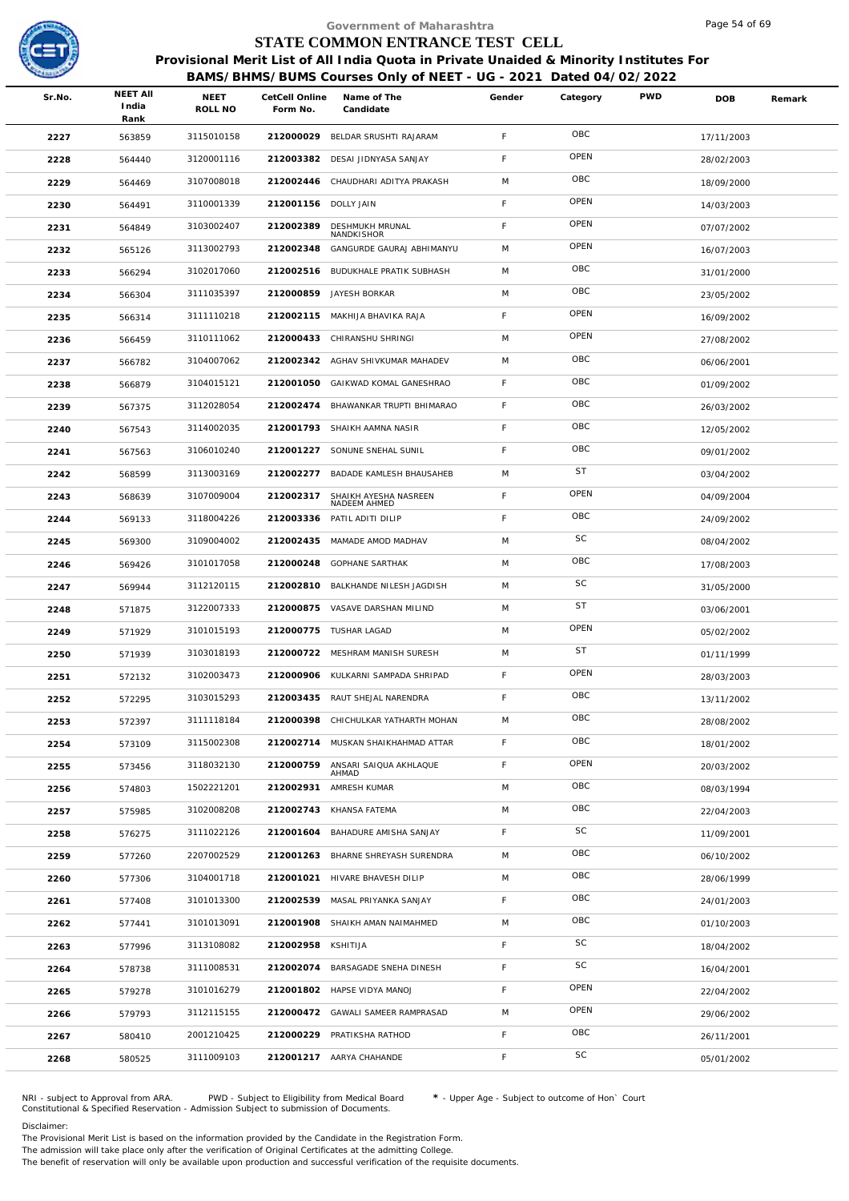Government of Maharashtra

# STATE COMMON ENTRANCE TEST CELL

## Provisional Merit List of All India Quota in Private Unaided & Minority Institutes For BAMS/BHMS/BUMS Courses Only of NEET - UG - 2021 Dated 04/02/2022

| Sr.No. | NEET All India Rank | NEET ROLL NO | CetCell Online Form No. | Name of The Candidate | Gender | Category | PWD | DOB | Remark |
|---|---|---|---|---|---|---|---|---|---|
| 2227 | 563859 | 3115010158 | 212000029 | BELDAR SRUSHTI RAJARAM | F | OBC | | 17/11/2003 | |
| 2228 | 564440 | 3120001116 | 212003382 | DESAI JIDNYASA SANJAY | F | OPEN | | 28/02/2003 | |
| 2229 | 564469 | 3107008018 | 212002446 | CHAUDHARI ADITYA PRAKASH | M | OBC | | 18/09/2000 | |
| 2230 | 564491 | 3110001339 | 212001156 | DOLLY JAIN | F | OPEN | | 14/03/2003 | |
| 2231 | 564849 | 3103002407 | 212002389 | DESHMUKH MRUNAL NANDKISHOR | F | OPEN | | 07/07/2002 | |
| 2232 | 565126 | 3113002793 | 212002348 | GANGURDE GAURAJ ABHIMANYU | M | OPEN | | 16/07/2003 | |
| 2233 | 566294 | 3102017060 | 212002516 | BUDUKHALE PRATIK SUBHASH | M | OBC | | 31/01/2000 | |
| 2234 | 566304 | 3111035397 | 212000859 | JAYESH BORKAR | M | OBC | | 23/05/2002 | |
| 2235 | 566314 | 3111110218 | 212002115 | MAKHIJA BHAVIKA RAJA | F | OPEN | | 16/09/2002 | |
| 2236 | 566459 | 3110111062 | 212000433 | CHIRANSHU SHRINGI | M | OPEN | | 27/08/2002 | |
| 2237 | 566782 | 3104007062 | 212002342 | AGHAV SHIVKUMAR MAHADEV | M | OBC | | 06/06/2001 | |
| 2238 | 566879 | 3104015121 | 212001050 | GAIKWAD KOMAL GANESHRAO | F | OBC | | 01/09/2002 | |
| 2239 | 567375 | 3112028054 | 212002474 | BHAWANKAR TRUPTI BHIMARAO | F | OBC | | 26/03/2002 | |
| 2240 | 567543 | 3114002035 | 212001793 | SHAIKH AAMNA NASIR | F | OBC | | 12/05/2002 | |
| 2241 | 567563 | 3106010240 | 212001227 | SONUNE SNEHAL SUNIL | F | OBC | | 09/01/2002 | |
| 2242 | 568599 | 3113003169 | 212002277 | BADADE KAMLESH BHAUSAHEB | M | ST | | 03/04/2002 | |
| 2243 | 568639 | 3107009004 | 212002317 | SHAIKH AYESHA NASREEN NADEEM AHMED | F | OPEN | | 04/09/2004 | |
| 2244 | 569133 | 3118004226 | 212003336 | PATIL ADITI DILIP | F | OBC | | 24/09/2002 | |
| 2245 | 569300 | 3109004002 | 212002435 | MAMADE AMOD MADHAV | M | SC | | 08/04/2002 | |
| 2246 | 569426 | 3101017058 | 212000248 | GOPHANE SARTHAK | M | OBC | | 17/08/2003 | |
| 2247 | 569944 | 3112120115 | 212002810 | BALKHANDE NILESH JAGDISH | M | SC | | 31/05/2000 | |
| 2248 | 571875 | 3122007333 | 212000875 | VASAVE DARSHAN MILIND | M | ST | | 03/06/2001 | |
| 2249 | 571929 | 3101015193 | 212000775 | TUSHAR LAGAD | M | OPEN | | 05/02/2002 | |
| 2250 | 571939 | 3103018193 | 212000722 | MESHRAM MANISH SURESH | M | ST | | 01/11/1999 | |
| 2251 | 572132 | 3102003473 | 212000906 | KULKARNI SAMPADA SHRIPAD | F | OPEN | | 28/03/2003 | |
| 2252 | 572295 | 3103015293 | 212003435 | RAUT SHEJAL NARENDRA | F | OBC | | 13/11/2002 | |
| 2253 | 572397 | 3111118184 | 212000398 | CHICHULKAR YATHARTH MOHAN | M | OBC | | 28/08/2002 | |
| 2254 | 573109 | 3115002308 | 212002714 | MUSKAN SHAIKHAHMAD ATTAR | F | OBC | | 18/01/2002 | |
| 2255 | 573456 | 3118032130 | 212000759 | ANSARI SAIQUA AKHLAQUE AHMAD | F | OPEN | | 20/03/2002 | |
| 2256 | 574803 | 1502221201 | 212002931 | AMRESH KUMAR | M | OBC | | 08/03/1994 | |
| 2257 | 575985 | 3102008208 | 212002743 | KHANSA FATEMA | M | OBC | | 22/04/2003 | |
| 2258 | 576275 | 3111022126 | 212001604 | BAHADURE AMISHA SANJAY | F | SC | | 11/09/2001 | |
| 2259 | 577260 | 2207002529 | 212001263 | BHARNE SHREYASH SURENDRA | M | OBC | | 06/10/2002 | |
| 2260 | 577306 | 3104001718 | 212001021 | HIVARE BHAVESH DILIP | M | OBC | | 28/06/1999 | |
| 2261 | 577408 | 3101013300 | 212002539 | MASAL PRIYANKA SANJAY | F | OBC | | 24/01/2003 | |
| 2262 | 577441 | 3101013091 | 212001908 | SHAIKH AMAN NAIMAHMED | M | OBC | | 01/10/2003 | |
| 2263 | 577996 | 3113108082 | 212002958 | KSHITIJA | F | SC | | 18/04/2002 | |
| 2264 | 578738 | 3111008531 | 212002074 | BARSAGADE SNEHA DINESH | F | SC | | 16/04/2001 | |
| 2265 | 579278 | 3101016279 | 212001802 | HAPSE VIDYA MANOJ | F | OPEN | | 22/04/2002 | |
| 2266 | 579793 | 3112115155 | 212000472 | GAWALI SAMEER RAMPRASAD | M | OPEN | | 29/06/2002 | |
| 2267 | 580410 | 2001210425 | 212000229 | PRATIKSHA RATHOD | F | OBC | | 26/11/2001 | |
| 2268 | 580525 | 3111009103 | 212001217 | AARYA CHAHANDE | F | SC | | 05/01/2002 | |

NRI - subject to Approval from ARA.    PWD - Subject to Eligibility from Medical Board    * - Upper Age - Subject to outcome of Hon` Court
Constitutional & Specified Reservation - Admission Subject to submission of Documents.

Disclaimer:
The Provisional Merit List is based on the information provided by the Candidate in the Registration Form.
The admission will take place only after the verification of Original Certificates at the admitting College.
The benefit of reservation will only be available upon production and successful verification of the requisite documents.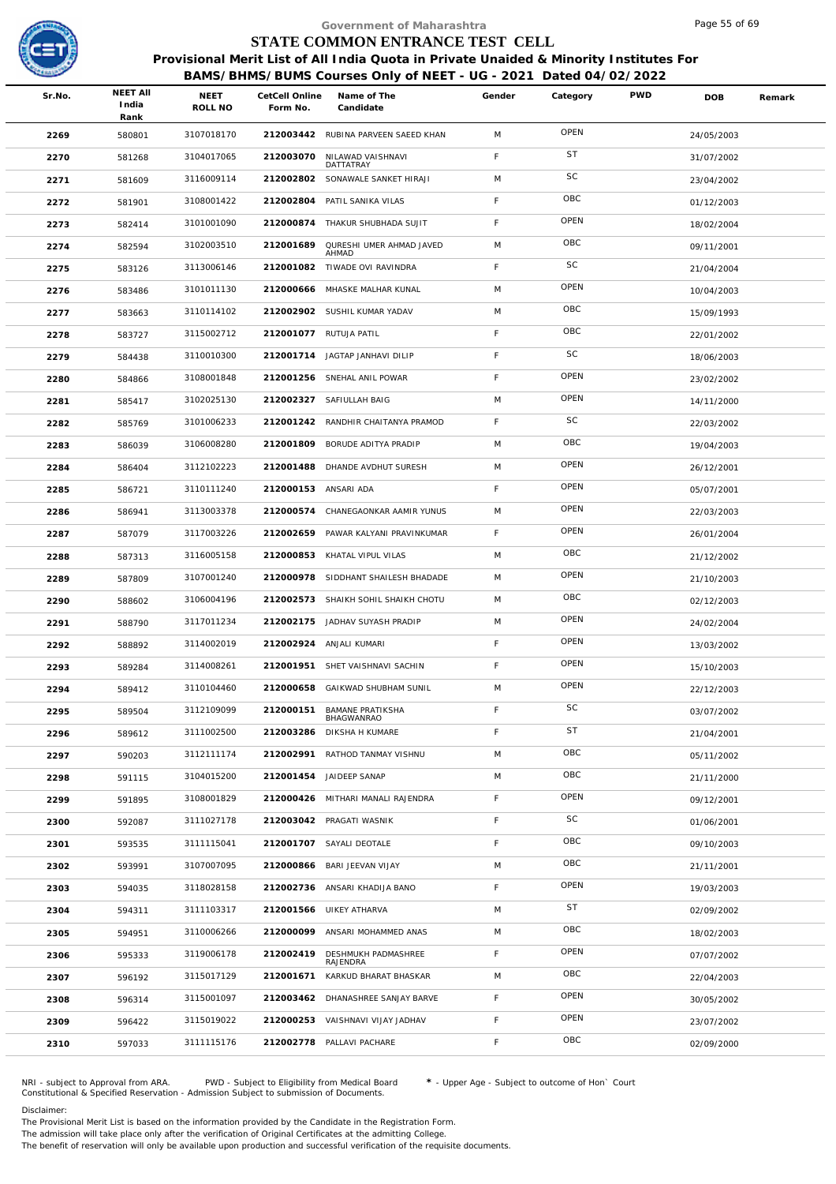Government of Maharashtra

# STATE COMMON ENTRANCE TEST CELL

## Provisional Merit List of All India Quota in Private Unaided & Minority Institutes For BAMS/BHMS/BUMS Courses Only of NEET - UG - 2021 Dated 04/02/2022

| Sr.No. | NEET All India Rank | NEET ROLL NO | CetCell Online Form No. | Name of The Candidate | Gender | Category | PWD | DOB | Remark |
|---|---|---|---|---|---|---|---|---|---|
| 2269 | 580801 | 3107018170 | 212003442 | RUBINA PARVEEN SAEED KHAN | M | OPEN | | 24/05/2003 | |
| 2270 | 581268 | 3104017065 | 212003070 | NILAWAD VAISHNAVI DATTATRAY | F | ST | | 31/07/2002 | |
| 2271 | 581609 | 3116009114 | 212002802 | SONAWALE SANKET HIRAJI | M | SC | | 23/04/2002 | |
| 2272 | 581901 | 3108001422 | 212002804 | PATIL SANIKA VILAS | F | OBC | | 01/12/2003 | |
| 2273 | 582414 | 3101001090 | 212000874 | THAKUR SHUBHADA SUJIT | F | OPEN | | 18/02/2004 | |
| 2274 | 582594 | 3102003510 | 212001689 | QURESHI UMER AHMAD JAVED AHMAD | M | OBC | | 09/11/2001 | |
| 2275 | 583126 | 3113006146 | 212001082 | TIWADE OVI RAVINDRA | F | SC | | 21/04/2004 | |
| 2276 | 583486 | 3101011130 | 212000666 | MHASKE MALHAR KUNAL | M | OPEN | | 10/04/2003 | |
| 2277 | 583663 | 3110114102 | 212002902 | SUSHIL KUMAR YADAV | M | OBC | | 15/09/1993 | |
| 2278 | 583727 | 3115002712 | 212001077 | RUTUJA PATIL | F | OBC | | 22/01/2002 | |
| 2279 | 584438 | 3110010300 | 212001714 | JAGTAP JANHAVI DILIP | F | SC | | 18/06/2003 | |
| 2280 | 584866 | 3108001848 | 212001256 | SNEHAL ANIL POWAR | F | OPEN | | 23/02/2002 | |
| 2281 | 585417 | 3102025130 | 212002327 | SAFIULLAH BAIG | M | OPEN | | 14/11/2000 | |
| 2282 | 585769 | 3101006233 | 212001242 | RANDHIR CHAITANYA PRAMOD | F | SC | | 22/03/2002 | |
| 2283 | 586039 | 3106008280 | 212001809 | BORUDE ADITYA PRADIP | M | OBC | | 19/04/2003 | |
| 2284 | 586404 | 3112102223 | 212001488 | DHANDE AVDHUT SURESH | M | OPEN | | 26/12/2001 | |
| 2285 | 586721 | 3110111240 | 212000153 | ANSARI ADA | F | OPEN | | 05/07/2001 | |
| 2286 | 586941 | 3113003378 | 212000574 | CHANEGAONKAR AAMIR YUNUS | M | OPEN | | 22/03/2003 | |
| 2287 | 587079 | 3117003226 | 212002659 | PAWAR KALYANI PRAVINKUMAR | F | OPEN | | 26/01/2004 | |
| 2288 | 587313 | 3116005158 | 212000853 | KHATAL VIPUL VILAS | M | OBC | | 21/12/2002 | |
| 2289 | 587809 | 3107001240 | 212000978 | SIDDHANT SHAILESH BHADADE | M | OPEN | | 21/10/2003 | |
| 2290 | 588602 | 3106004196 | 212002573 | SHAIKH SOHIL SHAIKH CHOTU | M | OBC | | 02/12/2003 | |
| 2291 | 588790 | 3117011234 | 212002175 | JADHAV SUYASH PRADIP | M | OPEN | | 24/02/2004 | |
| 2292 | 588892 | 3114002019 | 212002924 | ANJALI KUMARI | F | OPEN | | 13/03/2002 | |
| 2293 | 589284 | 3114008261 | 212001951 | SHET VAISHNAVI SACHIN | F | OPEN | | 15/10/2003 | |
| 2294 | 589412 | 3110104460 | 212000658 | GAIKWAD SHUBHAM SUNIL | M | OPEN | | 22/12/2003 | |
| 2295 | 589504 | 3112109099 | 212000151 | BAMANE PRATIKSHA BHAGWANRAO | F | SC | | 03/07/2002 | |
| 2296 | 589612 | 3111002500 | 212003286 | DIKSHA H KUMARE | F | ST | | 21/04/2001 | |
| 2297 | 590203 | 3112111174 | 212002991 | RATHOD TANMAY VISHNU | M | OBC | | 05/11/2002 | |
| 2298 | 591115 | 3104015200 | 212001454 | JAIDEEP SANAP | M | OBC | | 21/11/2000 | |
| 2299 | 591895 | 3108001829 | 212000426 | MITHARI MANALI RAJENDRA | F | OPEN | | 09/12/2001 | |
| 2300 | 592087 | 3111027178 | 212003042 | PRAGATI WASNIK | F | SC | | 01/06/2001 | |
| 2301 | 593535 | 3111115041 | 212001707 | SAYALI DEOTALE | F | OBC | | 09/10/2003 | |
| 2302 | 593991 | 3107007095 | 212000866 | BARI JEEVAN VIJAY | M | OBC | | 21/11/2001 | |
| 2303 | 594035 | 3118028158 | 212002736 | ANSARI KHADIJA BANO | F | OPEN | | 19/03/2003 | |
| 2304 | 594311 | 3111103317 | 212001566 | UIKEY ATHARVA | M | ST | | 02/09/2002 | |
| 2305 | 594951 | 3110006266 | 212000099 | ANSARI MOHAMMED ANAS | M | OBC | | 18/02/2003 | |
| 2306 | 595333 | 3119006178 | 212002419 | DESHMUKH PADMASHREE RAJENDRA | F | OPEN | | 07/07/2002 | |
| 2307 | 596192 | 3115017129 | 212001671 | KARKUD BHARAT BHASKAR | M | OBC | | 22/04/2003 | |
| 2308 | 596314 | 3115001097 | 212003462 | DHANASHREE SANJAY BARVE | F | OPEN | | 30/05/2002 | |
| 2309 | 596422 | 3115019022 | 212000253 | VAISHNAVI VIJAY JADHAV | F | OPEN | | 23/07/2002 | |
| 2310 | 597033 | 3111115176 | 212002778 | PALLAVI PACHARE | F | OBC | | 02/09/2000 | |

NRI - subject to Approval from ARA. PWD - Subject to Eligibility from Medical Board * - Upper Age - Subject to outcome of Hon` Court
Constitutional & Specified Reservation - Admission Subject to submission of Documents.

Disclaimer:
The Provisional Merit List is based on the information provided by the Candidate in the Registration Form.
The admission will take place only after the verification of Original Certificates at the admitting College.
The benefit of reservation will only be available upon production and successful verification of the requisite documents.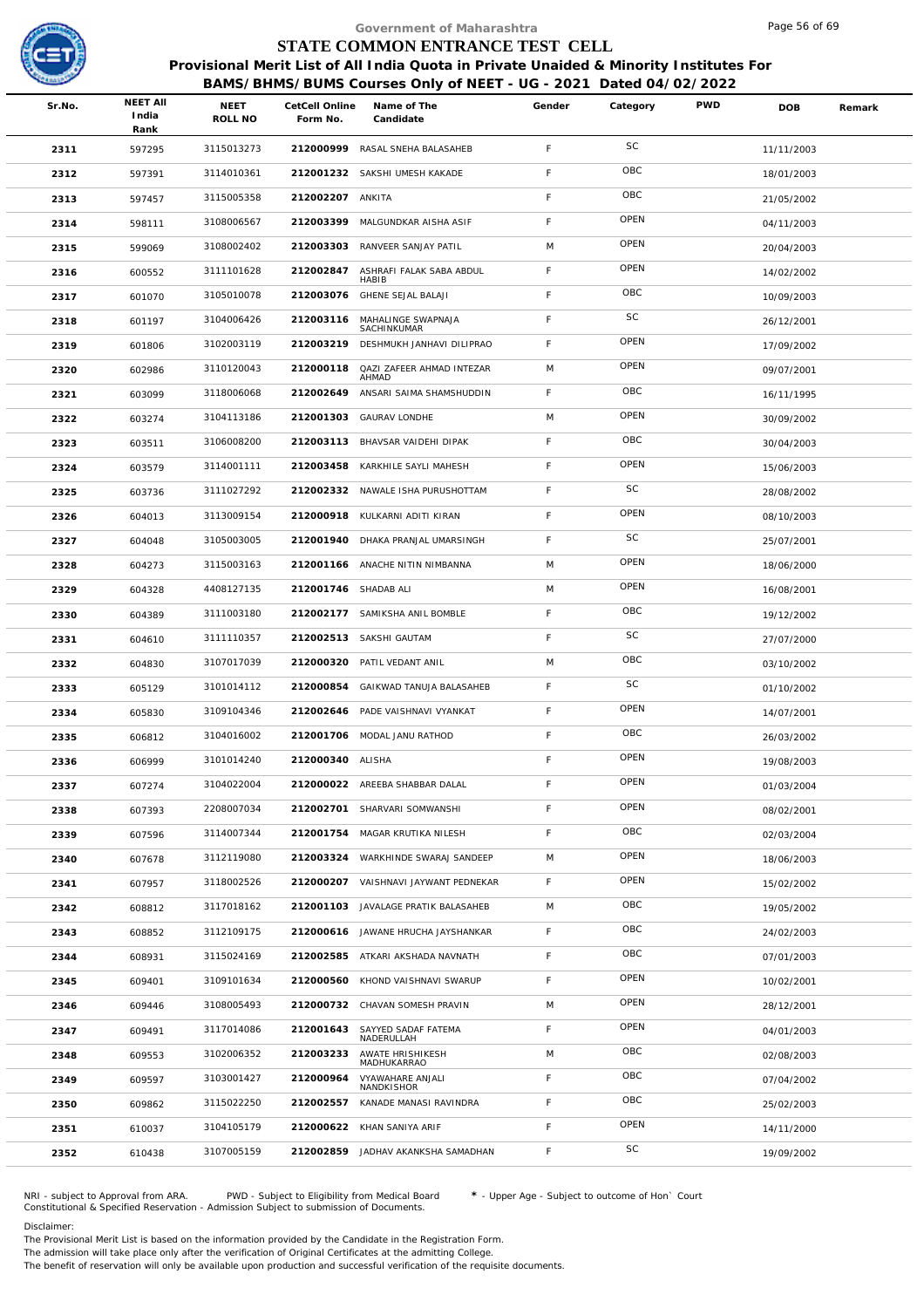# Government of Maharashtra
## STATE COMMON ENTRANCE TEST CELL
### Provisional Merit List of All India Quota in Private Unaided & Minority Institutes For BAMS/BHMS/BUMS Courses Only of NEET - UG - 2021 Dated 04/02/2022

| Sr.No. | NEET All India Rank | NEET ROLL NO | CetCell Online Form No. | Name of The Candidate | Gender | Category | PWD | DOB | Remark |
|---|---|---|---|---|---|---|---|---|---|
| 2311 | 597295 | 3115013273 | 212000999 | RASAL SNEHA BALASAHEB | F | SC | | 11/11/2003 | |
| 2312 | 597391 | 3114010361 | 212001232 | SAKSHI UMESH KAKADE | F | OBC | | 18/01/2003 | |
| 2313 | 597457 | 3115005358 | 212002207 | ANKITA | F | OBC | | 21/05/2002 | |
| 2314 | 598111 | 3108006567 | 212003399 | MALGUNDKAR AISHA ASIF | F | OPEN | | 04/11/2003 | |
| 2315 | 599069 | 3108002402 | 212003303 | RANVEER SANJAY PATIL | M | OPEN | | 20/04/2003 | |
| 2316 | 600552 | 3111101628 | 212002847 | ASHRAFI FALAK SABA ABDUL HABIB | F | OPEN | | 14/02/2002 | |
| 2317 | 601070 | 3105010078 | 212003076 | GHENE SEJAL BALAJI | F | OBC | | 10/09/2003 | |
| 2318 | 601197 | 3104006426 | 212003116 | MAHALINGE SWAPNAJA SACHINKUMAR | F | SC | | 26/12/2001 | |
| 2319 | 601806 | 3102003119 | 212003219 | DESHMUKH JANHAVI DILIPRAO | F | OPEN | | 17/09/2002 | |
| 2320 | 602986 | 3110120043 | 212000118 | QAZI ZAFEER AHMAD INTEZAR AHMAD | M | OPEN | | 09/07/2001 | |
| 2321 | 603099 | 3118006068 | 212002649 | ANSARI SAIMA SHAMSHUDDIN | F | OBC | | 16/11/1995 | |
| 2322 | 603274 | 3104113186 | 212001303 | GAURAV LONDHE | M | OPEN | | 30/09/2002 | |
| 2323 | 603511 | 3106008200 | 212003113 | BHAVSAR VAIDEHI DIPAK | F | OBC | | 30/04/2003 | |
| 2324 | 603579 | 3114001111 | 212003458 | KARKHILE SAYLI MAHESH | F | OPEN | | 15/06/2003 | |
| 2325 | 603736 | 3111027292 | 212002332 | NAWALE ISHA PURUSHOTTAM | F | SC | | 28/08/2002 | |
| 2326 | 604013 | 3113009154 | 212000918 | KULKARNI ADITI KIRAN | F | OPEN | | 08/10/2003 | |
| 2327 | 604048 | 3105003005 | 212001940 | DHAKA PRANJAL UMARSINGH | F | SC | | 25/07/2001 | |
| 2328 | 604273 | 3115003163 | 212001166 | ANACHE NITIN NIMBANNA | M | OPEN | | 18/06/2000 | |
| 2329 | 604328 | 4408127135 | 212001746 | SHADAB ALI | M | OPEN | | 16/08/2001 | |
| 2330 | 604389 | 3111003180 | 212002177 | SAMIKSHA ANIL BOMBLE | F | OBC | | 19/12/2002 | |
| 2331 | 604610 | 3111110357 | 212002513 | SAKSHI GAUTAM | F | SC | | 27/07/2000 | |
| 2332 | 604830 | 3107017039 | 212000320 | PATIL VEDANT ANIL | M | OBC | | 03/10/2002 | |
| 2333 | 605129 | 3101014112 | 212000854 | GAIKWAD TANUJA BALASAHEB | F | SC | | 01/10/2002 | |
| 2334 | 605830 | 3109104346 | 212002646 | PADE VAISHNAVI VYANKAT | F | OPEN | | 14/07/2001 | |
| 2335 | 606812 | 3104016002 | 212001706 | MODAL JANU RATHOD | F | OBC | | 26/03/2002 | |
| 2336 | 606999 | 3101014240 | 212000340 | ALISHA | F | OPEN | | 19/08/2003 | |
| 2337 | 607274 | 3104022004 | 212000022 | AREEBA SHABBAR DALAL | F | OPEN | | 01/03/2004 | |
| 2338 | 607393 | 2208007034 | 212002701 | SHARVARI SOMWANSHI | F | OPEN | | 08/02/2001 | |
| 2339 | 607596 | 3114007344 | 212001754 | MAGAR KRUTIKA NILESH | F | OBC | | 02/03/2004 | |
| 2340 | 607678 | 3112119080 | 212003324 | WARKHINDE SWARAJ SANDEEP | M | OPEN | | 18/06/2003 | |
| 2341 | 607957 | 3118002526 | 212000207 | VAISHNAVI JAYWANT PEDNEKAR | F | OPEN | | 15/02/2002 | |
| 2342 | 608812 | 3117018162 | 212001103 | JAVALAGE PRATIK BALASAHEB | M | OBC | | 19/05/2002 | |
| 2343 | 608852 | 3112109175 | 212000616 | JAWANE HRUCHA JAYSHANKAR | F | OBC | | 24/02/2003 | |
| 2344 | 608931 | 3115024169 | 212002585 | ATKARI AKSHADA NAVNATH | F | OBC | | 07/01/2003 | |
| 2345 | 609401 | 3109101634 | 212000560 | KHOND VAISHNAVI SWARUP | F | OPEN | | 10/02/2001 | |
| 2346 | 609446 | 3108005493 | 212000732 | CHAVAN SOMESH PRAVIN | M | OPEN | | 28/12/2001 | |
| 2347 | 609491 | 3117014086 | 212001643 | SAYYED SADAF FATEMA NADERULLAH | F | OPEN | | 04/01/2003 | |
| 2348 | 609553 | 3102006352 | 212003233 | AWATE HRISHIKESH MADHUKARRAO | M | OBC | | 02/08/2003 | |
| 2349 | 609597 | 3103001427 | 212000964 | VYAWAHARE ANJALI NANDKISHOR | F | OBC | | 07/04/2002 | |
| 2350 | 609862 | 3115022250 | 212002557 | KANADE MANASI RAVINDRA | F | OBC | | 25/02/2003 | |
| 2351 | 610037 | 3104105179 | 212000622 | KHAN SANIYA ARIF | F | OPEN | | 14/11/2000 | |
| 2352 | 610438 | 3107005159 | 212002859 | JADHAV AKANKSHA SAMADHAN | F | SC | | 19/09/2002 | |

NRI - subject to Approval from ARA. PWD - Subject to Eligibility from Medical Board * - Upper Age - Subject to outcome of Hon` Court
Constitutional & Specified Reservation - Admission Subject to submission of Documents.

Disclaimer:
The Provisional Merit List is based on the information provided by the Candidate in the Registration Form.
The admission will take place only after the verification of Original Certificates at the admitting College.
The benefit of reservation will only be available upon production and successful verification of the requisite documents.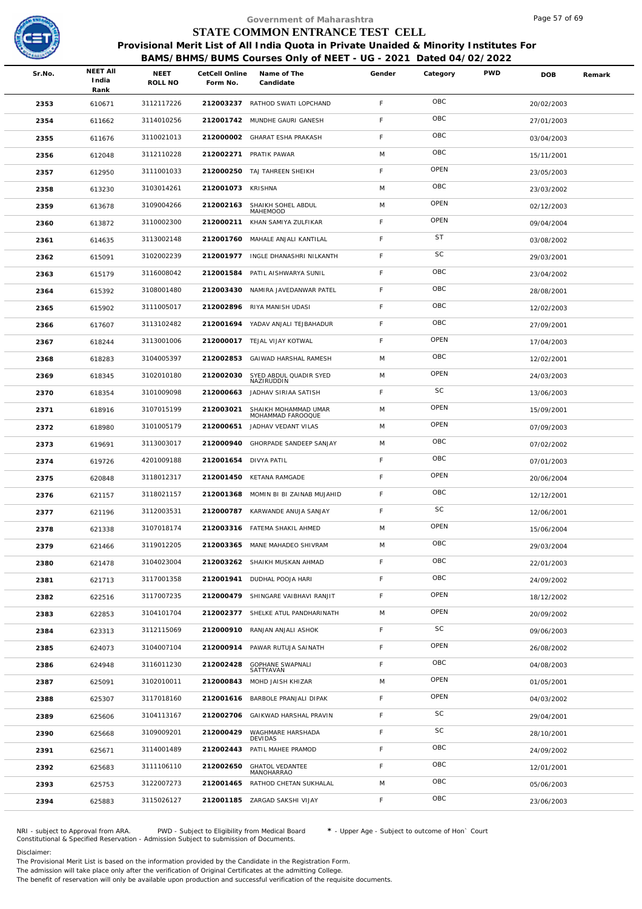Government of Maharashtra

# STATE COMMON ENTRANCE TEST CELL

**Provisional Merit List of All India Quota in Private Unaided & Minority Institutes For BAMS/BHMS/BUMS Courses Only of NEET - UG - 2021 Dated 04/02/2022**

| Sr.No. | NEET All India Rank | NEET ROLL NO | CetCell Online Form No. | Name of The Candidate | Gender | Category | PWD | DOB | Remark |
|---|---|---|---|---|---|---|---|---|---|
| 2353 | 610671 | 3112117226 | 212003237 | RATHOD SWATI LOPCHAND | F | OBC | | 20/02/2003 | |
| 2354 | 611662 | 3114010256 | 212001742 | MUNDHE GAURI GANESH | F | OBC | | 27/01/2003 | |
| 2355 | 611676 | 3110021013 | 212000002 | GHARAT ESHA PRAKASH | F | OBC | | 03/04/2003 | |
| 2356 | 612048 | 3112110228 | 212002271 | PRATIK PAWAR | M | OBC | | 15/11/2001 | |
| 2357 | 612950 | 3111001033 | 212000250 | TAJ TAHREEN SHEIKH | F | OPEN | | 23/05/2003 | |
| 2358 | 613230 | 3103014261 | 212001073 | KRISHNA | M | OBC | | 23/03/2002 | |
| 2359 | 613678 | 3109004266 | 212002163 | SHAIKH SOHEL ABDUL MAHEMOOD | M | OPEN | | 02/12/2003 | |
| 2360 | 613872 | 3110002300 | 212000211 | KHAN SAMIYA ZULFIKAR | F | OPEN | | 09/04/2004 | |
| 2361 | 614635 | 3113002148 | 212001760 | MAHALE ANJALI KANTILAL | F | ST | | 03/08/2002 | |
| 2362 | 615091 | 3102002239 | 212001977 | INGLE DHANASHRI NILKANTH | F | SC | | 29/03/2001 | |
| 2363 | 615179 | 3116008042 | 212001584 | PATIL AISHWARYA SUNIL | F | OBC | | 23/04/2002 | |
| 2364 | 615392 | 3108001480 | 212003430 | NAMIRA JAVEDANWAR PATEL | F | OBC | | 28/08/2001 | |
| 2365 | 615902 | 3111005017 | 212002896 | RIYA MANISH UDASI | F | OBC | | 12/02/2003 | |
| 2366 | 617607 | 3113102482 | 212001694 | YADAV ANJALI TEJBAHADUR | F | OBC | | 27/09/2001 | |
| 2367 | 618244 | 3113001006 | 212000017 | TEJAL VIJAY KOTWAL | F | OPEN | | 17/04/2003 | |
| 2368 | 618283 | 3104005397 | 212002853 | GAIWAD HARSHAL RAMESH | M | OBC | | 12/02/2001 | |
| 2369 | 618345 | 3102010180 | 212002030 | SYED ABDUL QUADIR SYED NAZIRUDDIN | M | OPEN | | 24/03/2003 | |
| 2370 | 618354 | 3101009098 | 212000663 | JADHAV SIRIAA SATISH | F | SC | | 13/06/2003 | |
| 2371 | 618916 | 3107015199 | 212003021 | SHAIKH MOHAMMAD UMAR MOHAMMAD FAROOQUE | M | OPEN | | 15/09/2001 | |
| 2372 | 618980 | 3101005179 | 212000651 | JADHAV VEDANT VILAS | M | OPEN | | 07/09/2003 | |
| 2373 | 619691 | 3113003017 | 212000940 | GHORPADE SANDEEP SANJAY | M | OBC | | 07/02/2002 | |
| 2374 | 619726 | 4201009188 | 212001654 | DIVYA PATIL | F | OBC | | 07/01/2003 | |
| 2375 | 620848 | 3118012317 | 212001450 | KETANA RAMGADE | F | OPEN | | 20/06/2004 | |
| 2376 | 621157 | 3118021157 | 212001368 | MOMIN BI BI ZAINAB MUJAHID | F | OBC | | 12/12/2001 | |
| 2377 | 621196 | 3112003531 | 212000787 | KARWANDE ANUJA SANJAY | F | SC | | 12/06/2001 | |
| 2378 | 621338 | 3107018174 | 212003316 | FATEMA SHAKIL AHMED | M | OPEN | | 15/06/2004 | |
| 2379 | 621466 | 3119012205 | 212003365 | MANE MAHADEO SHIVRAM | M | OBC | | 29/03/2004 | |
| 2380 | 621478 | 3104023004 | 212003262 | SHAIKH MUSKAN AHMAD | F | OBC | | 22/01/2003 | |
| 2381 | 621713 | 3117001358 | 212001941 | DUDHAL POOJA HARI | F | OBC | | 24/09/2002 | |
| 2382 | 622516 | 3117007235 | 212000479 | SHINGARE VAIBHAVI RANJIT | F | OPEN | | 18/12/2002 | |
| 2383 | 622853 | 3104101704 | 212002377 | SHELKE ATUL PANDHARINATH | M | OPEN | | 20/09/2002 | |
| 2384 | 623313 | 3112115069 | 212000910 | RANJAN ANJALI ASHOK | F | SC | | 09/06/2003 | |
| 2385 | 624073 | 3104007104 | 212000914 | PAWAR RUTUJA SAINATH | F | OPEN | | 26/08/2002 | |
| 2386 | 624948 | 3116011230 | 212002428 | GOPHANE SWAPNALI SATTYAVAN | F | OBC | | 04/08/2003 | |
| 2387 | 625091 | 3102010011 | 212000843 | MOHD JAISH KHIZAR | M | OPEN | | 01/05/2001 | |
| 2388 | 625307 | 3117018160 | 212001616 | BARBOLE PRANJALI DIPAK | F | OPEN | | 04/03/2002 | |
| 2389 | 625606 | 3104113167 | 212002706 | GAIKWAD HARSHAL PRAVIN | F | SC | | 29/04/2001 | |
| 2390 | 625668 | 3109009201 | 212000429 | WAGHMARE HARSHADA DEVIDAS | F | SC | | 28/10/2001 | |
| 2391 | 625671 | 3114001489 | 212002443 | PATIL MAHEE PRAMOD | F | OBC | | 24/09/2002 | |
| 2392 | 625683 | 3111106110 | 212002650 | GHATOL VEDANTEE MANOHARRAO | F | OBC | | 12/01/2001 | |
| 2393 | 625753 | 3122007273 | 212001465 | RATHOD CHETAN SUKHALAL | M | OBC | | 05/06/2003 | |
| 2394 | 625883 | 3115026127 | 212001185 | ZARGAD SAKSHI VIJAY | F | OBC | | 23/06/2003 | |

NRI - subject to Approval from ARA. PWD - Subject to Eligibility from Medical Board * - Upper Age - Subject to outcome of Hon` Court
Constitutional & Specified Reservation - Admission Subject to submission of Documents.

Disclaimer:
The Provisional Merit List is based on the information provided by the Candidate in the Registration Form.
The admission will take place only after the verification of Original Certificates at the admitting College.
The benefit of reservation will only be available upon production and successful verification of the requisite documents.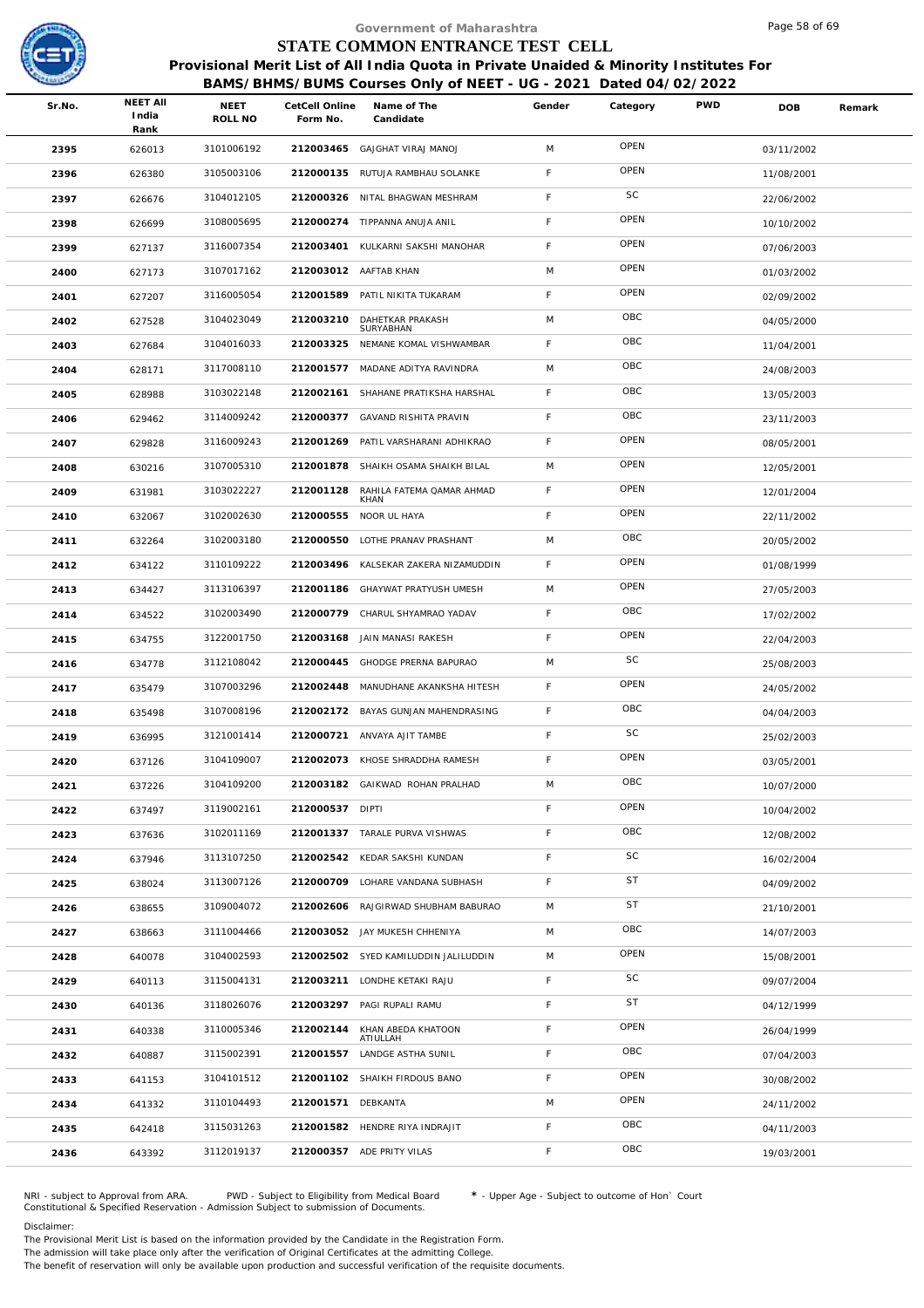Government of Maharashtra

# STATE COMMON ENTRANCE TEST CELL

## Provisional Merit List of All India Quota in Private Unaided & Minority Institutes For BAMS/BHMS/BUMS Courses Only of NEET - UG - 2021 Dated 04/02/2022

| Sr.No. | NEET All India Rank | NEET ROLL NO | CetCell Online Form No. | Name of The Candidate | Gender | Category | PWD | DOB | Remark |
|---|---|---|---|---|---|---|---|---|---|
| 2395 | 626013 | 3101006192 | 212003465 | GAJGHAT VIRAJ MANOJ | M | OPEN | | 03/11/2002 | |
| 2396 | 626380 | 3105003106 | 212000135 | RUTUJA RAMBHAU SOLANKE | F | OPEN | | 11/08/2001 | |
| 2397 | 626676 | 3104012105 | 212000326 | NITAL BHAGWAN MESHRAM | F | SC | | 22/06/2002 | |
| 2398 | 626699 | 3108005695 | 212000274 | TIPPANNA ANUJA ANIL | F | OPEN | | 10/10/2002 | |
| 2399 | 627137 | 3116007354 | 212003401 | KULKARNI SAKSHI MANOHAR | F | OPEN | | 07/06/2003 | |
| 2400 | 627173 | 3107017162 | 212003012 | AAFTAB KHAN | M | OPEN | | 01/03/2002 | |
| 2401 | 627207 | 3116005054 | 212001589 | PATIL NIKITA TUKARAM | F | OPEN | | 02/09/2002 | |
| 2402 | 627528 | 3104023049 | 212003210 | DAHETKAR PRAKASH SURYABHAN | M | OBC | | 04/05/2000 | |
| 2403 | 627684 | 3104016033 | 212003325 | NEMANE KOMAL VISHWAMBAR | F | OBC | | 11/04/2001 | |
| 2404 | 628171 | 3117008110 | 212001577 | MADANE ADITYA RAVINDRA | M | OBC | | 24/08/2003 | |
| 2405 | 628988 | 3103022148 | 212002161 | SHAHANE PRATIKSHA HARSHAL | F | OBC | | 13/05/2003 | |
| 2406 | 629462 | 3114009242 | 212000377 | GAVAND RISHITA PRAVIN | F | OBC | | 23/11/2003 | |
| 2407 | 629828 | 3116009243 | 212001269 | PATIL VARSHARANI ADHIKRAO | F | OPEN | | 08/05/2001 | |
| 2408 | 630216 | 3107005310 | 212001878 | SHAIKH OSAMA SHAIKH BILAL | M | OPEN | | 12/05/2001 | |
| 2409 | 631981 | 3103022227 | 212001128 | RAHILA FATEMA QAMAR AHMAD KHAN | F | OPEN | | 12/01/2004 | |
| 2410 | 632067 | 3102002630 | 212000555 | NOOR UL HAYA | F | OPEN | | 22/11/2002 | |
| 2411 | 632264 | 3102003180 | 212000550 | LOTHE PRANAV PRASHANT | M | OBC | | 20/05/2002 | |
| 2412 | 634122 | 3110109222 | 212003496 | KALSEKAR ZAKERA NIZAMUDDIN | F | OPEN | | 01/08/1999 | |
| 2413 | 634427 | 3113106397 | 212001186 | GHAYWAT PRATYUSH UMESH | M | OPEN | | 27/05/2003 | |
| 2414 | 634522 | 3102003490 | 212000779 | CHARUL SHYAMRAO YADAV | F | OBC | | 17/02/2002 | |
| 2415 | 634755 | 3122001750 | 212003168 | JAIN MANASI RAKESH | F | OPEN | | 22/04/2003 | |
| 2416 | 634778 | 3112108042 | 212000445 | GHODGE PRERNA BAPURAO | M | SC | | 25/08/2003 | |
| 2417 | 635479 | 3107003296 | 212002448 | MANUDHANE AKANKSHA HITESH | F | OPEN | | 24/05/2002 | |
| 2418 | 635498 | 3107008196 | 212002172 | BAYAS GUNJAN MAHENDRASING | F | OBC | | 04/04/2003 | |
| 2419 | 636995 | 3121001414 | 212000721 | ANVAYA AJIT TAMBE | F | SC | | 25/02/2003 | |
| 2420 | 637126 | 3104109007 | 212002073 | KHOSE SHRADDHA RAMESH | F | OPEN | | 03/05/2001 | |
| 2421 | 637226 | 3104109200 | 212003182 | GAIKWAD ROHAN PRALHAD | M | OBC | | 10/07/2000 | |
| 2422 | 637497 | 3119002161 | 212000537 | DIPTI | F | OPEN | | 10/04/2002 | |
| 2423 | 637636 | 3102011169 | 212001337 | TARALE PURVA VISHWAS | F | OBC | | 12/08/2002 | |
| 2424 | 637946 | 3113107250 | 212002542 | KEDAR SAKSHI KUNDAN | F | SC | | 16/02/2004 | |
| 2425 | 638024 | 3113007126 | 212000709 | LOHARE VANDANA SUBHASH | F | ST | | 04/09/2002 | |
| 2426 | 638655 | 3109004072 | 212002606 | RAJGIRWAD SHUBHAM BABURAO | M | ST | | 21/10/2001 | |
| 2427 | 638663 | 3111004466 | 212003052 | JAY MUKESH CHHENIYA | M | OBC | | 14/07/2003 | |
| 2428 | 640078 | 3104002593 | 212002502 | SYED KAMILUDDIN JALILUDDIN | M | OPEN | | 15/08/2001 | |
| 2429 | 640113 | 3115004131 | 212003211 | LONDHE KETAKI RAJU | F | SC | | 09/07/2004 | |
| 2430 | 640136 | 3118026076 | 212003297 | PAGI RUPALI RAMU | F | ST | | 04/12/1999 | |
| 2431 | 640338 | 3110005346 | 212002144 | KHAN ABEDA KHATOON ATIULLAH | F | OPEN | | 26/04/1999 | |
| 2432 | 640887 | 3115002391 | 212001557 | LANDGE ASTHA SUNIL | F | OBC | | 07/04/2003 | |
| 2433 | 641153 | 3104101512 | 212001102 | SHAIKH FIRDOUS BANO | F | OPEN | | 30/08/2002 | |
| 2434 | 641332 | 3110104493 | 212001571 | DEBKANTA | M | OPEN | | 24/11/2002 | |
| 2435 | 642418 | 3115031263 | 212001582 | HENDRE RIYA INDRAJIT | F | OBC | | 04/11/2003 | |
| 2436 | 643392 | 3112019137 | 212000357 | ADE PRITY VILAS | F | OBC | | 19/03/2001 | |

NRI - subject to Approval from ARA. PWD - Subject to Eligibility from Medical Board * - Upper Age - Subject to outcome of Hon` Court
Constitutional & Specified Reservation - Admission Subject to submission of Documents.

Disclaimer:
The Provisional Merit List is based on the information provided by the Candidate in the Registration Form.
The admission will take place only after the verification of Original Certificates at the admitting College.
The benefit of reservation will only be available upon production and successful verification of the requisite documents.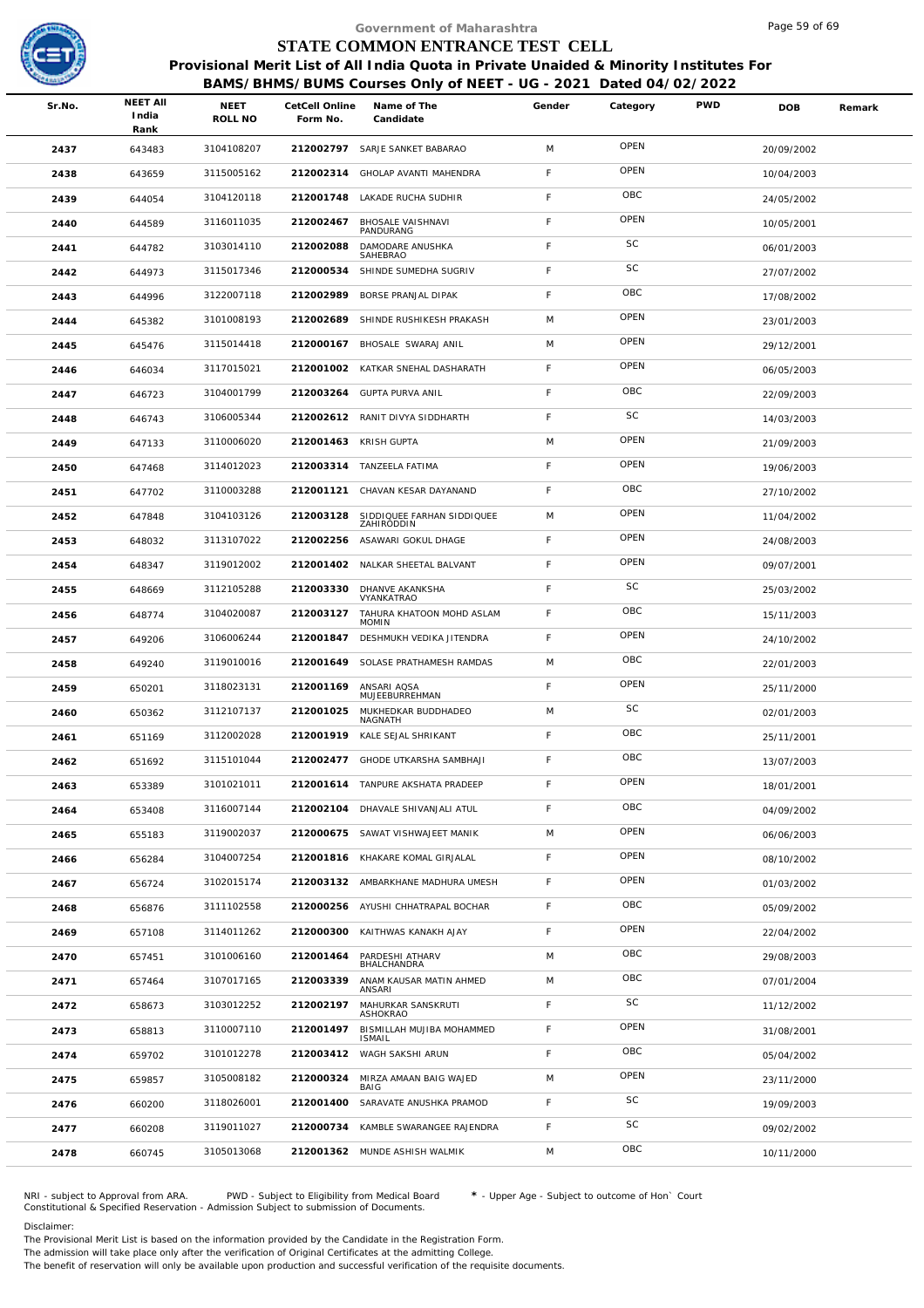# Government of Maharashtra
# STATE COMMON ENTRANCE TEST CELL

**Provisional Merit List of All India Quota in Private Unaided & Minority Institutes For BAMS/BHMS/BUMS Courses Only of NEET - UG - 2021 Dated 04/02/2022**

| Sr.No. | NEET All India Rank | NEET ROLL NO | CetCell Online Form No. | Name of The Candidate | Gender | Category | PWD | DOB | Remark |
|---|---|---|---|---|---|---|---|---|---|
| 2437 | 643483 | 3104108207 | 212002797 | SARJE SANKET BABARAO | M | OPEN | | 20/09/2002 | |
| 2438 | 643659 | 3115005162 | 212002314 | GHOLAP AVANTI MAHENDRA | F | OPEN | | 10/04/2003 | |
| 2439 | 644054 | 3104120118 | 212001748 | LAKADE RUCHA SUDHIR | F | OBC | | 24/05/2002 | |
| 2440 | 644589 | 3116011035 | 212002467 | BHOSALE VAISHNAVI PANDURANG | F | OPEN | | 10/05/2001 | |
| 2441 | 644782 | 3103014110 | 212002088 | DAMODARE ANUSHKA SAHEBRAO | F | SC | | 06/01/2003 | |
| 2442 | 644973 | 3115017346 | 212000534 | SHINDE SUMEDHA SUGRIV | F | SC | | 27/07/2002 | |
| 2443 | 644996 | 3122007118 | 212002989 | BORSE PRANJAL DIPAK | F | OBC | | 17/08/2002 | |
| 2444 | 645382 | 3101008193 | 212002689 | SHINDE RUSHIKESH PRAKASH | M | OPEN | | 23/01/2003 | |
| 2445 | 645476 | 3115014418 | 212000167 | BHOSALE SWARAJ ANIL | M | OPEN | | 29/12/2001 | |
| 2446 | 646034 | 3117015021 | 212001002 | KATKAR SNEHAL DASHARATH | F | OPEN | | 06/05/2003 | |
| 2447 | 646723 | 3104001799 | 212003264 | GUPTA PURVA ANIL | F | OBC | | 22/09/2003 | |
| 2448 | 646743 | 3106005344 | 212002612 | RANIT DIVYA SIDDHARTH | F | SC | | 14/03/2003 | |
| 2449 | 647133 | 3110006020 | 212001463 | KRISH GUPTA | M | OPEN | | 21/09/2003 | |
| 2450 | 647468 | 3114012023 | 212003314 | TANZEELA FATIMA | F | OPEN | | 19/06/2003 | |
| 2451 | 647702 | 3110003288 | 212001121 | CHAVAN KESAR DAYANAND | F | OBC | | 27/10/2002 | |
| 2452 | 647848 | 3104103126 | 212003128 | SIDDIQUEE FARHAN SIDDIQUEE ZAHIRODDIN | M | OPEN | | 11/04/2002 | |
| 2453 | 648032 | 3113107022 | 212002256 | ASAWARI GOKUL DHAGE | F | OPEN | | 24/08/2003 | |
| 2454 | 648347 | 3119012002 | 212001402 | NALKAR SHEETAL BALVANT | F | OPEN | | 09/07/2001 | |
| 2455 | 648669 | 3112105288 | 212003330 | DHANVE AKANKSHA VYANKATRAO | F | SC | | 25/03/2002 | |
| 2456 | 648774 | 3104020087 | 212003127 | TAHURA KHATOON MOHD ASLAM MOMIN | F | OBC | | 15/11/2003 | |
| 2457 | 649206 | 3106006244 | 212001847 | DESHMUKH VEDIKA JITENDRA | F | OPEN | | 24/10/2002 | |
| 2458 | 649240 | 3119010016 | 212001649 | SOLASE PRATHAMESH RAMDAS | M | OBC | | 22/01/2003 | |
| 2459 | 650201 | 3118023131 | 212001169 | ANSARI AQSA MUJEEBURREHMAN | F | OPEN | | 25/11/2000 | |
| 2460 | 650362 | 3112107137 | 212001025 | MUKHEDKAR BUDDHADEO NAGNATH | M | SC | | 02/01/2003 | |
| 2461 | 651169 | 3112002028 | 212001919 | KALE SEJAL SHRIKANT | F | OBC | | 25/11/2001 | |
| 2462 | 651692 | 3115101044 | 212002477 | GHODE UTKARSHA SAMBHAJI | F | OBC | | 13/07/2003 | |
| 2463 | 653389 | 3101021011 | 212001614 | TANPURE AKSHATA PRADEEP | F | OPEN | | 18/01/2001 | |
| 2464 | 653408 | 3116007144 | 212002104 | DHAVALE SHIVANJALI ATUL | F | OBC | | 04/09/2002 | |
| 2465 | 655183 | 3119002037 | 212000675 | SAWAT VISHWAJEET MANIK | M | OPEN | | 06/06/2003 | |
| 2466 | 656284 | 3104007254 | 212001816 | KHAKARE KOMAL GIRJALAL | F | OPEN | | 08/10/2002 | |
| 2467 | 656724 | 3102015174 | 212003132 | AMBARKHANE MADHURA UMESH | F | OPEN | | 01/03/2002 | |
| 2468 | 656876 | 3111102558 | 212000256 | AYUSHI CHHATRAPAL BOCHAR | F | OBC | | 05/09/2002 | |
| 2469 | 657108 | 3114011262 | 212000300 | KAITHWAS KANAKH AJAY | F | OPEN | | 22/04/2002 | |
| 2470 | 657451 | 3101006160 | 212001464 | PARDESHI ATHARV BHALCHANDRA | M | OBC | | 29/08/2003 | |
| 2471 | 657464 | 3107017165 | 212003339 | ANAM KAUSAR MATIN AHMED ANSARI | M | OBC | | 07/01/2004 | |
| 2472 | 658673 | 3103012252 | 212002197 | MAHURKAR SANSKRUTI ASHOKRAO | F | SC | | 11/12/2002 | |
| 2473 | 658813 | 3110007110 | 212001497 | BISMILLAH MUJIBA MOHAMMED ISMAIL | F | OPEN | | 31/08/2001 | |
| 2474 | 659702 | 3101012278 | 212003412 | WAGH SAKSHI ARUN | F | OBC | | 05/04/2002 | |
| 2475 | 659857 | 3105008182 | 212000324 | MIRZA AMAAN BAIG WAJED BAIG | M | OPEN | | 23/11/2000 | |
| 2476 | 660200 | 3118026001 | 212001400 | SARAVATE ANUSHKA PRAMOD | F | SC | | 19/09/2003 | |
| 2477 | 660208 | 3119011027 | 212000734 | KAMBLE SWARANGEE RAJENDRA | F | SC | | 09/02/2002 | |
| 2478 | 660745 | 3105013068 | 212001362 | MUNDE ASHISH WALMIK | M | OBC | | 10/11/2000 | |

NRI - subject to Approval from ARA. PWD - Subject to Eligibility from Medical Board * - Upper Age - Subject to outcome of Hon` Court
Constitutional & Specified Reservation - Admission Subject to submission of Documents.

Disclaimer:
The Provisional Merit List is based on the information provided by the Candidate in the Registration Form.
The admission will take place only after the verification of Original Certificates at the admitting College.
The benefit of reservation will only be available upon production and successful verification of the requisite documents.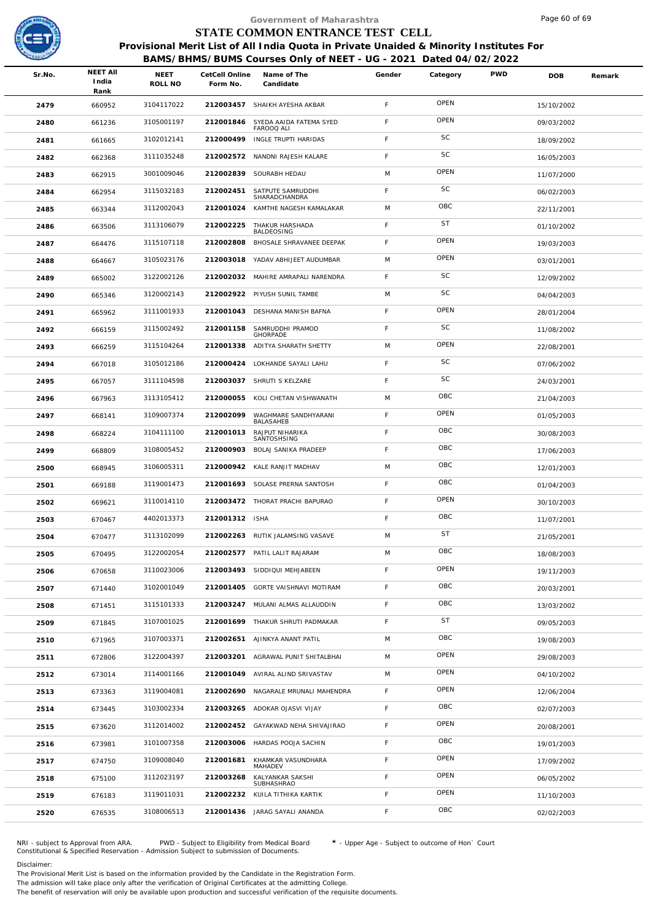Government of Maharashtra

# STATE COMMON ENTRANCE TEST CELL

**Provisional Merit List of All India Quota in Private Unaided & Minority Institutes For BAMS/BHMS/BUMS Courses Only of NEET - UG - 2021 Dated 04/02/2022**

| Sr.No. | NEET All India Rank | NEET ROLL NO | CetCell Online Form No. | Name of The Candidate | Gender | Category | PWD | DOB | Remark |
|---|---|---|---|---|---|---|---|---|---|
| 2479 | 660952 | 3104117022 | 212003457 | SHAIKH AYESHA AKBAR | F | OPEN | | 15/10/2002 | |
| 2480 | 661236 | 3105001197 | 212001846 | SYEDA AAIDA FATEMA SYED FAROOQ ALI | F | OPEN | | 09/03/2002 | |
| 2481 | 661665 | 3102012141 | 212000499 | INGLE TRUPTI HARIDAS | F | SC | | 18/09/2002 | |
| 2482 | 662368 | 3111035248 | 212002572 | NANDNI RAJESH KALARE | F | SC | | 16/05/2003 | |
| 2483 | 662915 | 3001009046 | 212002839 | SOURABH HEDAU | M | OPEN | | 11/07/2000 | |
| 2484 | 662954 | 3115032183 | 212002451 | SATPUTE SAMRUDDHI SHARADCHANDRA | F | SC | | 06/02/2003 | |
| 2485 | 663344 | 3112002043 | 212001024 | KAMTHE NAGESH KAMALAKAR | M | OBC | | 22/11/2001 | |
| 2486 | 663506 | 3113106079 | 212002225 | THAKUR HARSHADA BALDEOSING | F | ST | | 01/10/2002 | |
| 2487 | 664476 | 3115107118 | 212002808 | BHOSALE SHRAVANEE DEEPAK | F | OPEN | | 19/03/2003 | |
| 2488 | 664667 | 3105023176 | 212003018 | YADAV ABHIJEET AUDUMBAR | M | OPEN | | 03/01/2001 | |
| 2489 | 665002 | 3122002126 | 212002032 | MAHIRE AMRAPALI NARENDRA | F | SC | | 12/09/2002 | |
| 2490 | 665346 | 3120002143 | 212002922 | PIYUSH SUNIL TAMBE | M | SC | | 04/04/2003 | |
| 2491 | 665962 | 3111001933 | 212001043 | DESHANA MANISH BAFNA | F | OPEN | | 28/01/2004 | |
| 2492 | 666159 | 3115002492 | 212001158 | SAMRUDDHI PRAMOD GHORPADE | F | SC | | 11/08/2002 | |
| 2493 | 666259 | 3115104264 | 212001338 | ADITYA SHARATH SHETTY | M | OPEN | | 22/08/2001 | |
| 2494 | 667018 | 3105012186 | 212000424 | LOKHANDE SAYALI LAHU | F | SC | | 07/06/2002 | |
| 2495 | 667057 | 3111104598 | 212003037 | SHRUTI S KELZARE | F | SC | | 24/03/2001 | |
| 2496 | 667963 | 3113105412 | 212000055 | KOLI CHETAN VISHWANATH | M | OBC | | 21/04/2003 | |
| 2497 | 668141 | 3109007374 | 212002099 | WAGHMARE SANDHYARANI BALASAHEB | F | OPEN | | 01/05/2003 | |
| 2498 | 668224 | 3104111100 | 212001013 | RAJPUT NIHARIKA SANTOSHSING | F | OBC | | 30/08/2003 | |
| 2499 | 668809 | 3108005452 | 212000903 | BOLAJ SANIKA PRADEEP | F | OBC | | 17/06/2003 | |
| 2500 | 668945 | 3106005311 | 212000942 | KALE RANJIT MADHAV | M | OBC | | 12/01/2003 | |
| 2501 | 669188 | 3119001473 | 212001693 | SOLASE PRERNA SANTOSH | F | OBC | | 01/04/2003 | |
| 2502 | 669621 | 3110014110 | 212003472 | THORAT PRACHI BAPURAO | F | OPEN | | 30/10/2003 | |
| 2503 | 670467 | 4402013373 | 212001312 | ISHA | F | OBC | | 11/07/2001 | |
| 2504 | 670477 | 3113102099 | 212002263 | RUTIK JALAMSING VASAVE | M | ST | | 21/05/2001 | |
| 2505 | 670495 | 3122002054 | 212002577 | PATIL LALIT RAJARAM | M | OBC | | 18/08/2003 | |
| 2506 | 670658 | 3110023006 | 212003493 | SIDDIQUI MEHJABEEN | F | OPEN | | 19/11/2003 | |
| 2507 | 671440 | 3102001049 | 212001405 | GORTE VAISHNAVI MOTIRAM | F | OBC | | 20/03/2001 | |
| 2508 | 671451 | 3115101333 | 212003247 | MULANI ALMAS ALLAUDDIN | F | OBC | | 13/03/2002 | |
| 2509 | 671845 | 3107001025 | 212001699 | THAKUR SHRUTI PADMAKAR | F | ST | | 09/05/2003 | |
| 2510 | 671965 | 3107003371 | 212002651 | AJINKYA ANANT PATIL | M | OBC | | 19/08/2003 | |
| 2511 | 672806 | 3122004397 | 212003201 | AGRAWAL PUNIT SHITALBHAI | M | OPEN | | 29/08/2003 | |
| 2512 | 673014 | 3114001166 | 212001049 | AVIRAL ALIND SRIVASTAV | M | OPEN | | 04/10/2002 | |
| 2513 | 673363 | 3119004081 | 212002690 | NAGARALE MRUNALI MAHENDRA | F | OPEN | | 12/06/2004 | |
| 2514 | 673445 | 3103002334 | 212003265 | ADOKAR OJASVI VIJAY | F | OBC | | 02/07/2003 | |
| 2515 | 673620 | 3112014002 | 212002452 | GAYAKWAD NEHA SHIVAJIRAO | F | OPEN | | 20/08/2001 | |
| 2516 | 673981 | 3101007358 | 212003006 | HARDAS POOJA SACHIN | F | OBC | | 19/01/2003 | |
| 2517 | 674750 | 3109008040 | 212001681 | KHAMKAR VASUNDHARA MAHADEV | F | OPEN | | 17/09/2002 | |
| 2518 | 675100 | 3112023197 | 212003268 | KALYANKAR SAKSHI SUBHASHRAO | F | OPEN | | 06/05/2002 | |
| 2519 | 676183 | 3119011031 | 212002232 | KUILA TITHIKA KARTIK | F | OPEN | | 11/10/2003 | |
| 2520 | 676535 | 3108006513 | 212001436 | JARAG SAYALI ANANDA | F | OBC | | 02/02/2003 | |

NRI - subject to Approval from ARA. PWD - Subject to Eligibility from Medical Board * - Upper Age - Subject to outcome of Hon` Court
Constitutional & Specified Reservation - Admission Subject to submission of Documents.

Disclaimer:
The Provisional Merit List is based on the information provided by the Candidate in the Registration Form.
The admission will take place only after the verification of Original Certificates at the admitting College.
The benefit of reservation will only be available upon production and successful verification of the requisite documents.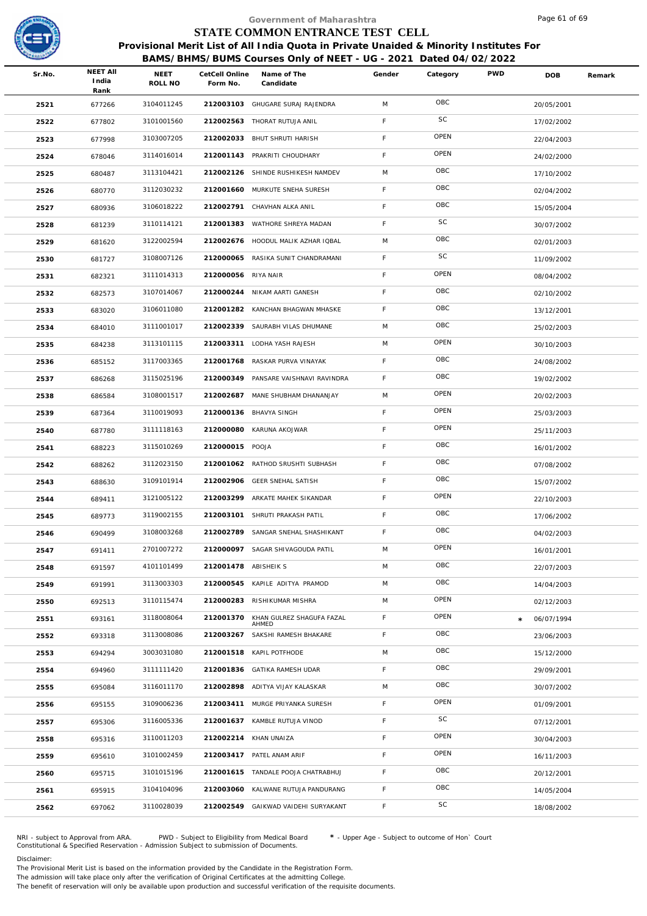Government of Maharashtra

# STATE COMMON ENTRANCE TEST CELL

## Provisional Merit List of All India Quota in Private Unaided & Minority Institutes For BAMS/BHMS/BUMS Courses Only of NEET - UG - 2021 Dated 04/02/2022

| Sr.No. | NEET All India Rank | NEET ROLL NO | CetCell Online Form No. | Name of The Candidate | Gender | Category | PWD | DOB | Remark |
|---|---|---|---|---|---|---|---|---|---|
| 2521 | 677266 | 3104011245 | 212003103 | GHUGARE SURAJ RAJENDRA | M | OBC | | 20/05/2001 | |
| 2522 | 677802 | 3101001560 | 212002563 | THORAT RUTUJA ANIL | F | SC | | 17/02/2002 | |
| 2523 | 677998 | 3103007205 | 212002033 | BHUT SHRUTI HARISH | F | OPEN | | 22/04/2003 | |
| 2524 | 678046 | 3114016014 | 212001143 | PRAKRITI CHOUDHARY | F | OPEN | | 24/02/2000 | |
| 2525 | 680487 | 3113104421 | 212002126 | SHINDE RUSHIKESH NAMDEV | M | OBC | | 17/10/2002 | |
| 2526 | 680770 | 3112030232 | 212001660 | MURKUTE SNEHA SURESH | F | OBC | | 02/04/2002 | |
| 2527 | 680936 | 3106018222 | 212002791 | CHAVHAN ALKA ANIL | F | OBC | | 15/05/2004 | |
| 2528 | 681239 | 3110114121 | 212001383 | WATHORE SHREYA MADAN | F | SC | | 30/07/2002 | |
| 2529 | 681620 | 3122002594 | 212002676 | HOODUL MALIK AZHAR IQBAL | M | OBC | | 02/01/2003 | |
| 2530 | 681727 | 3108007126 | 212000065 | RASIKA SUNIT CHANDRAMANI | F | SC | | 11/09/2002 | |
| 2531 | 682321 | 3111014313 | 212000056 | RIYA NAIR | F | OPEN | | 08/04/2002 | |
| 2532 | 682573 | 3107014067 | 212000244 | NIKAM AARTI GANESH | F | OBC | | 02/10/2002 | |
| 2533 | 683020 | 3106011080 | 212001282 | KANCHAN BHAGWAN MHASKE | F | OBC | | 13/12/2001 | |
| 2534 | 684010 | 3111001017 | 212002339 | SAURABH VILAS DHUMANE | M | OBC | | 25/02/2003 | |
| 2535 | 684238 | 3113101115 | 212003311 | LODHA YASH RAJESH | M | OPEN | | 30/10/2003 | |
| 2536 | 685152 | 3117003365 | 212001768 | RASKAR PURVA VINAYAK | F | OBC | | 24/08/2002 | |
| 2537 | 686268 | 3115025196 | 212000349 | PANSARE VAISHNAVI RAVINDRA | F | OBC | | 19/02/2002 | |
| 2538 | 686584 | 3108001517 | 212002687 | MANE SHUBHAM DHANANJAY | M | OPEN | | 20/02/2003 | |
| 2539 | 687364 | 3110019093 | 212000136 | BHAVYA SINGH | F | OPEN | | 25/03/2003 | |
| 2540 | 687780 | 3111118163 | 212000080 | KARUNA AKOJWAR | F | OPEN | | 25/11/2003 | |
| 2541 | 688223 | 3115010269 | 212000015 | POOJA | F | OBC | | 16/01/2002 | |
| 2542 | 688262 | 3112023150 | 212001062 | RATHOD SRUSHTI SUBHASH | F | OBC | | 07/08/2002 | |
| 2543 | 688630 | 3109101914 | 212002906 | GEER SNEHAL SATISH | F | OBC | | 15/07/2002 | |
| 2544 | 689411 | 3121005122 | 212003299 | ARKATE MAHEK SIKANDAR | F | OPEN | | 22/10/2003 | |
| 2545 | 689773 | 3119002155 | 212003101 | SHRUTI PRAKASH PATIL | F | OBC | | 17/06/2002 | |
| 2546 | 690499 | 3108003268 | 212002789 | SANGAR SNEHAL SHASHIKANT | F | OBC | | 04/02/2003 | |
| 2547 | 691411 | 2701007272 | 212000097 | SAGAR SHIVAGOUDA PATIL | M | OPEN | | 16/01/2001 | |
| 2548 | 691597 | 4101101499 | 212001478 | ABISHEIK S | M | OBC | | 22/07/2003 | |
| 2549 | 691991 | 3113003303 | 212000545 | KAPILE ADITYA PRAMOD | M | OBC | | 14/04/2003 | |
| 2550 | 692513 | 3110115474 | 212000283 | RISHIKUMAR MISHRA | M | OPEN | | 02/12/2003 | |
| 2551 | 693161 | 3118008064 | 212001370 | KHAN GULREZ SHAGUFA FAZAL AHMED | F | OPEN | * | 06/07/1994 | |
| 2552 | 693318 | 3113008086 | 212003267 | SAKSHI RAMESH BHAKARE | F | OBC | | 23/06/2003 | |
| 2553 | 694294 | 3003031080 | 212001518 | KAPIL POTFHODE | M | OBC | | 15/12/2000 | |
| 2554 | 694960 | 3111111420 | 212001836 | GATIKA RAMESH UDAR | F | OBC | | 29/09/2001 | |
| 2555 | 695084 | 3116011170 | 212002898 | ADITYA VIJAY KALASKAR | M | OBC | | 30/07/2002 | |
| 2556 | 695155 | 3109006236 | 212003411 | MURGE PRIYANKA SURESH | F | OPEN | | 01/09/2001 | |
| 2557 | 695306 | 3116005336 | 212001637 | KAMBLE RUTUJA VINOD | F | SC | | 07/12/2001 | |
| 2558 | 695316 | 3110011203 | 212002214 | KHAN UNAIZA | F | OPEN | | 30/04/2003 | |
| 2559 | 695610 | 3101002459 | 212003417 | PATEL ANAM ARIF | F | OPEN | | 16/11/2003 | |
| 2560 | 695715 | 3101015196 | 212001615 | TANDALE POOJA CHATRABHUJ | F | OBC | | 20/12/2001 | |
| 2561 | 695915 | 3104104096 | 212003060 | KALWANE RUTUJA PANDURANG | F | OBC | | 14/05/2004 | |
| 2562 | 697062 | 3110028039 | 212002549 | GAIKWAD VAIDEHI SURYAKANT | F | SC | | 18/08/2002 | |

NRI - subject to Approval from ARA. PWD - Subject to Eligibility from Medical Board * - Upper Age - Subject to outcome of Hon` Court
Constitutional & Specified Reservation - Admission Subject to submission of Documents.

Disclaimer:
The Provisional Merit List is based on the information provided by the Candidate in the Registration Form.
The admission will take place only after the verification of Original Certificates at the admitting College.
The benefit of reservation will only be available upon production and successful verification of the requisite documents.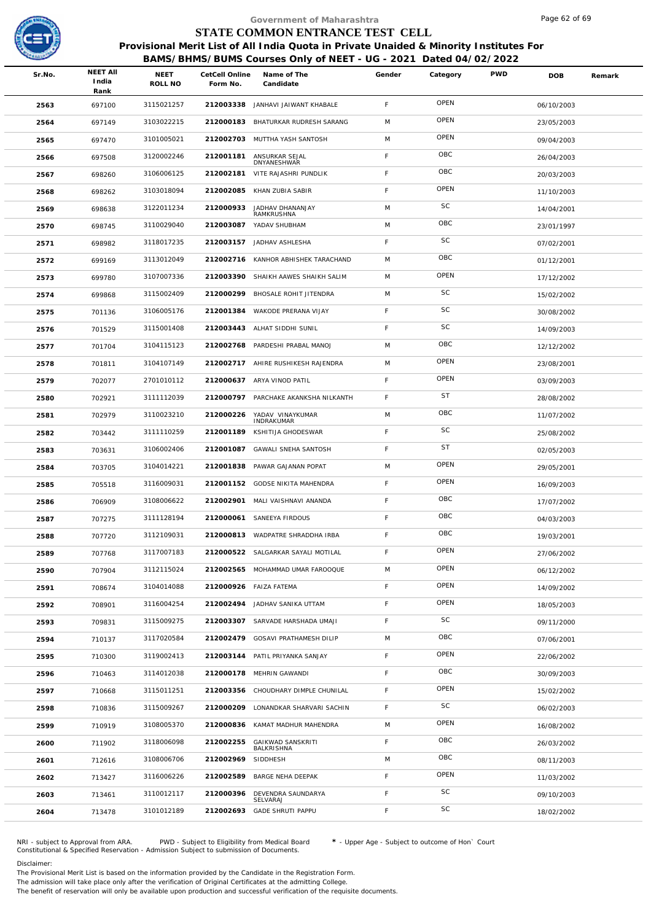Government of Maharashtra

# STATE COMMON ENTRANCE TEST CELL

## Provisional Merit List of All India Quota in Private Unaided & Minority Institutes For BAMS/BHMS/BUMS Courses Only of NEET - UG - 2021 Dated 04/02/2022

| Sr.No. | NEET All India Rank | NEET ROLL NO | CetCell Online Form No. | Name of The Candidate | Gender | Category | PWD | DOB | Remark |
|---|---|---|---|---|---|---|---|---|---|
| 2563 | 697100 | 3115021257 | 212003338 | JANHAVI JAIWANT KHABALE | F | OPEN | | 06/10/2003 | |
| 2564 | 697149 | 3103022215 | 212000183 | BHATURKAR RUDRESH SARANG | M | OPEN | | 23/05/2003 | |
| 2565 | 697470 | 3101005021 | 212002703 | MUTTHA YASH SANTOSH | M | OPEN | | 09/04/2003 | |
| 2566 | 697508 | 3120002246 | 212001181 | ANSURKAR SEJAL DNYANESHWAR | F | OBC | | 26/04/2003 | |
| 2567 | 698260 | 3106006125 | 212002181 | VITE RAJASHRI PUNDLIK | F | OBC | | 20/03/2003 | |
| 2568 | 698262 | 3103018094 | 212002085 | KHAN ZUBIA SABIR | F | OPEN | | 11/10/2003 | |
| 2569 | 698638 | 3122011234 | 212000933 | JADHAV DHANANJAY RAMKRUSHNA | M | SC | | 14/04/2001 | |
| 2570 | 698745 | 3110029040 | 212003087 | YADAV SHUBHAM | M | OBC | | 23/01/1997 | |
| 2571 | 698982 | 3118017235 | 212003157 | JADHAV ASHLESHA | F | SC | | 07/02/2001 | |
| 2572 | 699169 | 3113012049 | 212002716 | KANHOR ABHISHEK TARACHAND | M | OBC | | 01/12/2001 | |
| 2573 | 699780 | 3107007336 | 212003390 | SHAIKH AAWES SHAIKH SALIM | M | OPEN | | 17/12/2002 | |
| 2574 | 699868 | 3115002409 | 212000299 | BHOSALE ROHIT JITENDRA | M | SC | | 15/02/2002 | |
| 2575 | 701136 | 3106005176 | 212001384 | WAKODE PRERANA VIJAY | F | SC | | 30/08/2002 | |
| 2576 | 701529 | 3115001408 | 212003443 | ALHAT SIDDHI SUNIL | F | SC | | 14/09/2003 | |
| 2577 | 701704 | 3104115123 | 212002768 | PARDESHI PRABAL MANOJ | M | OBC | | 12/12/2002 | |
| 2578 | 701811 | 3104107149 | 212002717 | AHIRE RUSHIKESH RAJENDRA | M | OPEN | | 23/08/2001 | |
| 2579 | 702077 | 2701010112 | 212000637 | ARYA VINOD PATIL | F | OPEN | | 03/09/2003 | |
| 2580 | 702921 | 3111112039 | 212000797 | PARCHAKE AKANKSHA NILKANTH | F | ST | | 28/08/2002 | |
| 2581 | 702979 | 3110023210 | 212000226 | YADAV VINAYKUMAR INDRAKUMAR | M | OBC | | 11/07/2002 | |
| 2582 | 703442 | 3111110259 | 212001189 | KSHITIJA GHODESWAR | F | SC | | 25/08/2002 | |
| 2583 | 703631 | 3106002406 | 212001087 | GAWALI SNEHA SANTOSH | F | ST | | 02/05/2003 | |
| 2584 | 703705 | 3104014221 | 212001838 | PAWAR GAJANAN POPAT | M | OPEN | | 29/05/2001 | |
| 2585 | 705518 | 3116009031 | 212001152 | GODSE NIKITA MAHENDRA | F | OPEN | | 16/09/2003 | |
| 2586 | 706909 | 3108006622 | 212002901 | MALI VAISHNAVI ANANDA | F | OBC | | 17/07/2002 | |
| 2587 | 707275 | 3111128194 | 212000061 | SANEEYA FIRDOUS | F | OBC | | 04/03/2003 | |
| 2588 | 707720 | 3112109031 | 212000813 | WADPATRE SHRADDHA IRBA | F | OBC | | 19/03/2001 | |
| 2589 | 707768 | 3117007183 | 212000522 | SALGARKAR SAYALI MOTILAL | F | OPEN | | 27/06/2002 | |
| 2590 | 707904 | 3112115024 | 212002565 | MOHAMMAD UMAR FAROOQUE | M | OPEN | | 06/12/2002 | |
| 2591 | 708674 | 3104014088 | 212000926 | FAIZA FATEMA | F | OPEN | | 14/09/2002 | |
| 2592 | 708901 | 3116004254 | 212002494 | JADHAV SANIKA UTTAM | F | OPEN | | 18/05/2003 | |
| 2593 | 709831 | 3115009275 | 212003307 | SARVADE HARSHADA UMAJI | F | SC | | 09/11/2000 | |
| 2594 | 710137 | 3117020584 | 212002479 | GOSAVI PRATHAMESH DILIP | M | OBC | | 07/06/2001 | |
| 2595 | 710300 | 3119002413 | 212003144 | PATIL PRIYANKA SANJAY | F | OPEN | | 22/06/2002 | |
| 2596 | 710463 | 3114012038 | 212000178 | MEHRIN GAWANDI | F | OBC | | 30/09/2003 | |
| 2597 | 710668 | 3115011251 | 212003356 | CHOUDHARY DIMPLE CHUNILAL | F | OPEN | | 15/02/2002 | |
| 2598 | 710836 | 3115009267 | 212000209 | LONANDKAR SHARVARI SACHIN | F | SC | | 06/02/2003 | |
| 2599 | 710919 | 3108005370 | 212000836 | KAMAT MADHUR MAHENDRA | M | OPEN | | 16/08/2002 | |
| 2600 | 711902 | 3118006098 | 212002255 | GAIKWAD SANSKRITI BALKRISHNA | F | OBC | | 26/03/2002 | |
| 2601 | 712616 | 3108006706 | 212002969 | SIDDHESH | M | OBC | | 08/11/2003 | |
| 2602 | 713427 | 3116006226 | 212002589 | BARGE NEHA DEEPAK | F | OPEN | | 11/03/2002 | |
| 2603 | 713461 | 3110012117 | 212000396 | DEVENDRA SAUNDARYA SELVARAJ | F | SC | | 09/10/2003 | |
| 2604 | 713478 | 3101012189 | 212002693 | GADE SHRUTI PAPPU | F | SC | | 18/02/2002 | |

NRI - subject to Approval from ARA. PWD - Subject to Eligibility from Medical Board * - Upper Age - Subject to outcome of Hon` Court
Constitutional & Specified Reservation - Admission Subject to submission of Documents.

Disclaimer:
The Provisional Merit List is based on the information provided by the Candidate in the Registration Form.
The admission will take place only after the verification of Original Certificates at the admitting College.
The benefit of reservation will only be available upon production and successful verification of the requisite documents.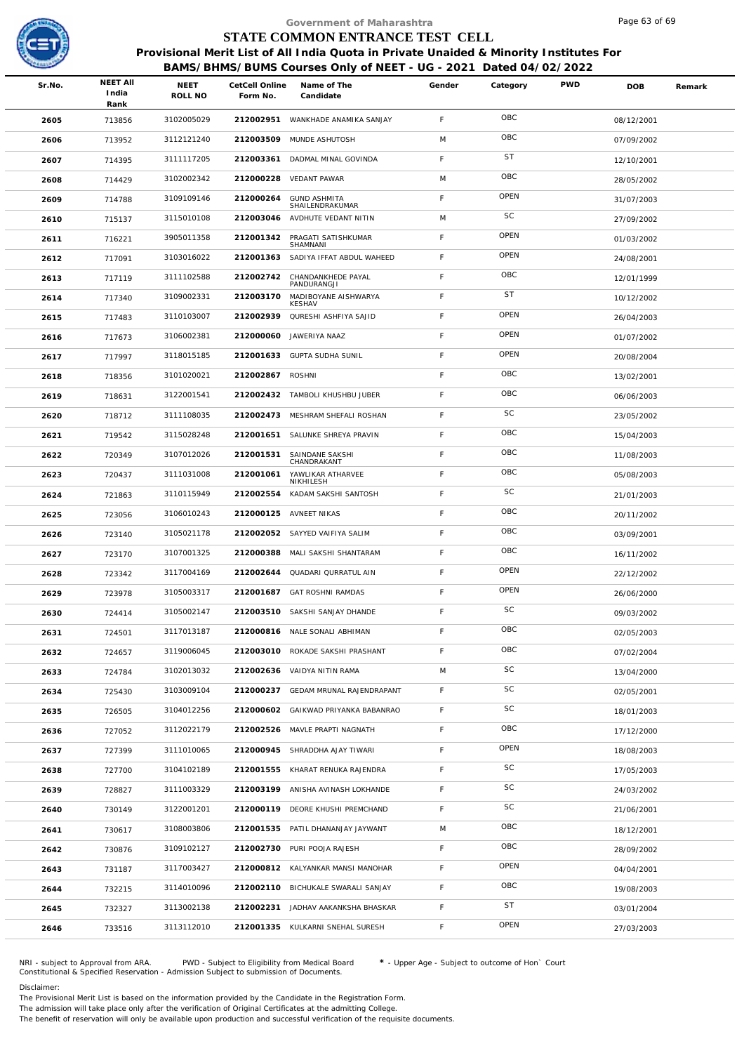Government of Maharashtra

# STATE COMMON ENTRANCE TEST CELL

**Provisional Merit List of All India Quota in Private Unaided & Minority Institutes For BAMS/BHMS/BUMS Courses Only of NEET - UG - 2021 Dated 04/02/2022**

| Sr.No. | NEET All India Rank | NEET ROLL NO | CetCell Online Form No. | Name of The Candidate | Gender | Category | PWD | DOB | Remark |
|---|---|---|---|---|---|---|---|---|---|
| 2605 | 713856 | 3102005029 | 212002951 | WANKHADE ANAMIKA SANJAY | F | OBC | | 08/12/2001 | |
| 2606 | 713952 | 3112121240 | 212003509 | MUNDE ASHUTOSH | M | OBC | | 07/09/2002 | |
| 2607 | 714395 | 3111117205 | 212003361 | DADMAL MINAL GOVINDA | F | ST | | 12/10/2001 | |
| 2608 | 714429 | 3102002342 | 212000228 | VEDANT PAWAR | M | OBC | | 28/05/2002 | |
| 2609 | 714788 | 3109109146 | 212000264 | GUND ASHMITA SHAILENDRAKUMAR | F | OPEN | | 31/07/2003 | |
| 2610 | 715137 | 3115010108 | 212003046 | AVDHUTE VEDANT NITIN | M | SC | | 27/09/2002 | |
| 2611 | 716221 | 3905011358 | 212001342 | PRAGATI SATISHKUMAR SHAMNANI | F | OPEN | | 01/03/2002 | |
| 2612 | 717091 | 3103016022 | 212001363 | SADIYA IFFAT ABDUL WAHEED | F | OPEN | | 24/08/2001 | |
| 2613 | 717119 | 3111102588 | 212002742 | CHANDANKHEDE PAYAL PANDURANGJI | F | OBC | | 12/01/1999 | |
| 2614 | 717340 | 3109002331 | 212003170 | MADIBOYANE AISHWARYA KESHAV | F | ST | | 10/12/2002 | |
| 2615 | 717483 | 3110103007 | 212002939 | QURESHI ASHFIYA SAJID | F | OPEN | | 26/04/2003 | |
| 2616 | 717673 | 3106002381 | 212000060 | JAWERIYA NAAZ | F | OPEN | | 01/07/2002 | |
| 2617 | 717997 | 3118015185 | 212001633 | GUPTA SUDHA SUNIL | F | OPEN | | 20/08/2004 | |
| 2618 | 718356 | 3101020021 | 212002867 | ROSHNI | F | OBC | | 13/02/2001 | |
| 2619 | 718631 | 3122001541 | 212002432 | TAMBOLI KHUSHBU JUBER | F | OBC | | 06/06/2003 | |
| 2620 | 718712 | 3111108035 | 212002473 | MESHRAM SHEFALI ROSHAN | F | SC | | 23/05/2002 | |
| 2621 | 719542 | 3115028248 | 212001651 | SALUNKE SHREYA PRAVIN | F | OBC | | 15/04/2003 | |
| 2622 | 720349 | 3107012026 | 212001531 | SAINDANE SAKSHI CHANDRAKANT | F | OBC | | 11/08/2003 | |
| 2623 | 720437 | 3111031008 | 212001061 | YAWLIKAR ATHARVEE NIKHILESH | F | OBC | | 05/08/2003 | |
| 2624 | 721863 | 3110115949 | 212002554 | KADAM SAKSHI SANTOSH | F | SC | | 21/01/2003 | |
| 2625 | 723056 | 3106010243 | 212000125 | AVNEET NIKAS | F | OBC | | 20/11/2002 | |
| 2626 | 723140 | 3105021178 | 212002052 | SAYYED VAIFIYA SALIM | F | OBC | | 03/09/2001 | |
| 2627 | 723170 | 3107001325 | 212000388 | MALI SAKSHI SHANTARAM | F | OBC | | 16/11/2002 | |
| 2628 | 723342 | 3117004169 | 212002644 | QUADARI QURRATUL AIN | F | OPEN | | 22/12/2002 | |
| 2629 | 723978 | 3105003317 | 212001687 | GAT ROSHNI RAMDAS | F | OPEN | | 26/06/2000 | |
| 2630 | 724414 | 3105002147 | 212003510 | SAKSHI SANJAY DHANDE | F | SC | | 09/03/2002 | |
| 2631 | 724501 | 3117013187 | 212000816 | NALE SONALI ABHIMAN | F | OBC | | 02/05/2003 | |
| 2632 | 724657 | 3119006045 | 212003010 | ROKADE SAKSHI PRASHANT | F | OBC | | 07/02/2004 | |
| 2633 | 724784 | 3102013032 | 212002636 | VAIDYA NITIN RAMA | M | SC | | 13/04/2000 | |
| 2634 | 725430 | 3103009104 | 212000237 | GEDAM MRUNAL RAJENDRAPANT | F | SC | | 02/05/2001 | |
| 2635 | 726505 | 3104012256 | 212000602 | GAIKWAD PRIYANKA BABANRAO | F | SC | | 18/01/2003 | |
| 2636 | 727052 | 3112022179 | 212002526 | MAVLE PRAPTI NAGNATH | F | OBC | | 17/12/2000 | |
| 2637 | 727399 | 3111010065 | 212000945 | SHRADDHA AJAY TIWARI | F | OPEN | | 18/08/2003 | |
| 2638 | 727700 | 3104102189 | 212001555 | KHARAT RENUKA RAJENDRA | F | SC | | 17/05/2003 | |
| 2639 | 728827 | 3111003329 | 212003199 | ANISHA AVINASH LOKHANDE | F | SC | | 24/03/2002 | |
| 2640 | 730149 | 3122001201 | 212000119 | DEORE KHUSHI PREMCHAND | F | SC | | 21/06/2001 | |
| 2641 | 730617 | 3108003806 | 212001535 | PATIL DHANANJAY JAYWANT | M | OBC | | 18/12/2001 | |
| 2642 | 730876 | 3109102127 | 212002730 | PURI POOJA RAJESH | F | OBC | | 28/09/2002 | |
| 2643 | 731187 | 3117003427 | 212000812 | KALYANKAR MANSI MANOHAR | F | OPEN | | 04/04/2001 | |
| 2644 | 732215 | 3114010096 | 212002110 | BICHUKALE SWARALI SANJAY | F | OBC | | 19/08/2003 | |
| 2645 | 732327 | 3113002138 | 212002231 | JADHAV AAKANKSHA BHASKAR | F | ST | | 03/01/2004 | |
| 2646 | 733516 | 3113112010 | 212001335 | KULKARNI SNEHAL SURESH | F | OPEN | | 27/03/2003 | |

NRI - subject to Approval from ARA. PWD - Subject to Eligibility from Medical Board * - Upper Age - Subject to outcome of Hon` Court
Constitutional & Specified Reservation - Admission Subject to submission of Documents.

Disclaimer:
The Provisional Merit List is based on the information provided by the Candidate in the Registration Form.
The admission will take place only after the verification of Original Certificates at the admitting College.
The benefit of reservation will only be available upon production and successful verification of the requisite documents.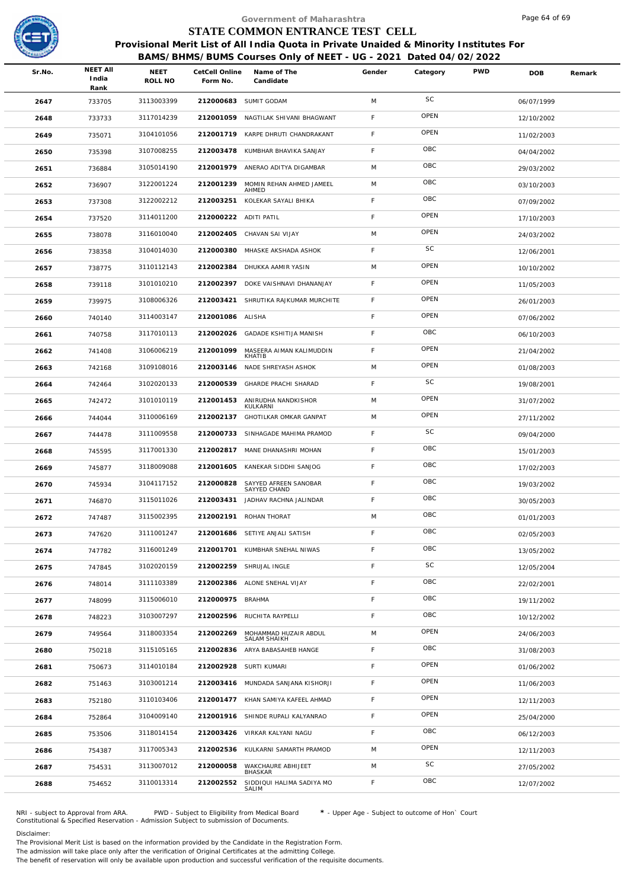Government of Maharashtra

# STATE COMMON ENTRANCE TEST CELL

## Provisional Merit List of All India Quota in Private Unaided & Minority Institutes For BAMS/BHMS/BUMS Courses Only of NEET - UG - 2021 Dated 04/02/2022

| Sr.No. | NEET All India Rank | NEET ROLL NO | CetCell Online Form No. | Name of The Candidate | Gender | Category | PWD | DOB | Remark |
|---|---|---|---|---|---|---|---|---|---|
| 2647 | 733705 | 3113003399 | 212000683 | SUMIT GODAM | M | SC | | 06/07/1999 | |
| 2648 | 733733 | 3117014239 | 212001059 | NAGTILAK SHIVANI BHAGWANT | F | OPEN | | 12/10/2002 | |
| 2649 | 735071 | 3104101056 | 212001719 | KARPE DHRUTI CHANDRAKANT | F | OPEN | | 11/02/2003 | |
| 2650 | 735398 | 3107008255 | 212003478 | KUMBHAR BHAVIKA SANJAY | F | OBC | | 04/04/2002 | |
| 2651 | 736884 | 3105014190 | 212001979 | ANERAO ADITYA DIGAMBAR | M | OBC | | 29/03/2002 | |
| 2652 | 736907 | 3122001224 | 212001239 | MOMIN REHAN AHMED JAMEEL AHMED | M | OBC | | 03/10/2003 | |
| 2653 | 737308 | 3122002212 | 212003251 | KOLEKAR SAYALI BHIKA | F | OBC | | 07/09/2002 | |
| 2654 | 737520 | 3114011200 | 212000222 | ADITI PATIL | F | OPEN | | 17/10/2003 | |
| 2655 | 738078 | 3116010040 | 212002405 | CHAVAN SAI VIJAY | M | OPEN | | 24/03/2002 | |
| 2656 | 738358 | 3104014030 | 212000380 | MHASKE AKSHADA ASHOK | F | SC | | 12/06/2001 | |
| 2657 | 738775 | 3110112143 | 212002384 | DHUKKA AAMIR YASIN | M | OPEN | | 10/10/2002 | |
| 2658 | 739118 | 3101010210 | 212002397 | DOKE VAISHNAVI DHANANJAY | F | OPEN | | 11/05/2003 | |
| 2659 | 739975 | 3108006326 | 212003421 | SHRUTIKA RAJKUMAR MURCHITE | F | OPEN | | 26/01/2003 | |
| 2660 | 740140 | 3114003147 | 212001086 | ALISHA | F | OPEN | | 07/06/2002 | |
| 2661 | 740758 | 3117010113 | 212002026 | GADADE KSHITIJA MANISH | F | OBC | | 06/10/2003 | |
| 2662 | 741408 | 3106006219 | 212001099 | MASEERA AIMAN KALIMUDDIN KHATIB | F | OPEN | | 21/04/2002 | |
| 2663 | 742168 | 3109108016 | 212003146 | NADE SHREYASH ASHOK | M | OPEN | | 01/08/2003 | |
| 2664 | 742464 | 3102020133 | 212000539 | GHARDE PRACHI SHARAD | F | SC | | 19/08/2001 | |
| 2665 | 742472 | 3101010119 | 212001453 | ANIRUDHA NANDKISHOR KULKARNI | M | OPEN | | 31/07/2002 | |
| 2666 | 744044 | 3110006169 | 212002137 | GHOTILKAR OMKAR GANPAT | M | OPEN | | 27/11/2002 | |
| 2667 | 744478 | 3111009558 | 212000733 | SINHAGADE MAHIMA PRAMOD | F | SC | | 09/04/2000 | |
| 2668 | 745595 | 3117001330 | 212002817 | MANE DHANASHRI MOHAN | F | OBC | | 15/01/2003 | |
| 2669 | 745877 | 3118009088 | 212001605 | KANEKAR SIDDHI SANJOG | F | OBC | | 17/02/2003 | |
| 2670 | 745934 | 3104117152 | 212000828 | SAYYED AFREEN SANOBAR SAYYED CHAND | F | OBC | | 19/03/2002 | |
| 2671 | 746870 | 3115011026 | 212003431 | JADHAV RACHNA JALINDAR | F | OBC | | 30/05/2003 | |
| 2672 | 747487 | 3115002395 | 212002191 | ROHAN THORAT | M | OBC | | 01/01/2003 | |
| 2673 | 747620 | 3111001247 | 212001686 | SETIYE ANJALI SATISH | F | OBC | | 02/05/2003 | |
| 2674 | 747782 | 3116001249 | 212001701 | KUMBHAR SNEHAL NIWAS | F | OBC | | 13/05/2002 | |
| 2675 | 747845 | 3102020159 | 212002259 | SHRUJAL INGLE | F | SC | | 12/05/2004 | |
| 2676 | 748014 | 3111103389 | 212002386 | ALONE SNEHAL VIJAY | F | OBC | | 22/02/2001 | |
| 2677 | 748099 | 3115006010 | 212000975 | BRAHMA | F | OBC | | 19/11/2002 | |
| 2678 | 748223 | 3103007297 | 212002596 | RUCHITA RAYPELLI | F | OBC | | 10/12/2002 | |
| 2679 | 749564 | 3118003354 | 212002269 | MOHAMMAD HUZAIR ABDUL SALAM SHAIKH | M | OPEN | | 24/06/2003 | |
| 2680 | 750218 | 3115105165 | 212002836 | ARYA BABASAHEB HANGE | F | OBC | | 31/08/2003 | |
| 2681 | 750673 | 3114010184 | 212002928 | SURTI KUMARI | F | OPEN | | 01/06/2002 | |
| 2682 | 751463 | 3103001214 | 212003416 | MUNDADA SANJANA KISHORJI | F | OPEN | | 11/06/2003 | |
| 2683 | 752180 | 3110103406 | 212001477 | KHAN SAMIYA KAFEEL AHMAD | F | OPEN | | 12/11/2003 | |
| 2684 | 752864 | 3104009140 | 212001916 | SHINDE RUPALI KALYANRAO | F | OPEN | | 25/04/2000 | |
| 2685 | 753506 | 3118014154 | 212003426 | VIRKAR KALYANI NAGU | F | OBC | | 06/12/2003 | |
| 2686 | 754387 | 3117005343 | 212002536 | KULKARNI SAMARTH PRAMOD | M | OPEN | | 12/11/2003 | |
| 2687 | 754531 | 3113007012 | 212000058 | WAKCHAURE ABHIJEET BHASKAR | M | SC | | 27/05/2002 | |
| 2688 | 754652 | 3110013314 | 212002552 | SIDDIQUI HALIMA SADIYA MO SALIM | F | OBC | | 12/07/2002 | |

NRI - subject to Approval from ARA. PWD - Subject to Eligibility from Medical Board * - Upper Age - Subject to outcome of Hon` Court
Constitutional & Specified Reservation - Admission Subject to submission of Documents.

Disclaimer:
The Provisional Merit List is based on the information provided by the Candidate in the Registration Form.
The admission will take place only after the verification of Original Certificates at the admitting College.
The benefit of reservation will only be available upon production and successful verification of the requisite documents.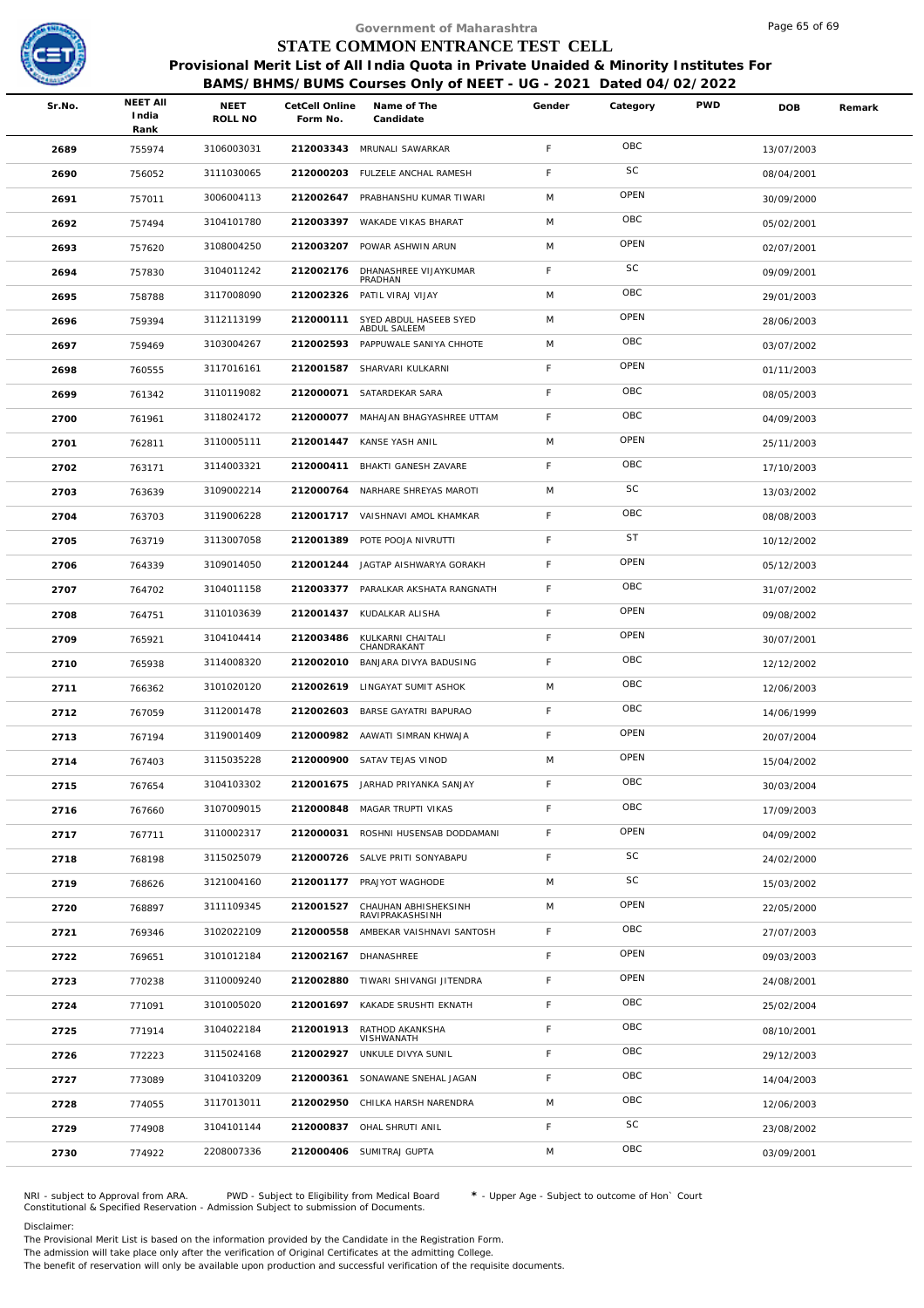Government of Maharashtra

# STATE COMMON ENTRANCE TEST CELL

**Provisional Merit List of All India Quota in Private Unaided & Minority Institutes For BAMS/BHMS/BUMS Courses Only of NEET - UG - 2021 Dated 04/02/2022**

| Sr.No. | NEET All India Rank | NEET ROLL NO | CetCell Online Form No. | Name of The Candidate | Gender | Category | PWD | DOB | Remark |
|---|---|---|---|---|---|---|---|---|---|
| 2689 | 755974 | 3106003031 | 212003343 | MRUNALI SAWARKAR | F | OBC | | 13/07/2003 | |
| 2690 | 756052 | 3111030065 | 212000203 | FULZELE ANCHAL RAMESH | F | SC | | 08/04/2001 | |
| 2691 | 757011 | 3006004113 | 212002647 | PRABHANSHU KUMAR TIWARI | M | OPEN | | 30/09/2000 | |
| 2692 | 757494 | 3104101780 | 212003397 | WAKADE VIKAS BHARAT | M | OBC | | 05/02/2001 | |
| 2693 | 757620 | 3108004250 | 212003207 | POWAR ASHWIN ARUN | M | OPEN | | 02/07/2001 | |
| 2694 | 757830 | 3104011242 | 212002176 | DHANASHREE VIJAYKUMAR PRADHAN | F | SC | | 09/09/2001 | |
| 2695 | 758788 | 3117008090 | 212002326 | PATIL VIRAJ VIJAY | M | OBC | | 29/01/2003 | |
| 2696 | 759394 | 3112113199 | 212000111 | SYED ABDUL HASEEB SYED ABDUL SALEEM | M | OPEN | | 28/06/2003 | |
| 2697 | 759469 | 3103004267 | 212002593 | PAPPUWALE SANIYA CHHOTE | M | OBC | | 03/07/2002 | |
| 2698 | 760555 | 3117016161 | 212001587 | SHARVARI KULKARNI | F | OPEN | | 01/11/2003 | |
| 2699 | 761342 | 3110119082 | 212000071 | SATARDEKAR SARA | F | OBC | | 08/05/2003 | |
| 2700 | 761961 | 3118024172 | 212000077 | MAHAJAN BHAGYASHREE UTTAM | F | OBC | | 04/09/2003 | |
| 2701 | 762811 | 3110005111 | 212001447 | KANSE YASH ANIL | M | OPEN | | 25/11/2003 | |
| 2702 | 763171 | 3114003321 | 212000411 | BHAKTI GANESH ZAVARE | F | OBC | | 17/10/2003 | |
| 2703 | 763639 | 3109002214 | 212000764 | NARHARE SHREYAS MAROTI | M | SC | | 13/03/2002 | |
| 2704 | 763703 | 3119006228 | 212001717 | VAISHNAVI AMOL KHAMKAR | F | OBC | | 08/08/2003 | |
| 2705 | 763719 | 3113007058 | 212001389 | POTE POOJA NIVRUTTI | F | ST | | 10/12/2002 | |
| 2706 | 764339 | 3109014050 | 212001244 | JAGTAP AISHWARYA GORAKH | F | OPEN | | 05/12/2003 | |
| 2707 | 764702 | 3104011158 | 212003377 | PARALKAR AKSHATA RANGNATH | F | OBC | | 31/07/2002 | |
| 2708 | 764751 | 3110103639 | 212001437 | KUDALKAR ALISHA | F | OPEN | | 09/08/2002 | |
| 2709 | 765921 | 3104104414 | 212003486 | KULKARNI CHAITALI CHANDRAKANT | F | OPEN | | 30/07/2001 | |
| 2710 | 765938 | 3114008320 | 212002010 | BANJARA DIVYA BADUSING | F | OBC | | 12/12/2002 | |
| 2711 | 766362 | 3101020120 | 212002619 | LINGAYAT SUMIT ASHOK | M | OBC | | 12/06/2003 | |
| 2712 | 767059 | 3112001478 | 212002603 | BARSE GAYATRI BAPURAO | F | OBC | | 14/06/1999 | |
| 2713 | 767194 | 3119001409 | 212000982 | AAWATI SIMRAN KHWAJA | F | OPEN | | 20/07/2004 | |
| 2714 | 767403 | 3115035228 | 212000900 | SATAV TEJAS VINOD | M | OPEN | | 15/04/2002 | |
| 2715 | 767654 | 3104103302 | 212001675 | JARHAD PRIYANKA SANJAY | F | OBC | | 30/03/2004 | |
| 2716 | 767660 | 3107009015 | 212000848 | MAGAR TRUPTI VIKAS | F | OBC | | 17/09/2003 | |
| 2717 | 767711 | 3110002317 | 212000031 | ROSHNI HUSENSAB DODDAMANI | F | OPEN | | 04/09/2002 | |
| 2718 | 768198 | 3115025079 | 212000726 | SALVE PRITI SONYABAPU | F | SC | | 24/02/2000 | |
| 2719 | 768626 | 3121004160 | 212001177 | PRAJYOT WAGHODE | M | SC | | 15/03/2002 | |
| 2720 | 768897 | 3111109345 | 212001527 | CHAUHAN ABHISHEKSINH RAVIPRAKASHSINH | M | OPEN | | 22/05/2000 | |
| 2721 | 769346 | 3102022109 | 212000558 | AMBEKAR VAISHNAVI SANTOSH | F | OBC | | 27/07/2003 | |
| 2722 | 769651 | 3101012184 | 212002167 | DHANASHREE | F | OPEN | | 09/03/2003 | |
| 2723 | 770238 | 3110009240 | 212002880 | TIWARI SHIVANGI JITENDRA | F | OPEN | | 24/08/2001 | |
| 2724 | 771091 | 3101005020 | 212001697 | KAKADE SRUSHTI EKNATH | F | OBC | | 25/02/2004 | |
| 2725 | 771914 | 3104022184 | 212001913 | RATHOD AKANKSHA VISHWANATH | F | OBC | | 08/10/2001 | |
| 2726 | 772223 | 3115024168 | 212002927 | UNKULE DIVYA SUNIL | F | OBC | | 29/12/2003 | |
| 2727 | 773089 | 3104103209 | 212000361 | SONAWANE SNEHAL JAGAN | F | OBC | | 14/04/2003 | |
| 2728 | 774055 | 3117013011 | 212002950 | CHILKA HARSH NARENDRA | M | OBC | | 12/06/2003 | |
| 2729 | 774908 | 3104101144 | 212000837 | OHAL SHRUTI ANIL | F | SC | | 23/08/2002 | |
| 2730 | 774922 | 2208007336 | 212000406 | SUMITRAJ GUPTA | M | OBC | | 03/09/2001 | |

NRI - subject to Approval from ARA. PWD - Subject to Eligibility from Medical Board * - Upper Age - Subject to outcome of Hon` Court
Constitutional & Specified Reservation - Admission Subject to submission of Documents.

Disclaimer:
The Provisional Merit List is based on the information provided by the Candidate in the Registration Form.
The admission will take place only after the verification of Original Certificates at the admitting College.
The benefit of reservation will only be available upon production and successful verification of the requisite documents.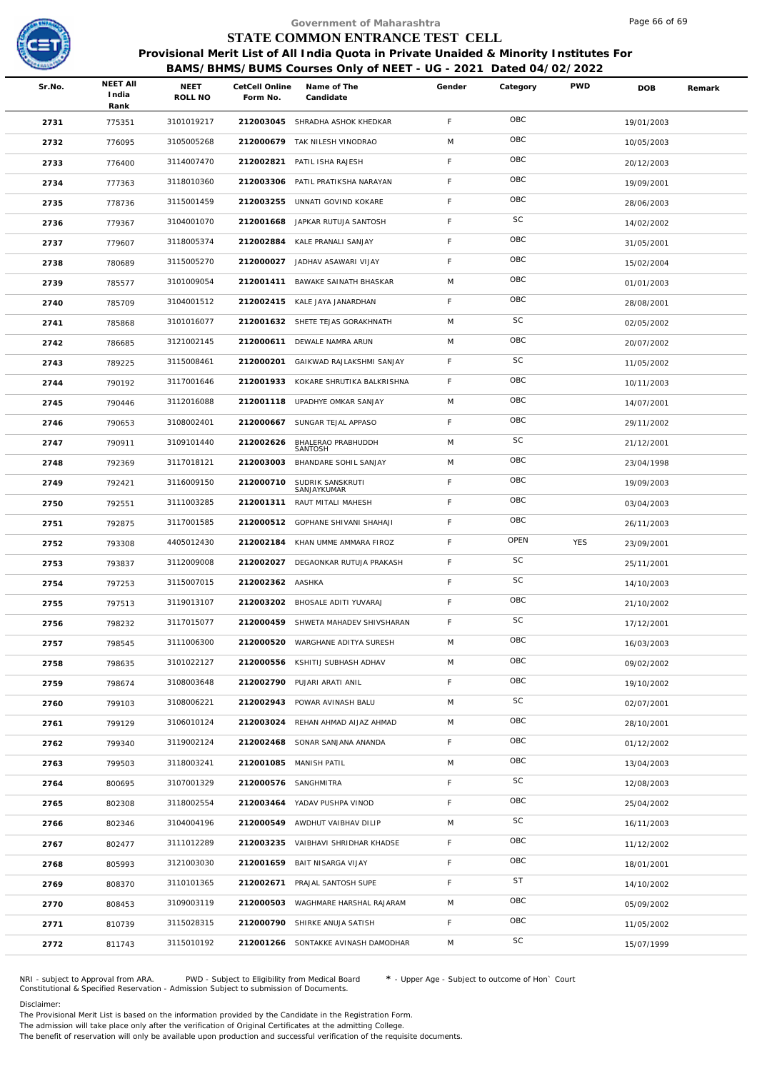# Government of Maharashtra
## STATE COMMON ENTRANCE TEST CELL
### Provisional Merit List of All India Quota in Private Unaided & Minority Institutes For BAMS/BHMS/BUMS Courses Only of NEET - UG - 2021 Dated 04/02/2022

| Sr.No. | NEET All India Rank | NEET ROLL NO | CetCell Online Form No. | Name of The Candidate | Gender | Category | PWD | DOB | Remark |
|---|---|---|---|---|---|---|---|---|---|
| 2731 | 775351 | 3101019217 | 212003045 | SHRADHA ASHOK KHEDKAR | F | OBC | | 19/01/2003 | |
| 2732 | 776095 | 3105005268 | 212000679 | TAK NILESH VINODRAO | M | OBC | | 10/05/2003 | |
| 2733 | 776400 | 3114007470 | 212002821 | PATIL ISHA RAJESH | F | OBC | | 20/12/2003 | |
| 2734 | 777363 | 3118010360 | 212003306 | PATIL PRATIKSHA NARAYAN | F | OBC | | 19/09/2001 | |
| 2735 | 778736 | 3115001459 | 212003255 | UNNATI GOVIND KOKARE | F | OBC | | 28/06/2003 | |
| 2736 | 779367 | 3104001070 | 212001668 | JAPKAR RUTUJA SANTOSH | F | SC | | 14/02/2002 | |
| 2737 | 779607 | 3118005374 | 212002884 | KALE PRANALI SANJAY | F | OBC | | 31/05/2001 | |
| 2738 | 780689 | 3115005270 | 212000027 | JADHAV ASAWARI VIJAY | F | OBC | | 15/02/2004 | |
| 2739 | 785577 | 3101009054 | 212001411 | BAWAKE SAINATH BHASKAR | M | OBC | | 01/01/2003 | |
| 2740 | 785709 | 3104001512 | 212002415 | KALE JAYA JANARDHAN | F | OBC | | 28/08/2001 | |
| 2741 | 785868 | 3101016077 | 212001632 | SHETE TEJAS GORAKHNATH | M | SC | | 02/05/2002 | |
| 2742 | 786685 | 3121002145 | 212000611 | DEWALE NAMRA ARUN | M | OBC | | 20/07/2002 | |
| 2743 | 789225 | 3115008461 | 212000201 | GAIKWAD RAJLAKSHMI SANJAY | F | SC | | 11/05/2002 | |
| 2744 | 790192 | 3117001646 | 212001933 | KOKARE SHRUTIKA BALKRISHNA | F | OBC | | 10/11/2003 | |
| 2745 | 790446 | 3112016088 | 212001118 | UPADHYE OMKAR SANJAY | M | OBC | | 14/07/2001 | |
| 2746 | 790653 | 3108002401 | 212000667 | SUNGAR TEJAL APPASO | F | OBC | | 29/11/2002 | |
| 2747 | 790911 | 3109101440 | 212002626 | BHALERAO PRABHUDDH SANTOSH | M | SC | | 21/12/2001 | |
| 2748 | 792369 | 3117018121 | 212003003 | BHANDARE SOHIL SANJAY | M | OBC | | 23/04/1998 | |
| 2749 | 792421 | 3116009150 | 212000710 | SUDRIK SANSKRUTI SANJAYKUMAR | F | OBC | | 19/09/2003 | |
| 2750 | 792551 | 3111003285 | 212001311 | RAUT MITALI MAHESH | F | OBC | | 03/04/2003 | |
| 2751 | 792875 | 3117001585 | 212000512 | GOPHANE SHIVANI SHAHAJI | F | OBC | | 26/11/2003 | |
| 2752 | 793308 | 4405012430 | 212002184 | KHAN UMME AMMARA FIROZ | F | OPEN | YES | 23/09/2001 | |
| 2753 | 793837 | 3112009008 | 212002027 | DEGAONKAR RUTUJA PRAKASH | F | SC | | 25/11/2001 | |
| 2754 | 797253 | 3115007015 | 212002362 | AASHKA | F | SC | | 14/10/2003 | |
| 2755 | 797513 | 3119013107 | 212003202 | BHOSALE ADITI YUVARAJ | F | OBC | | 21/10/2002 | |
| 2756 | 798232 | 3117015077 | 212000459 | SHWETA MAHADEV SHIVSHARAN | F | SC | | 17/12/2001 | |
| 2757 | 798545 | 3111006300 | 212000520 | WARGHANE ADITYA SURESH | M | OBC | | 16/03/2003 | |
| 2758 | 798635 | 3101022127 | 212000556 | KSHITIJ SUBHASH ADHAV | M | OBC | | 09/02/2002 | |
| 2759 | 798674 | 3108003648 | 212002790 | PUJARI ARATI ANIL | F | OBC | | 19/10/2002 | |
| 2760 | 799103 | 3108006221 | 212002943 | POWAR AVINASH BALU | M | SC | | 02/07/2001 | |
| 2761 | 799129 | 3106010124 | 212003024 | REHAN AHMAD AIJAZ AHMAD | M | OBC | | 28/10/2001 | |
| 2762 | 799340 | 3119002124 | 212002468 | SONAR SANJANA ANANDA | F | OBC | | 01/12/2002 | |
| 2763 | 799503 | 3118003241 | 212001085 | MANISH PATIL | M | OBC | | 13/04/2003 | |
| 2764 | 800695 | 3107001329 | 212000576 | SANGHMITRA | F | SC | | 12/08/2003 | |
| 2765 | 802308 | 3118002554 | 212003464 | YADAV PUSHPA VINOD | F | OBC | | 25/04/2002 | |
| 2766 | 802346 | 3104004196 | 212000549 | AWDHUT VAIBHAV DILIP | M | SC | | 16/11/2003 | |
| 2767 | 802477 | 3111012289 | 212003235 | VAIBHAVI SHRIDHAR KHADSE | F | OBC | | 11/12/2002 | |
| 2768 | 805993 | 3121003030 | 212001659 | BAIT NISARGA VIJAY | F | OBC | | 18/01/2001 | |
| 2769 | 808370 | 3110101365 | 212002671 | PRAJAL SANTOSH SUPE | F | ST | | 14/10/2002 | |
| 2770 | 808453 | 3109003119 | 212000503 | WAGHMARE HARSHAL RAJARAM | M | OBC | | 05/09/2002 | |
| 2771 | 810739 | 3115028315 | 212000790 | SHIRKE ANUJA SATISH | F | OBC | | 11/05/2002 | |
| 2772 | 811743 | 3115010192 | 212001266 | SONTAKKE AVINASH DAMODHAR | M | SC | | 15/07/1999 | |

NRI - subject to Approval from ARA. PWD - Subject to Eligibility from Medical Board * - Upper Age - Subject to outcome of Hon` Court
Constitutional & Specified Reservation - Admission Subject to submission of Documents.

Disclaimer:
The Provisional Merit List is based on the information provided by the Candidate in the Registration Form.
The admission will take place only after the verification of Original Certificates at the admitting College.
The benefit of reservation will only be available upon production and successful verification of the requisite documents.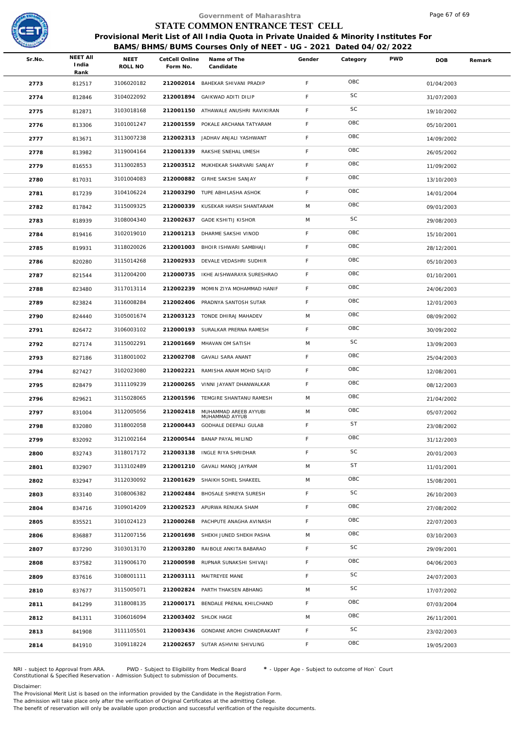Government of Maharashtra

# STATE COMMON ENTRANCE TEST CELL

## Provisional Merit List of All India Quota in Private Unaided & Minority Institutes For BAMS/BHMS/BUMS Courses Only of NEET - UG - 2021 Dated 04/02/2022

| Sr.No. | NEET All India Rank | NEET ROLL NO | CetCell Online Form No. | Name of The Candidate | Gender | Category | PWD | DOB | Remark |
|---|---|---|---|---|---|---|---|---|---|
| 2773 | 812517 | 3106020182 | 212002014 | BAHEKAR SHIVANI PRADIP | F | OBC | | 01/04/2003 | |
| 2774 | 812846 | 3104022092 | 212001894 | GAIKWAD ADITI DILIP | F | SC | | 31/07/2003 | |
| 2775 | 812871 | 3103018168 | 212001150 | ATHAWALE ANUSHRI RAVIKIRAN | F | SC | | 19/10/2002 | |
| 2776 | 813306 | 3101001247 | 212001559 | POKALE ARCHANA TATYARAM | F | OBC | | 05/10/2001 | |
| 2777 | 813671 | 3113007238 | 212002313 | JADHAV ANJALI YASHWANT | F | OBC | | 14/09/2002 | |
| 2778 | 813982 | 3119004164 | 212001339 | RAKSHE SNEHAL UMESH | F | OBC | | 26/05/2002 | |
| 2779 | 816553 | 3113002853 | 212003512 | MUKHEKAR SHARVARI SANJAY | F | OBC | | 11/09/2002 | |
| 2780 | 817031 | 3101004083 | 212000882 | GIRHE SAKSHI SANJAY | F | OBC | | 13/10/2003 | |
| 2781 | 817239 | 3104106224 | 212003290 | TUPE ABHILASHA ASHOK | F | OBC | | 14/01/2004 | |
| 2782 | 817842 | 3115009325 | 212000339 | KUSEKAR HARSH SHANTARAM | M | OBC | | 09/01/2003 | |
| 2783 | 818939 | 3108004340 | 212002637 | GADE KSHITIJ KISHOR | M | SC | | 29/08/2003 | |
| 2784 | 819416 | 3102019010 | 212001213 | DHARME SAKSHI VINOD | F | OBC | | 15/10/2001 | |
| 2785 | 819931 | 3118020026 | 212001003 | BHOIR ISHWARI SAMBHAJI | F | OBC | | 28/12/2001 | |
| 2786 | 820280 | 3115014268 | 212002933 | DEVALE VEDASHRI SUDHIR | F | OBC | | 05/10/2003 | |
| 2787 | 821544 | 3112004200 | 212000735 | IKHE AISHWARAYA SURESHRAO | F | OBC | | 01/10/2001 | |
| 2788 | 823480 | 3117013114 | 212002239 | MOMIN ZIYA MOHAMMAD HANIF | F | OBC | | 24/06/2003 | |
| 2789 | 823824 | 3116008284 | 212002406 | PRADNYA SANTOSH SUTAR | F | OBC | | 12/01/2003 | |
| 2790 | 824440 | 3105001674 | 212003123 | TONDE DHIRAJ MAHADEV | M | OBC | | 08/09/2002 | |
| 2791 | 826472 | 3106003102 | 212000193 | SURALKAR PRERNA RAMESH | F | OBC | | 30/09/2002 | |
| 2792 | 827174 | 3115002291 | 212001669 | MHAVAN OM SATISH | M | SC | | 13/09/2003 | |
| 2793 | 827186 | 3118001002 | 212002708 | GAVALI SARA ANANT | F | OBC | | 25/04/2003 | |
| 2794 | 827427 | 3102023080 | 212002221 | RAMISHA ANAM MOHD SAJID | F | OBC | | 12/08/2001 | |
| 2795 | 828479 | 3111109239 | 212000265 | VINNI JAYANT DHANWALKAR | F | OBC | | 08/12/2003 | |
| 2796 | 829621 | 3115028065 | 212001596 | TEMGIRE SHANTANU RAMESH | M | OBC | | 21/04/2002 | |
| 2797 | 831004 | 3112005056 | 212002418 | MUHAMMAD AREEB AYYUBI MUHAMMAD AYYUB | M | OBC | | 05/07/2002 | |
| 2798 | 832080 | 3118002058 | 212000443 | GODHALE DEEPALI GULAB | F | ST | | 23/08/2002 | |
| 2799 | 832092 | 3121002164 | 212000544 | BANAP PAYAL MILIND | F | OBC | | 31/12/2003 | |
| 2800 | 832743 | 3118017172 | 212003138 | INGLE RIYA SHRIDHAR | F | SC | | 20/01/2003 | |
| 2801 | 832907 | 3113102489 | 212001210 | GAVALI MANOJ JAYRAM | M | ST | | 11/01/2001 | |
| 2802 | 832947 | 3112030092 | 212001629 | SHAIKH SOHEL SHAKEEL | M | OBC | | 15/08/2001 | |
| 2803 | 833140 | 3108006382 | 212002484 | BHOSALE SHREYA SURESH | F | SC | | 26/10/2003 | |
| 2804 | 834716 | 3109014209 | 212002523 | APURWA RENUKA SHAM | F | OBC | | 27/08/2002 | |
| 2805 | 835521 | 3101024123 | 212000268 | PACHPUTE ANAGHA AVINASH | F | OBC | | 22/07/2003 | |
| 2806 | 836887 | 3112007156 | 212001698 | SHEKH JUNED SHEKH PASHA | M | OBC | | 03/10/2003 | |
| 2807 | 837290 | 3103013170 | 212003280 | RAIBOLE ANKITA BABARAO | F | SC | | 29/09/2001 | |
| 2808 | 837582 | 3119006170 | 212000598 | RUPNAR SUNAKSHI SHIVAJI | F | OBC | | 04/06/2003 | |
| 2809 | 837616 | 3108001111 | 212003111 | MAITREYEE MANE | F | SC | | 24/07/2003 | |
| 2810 | 837677 | 3115005071 | 212002824 | PARTH THAKSEN ABHANG | M | SC | | 17/07/2002 | |
| 2811 | 841299 | 3118008135 | 212000171 | BENDALE PRENAL KHILCHAND | F | OBC | | 07/03/2004 | |
| 2812 | 841311 | 3106016094 | 212003402 | SHLOK HAGE | M | OBC | | 26/11/2001 | |
| 2813 | 841908 | 3111105501 | 212003436 | GONDANE AROHI CHANDRAKANT | F | SC | | 23/02/2003 | |
| 2814 | 841910 | 3109118224 | 212002657 | SUTAR ASHVINI SHIVLING | F | OBC | | 19/05/2003 | |

NRI - subject to Approval from ARA. PWD - Subject to Eligibility from Medical Board * - Upper Age - Subject to outcome of Hon` Court
Constitutional & Specified Reservation - Admission Subject to submission of Documents.

Disclaimer:
The Provisional Merit List is based on the information provided by the Candidate in the Registration Form.
The admission will take place only after the verification of Original Certificates at the admitting College.
The benefit of reservation will only be available upon production and successful verification of the requisite documents.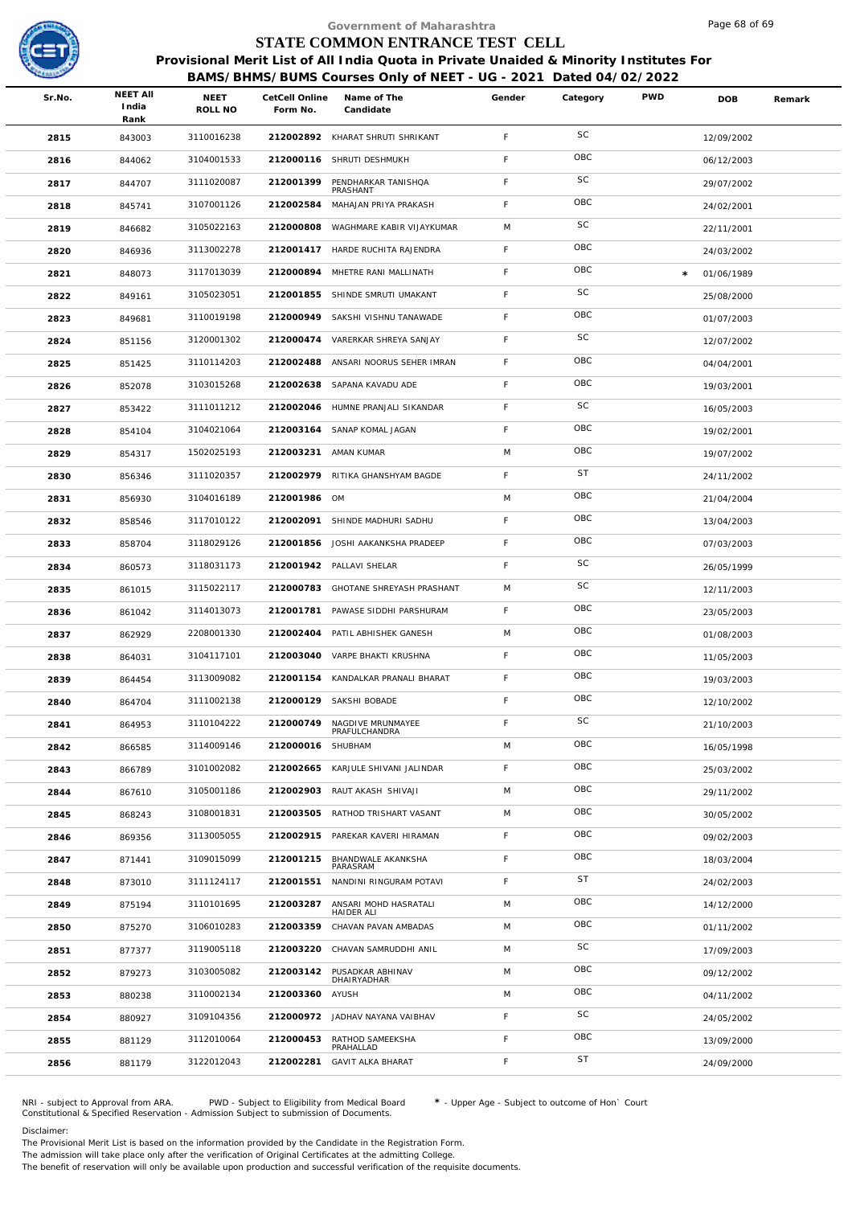Government of Maharashtra

# STATE COMMON ENTRANCE TEST CELL

**Provisional Merit List of All India Quota in Private Unaided & Minority Institutes For BAMS/BHMS/BUMS Courses Only of NEET - UG - 2021 Dated 04/02/2022**

| Sr.No. | NEET All India Rank | NEET ROLL NO | CetCell Online Form No. | Name of The Candidate | Gender | Category | PWD | DOB | Remark |
|---|---|---|---|---|---|---|---|---|---|
| 2815 | 843003 | 3110016238 | 212002892 | KHARAT SHRUTI SHRIKANT | F | SC | | 12/09/2002 | |
| 2816 | 844062 | 3104001533 | 212000116 | SHRUTI DESHMUKH | F | OBC | | 06/12/2003 | |
| 2817 | 844707 | 3111020087 | 212001399 | PENDHARKAR TANISHQA PRASHANT | F | SC | | 29/07/2002 | |
| 2818 | 845741 | 3107001126 | 212002584 | MAHAJAN PRIYA PRAKASH | F | OBC | | 24/02/2001 | |
| 2819 | 846682 | 3105022163 | 212000808 | WAGHMARE KABIR VIJAYKUMAR | M | SC | | 22/11/2001 | |
| 2820 | 846936 | 3113002278 | 212001417 | HARDE RUCHITA RAJENDRA | F | OBC | | 24/03/2002 | |
| 2821 | 848073 | 3117013039 | 212000894 | MHETRE RANI MALLINATH | F | OBC | * | 01/06/1989 | |
| 2822 | 849161 | 3105023051 | 212001855 | SHINDE SMRUTI UMAKANT | F | SC | | 25/08/2000 | |
| 2823 | 849681 | 3110019198 | 212000949 | SAKSHI VISHNU TANAWADE | F | OBC | | 01/07/2003 | |
| 2824 | 851156 | 3120001302 | 212000474 | VARERKAR SHREYA SANJAY | F | SC | | 12/07/2002 | |
| 2825 | 851425 | 3110114203 | 212002488 | ANSARI NOORUS SEHER IMRAN | F | OBC | | 04/04/2001 | |
| 2826 | 852078 | 3103015268 | 212002638 | SAPANA KAVADU ADE | F | OBC | | 19/03/2001 | |
| 2827 | 853422 | 3111011212 | 212002046 | HUMNE PRANJALI SIKANDAR | F | SC | | 16/05/2003 | |
| 2828 | 854104 | 3104021064 | 212003164 | SANAP KOMAL JAGAN | F | OBC | | 19/02/2001 | |
| 2829 | 854317 | 1502025193 | 212003231 | AMAN KUMAR | M | OBC | | 19/07/2002 | |
| 2830 | 856346 | 3111020357 | 212002979 | RITIKA GHANSHYAM BAGDE | F | ST | | 24/11/2002 | |
| 2831 | 856930 | 3104016189 | 212001986 | OM | M | OBC | | 21/04/2004 | |
| 2832 | 858546 | 3117010122 | 212002091 | SHINDE MADHURI SADHU | F | OBC | | 13/04/2003 | |
| 2833 | 858704 | 3118029126 | 212001856 | JOSHI AAKANKSHA PRADEEP | F | OBC | | 07/03/2003 | |
| 2834 | 860573 | 3118031173 | 212001942 | PALLAVI SHELAR | F | SC | | 26/05/1999 | |
| 2835 | 861015 | 3115022117 | 212000783 | GHOTANE SHREYASH PRASHANT | M | SC | | 12/11/2003 | |
| 2836 | 861042 | 3114013073 | 212001781 | PAWASE SIDDHI PARSHURAM | F | OBC | | 23/05/2003 | |
| 2837 | 862929 | 2208001330 | 212002404 | PATIL ABHISHEK GANESH | M | OBC | | 01/08/2003 | |
| 2838 | 864031 | 3104117101 | 212003040 | VARPE BHAKTI KRUSHNA | F | OBC | | 11/05/2003 | |
| 2839 | 864454 | 3113009082 | 212001154 | KANDALKAR PRANALI BHARAT | F | OBC | | 19/03/2003 | |
| 2840 | 864704 | 3111002138 | 212000129 | SAKSHI BOBADE | F | OBC | | 12/10/2002 | |
| 2841 | 864953 | 3110104222 | 212000749 | NAGDIVE MRUNMAYEE PRAFULCHANDRA | F | SC | | 21/10/2003 | |
| 2842 | 866585 | 3114009146 | 212000016 | SHUBHAM | M | OBC | | 16/05/1998 | |
| 2843 | 866789 | 3101002082 | 212002665 | KARJULE SHIVANI JALINDAR | F | OBC | | 25/03/2002 | |
| 2844 | 867610 | 3105001186 | 212002903 | RAUT AKASH SHIVAJI | M | OBC | | 29/11/2002 | |
| 2845 | 868243 | 3108001831 | 212003505 | RATHOD TRISHART VASANT | M | OBC | | 30/05/2002 | |
| 2846 | 869356 | 3113005055 | 212002915 | PAREKAR KAVERI HIRAMAN | F | OBC | | 09/02/2003 | |
| 2847 | 871441 | 3109015099 | 212001215 | BHANDWALE AKANKSHA PARASRAM | F | OBC | | 18/03/2004 | |
| 2848 | 873010 | 3111124117 | 212001551 | NANDINI RINGURAM POTAVI | F | ST | | 24/02/2003 | |
| 2849 | 875194 | 3110101695 | 212003287 | ANSARI MOHD HASRATALI HAIDER ALI | M | OBC | | 14/12/2000 | |
| 2850 | 875270 | 3106010283 | 212003359 | CHAVAN PAVAN AMBADAS | M | OBC | | 01/11/2002 | |
| 2851 | 877377 | 3119005118 | 212003220 | CHAVAN SAMRUDDHI ANIL | M | SC | | 17/09/2003 | |
| 2852 | 879273 | 3103005082 | 212003142 | PUSADKAR ABHINAV DHAIRYADHAR | M | OBC | | 09/12/2002 | |
| 2853 | 880238 | 3110002134 | 212003360 | AYUSH | M | OBC | | 04/11/2002 | |
| 2854 | 880927 | 3109104356 | 212000972 | JADHAV NAYANA VAIBHAV | F | SC | | 24/05/2002 | |
| 2855 | 881129 | 3112010064 | 212000453 | RATHOD SAMEEKSHA PRAHALLAD | F | OBC | | 13/09/2000 | |
| 2856 | 881179 | 3122012043 | 212002281 | GAVIT ALKA BHARAT | F | ST | | 24/09/2000 | |

NRI - subject to Approval from ARA. PWD - Subject to Eligibility from Medical Board * - Upper Age - Subject to outcome of Hon` Court
Constitutional & Specified Reservation - Admission Subject to submission of Documents.

Disclaimer:
The Provisional Merit List is based on the information provided by the Candidate in the Registration Form.
The admission will take place only after the verification of Original Certificates at the admitting College.
The benefit of reservation will only be available upon production and successful verification of the requisite documents.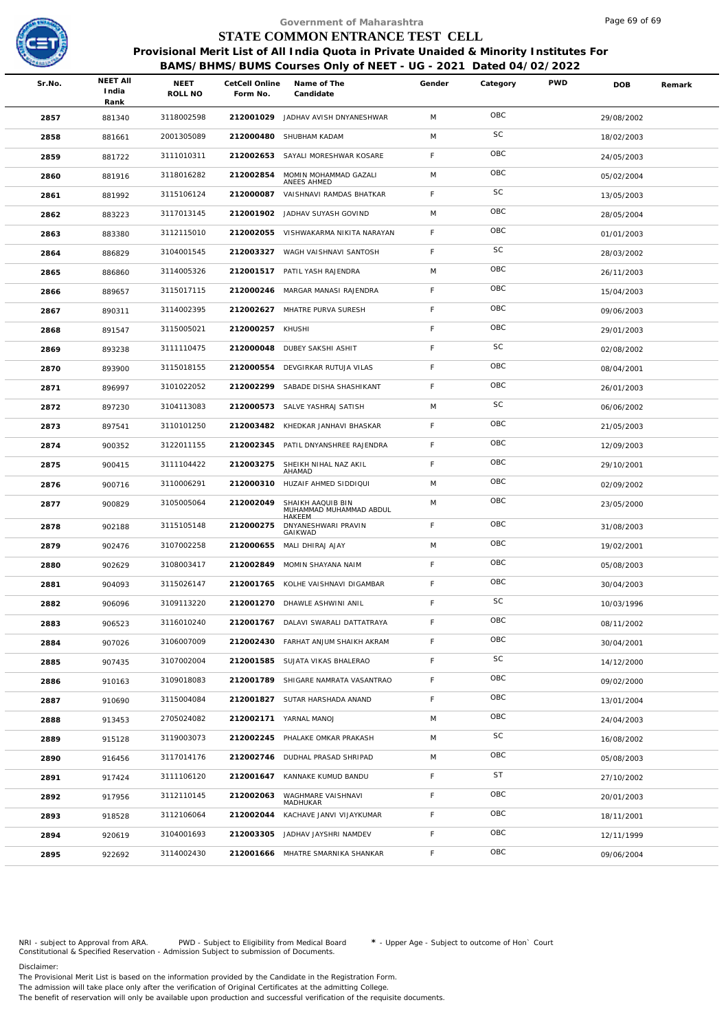Government of Maharashtra

# STATE COMMON ENTRANCE TEST CELL

**Provisional Merit List of All India Quota in Private Unaided & Minority Institutes For BAMS/BHMS/BUMS Courses Only of NEET - UG - 2021 Dated 04/02/2022**

| Sr.No. | NEET All India Rank | NEET ROLL NO | CetCell Online Form No. | Name of The Candidate | Gender | Category | PWD | DOB | Remark |
|---|---|---|---|---|---|---|---|---|---|
| 2857 | 881340 | 3118002598 | 212001029 | JADHAV AVISH DNYANESHWAR | M | OBC | | 29/08/2002 | |
| 2858 | 881661 | 2001305089 | 212000480 | SHUBHAM KADAM | M | SC | | 18/02/2003 | |
| 2859 | 881722 | 3111010311 | 212002653 | SAYALI MORESHWAR KOSARE | F | OBC | | 24/05/2003 | |
| 2860 | 881916 | 3118016282 | 212002854 | MOMIN MOHAMMAD GAZALI ANEES AHMED | M | OBC | | 05/02/2004 | |
| 2861 | 881992 | 3115106124 | 212000087 | VAISHNAVI RAMDAS BHATKAR | F | SC | | 13/05/2003 | |
| 2862 | 883223 | 3117013145 | 212001902 | JADHAV SUYASH GOVIND | M | OBC | | 28/05/2004 | |
| 2863 | 883380 | 3112115010 | 212002055 | VISHWAKARMA NIKITA NARAYAN | F | OBC | | 01/01/2003 | |
| 2864 | 886829 | 3104001545 | 212003327 | WAGH VAISHNAVI SANTOSH | F | SC | | 28/03/2002 | |
| 2865 | 886860 | 3114005326 | 212001517 | PATIL YASH RAJENDRA | M | OBC | | 26/11/2003 | |
| 2866 | 889657 | 3115017115 | 212000246 | MARGAR MANASI RAJENDRA | F | OBC | | 15/04/2003 | |
| 2867 | 890311 | 3114002395 | 212002627 | MHATRE PURVA SURESH | F | OBC | | 09/06/2003 | |
| 2868 | 891547 | 3115005021 | 212000257 | KHUSHI | F | OBC | | 29/01/2003 | |
| 2869 | 893238 | 3111110475 | 212000048 | DUBEY SAKSHI ASHIT | F | SC | | 02/08/2002 | |
| 2870 | 893900 | 3115018155 | 212000554 | DEVGIRKAR RUTUJA VILAS | F | OBC | | 08/04/2001 | |
| 2871 | 896997 | 3101022052 | 212002299 | SABADE DISHA SHASHIKANT | F | OBC | | 26/01/2003 | |
| 2872 | 897230 | 3104113083 | 212000573 | SALVE YASHRAJ SATISH | M | SC | | 06/06/2002 | |
| 2873 | 897541 | 3110101250 | 212003482 | KHEDKAR JANHAVI BHASKAR | F | OBC | | 21/05/2003 | |
| 2874 | 900352 | 3122011155 | 212002345 | PATIL DNYANSHREE RAJENDRA | F | OBC | | 12/09/2003 | |
| 2875 | 900415 | 3111104422 | 212003275 | SHEIKH NIHAL NAZ AKIL AHAMAD | F | OBC | | 29/10/2001 | |
| 2876 | 900716 | 3110006291 | 212000310 | HUZAIF AHMED SIDDIQUI | M | OBC | | 02/09/2002 | |
| 2877 | 900829 | 3105005064 | 212002049 | SHAIKH AAQUIB BIN MUHAMMAD MUHAMMAD ABDUL HAKEEM | M | OBC | | 23/05/2000 | |
| 2878 | 902188 | 3115105148 | 212000275 | DNYANESHWARI PRAVIN GAIKWAD | F | OBC | | 31/08/2003 | |
| 2879 | 902476 | 3107002258 | 212000655 | MALI DHIRAJ AJAY | M | OBC | | 19/02/2001 | |
| 2880 | 902629 | 3108003417 | 212002849 | MOMIN SHAYANA NAIM | F | OBC | | 05/08/2003 | |
| 2881 | 904093 | 3115026147 | 212001765 | KOLHE VAISHNAVI DIGAMBAR | F | OBC | | 30/04/2003 | |
| 2882 | 906096 | 3109113220 | 212001270 | DHAWLE ASHWINI ANIL | F | SC | | 10/03/1996 | |
| 2883 | 906523 | 3116010240 | 212001767 | DALAVI SWARALI DATTATRAYA | F | OBC | | 08/11/2002 | |
| 2884 | 907026 | 3106007009 | 212002430 | FARHAT ANJUM SHAIKH AKRAM | F | OBC | | 30/04/2001 | |
| 2885 | 907435 | 3107002004 | 212001585 | SUJATA VIKAS BHALERAO | F | SC | | 14/12/2000 | |
| 2886 | 910163 | 3109018083 | 212001789 | SHIGARE NAMRATA VASANTRAO | F | OBC | | 09/02/2000 | |
| 2887 | 910690 | 3115004084 | 212001827 | SUTAR HARSHADA ANAND | F | OBC | | 13/01/2004 | |
| 2888 | 913453 | 2705024082 | 212002171 | YARNAL MANOJ | M | OBC | | 24/04/2003 | |
| 2889 | 915128 | 3119003073 | 212002245 | PHALAKE OMKAR PRAKASH | M | SC | | 16/08/2002 | |
| 2890 | 916456 | 3117014176 | 212002746 | DUDHAL PRASAD SHRIPAD | M | OBC | | 05/08/2003 | |
| 2891 | 917424 | 3111106120 | 212001647 | KANNAKE KUMUD BANDU | F | ST | | 27/10/2002 | |
| 2892 | 917956 | 3112110145 | 212002063 | WAGHMARE VAISHNAVI MADHUKAR | F | OBC | | 20/01/2003 | |
| 2893 | 918528 | 3112106064 | 212002044 | KACHAVE JANVI VIJAYKUMAR | F | OBC | | 18/11/2001 | |
| 2894 | 920619 | 3104001693 | 212003305 | JADHAV JAYSHRI NAMDEV | F | OBC | | 12/11/1999 | |
| 2895 | 922692 | 3114002430 | 212001666 | MHATRE SMARNIKA SHANKAR | F | OBC | | 09/06/2004 | |

NRI - subject to Approval from ARA. PWD - Subject to Eligibility from Medical Board * - Upper Age - Subject to outcome of Hon` Court
Constitutional & Specified Reservation - Admission Subject to submission of Documents.

Disclaimer:
The Provisional Merit List is based on the information provided by the Candidate in the Registration Form.
The admission will take place only after the verification of Original Certificates at the admitting College.
The benefit of reservation will only be available upon production and successful verification of the requisite documents.